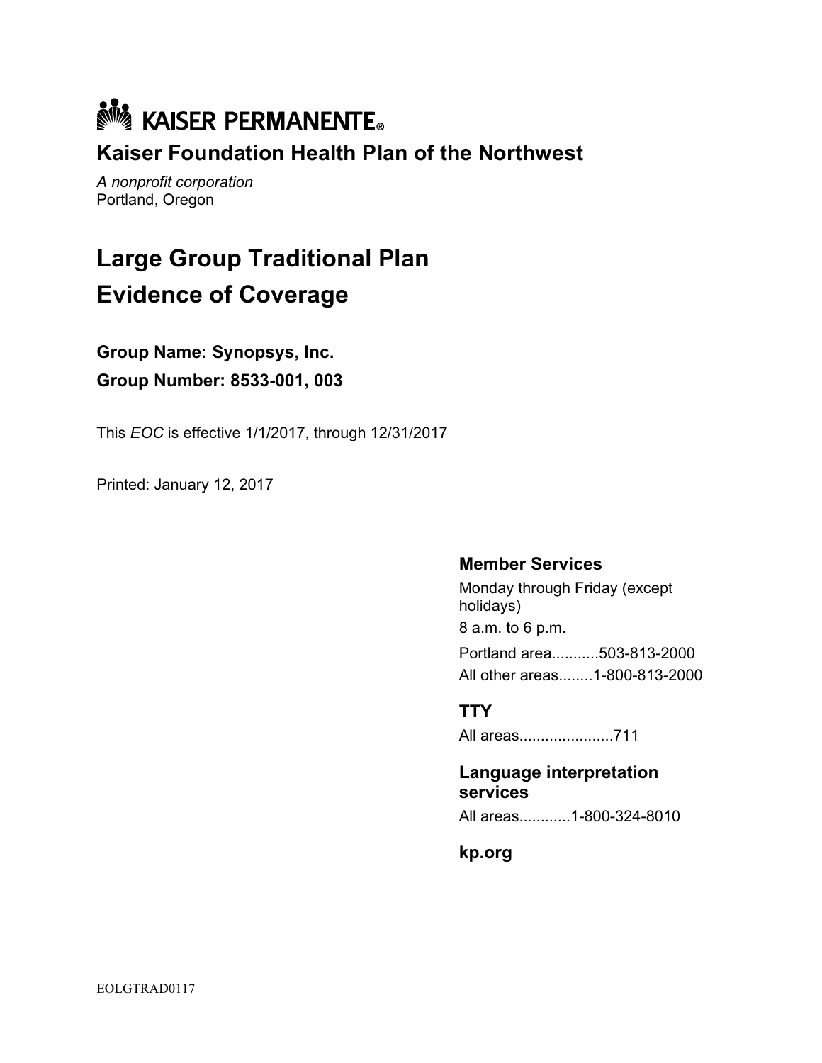# KAISER PERMANENTE®

## Kaiser Foundation Health Plan of the Northwest

*A nonprofit corporation*
Portland, Oregon

# Large Group Traditional Plan Evidence of Coverage

**Group Name: Synopsys, Inc.**

**Group Number: 8533-001, 003**

This *EOC* is effective 1/1/2017, through 12/31/2017

Printed: January 12, 2017

### Member Services

Monday through Friday (except holidays)

8 a.m. to 6 p.m.

Portland area...........503-813-2000

All other areas........1-800-813-2000

### TTY

All areas......................711

### Language interpretation services

All areas............1-800-324-8010

**kp.org**

EOLGTRAD0117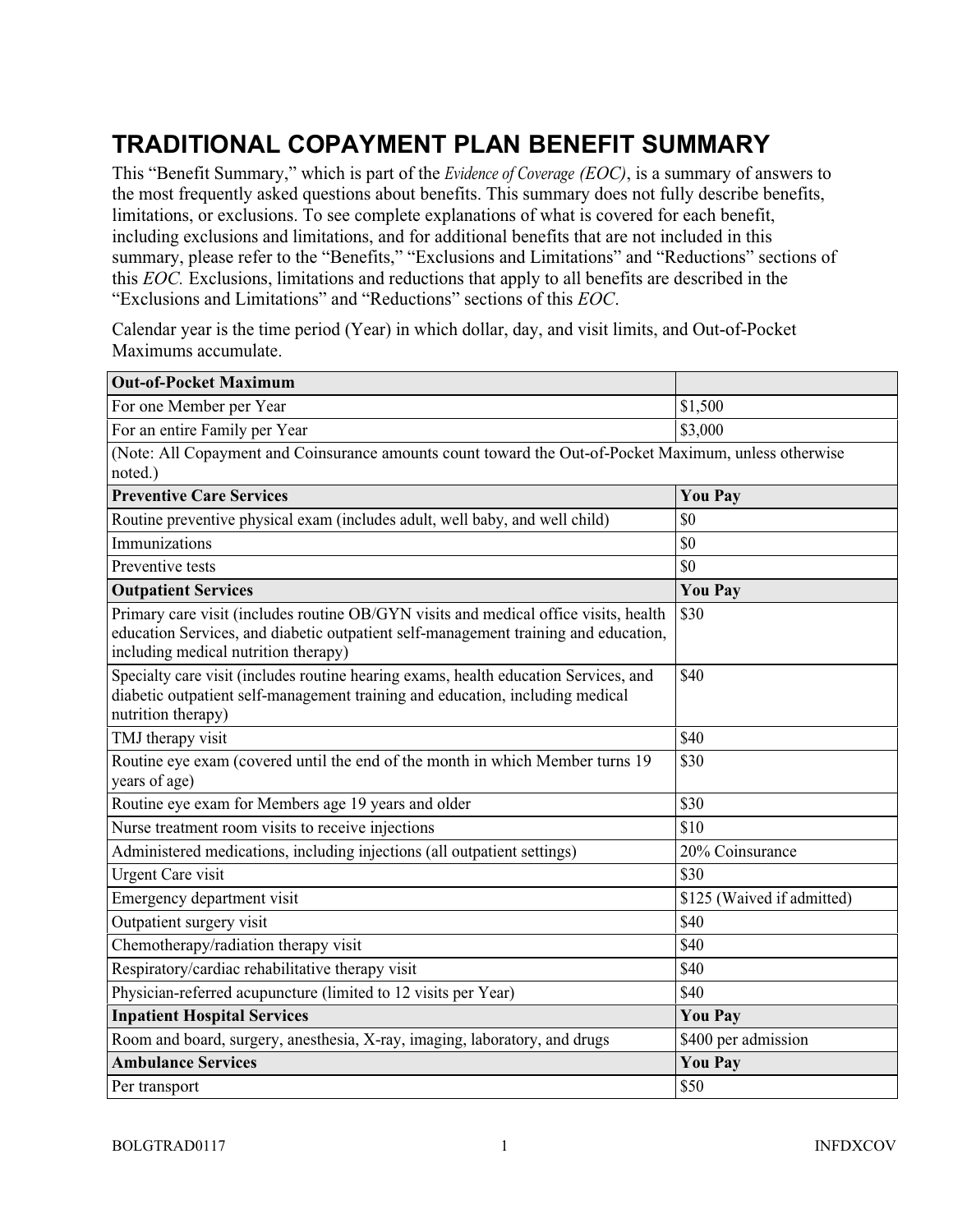# TRADITIONAL COPAYMENT PLAN BENEFIT SUMMARY

This "Benefit Summary," which is part of the *Evidence of Coverage (EOC)*, is a summary of answers to the most frequently asked questions about benefits. This summary does not fully describe benefits, limitations, or exclusions. To see complete explanations of what is covered for each benefit, including exclusions and limitations, and for additional benefits that are not included in this summary, please refer to the "Benefits," "Exclusions and Limitations" and "Reductions" sections of this *EOC.* Exclusions, limitations and reductions that apply to all benefits are described in the "Exclusions and Limitations" and "Reductions" sections of this *EOC*.

Calendar year is the time period (Year) in which dollar, day, and visit limits, and Out-of-Pocket Maximums accumulate.

| **Out-of-Pocket Maximum** | |
|---|---|
| For one Member per Year | $1,500 |
| For an entire Family per Year | $3,000 |
| (Note: All Copayment and Coinsurance amounts count toward the Out-of-Pocket Maximum, unless otherwise noted.) | |
| **Preventive Care Services** | **You Pay** |
| Routine preventive physical exam (includes adult, well baby, and well child) | $0 |
| Immunizations | $0 |
| Preventive tests | $0 |
| **Outpatient Services** | **You Pay** |
| Primary care visit (includes routine OB/GYN visits and medical office visits, health education Services, and diabetic outpatient self-management training and education, including medical nutrition therapy) | $30 |
| Specialty care visit (includes routine hearing exams, health education Services, and diabetic outpatient self-management training and education, including medical nutrition therapy) | $40 |
| TMJ therapy visit | $40 |
| Routine eye exam (covered until the end of the month in which Member turns 19 years of age) | $30 |
| Routine eye exam for Members age 19 years and older | $30 |
| Nurse treatment room visits to receive injections | $10 |
| Administered medications, including injections (all outpatient settings) | 20% Coinsurance |
| Urgent Care visit | $30 |
| Emergency department visit | $125 (Waived if admitted) |
| Outpatient surgery visit | $40 |
| Chemotherapy/radiation therapy visit | $40 |
| Respiratory/cardiac rehabilitative therapy visit | $40 |
| Physician-referred acupuncture (limited to 12 visits per Year) | $40 |
| **Inpatient Hospital Services** | **You Pay** |
| Room and board, surgery, anesthesia, X-ray, imaging, laboratory, and drugs | $400 per admission |
| **Ambulance Services** | **You Pay** |
| Per transport | $50 |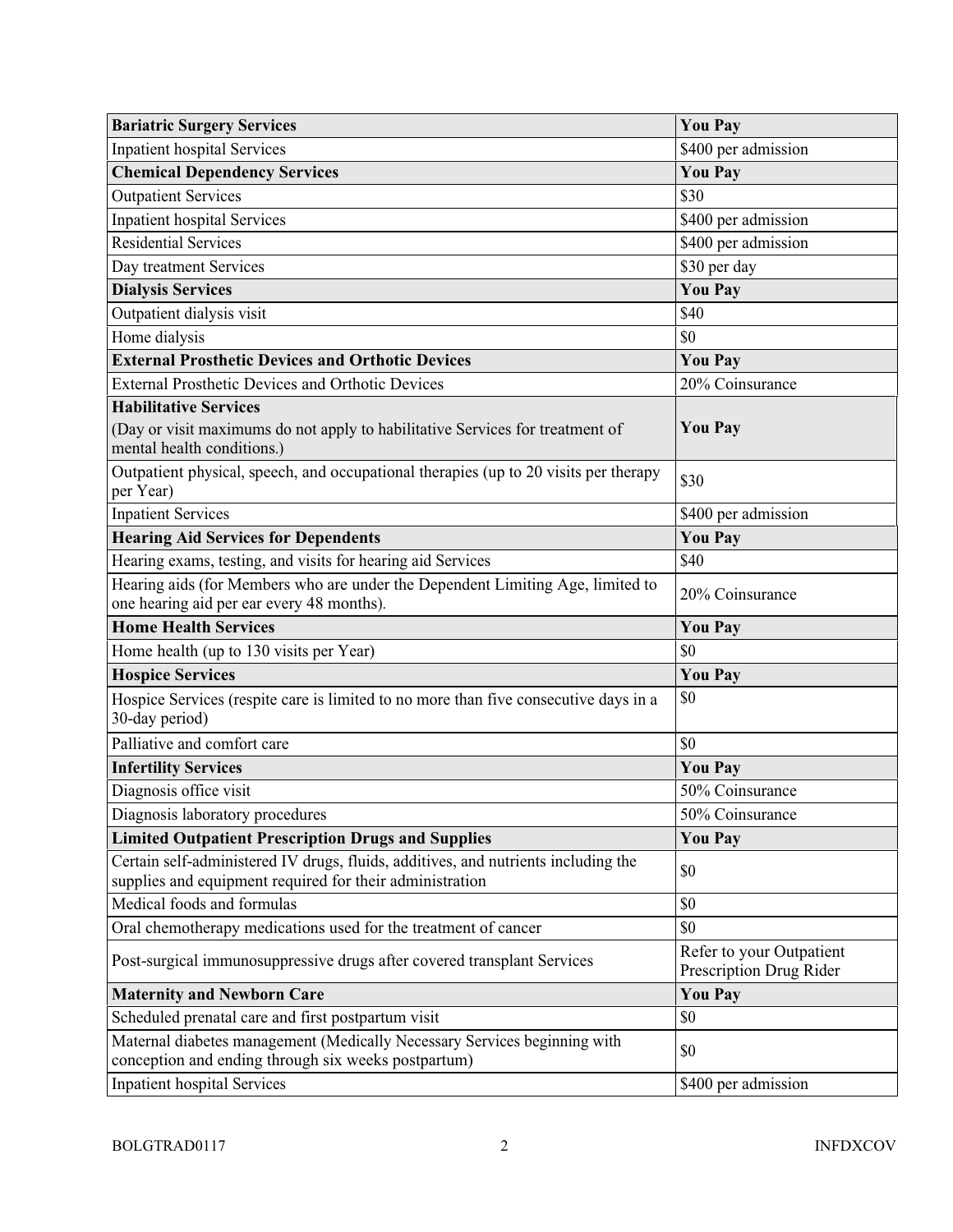| **Bariatric Surgery Services** | **You Pay** |
|---|---|
| Inpatient hospital Services | $400 per admission |
| **Chemical Dependency Services** | **You Pay** |
| Outpatient Services | $30 |
| Inpatient hospital Services | $400 per admission |
| Residential Services | $400 per admission |
| Day treatment Services | $30 per day |
| **Dialysis Services** | **You Pay** |
| Outpatient dialysis visit | $40 |
| Home dialysis | $0 |
| **External Prosthetic Devices and Orthotic Devices** | **You Pay** |
| External Prosthetic Devices and Orthotic Devices | 20% Coinsurance |
| **Habilitative Services** (Day or visit maximums do not apply to habilitative Services for treatment of mental health conditions.) | **You Pay** |
| Outpatient physical, speech, and occupational therapies (up to 20 visits per therapy per Year) | $30 |
| Inpatient Services | $400 per admission |
| **Hearing Aid Services for Dependents** | **You Pay** |
| Hearing exams, testing, and visits for hearing aid Services | $40 |
| Hearing aids (for Members who are under the Dependent Limiting Age, limited to one hearing aid per ear every 48 months). | 20% Coinsurance |
| **Home Health Services** | **You Pay** |
| Home health (up to 130 visits per Year) | $0 |
| **Hospice Services** | **You Pay** |
| Hospice Services (respite care is limited to no more than five consecutive days in a 30-day period) | $0 |
| Palliative and comfort care | $0 |
| **Infertility Services** | **You Pay** |
| Diagnosis office visit | 50% Coinsurance |
| Diagnosis laboratory procedures | 50% Coinsurance |
| **Limited Outpatient Prescription Drugs and Supplies** | **You Pay** |
| Certain self-administered IV drugs, fluids, additives, and nutrients including the supplies and equipment required for their administration | $0 |
| Medical foods and formulas | $0 |
| Oral chemotherapy medications used for the treatment of cancer | $0 |
| Post-surgical immunosuppressive drugs after covered transplant Services | Refer to your Outpatient Prescription Drug Rider |
| **Maternity and Newborn Care** | **You Pay** |
| Scheduled prenatal care and first postpartum visit | $0 |
| Maternal diabetes management (Medically Necessary Services beginning with conception and ending through six weeks postpartum) | $0 |
| Inpatient hospital Services | $400 per admission |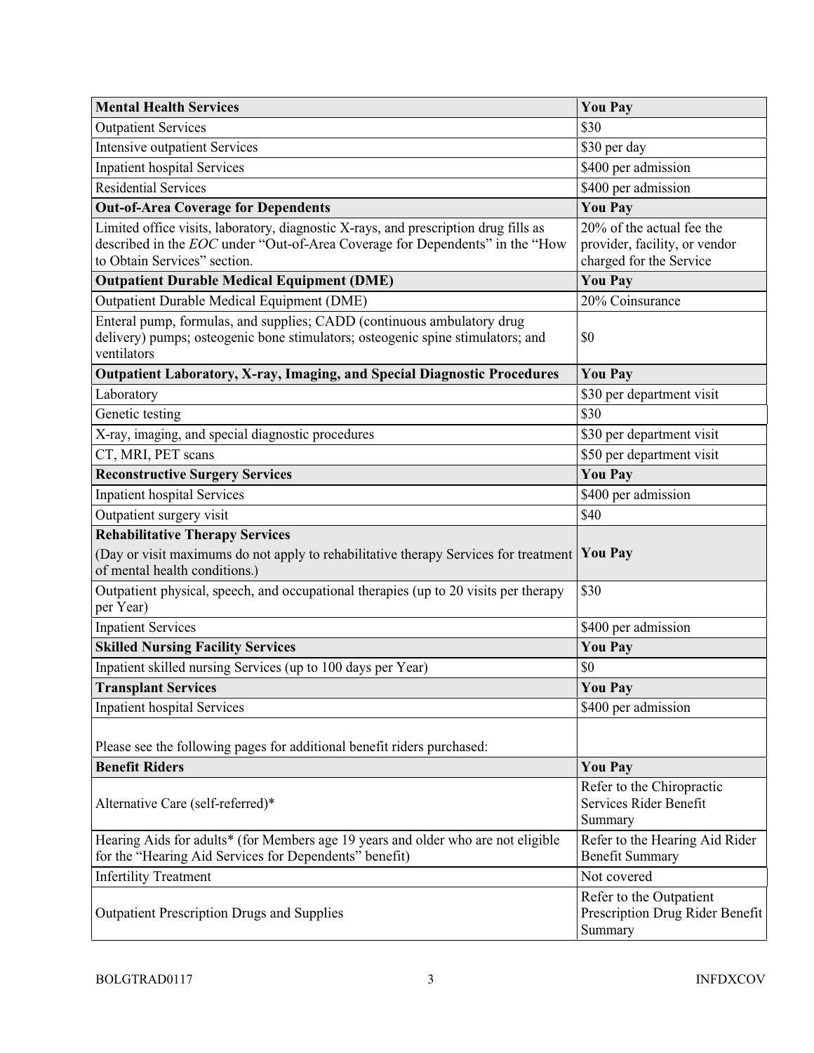| **Mental Health Services** | **You Pay** |
| --- | --- |
| Outpatient Services | $30 |
| Intensive outpatient Services | $30 per day |
| Inpatient hospital Services | $400 per admission |
| Residential Services | $400 per admission |
| **Out-of-Area Coverage for Dependents** | **You Pay** |
| Limited office visits, laboratory, diagnostic X-rays, and prescription drug fills as described in the *EOC* under "Out-of-Area Coverage for Dependents" in the "How to Obtain Services" section. | 20% of the actual fee the provider, facility, or vendor charged for the Service |
| **Outpatient Durable Medical Equipment (DME)** | **You Pay** |
| Outpatient Durable Medical Equipment (DME) | 20% Coinsurance |
| Enteral pump, formulas, and supplies; CADD (continuous ambulatory drug delivery) pumps; osteogenic bone stimulators; osteogenic spine stimulators; and ventilators | $0 |
| **Outpatient Laboratory, X-ray, Imaging, and Special Diagnostic Procedures** | **You Pay** |
| Laboratory | $30 per department visit |
| Genetic testing | $30 |
| X-ray, imaging, and special diagnostic procedures | $30 per department visit |
| CT, MRI, PET scans | $50 per department visit |
| **Reconstructive Surgery Services** | **You Pay** |
| Inpatient hospital Services | $400 per admission |
| Outpatient surgery visit | $40 |
| **Rehabilitative Therapy Services** (Day or visit maximums do not apply to rehabilitative therapy Services for treatment of mental health conditions.) | **You Pay** |
| Outpatient physical, speech, and occupational therapies (up to 20 visits per therapy per Year) | $30 |
| Inpatient Services | $400 per admission |
| **Skilled Nursing Facility Services** | **You Pay** |
| Inpatient skilled nursing Services (up to 100 days per Year) | $0 |
| **Transplant Services** | **You Pay** |
| Inpatient hospital Services | $400 per admission |
| Please see the following pages for additional benefit riders purchased: | |
| **Benefit Riders** | **You Pay** |
| Alternative Care (self-referred)* | Refer to the Chiropractic Services Rider Benefit Summary |
| Hearing Aids for adults* (for Members age 19 years and older who are not eligible for the "Hearing Aid Services for Dependents" benefit) | Refer to the Hearing Aid Rider Benefit Summary |
| Infertility Treatment | Not covered |
| Outpatient Prescription Drugs and Supplies | Refer to the Outpatient Prescription Drug Rider Benefit Summary |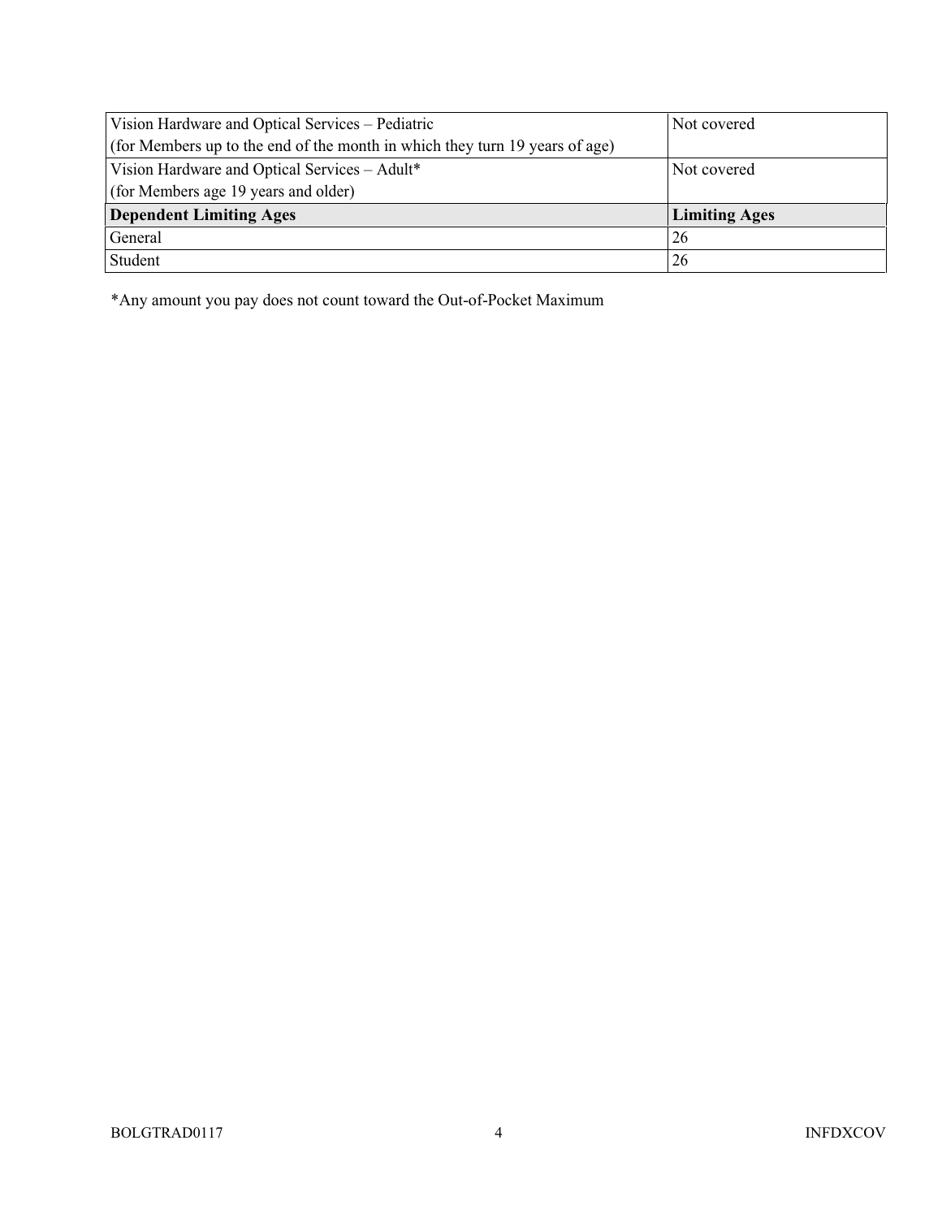| Vision Hardware and Optical Services – Pediatric (for Members up to the end of the month in which they turn 19 years of age) | Not covered |
|---|---|
| Vision Hardware and Optical Services – Adult* (for Members age 19 years and older) | Not covered |
| **Dependent Limiting Ages** | **Limiting Ages** |
| General | 26 |
| Student | 26 |

*Any amount you pay does not count toward the Out-of-Pocket Maximum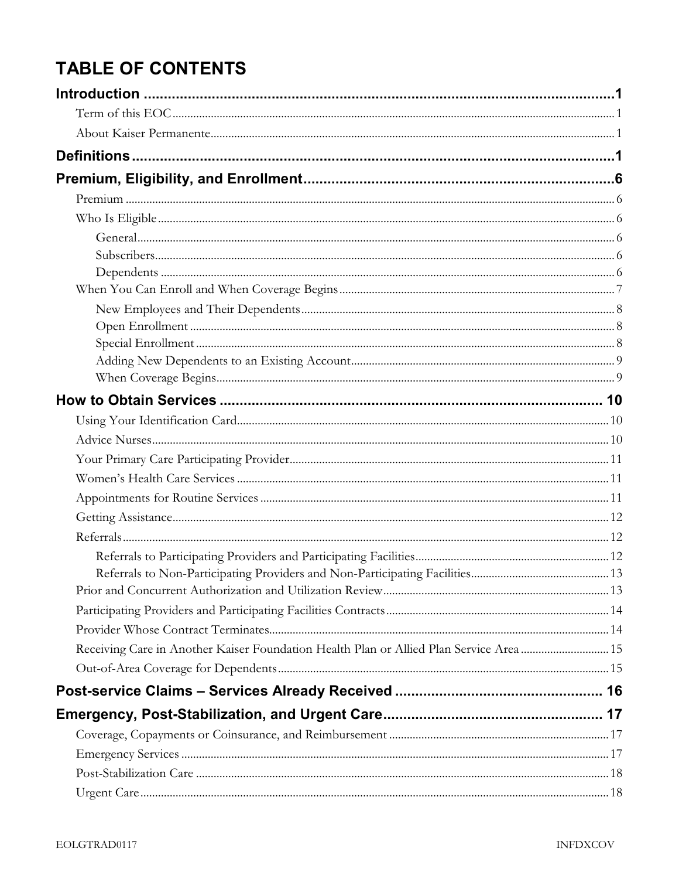# TABLE OF CONTENTS

**Introduction** ..... 1

- Term of this EOC ..... 1
- About Kaiser Permanente ..... 1

**Definitions** ..... 1

**Premium, Eligibility, and Enrollment** ..... 6

- Premium ..... 6
- Who Is Eligible ..... 6
  - General ..... 6
  - Subscribers ..... 6
  - Dependents ..... 6
- When You Can Enroll and When Coverage Begins ..... 7
  - New Employees and Their Dependents ..... 8
  - Open Enrollment ..... 8
  - Special Enrollment ..... 8
  - Adding New Dependents to an Existing Account ..... 9
  - When Coverage Begins ..... 9

**How to Obtain Services** ..... 10

- Using Your Identification Card ..... 10
- Advice Nurses ..... 10
- Your Primary Care Participating Provider ..... 11
- Women's Health Care Services ..... 11
- Appointments for Routine Services ..... 11
- Getting Assistance ..... 12
- Referrals ..... 12
  - Referrals to Participating Providers and Participating Facilities ..... 12
  - Referrals to Non-Participating Providers and Non-Participating Facilities ..... 13
- Prior and Concurrent Authorization and Utilization Review ..... 13
- Participating Providers and Participating Facilities Contracts ..... 14
- Provider Whose Contract Terminates ..... 14
- Receiving Care in Another Kaiser Foundation Health Plan or Allied Plan Service Area ..... 15
- Out-of-Area Coverage for Dependents ..... 15

**Post-service Claims – Services Already Received** ..... 16

**Emergency, Post-Stabilization, and Urgent Care** ..... 17

- Coverage, Copayments or Coinsurance, and Reimbursement ..... 17
- Emergency Services ..... 17
- Post-Stabilization Care ..... 18
- Urgent Care ..... 18

EOLGTRAD0117 INFDXCOV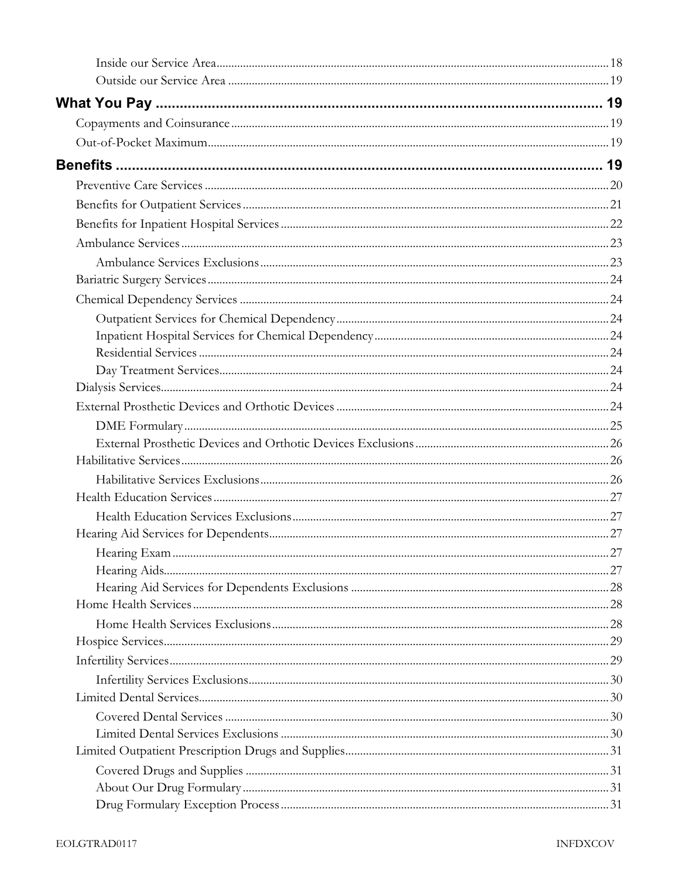Inside our Service Area ... 18
Outside our Service Area ... 19

**What You Pay ... 19**

Copayments and Coinsurance ... 19
Out-of-Pocket Maximum ... 19

**Benefits ... 19**

Preventive Care Services ... 20
Benefits for Outpatient Services ... 21
Benefits for Inpatient Hospital Services ... 22
Ambulance Services ... 23
Ambulance Services Exclusions ... 23
Bariatric Surgery Services ... 24
Chemical Dependency Services ... 24
Outpatient Services for Chemical Dependency ... 24
Inpatient Hospital Services for Chemical Dependency ... 24
Residential Services ... 24
Day Treatment Services ... 24
Dialysis Services ... 24
External Prosthetic Devices and Orthotic Devices ... 24
DME Formulary ... 25
External Prosthetic Devices and Orthotic Devices Exclusions ... 26
Habilitative Services ... 26
Habilitative Services Exclusions ... 26
Health Education Services ... 27
Health Education Services Exclusions ... 27
Hearing Aid Services for Dependents ... 27
Hearing Exam ... 27
Hearing Aids ... 27
Hearing Aid Services for Dependents Exclusions ... 28
Home Health Services ... 28
Home Health Services Exclusions ... 28
Hospice Services ... 29
Infertility Services ... 29
Infertility Services Exclusions ... 30
Limited Dental Services ... 30
Covered Dental Services ... 30
Limited Dental Services Exclusions ... 30
Limited Outpatient Prescription Drugs and Supplies ... 31
Covered Drugs and Supplies ... 31
About Our Drug Formulary ... 31
Drug Formulary Exception Process ... 31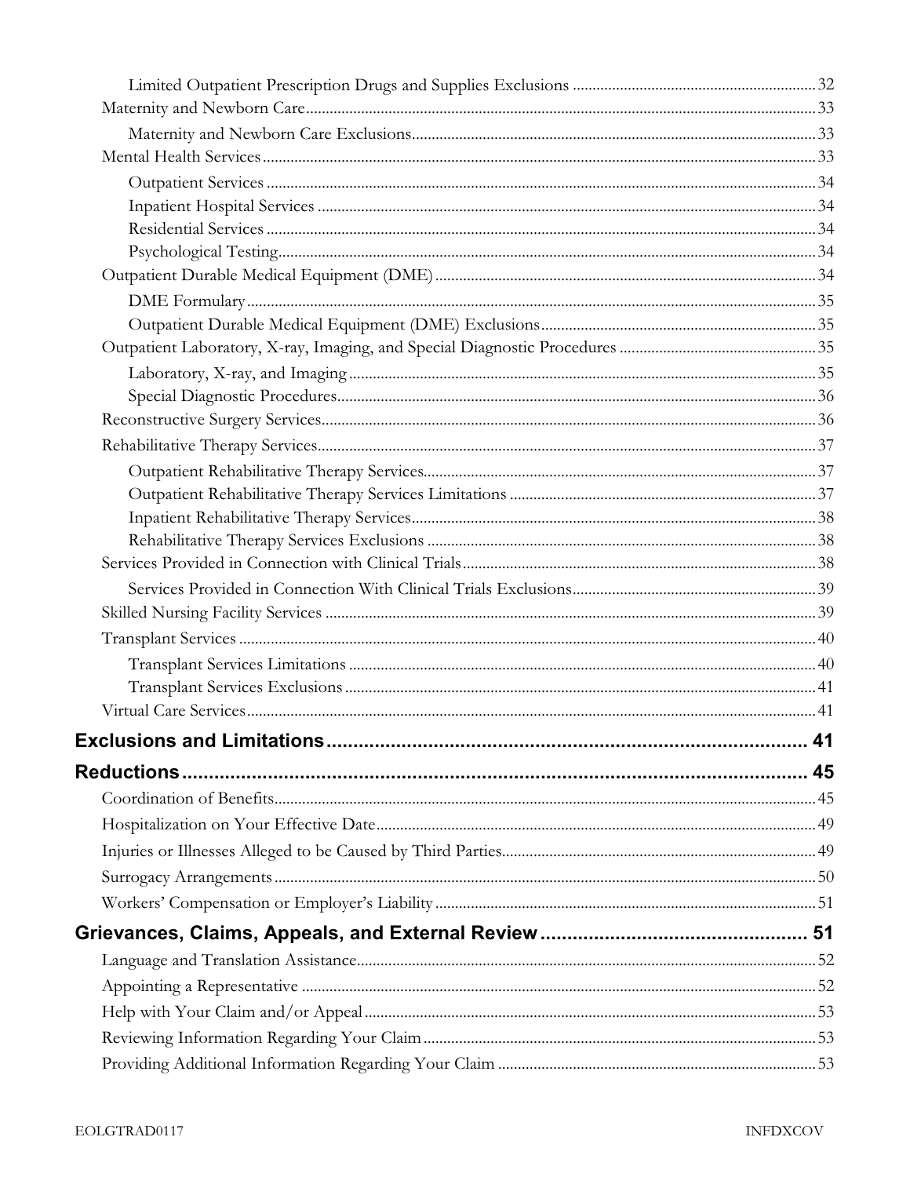Limited Outpatient Prescription Drugs and Supplies Exclusions ............................................................. 32

Maternity and Newborn Care ................................................................................................................. 33

Maternity and Newborn Care Exclusions ..................................................................................... 33

Mental Health Services ........................................................................................................................... 33

Outpatient Services ......................................................................................................................... 34

Inpatient Hospital Services ............................................................................................................ 34

Residential Services ......................................................................................................................... 34

Psychological Testing ...................................................................................................................... 34

Outpatient Durable Medical Equipment (DME) ................................................................................ 34

DME Formulary ............................................................................................................................... 35

Outpatient Durable Medical Equipment (DME) Exclusions ..................................................... 35

Outpatient Laboratory, X-ray, Imaging, and Special Diagnostic Procedures ................................. 35

Laboratory, X-ray, and Imaging ..................................................................................................... 35

Special Diagnostic Procedures ........................................................................................................ 36

Reconstructive Surgery Services ............................................................................................................ 36

Rehabilitative Therapy Services ............................................................................................................. 37

Outpatient Rehabilitative Therapy Services .................................................................................. 37

Outpatient Rehabilitative Therapy Services Limitations ............................................................. 37

Inpatient Rehabilitative Therapy Services ..................................................................................... 38

Rehabilitative Therapy Services Exclusions ................................................................................. 38

Services Provided in Connection with Clinical Trials ......................................................................... 38

Services Provided in Connection With Clinical Trials Exclusions ............................................. 39

Skilled Nursing Facility Services ........................................................................................................... 39

Transplant Services ................................................................................................................................. 40

Transplant Services Limitations ..................................................................................................... 40

Transplant Services Exclusions ...................................................................................................... 41

Virtual Care Services ............................................................................................................................... 41

**Exclusions and Limitations .......................................................................................... 41**

**Reductions ....................................................................................................................... 45**

Coordination of Benefits ........................................................................................................................ 45

Hospitalization on Your Effective Date .............................................................................................. 49

Injuries or Illnesses Alleged to be Caused by Third Parties ............................................................... 49

Surrogacy Arrangements ........................................................................................................................ 50

Workers' Compensation or Employer's Liability ............................................................................... 51

**Grievances, Claims, Appeals, and External Review ................................................. 51**

Language and Translation Assistance ................................................................................................... 52

Appointing a Representative ................................................................................................................. 52

Help with Your Claim and/or Appeal ................................................................................................. 53

Reviewing Information Regarding Your Claim ................................................................................... 53

Providing Additional Information Regarding Your Claim ............................................................... 53

EOLGTRAD0117 INFDXCOV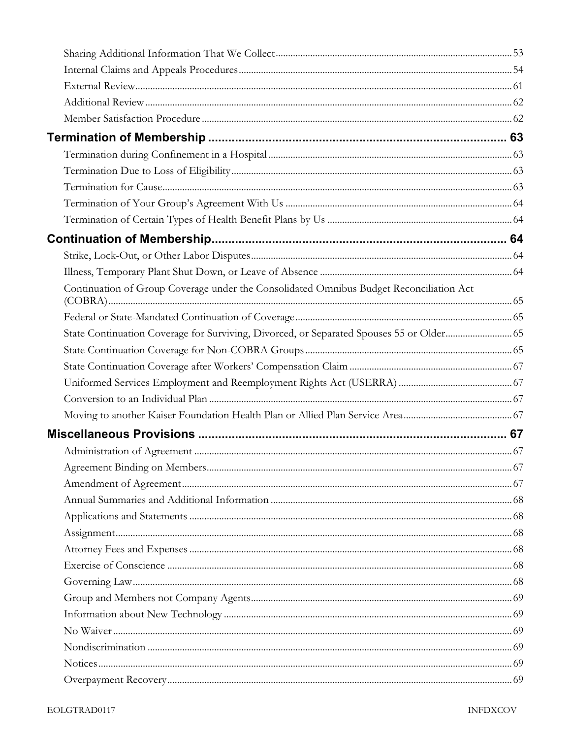Sharing Additional Information That We Collect ... 53
Internal Claims and Appeals Procedures ... 54
External Review ... 61
Additional Review ... 62
Member Satisfaction Procedure ... 62

**Termination of Membership ... 63**

Termination during Confinement in a Hospital ... 63
Termination Due to Loss of Eligibility ... 63
Termination for Cause ... 63
Termination of Your Group's Agreement With Us ... 64
Termination of Certain Types of Health Benefit Plans by Us ... 64

**Continuation of Membership ... 64**

Strike, Lock-Out, or Other Labor Disputes ... 64
Illness, Temporary Plant Shut Down, or Leave of Absence ... 64
Continuation of Group Coverage under the Consolidated Omnibus Budget Reconciliation Act (COBRA) ... 65
Federal or State-Mandated Continuation of Coverage ... 65
State Continuation Coverage for Surviving, Divorced, or Separated Spouses 55 or Older ... 65
State Continuation Coverage for Non-COBRA Groups ... 65
State Continuation Coverage after Workers' Compensation Claim ... 67
Uniformed Services Employment and Reemployment Rights Act (USERRA) ... 67
Conversion to an Individual Plan ... 67
Moving to another Kaiser Foundation Health Plan or Allied Plan Service Area ... 67

**Miscellaneous Provisions ... 67**

Administration of Agreement ... 67
Agreement Binding on Members ... 67
Amendment of Agreement ... 67
Annual Summaries and Additional Information ... 68
Applications and Statements ... 68
Assignment ... 68
Attorney Fees and Expenses ... 68
Exercise of Conscience ... 68
Governing Law ... 68
Group and Members not Company Agents ... 69
Information about New Technology ... 69
No Waiver ... 69
Nondiscrimination ... 69
Notices ... 69
Overpayment Recovery ... 69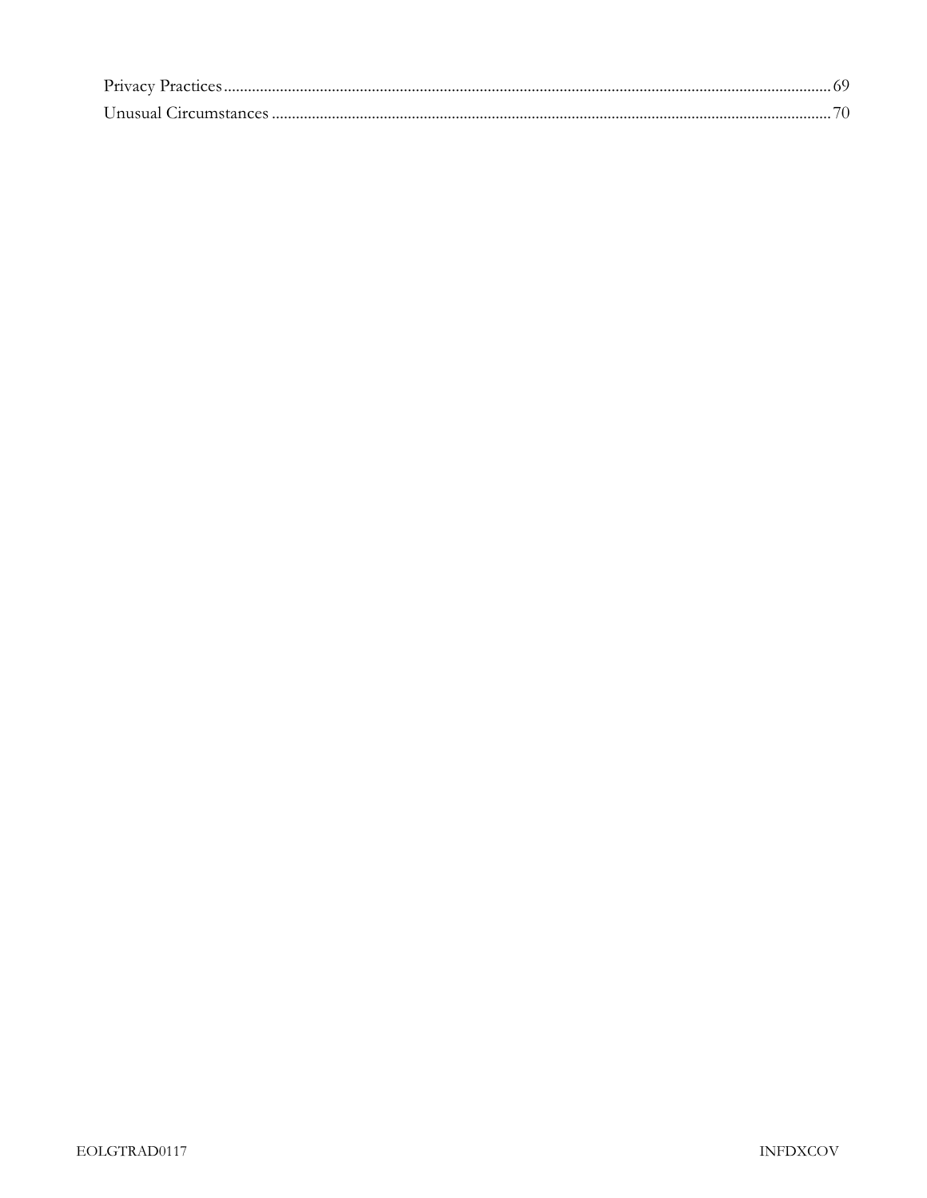Privacy Practices ........................................................................................................ 69
Unusual Circumstances ................................................................................................ 70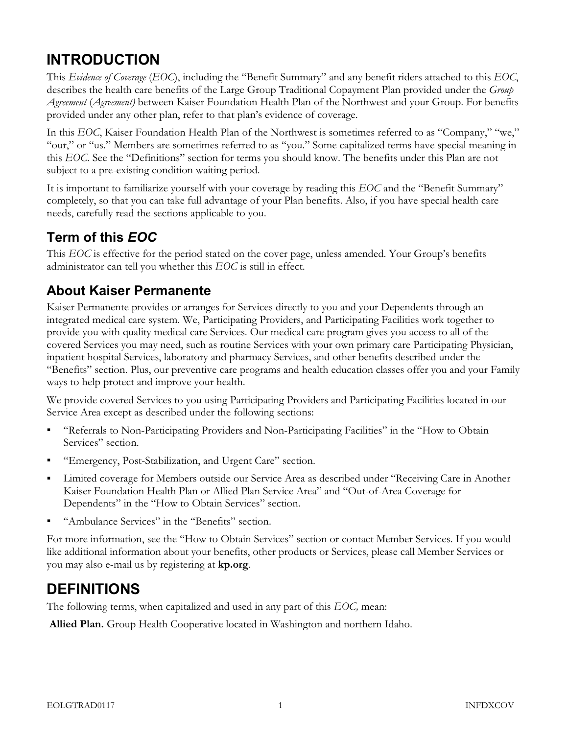# INTRODUCTION

This *Evidence of Coverage* (*EOC*), including the "Benefit Summary" and any benefit riders attached to this *EOC*, describes the health care benefits of the Large Group Traditional Copayment Plan provided under the *Group Agreement* (*Agreement)* between Kaiser Foundation Health Plan of the Northwest and your Group. For benefits provided under any other plan, refer to that plan's evidence of coverage.

In this *EOC*, Kaiser Foundation Health Plan of the Northwest is sometimes referred to as "Company," "we," "our," or "us." Members are sometimes referred to as "you." Some capitalized terms have special meaning in this *EOC*. See the "Definitions" section for terms you should know. The benefits under this Plan are not subject to a pre-existing condition waiting period.

It is important to familiarize yourself with your coverage by reading this *EOC* and the "Benefit Summary" completely, so that you can take full advantage of your Plan benefits. Also, if you have special health care needs, carefully read the sections applicable to you.

## Term of this *EOC*

This *EOC* is effective for the period stated on the cover page, unless amended. Your Group's benefits administrator can tell you whether this *EOC* is still in effect.

## About Kaiser Permanente

Kaiser Permanente provides or arranges for Services directly to you and your Dependents through an integrated medical care system. We, Participating Providers, and Participating Facilities work together to provide you with quality medical care Services. Our medical care program gives you access to all of the covered Services you may need, such as routine Services with your own primary care Participating Physician, inpatient hospital Services, laboratory and pharmacy Services, and other benefits described under the "Benefits" section. Plus, our preventive care programs and health education classes offer you and your Family ways to help protect and improve your health.

We provide covered Services to you using Participating Providers and Participating Facilities located in our Service Area except as described under the following sections:

- "Referrals to Non-Participating Providers and Non-Participating Facilities" in the "How to Obtain Services" section.
- "Emergency, Post-Stabilization, and Urgent Care" section.
- Limited coverage for Members outside our Service Area as described under "Receiving Care in Another Kaiser Foundation Health Plan or Allied Plan Service Area" and "Out-of-Area Coverage for Dependents" in the "How to Obtain Services" section.
- "Ambulance Services" in the "Benefits" section.

For more information, see the "How to Obtain Services" section or contact Member Services. If you would like additional information about your benefits, other products or Services, please call Member Services or you may also e-mail us by registering at **kp.org**.

# DEFINITIONS

The following terms, when capitalized and used in any part of this *EOC,* mean:

**Allied Plan.** Group Health Cooperative located in Washington and northern Idaho.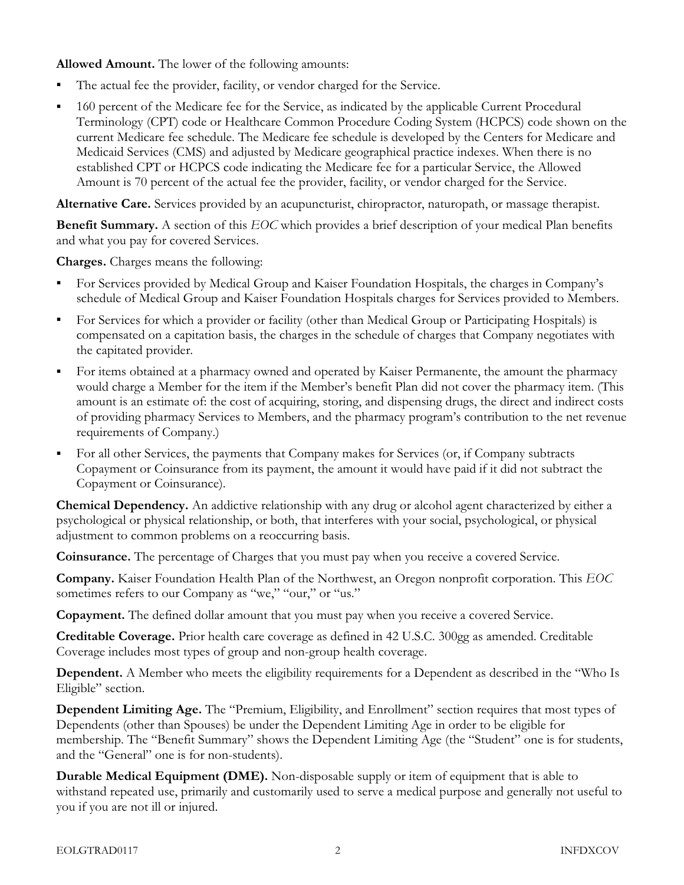**Allowed Amount.** The lower of the following amounts:

- The actual fee the provider, facility, or vendor charged for the Service.
- 160 percent of the Medicare fee for the Service, as indicated by the applicable Current Procedural Terminology (CPT) code or Healthcare Common Procedure Coding System (HCPCS) code shown on the current Medicare fee schedule. The Medicare fee schedule is developed by the Centers for Medicare and Medicaid Services (CMS) and adjusted by Medicare geographical practice indexes. When there is no established CPT or HCPCS code indicating the Medicare fee for a particular Service, the Allowed Amount is 70 percent of the actual fee the provider, facility, or vendor charged for the Service.

**Alternative Care.** Services provided by an acupuncturist, chiropractor, naturopath, or massage therapist.

**Benefit Summary.** A section of this *EOC* which provides a brief description of your medical Plan benefits and what you pay for covered Services.

**Charges.** Charges means the following:

- For Services provided by Medical Group and Kaiser Foundation Hospitals, the charges in Company's schedule of Medical Group and Kaiser Foundation Hospitals charges for Services provided to Members.
- For Services for which a provider or facility (other than Medical Group or Participating Hospitals) is compensated on a capitation basis, the charges in the schedule of charges that Company negotiates with the capitated provider.
- For items obtained at a pharmacy owned and operated by Kaiser Permanente, the amount the pharmacy would charge a Member for the item if the Member's benefit Plan did not cover the pharmacy item. (This amount is an estimate of: the cost of acquiring, storing, and dispensing drugs, the direct and indirect costs of providing pharmacy Services to Members, and the pharmacy program's contribution to the net revenue requirements of Company.)
- For all other Services, the payments that Company makes for Services (or, if Company subtracts Copayment or Coinsurance from its payment, the amount it would have paid if it did not subtract the Copayment or Coinsurance).

**Chemical Dependency.** An addictive relationship with any drug or alcohol agent characterized by either a psychological or physical relationship, or both, that interferes with your social, psychological, or physical adjustment to common problems on a reoccurring basis.

**Coinsurance.** The percentage of Charges that you must pay when you receive a covered Service.

**Company.** Kaiser Foundation Health Plan of the Northwest, an Oregon nonprofit corporation. This *EOC* sometimes refers to our Company as "we," "our," or "us."

**Copayment.** The defined dollar amount that you must pay when you receive a covered Service.

**Creditable Coverage.** Prior health care coverage as defined in 42 U.S.C. 300gg as amended. Creditable Coverage includes most types of group and non-group health coverage.

**Dependent.** A Member who meets the eligibility requirements for a Dependent as described in the "Who Is Eligible" section.

**Dependent Limiting Age.** The "Premium, Eligibility, and Enrollment" section requires that most types of Dependents (other than Spouses) be under the Dependent Limiting Age in order to be eligible for membership. The "Benefit Summary" shows the Dependent Limiting Age (the "Student" one is for students, and the "General" one is for non-students).

**Durable Medical Equipment (DME).** Non-disposable supply or item of equipment that is able to withstand repeated use, primarily and customarily used to serve a medical purpose and generally not useful to you if you are not ill or injured.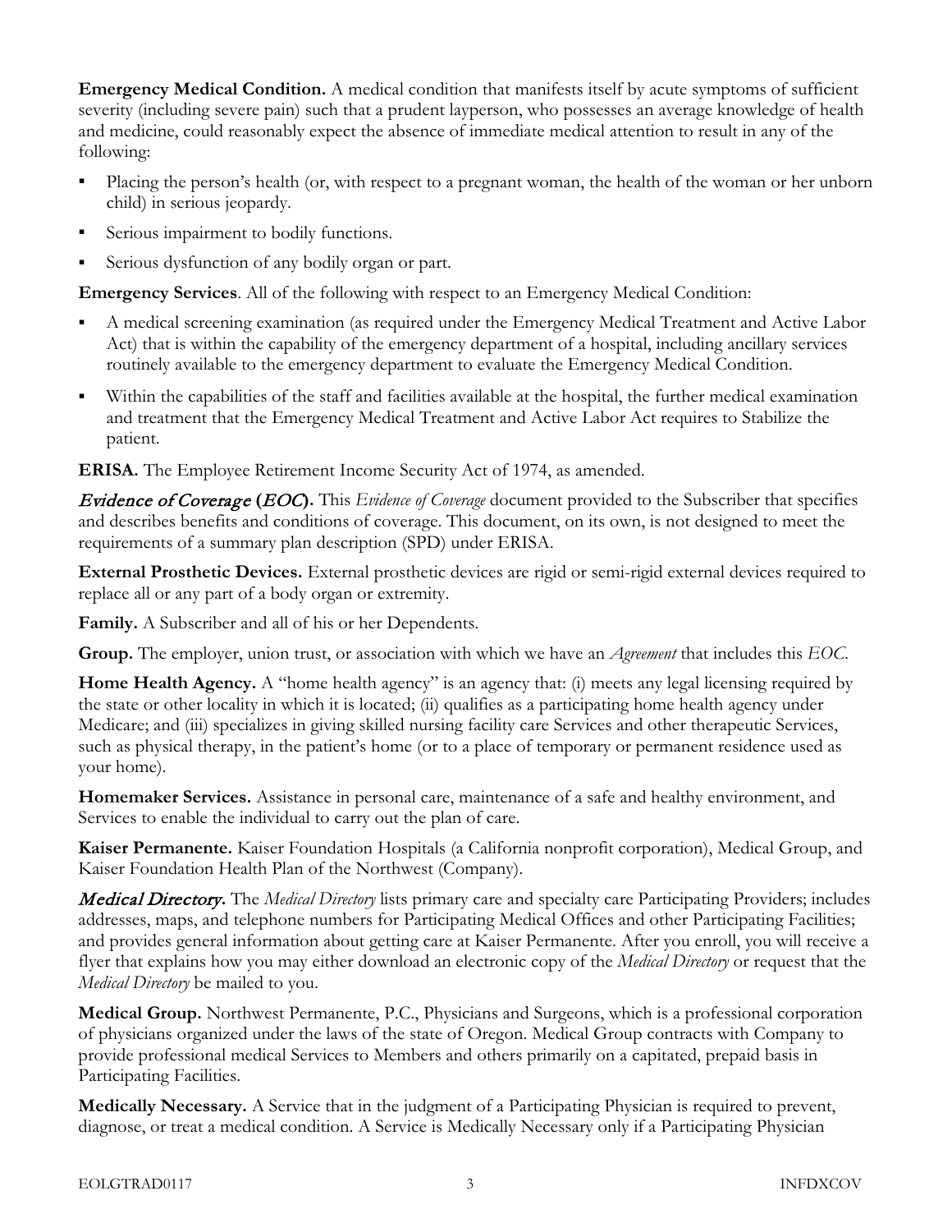**Emergency Medical Condition.** A medical condition that manifests itself by acute symptoms of sufficient severity (including severe pain) such that a prudent layperson, who possesses an average knowledge of health and medicine, could reasonably expect the absence of immediate medical attention to result in any of the following:

- Placing the person's health (or, with respect to a pregnant woman, the health of the woman or her unborn child) in serious jeopardy.
- Serious impairment to bodily functions.
- Serious dysfunction of any bodily organ or part.

**Emergency Services**. All of the following with respect to an Emergency Medical Condition:

- A medical screening examination (as required under the Emergency Medical Treatment and Active Labor Act) that is within the capability of the emergency department of a hospital, including ancillary services routinely available to the emergency department to evaluate the Emergency Medical Condition.
- Within the capabilities of the staff and facilities available at the hospital, the further medical examination and treatment that the Emergency Medical Treatment and Active Labor Act requires to Stabilize the patient.

**ERISA.** The Employee Retirement Income Security Act of 1974, as amended.

***Evidence of Coverage* (*EOC*).** This *Evidence of Coverage* document provided to the Subscriber that specifies and describes benefits and conditions of coverage. This document, on its own, is not designed to meet the requirements of a summary plan description (SPD) under ERISA.

**External Prosthetic Devices.** External prosthetic devices are rigid or semi-rigid external devices required to replace all or any part of a body organ or extremity.

**Family.** A Subscriber and all of his or her Dependents.

**Group.** The employer, union trust, or association with which we have an *Agreement* that includes this *EOC*.

**Home Health Agency.** A "home health agency" is an agency that: (i) meets any legal licensing required by the state or other locality in which it is located; (ii) qualifies as a participating home health agency under Medicare; and (iii) specializes in giving skilled nursing facility care Services and other therapeutic Services, such as physical therapy, in the patient's home (or to a place of temporary or permanent residence used as your home).

**Homemaker Services.** Assistance in personal care, maintenance of a safe and healthy environment, and Services to enable the individual to carry out the plan of care.

**Kaiser Permanente.** Kaiser Foundation Hospitals (a California nonprofit corporation), Medical Group, and Kaiser Foundation Health Plan of the Northwest (Company).

***Medical Directory*.** The *Medical Directory* lists primary care and specialty care Participating Providers; includes addresses, maps, and telephone numbers for Participating Medical Offices and other Participating Facilities; and provides general information about getting care at Kaiser Permanente. After you enroll, you will receive a flyer that explains how you may either download an electronic copy of the *Medical Directory* or request that the *Medical Directory* be mailed to you.

**Medical Group.** Northwest Permanente, P.C., Physicians and Surgeons, which is a professional corporation of physicians organized under the laws of the state of Oregon. Medical Group contracts with Company to provide professional medical Services to Members and others primarily on a capitated, prepaid basis in Participating Facilities.

**Medically Necessary.** A Service that in the judgment of a Participating Physician is required to prevent, diagnose, or treat a medical condition. A Service is Medically Necessary only if a Participating Physician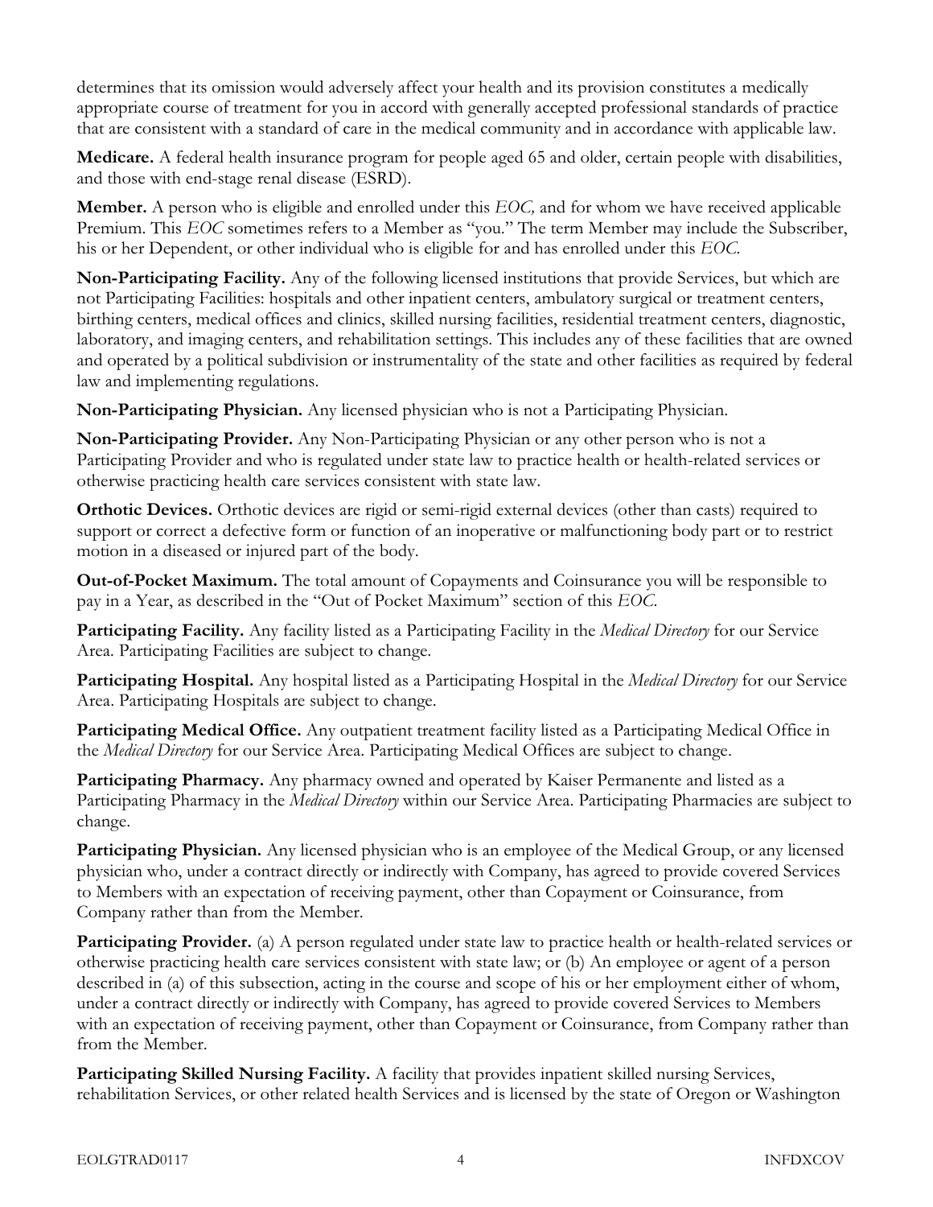determines that its omission would adversely affect your health and its provision constitutes a medically appropriate course of treatment for you in accord with generally accepted professional standards of practice that are consistent with a standard of care in the medical community and in accordance with applicable law.

**Medicare.** A federal health insurance program for people aged 65 and older, certain people with disabilities, and those with end-stage renal disease (ESRD).

**Member.** A person who is eligible and enrolled under this *EOC,* and for whom we have received applicable Premium. This *EOC* sometimes refers to a Member as "you." The term Member may include the Subscriber, his or her Dependent, or other individual who is eligible for and has enrolled under this *EOC*.

**Non-Participating Facility.** Any of the following licensed institutions that provide Services, but which are not Participating Facilities: hospitals and other inpatient centers, ambulatory surgical or treatment centers, birthing centers, medical offices and clinics, skilled nursing facilities, residential treatment centers, diagnostic, laboratory, and imaging centers, and rehabilitation settings. This includes any of these facilities that are owned and operated by a political subdivision or instrumentality of the state and other facilities as required by federal law and implementing regulations.

**Non-Participating Physician.** Any licensed physician who is not a Participating Physician.

**Non-Participating Provider.** Any Non-Participating Physician or any other person who is not a Participating Provider and who is regulated under state law to practice health or health-related services or otherwise practicing health care services consistent with state law.

**Orthotic Devices.** Orthotic devices are rigid or semi-rigid external devices (other than casts) required to support or correct a defective form or function of an inoperative or malfunctioning body part or to restrict motion in a diseased or injured part of the body.

**Out-of-Pocket Maximum.** The total amount of Copayments and Coinsurance you will be responsible to pay in a Year, as described in the "Out of Pocket Maximum" section of this *EOC*.

**Participating Facility.** Any facility listed as a Participating Facility in the *Medical Directory* for our Service Area. Participating Facilities are subject to change.

**Participating Hospital.** Any hospital listed as a Participating Hospital in the *Medical Directory* for our Service Area. Participating Hospitals are subject to change.

**Participating Medical Office.** Any outpatient treatment facility listed as a Participating Medical Office in the *Medical Directory* for our Service Area. Participating Medical Offices are subject to change.

**Participating Pharmacy.** Any pharmacy owned and operated by Kaiser Permanente and listed as a Participating Pharmacy in the *Medical Directory* within our Service Area. Participating Pharmacies are subject to change.

**Participating Physician.** Any licensed physician who is an employee of the Medical Group, or any licensed physician who, under a contract directly or indirectly with Company, has agreed to provide covered Services to Members with an expectation of receiving payment, other than Copayment or Coinsurance, from Company rather than from the Member.

**Participating Provider.** (a) A person regulated under state law to practice health or health-related services or otherwise practicing health care services consistent with state law; or (b) An employee or agent of a person described in (a) of this subsection, acting in the course and scope of his or her employment either of whom, under a contract directly or indirectly with Company, has agreed to provide covered Services to Members with an expectation of receiving payment, other than Copayment or Coinsurance, from Company rather than from the Member.

**Participating Skilled Nursing Facility.** A facility that provides inpatient skilled nursing Services, rehabilitation Services, or other related health Services and is licensed by the state of Oregon or Washington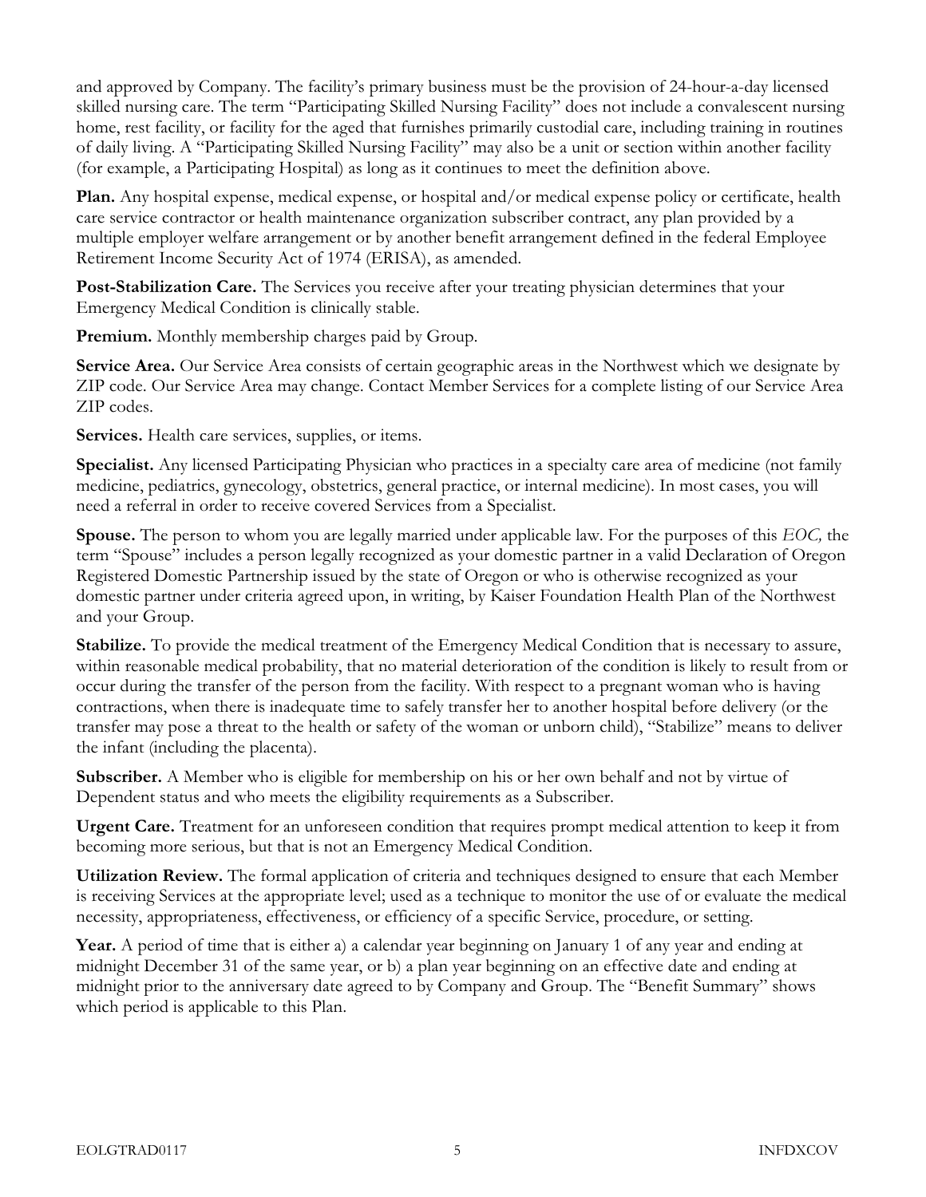and approved by Company. The facility's primary business must be the provision of 24-hour-a-day licensed skilled nursing care. The term "Participating Skilled Nursing Facility" does not include a convalescent nursing home, rest facility, or facility for the aged that furnishes primarily custodial care, including training in routines of daily living. A "Participating Skilled Nursing Facility" may also be a unit or section within another facility (for example, a Participating Hospital) as long as it continues to meet the definition above.

**Plan.** Any hospital expense, medical expense, or hospital and/or medical expense policy or certificate, health care service contractor or health maintenance organization subscriber contract, any plan provided by a multiple employer welfare arrangement or by another benefit arrangement defined in the federal Employee Retirement Income Security Act of 1974 (ERISA), as amended.

**Post-Stabilization Care.** The Services you receive after your treating physician determines that your Emergency Medical Condition is clinically stable.

**Premium.** Monthly membership charges paid by Group.

**Service Area.** Our Service Area consists of certain geographic areas in the Northwest which we designate by ZIP code. Our Service Area may change. Contact Member Services for a complete listing of our Service Area ZIP codes.

**Services.** Health care services, supplies, or items.

**Specialist.** Any licensed Participating Physician who practices in a specialty care area of medicine (not family medicine, pediatrics, gynecology, obstetrics, general practice, or internal medicine). In most cases, you will need a referral in order to receive covered Services from a Specialist.

**Spouse.** The person to whom you are legally married under applicable law. For the purposes of this *EOC,* the term "Spouse" includes a person legally recognized as your domestic partner in a valid Declaration of Oregon Registered Domestic Partnership issued by the state of Oregon or who is otherwise recognized as your domestic partner under criteria agreed upon, in writing, by Kaiser Foundation Health Plan of the Northwest and your Group.

**Stabilize.** To provide the medical treatment of the Emergency Medical Condition that is necessary to assure, within reasonable medical probability, that no material deterioration of the condition is likely to result from or occur during the transfer of the person from the facility. With respect to a pregnant woman who is having contractions, when there is inadequate time to safely transfer her to another hospital before delivery (or the transfer may pose a threat to the health or safety of the woman or unborn child), "Stabilize" means to deliver the infant (including the placenta).

**Subscriber.** A Member who is eligible for membership on his or her own behalf and not by virtue of Dependent status and who meets the eligibility requirements as a Subscriber.

**Urgent Care.** Treatment for an unforeseen condition that requires prompt medical attention to keep it from becoming more serious, but that is not an Emergency Medical Condition.

**Utilization Review.** The formal application of criteria and techniques designed to ensure that each Member is receiving Services at the appropriate level; used as a technique to monitor the use of or evaluate the medical necessity, appropriateness, effectiveness, or efficiency of a specific Service, procedure, or setting.

**Year.** A period of time that is either a) a calendar year beginning on January 1 of any year and ending at midnight December 31 of the same year, or b) a plan year beginning on an effective date and ending at midnight prior to the anniversary date agreed to by Company and Group. The "Benefit Summary" shows which period is applicable to this Plan.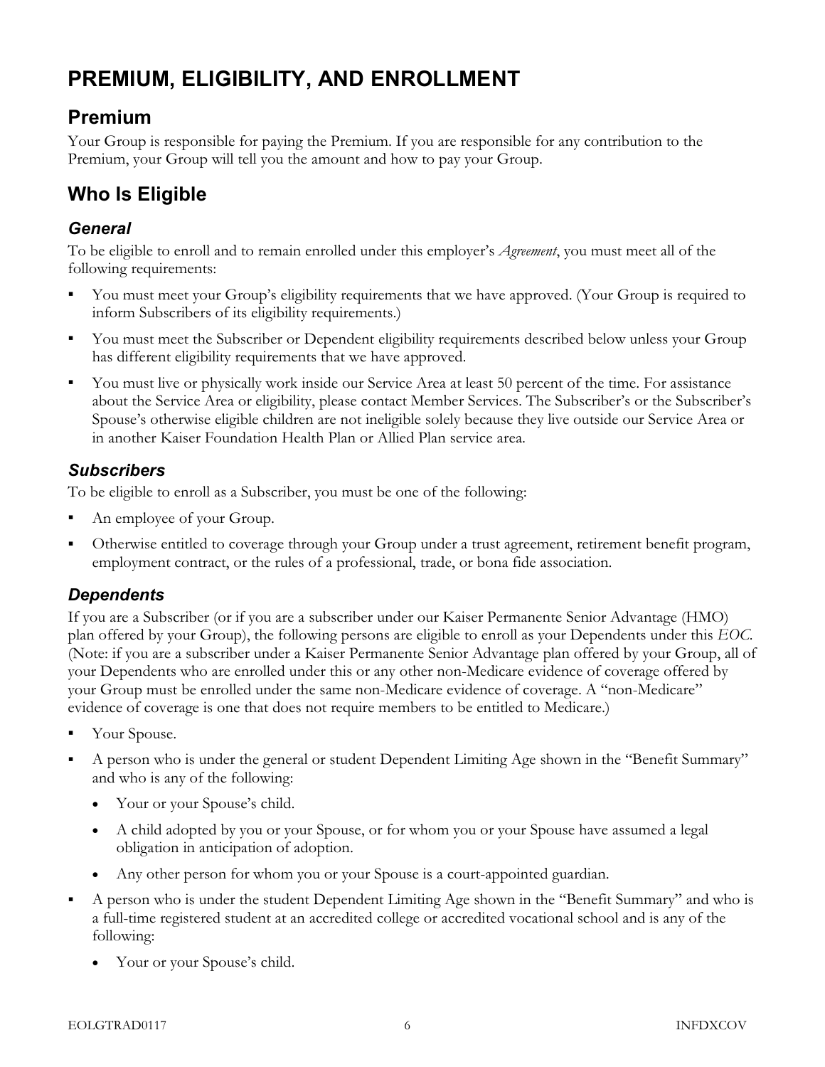# PREMIUM, ELIGIBILITY, AND ENROLLMENT

## Premium

Your Group is responsible for paying the Premium. If you are responsible for any contribution to the Premium, your Group will tell you the amount and how to pay your Group.

## Who Is Eligible

### *General*

To be eligible to enroll and to remain enrolled under this employer's *Agreement*, you must meet all of the following requirements:

- You must meet your Group's eligibility requirements that we have approved. (Your Group is required to inform Subscribers of its eligibility requirements.)
- You must meet the Subscriber or Dependent eligibility requirements described below unless your Group has different eligibility requirements that we have approved.
- You must live or physically work inside our Service Area at least 50 percent of the time. For assistance about the Service Area or eligibility, please contact Member Services. The Subscriber's or the Subscriber's Spouse's otherwise eligible children are not ineligible solely because they live outside our Service Area or in another Kaiser Foundation Health Plan or Allied Plan service area.

### *Subscribers*

To be eligible to enroll as a Subscriber, you must be one of the following:

- An employee of your Group.
- Otherwise entitled to coverage through your Group under a trust agreement, retirement benefit program, employment contract, or the rules of a professional, trade, or bona fide association.

### *Dependents*

If you are a Subscriber (or if you are a subscriber under our Kaiser Permanente Senior Advantage (HMO) plan offered by your Group), the following persons are eligible to enroll as your Dependents under this *EOC*. (Note: if you are a subscriber under a Kaiser Permanente Senior Advantage plan offered by your Group, all of your Dependents who are enrolled under this or any other non-Medicare evidence of coverage offered by your Group must be enrolled under the same non-Medicare evidence of coverage. A "non-Medicare" evidence of coverage is one that does not require members to be entitled to Medicare.)

- Your Spouse.
- A person who is under the general or student Dependent Limiting Age shown in the "Benefit Summary" and who is any of the following:
  - Your or your Spouse's child.
  - A child adopted by you or your Spouse, or for whom you or your Spouse have assumed a legal obligation in anticipation of adoption.
  - Any other person for whom you or your Spouse is a court-appointed guardian.
- A person who is under the student Dependent Limiting Age shown in the "Benefit Summary" and who is a full-time registered student at an accredited college or accredited vocational school and is any of the following:
  - Your or your Spouse's child.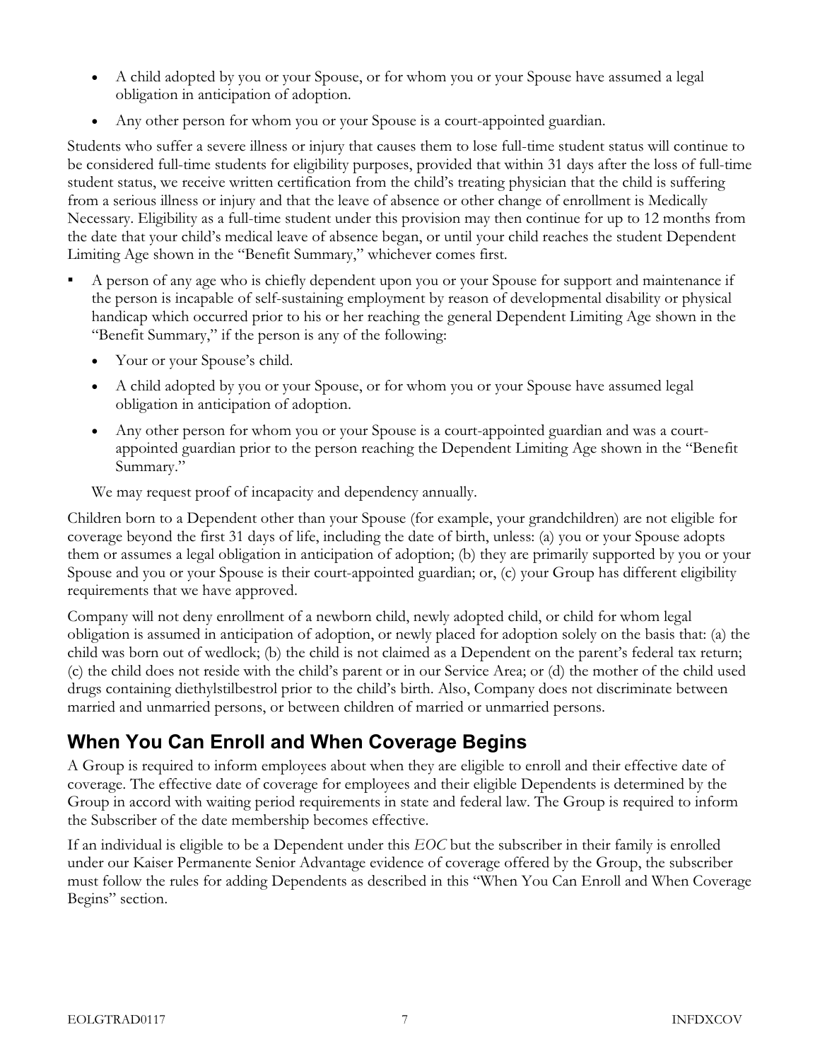- A child adopted by you or your Spouse, or for whom you or your Spouse have assumed a legal obligation in anticipation of adoption.
- Any other person for whom you or your Spouse is a court-appointed guardian.

Students who suffer a severe illness or injury that causes them to lose full-time student status will continue to be considered full-time students for eligibility purposes, provided that within 31 days after the loss of full-time student status, we receive written certification from the child's treating physician that the child is suffering from a serious illness or injury and that the leave of absence or other change of enrollment is Medically Necessary. Eligibility as a full-time student under this provision may then continue for up to 12 months from the date that your child's medical leave of absence began, or until your child reaches the student Dependent Limiting Age shown in the "Benefit Summary," whichever comes first.

- A person of any age who is chiefly dependent upon you or your Spouse for support and maintenance if the person is incapable of self-sustaining employment by reason of developmental disability or physical handicap which occurred prior to his or her reaching the general Dependent Limiting Age shown in the "Benefit Summary," if the person is any of the following:
  - Your or your Spouse's child.
  - A child adopted by you or your Spouse, or for whom you or your Spouse have assumed legal obligation in anticipation of adoption.
  - Any other person for whom you or your Spouse is a court-appointed guardian and was a court-appointed guardian prior to the person reaching the Dependent Limiting Age shown in the "Benefit Summary."

  We may request proof of incapacity and dependency annually.

Children born to a Dependent other than your Spouse (for example, your grandchildren) are not eligible for coverage beyond the first 31 days of life, including the date of birth, unless: (a) you or your Spouse adopts them or assumes a legal obligation in anticipation of adoption; (b) they are primarily supported by you or your Spouse and you or your Spouse is their court-appointed guardian; or, (c) your Group has different eligibility requirements that we have approved.

Company will not deny enrollment of a newborn child, newly adopted child, or child for whom legal obligation is assumed in anticipation of adoption, or newly placed for adoption solely on the basis that: (a) the child was born out of wedlock; (b) the child is not claimed as a Dependent on the parent's federal tax return; (c) the child does not reside with the child's parent or in our Service Area; or (d) the mother of the child used drugs containing diethylstilbestrol prior to the child's birth. Also, Company does not discriminate between married and unmarried persons, or between children of married or unmarried persons.

## When You Can Enroll and When Coverage Begins

A Group is required to inform employees about when they are eligible to enroll and their effective date of coverage. The effective date of coverage for employees and their eligible Dependents is determined by the Group in accord with waiting period requirements in state and federal law. The Group is required to inform the Subscriber of the date membership becomes effective.

If an individual is eligible to be a Dependent under this *EOC* but the subscriber in their family is enrolled under our Kaiser Permanente Senior Advantage evidence of coverage offered by the Group, the subscriber must follow the rules for adding Dependents as described in this "When You Can Enroll and When Coverage Begins" section.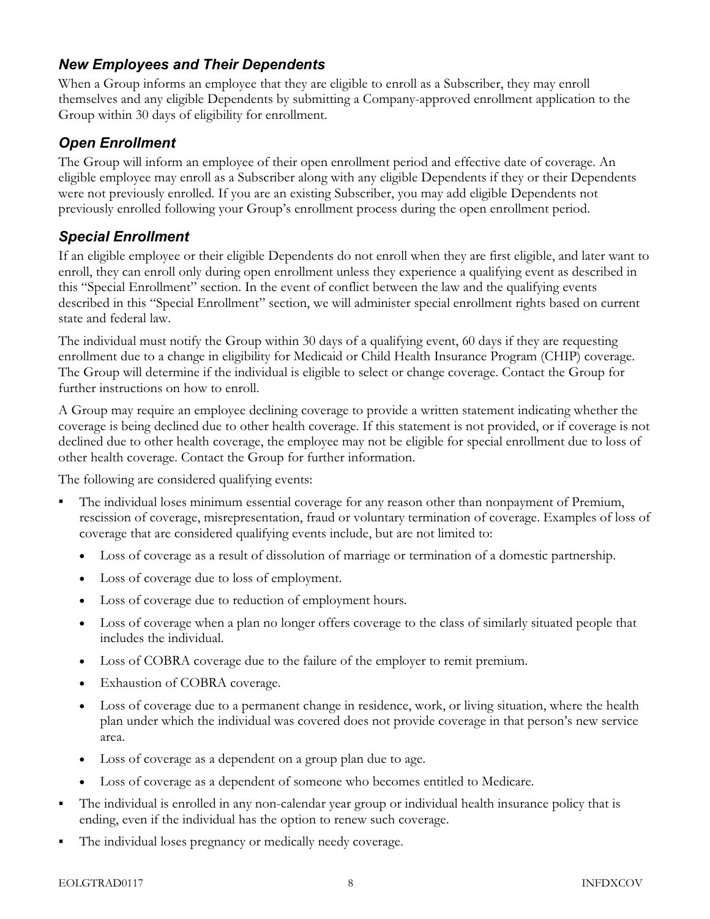### *New Employees and Their Dependents*

When a Group informs an employee that they are eligible to enroll as a Subscriber, they may enroll themselves and any eligible Dependents by submitting a Company-approved enrollment application to the Group within 30 days of eligibility for enrollment.

### *Open Enrollment*

The Group will inform an employee of their open enrollment period and effective date of coverage. An eligible employee may enroll as a Subscriber along with any eligible Dependents if they or their Dependents were not previously enrolled. If you are an existing Subscriber, you may add eligible Dependents not previously enrolled following your Group's enrollment process during the open enrollment period.

### *Special Enrollment*

If an eligible employee or their eligible Dependents do not enroll when they are first eligible, and later want to enroll, they can enroll only during open enrollment unless they experience a qualifying event as described in this "Special Enrollment" section. In the event of conflict between the law and the qualifying events described in this "Special Enrollment" section, we will administer special enrollment rights based on current state and federal law.

The individual must notify the Group within 30 days of a qualifying event, 60 days if they are requesting enrollment due to a change in eligibility for Medicaid or Child Health Insurance Program (CHIP) coverage. The Group will determine if the individual is eligible to select or change coverage. Contact the Group for further instructions on how to enroll.

A Group may require an employee declining coverage to provide a written statement indicating whether the coverage is being declined due to other health coverage. If this statement is not provided, or if coverage is not declined due to other health coverage, the employee may not be eligible for special enrollment due to loss of other health coverage. Contact the Group for further information.

The following are considered qualifying events:

- The individual loses minimum essential coverage for any reason other than nonpayment of Premium, rescission of coverage, misrepresentation, fraud or voluntary termination of coverage. Examples of loss of coverage that are considered qualifying events include, but are not limited to:
  - Loss of coverage as a result of dissolution of marriage or termination of a domestic partnership.
  - Loss of coverage due to loss of employment.
  - Loss of coverage due to reduction of employment hours.
  - Loss of coverage when a plan no longer offers coverage to the class of similarly situated people that includes the individual.
  - Loss of COBRA coverage due to the failure of the employer to remit premium.
  - Exhaustion of COBRA coverage.
  - Loss of coverage due to a permanent change in residence, work, or living situation, where the health plan under which the individual was covered does not provide coverage in that person's new service area.
  - Loss of coverage as a dependent on a group plan due to age.
  - Loss of coverage as a dependent of someone who becomes entitled to Medicare.
- The individual is enrolled in any non-calendar year group or individual health insurance policy that is ending, even if the individual has the option to renew such coverage.
- The individual loses pregnancy or medically needy coverage.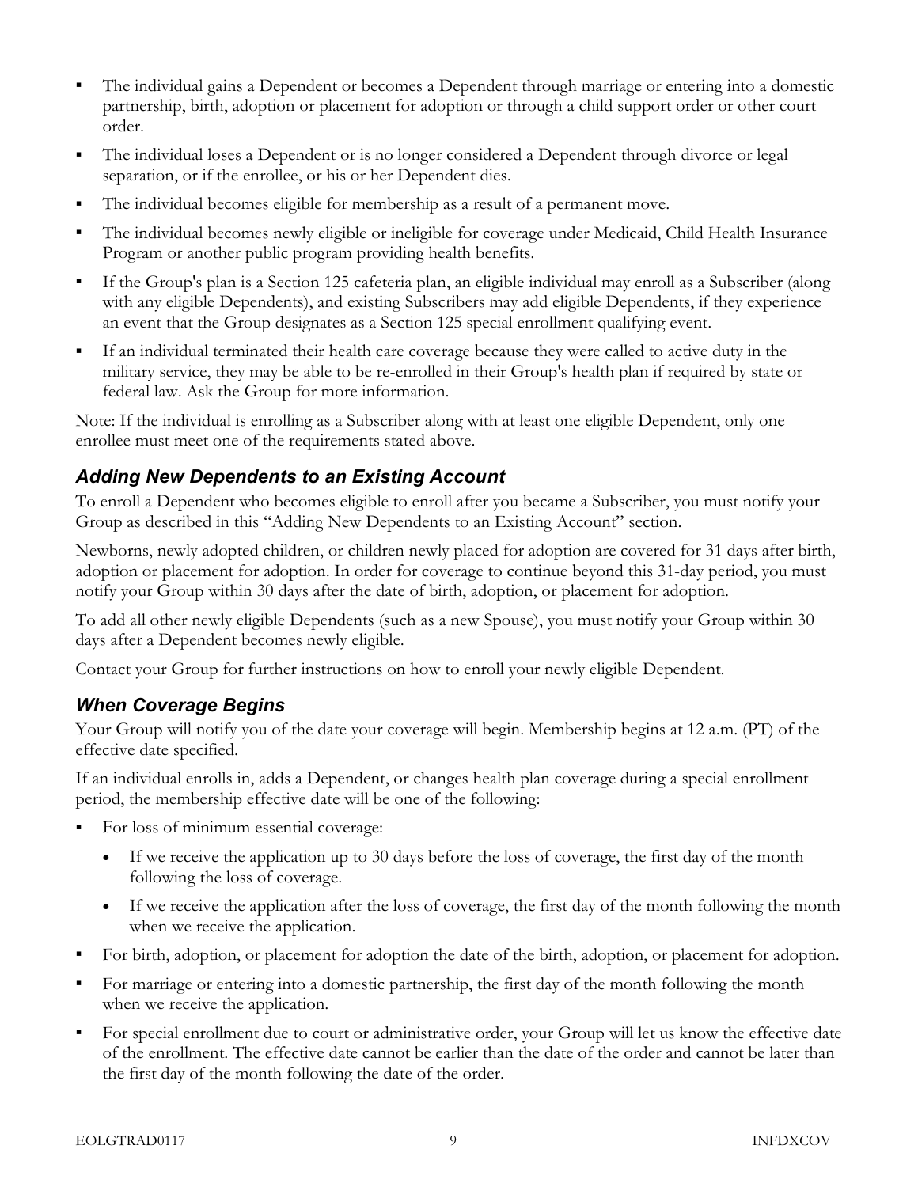- The individual gains a Dependent or becomes a Dependent through marriage or entering into a domestic partnership, birth, adoption or placement for adoption or through a child support order or other court order.
- The individual loses a Dependent or is no longer considered a Dependent through divorce or legal separation, or if the enrollee, or his or her Dependent dies.
- The individual becomes eligible for membership as a result of a permanent move.
- The individual becomes newly eligible or ineligible for coverage under Medicaid, Child Health Insurance Program or another public program providing health benefits.
- If the Group's plan is a Section 125 cafeteria plan, an eligible individual may enroll as a Subscriber (along with any eligible Dependents), and existing Subscribers may add eligible Dependents, if they experience an event that the Group designates as a Section 125 special enrollment qualifying event.
- If an individual terminated their health care coverage because they were called to active duty in the military service, they may be able to be re-enrolled in their Group's health plan if required by state or federal law. Ask the Group for more information.

Note: If the individual is enrolling as a Subscriber along with at least one eligible Dependent, only one enrollee must meet one of the requirements stated above.

### *Adding New Dependents to an Existing Account*

To enroll a Dependent who becomes eligible to enroll after you became a Subscriber, you must notify your Group as described in this "Adding New Dependents to an Existing Account" section.

Newborns, newly adopted children, or children newly placed for adoption are covered for 31 days after birth, adoption or placement for adoption. In order for coverage to continue beyond this 31-day period, you must notify your Group within 30 days after the date of birth, adoption, or placement for adoption.

To add all other newly eligible Dependents (such as a new Spouse), you must notify your Group within 30 days after a Dependent becomes newly eligible.

Contact your Group for further instructions on how to enroll your newly eligible Dependent.

### *When Coverage Begins*

Your Group will notify you of the date your coverage will begin. Membership begins at 12 a.m. (PT) of the effective date specified.

If an individual enrolls in, adds a Dependent, or changes health plan coverage during a special enrollment period, the membership effective date will be one of the following:

- For loss of minimum essential coverage:
  - If we receive the application up to 30 days before the loss of coverage, the first day of the month following the loss of coverage.
  - If we receive the application after the loss of coverage, the first day of the month following the month when we receive the application.
- For birth, adoption, or placement for adoption the date of the birth, adoption, or placement for adoption.
- For marriage or entering into a domestic partnership, the first day of the month following the month when we receive the application.
- For special enrollment due to court or administrative order, your Group will let us know the effective date of the enrollment. The effective date cannot be earlier than the date of the order and cannot be later than the first day of the month following the date of the order.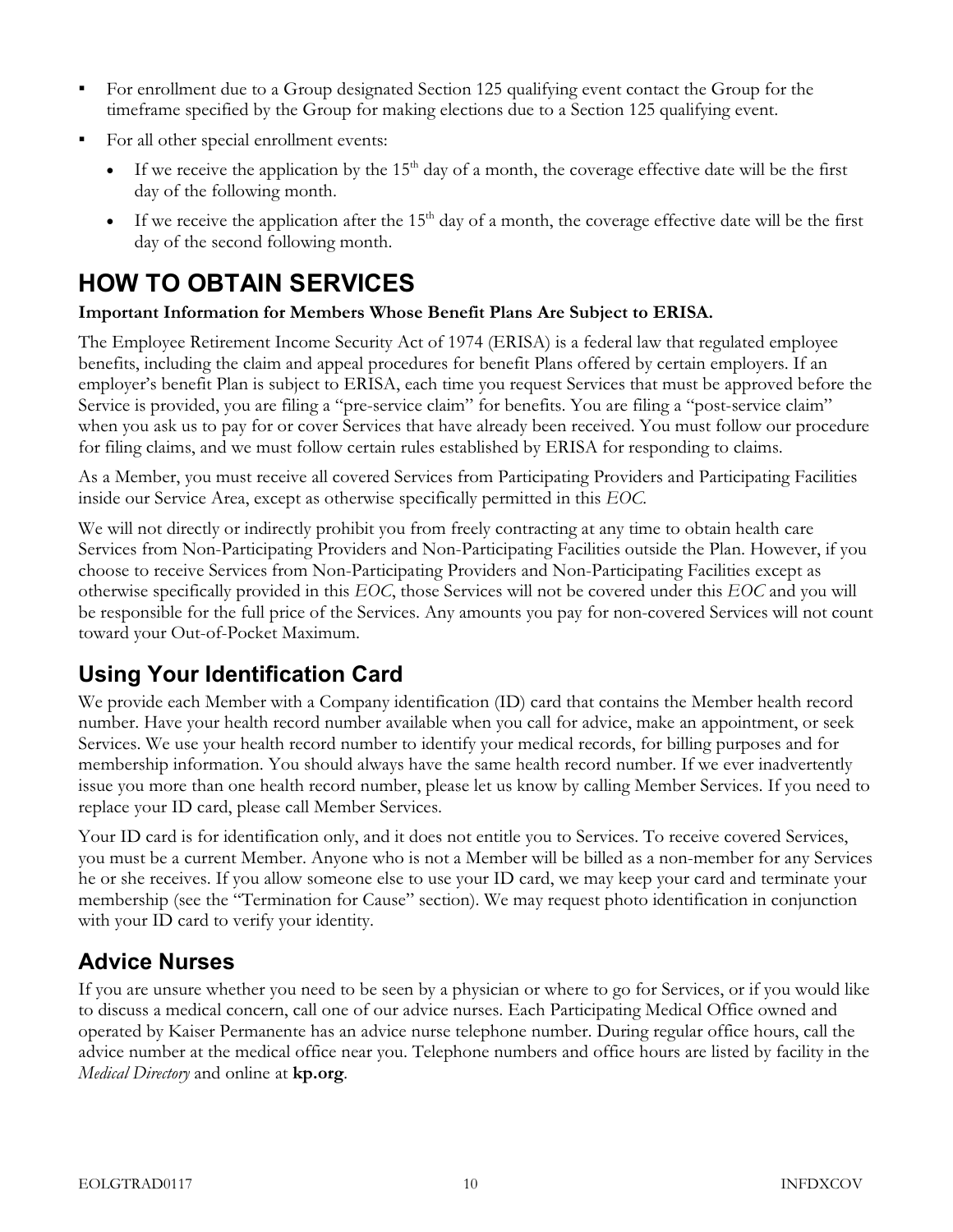- For enrollment due to a Group designated Section 125 qualifying event contact the Group for the timeframe specified by the Group for making elections due to a Section 125 qualifying event.
- For all other special enrollment events:
  - If we receive the application by the 15th day of a month, the coverage effective date will be the first day of the following month.
  - If we receive the application after the 15th day of a month, the coverage effective date will be the first day of the second following month.

# HOW TO OBTAIN SERVICES

**Important Information for Members Whose Benefit Plans Are Subject to ERISA.**

The Employee Retirement Income Security Act of 1974 (ERISA) is a federal law that regulated employee benefits, including the claim and appeal procedures for benefit Plans offered by certain employers. If an employer's benefit Plan is subject to ERISA, each time you request Services that must be approved before the Service is provided, you are filing a "pre-service claim" for benefits. You are filing a "post-service claim" when you ask us to pay for or cover Services that have already been received. You must follow our procedure for filing claims, and we must follow certain rules established by ERISA for responding to claims.

As a Member, you must receive all covered Services from Participating Providers and Participating Facilities inside our Service Area, except as otherwise specifically permitted in this *EOC*.

We will not directly or indirectly prohibit you from freely contracting at any time to obtain health care Services from Non-Participating Providers and Non-Participating Facilities outside the Plan. However, if you choose to receive Services from Non-Participating Providers and Non-Participating Facilities except as otherwise specifically provided in this *EOC*, those Services will not be covered under this *EOC* and you will be responsible for the full price of the Services. Any amounts you pay for non-covered Services will not count toward your Out-of-Pocket Maximum.

## Using Your Identification Card

We provide each Member with a Company identification (ID) card that contains the Member health record number. Have your health record number available when you call for advice, make an appointment, or seek Services. We use your health record number to identify your medical records, for billing purposes and for membership information. You should always have the same health record number. If we ever inadvertently issue you more than one health record number, please let us know by calling Member Services. If you need to replace your ID card, please call Member Services.

Your ID card is for identification only, and it does not entitle you to Services. To receive covered Services, you must be a current Member. Anyone who is not a Member will be billed as a non-member for any Services he or she receives. If you allow someone else to use your ID card, we may keep your card and terminate your membership (see the "Termination for Cause" section). We may request photo identification in conjunction with your ID card to verify your identity.

## Advice Nurses

If you are unsure whether you need to be seen by a physician or where to go for Services, or if you would like to discuss a medical concern, call one of our advice nurses. Each Participating Medical Office owned and operated by Kaiser Permanente has an advice nurse telephone number. During regular office hours, call the advice number at the medical office near you. Telephone numbers and office hours are listed by facility in the *Medical Directory* and online at **kp.org**.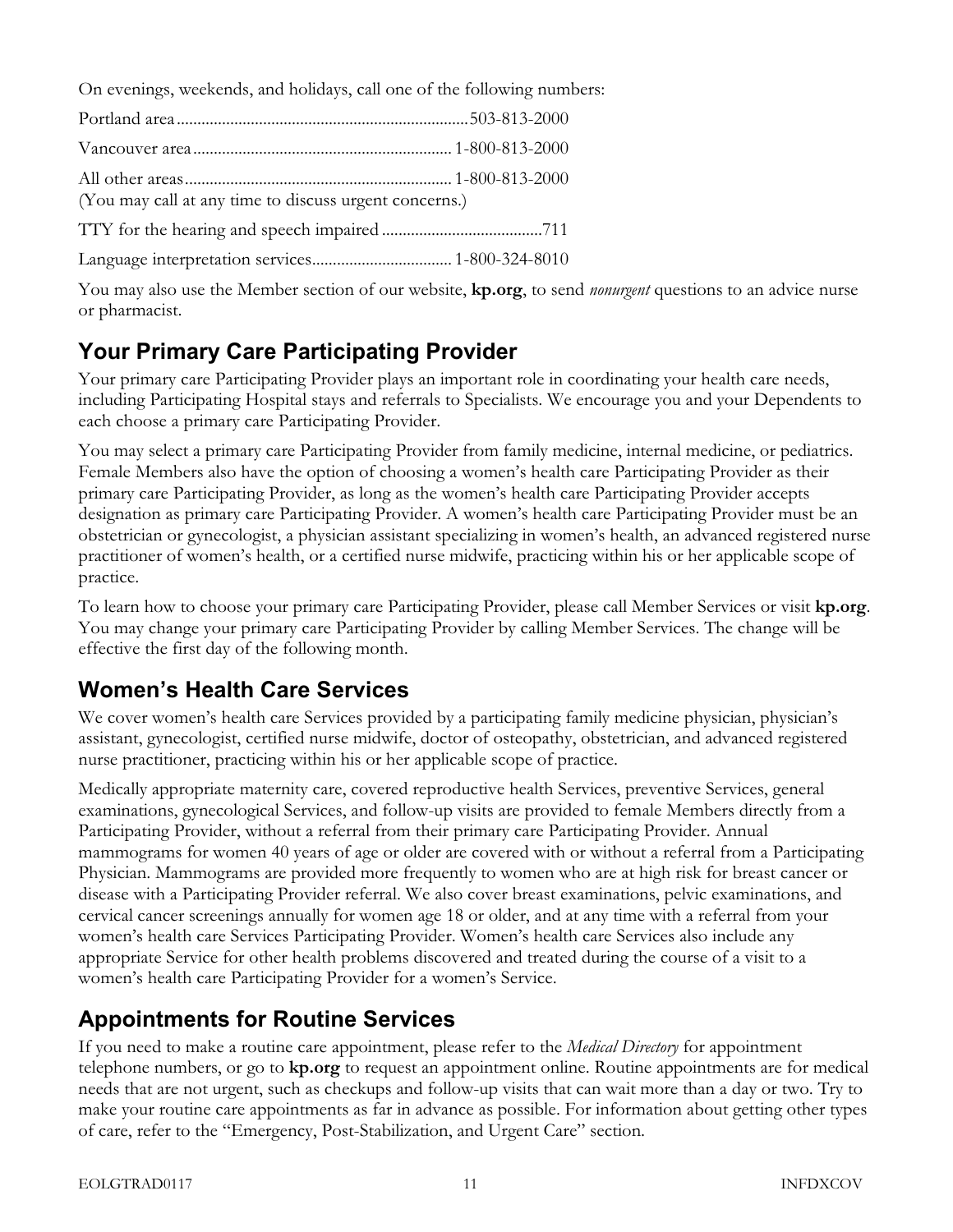On evenings, weekends, and holidays, call one of the following numbers:

Portland area....................................................................503-813-2000

Vancouver area............................................................ 1-800-813-2000

All other areas.............................................................. 1-800-813-2000
(You may call at any time to discuss urgent concerns.)

TTY for the hearing and speech impaired ......................................711

Language interpretation services................................. 1-800-324-8010

You may also use the Member section of our website, **kp.org**, to send *nonurgent* questions to an advice nurse or pharmacist.

## Your Primary Care Participating Provider

Your primary care Participating Provider plays an important role in coordinating your health care needs, including Participating Hospital stays and referrals to Specialists. We encourage you and your Dependents to each choose a primary care Participating Provider.

You may select a primary care Participating Provider from family medicine, internal medicine, or pediatrics. Female Members also have the option of choosing a women's health care Participating Provider as their primary care Participating Provider, as long as the women's health care Participating Provider accepts designation as primary care Participating Provider. A women's health care Participating Provider must be an obstetrician or gynecologist, a physician assistant specializing in women's health, an advanced registered nurse practitioner of women's health, or a certified nurse midwife, practicing within his or her applicable scope of practice.

To learn how to choose your primary care Participating Provider, please call Member Services or visit **kp.org**. You may change your primary care Participating Provider by calling Member Services. The change will be effective the first day of the following month.

## Women's Health Care Services

We cover women's health care Services provided by a participating family medicine physician, physician's assistant, gynecologist, certified nurse midwife, doctor of osteopathy, obstetrician, and advanced registered nurse practitioner, practicing within his or her applicable scope of practice.

Medically appropriate maternity care, covered reproductive health Services, preventive Services, general examinations, gynecological Services, and follow-up visits are provided to female Members directly from a Participating Provider, without a referral from their primary care Participating Provider. Annual mammograms for women 40 years of age or older are covered with or without a referral from a Participating Physician. Mammograms are provided more frequently to women who are at high risk for breast cancer or disease with a Participating Provider referral. We also cover breast examinations, pelvic examinations, and cervical cancer screenings annually for women age 18 or older, and at any time with a referral from your women's health care Services Participating Provider. Women's health care Services also include any appropriate Service for other health problems discovered and treated during the course of a visit to a women's health care Participating Provider for a women's Service.

## Appointments for Routine Services

If you need to make a routine care appointment, please refer to the *Medical Directory* for appointment telephone numbers, or go to **kp.org** to request an appointment online. Routine appointments are for medical needs that are not urgent, such as checkups and follow-up visits that can wait more than a day or two. Try to make your routine care appointments as far in advance as possible. For information about getting other types of care, refer to the "Emergency, Post-Stabilization, and Urgent Care" section.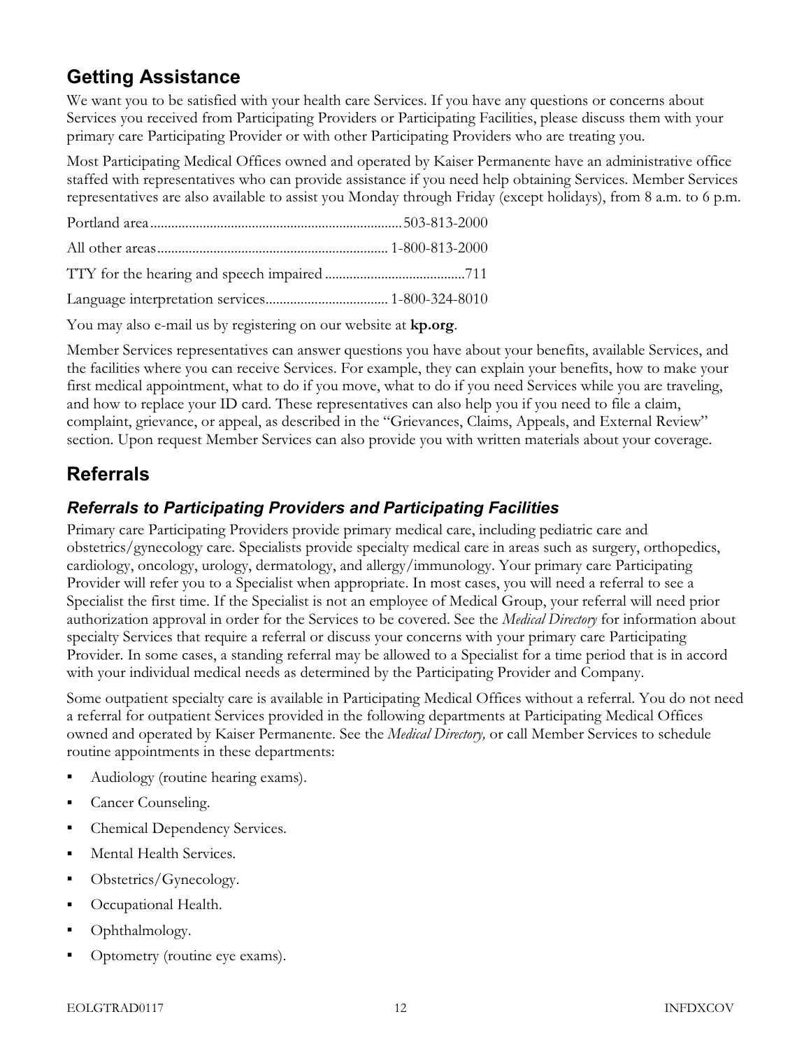## Getting Assistance

We want you to be satisfied with your health care Services. If you have any questions or concerns about Services you received from Participating Providers or Participating Facilities, please discuss them with your primary care Participating Provider or with other Participating Providers who are treating you.

Most Participating Medical Offices owned and operated by Kaiser Permanente have an administrative office staffed with representatives who can provide assistance if you need help obtaining Services. Member Services representatives are also available to assist you Monday through Friday (except holidays), from 8 a.m. to 6 p.m.

Portland area....................................................................... 503-813-2000

All other areas.................................................................. 1-800-813-2000

TTY for the hearing and speech impaired ........................................711

Language interpretation services.................................. 1-800-324-8010

You may also e-mail us by registering on our website at **kp.org**.

Member Services representatives can answer questions you have about your benefits, available Services, and the facilities where you can receive Services. For example, they can explain your benefits, how to make your first medical appointment, what to do if you move, what to do if you need Services while you are traveling, and how to replace your ID card. These representatives can also help you if you need to file a claim, complaint, grievance, or appeal, as described in the "Grievances, Claims, Appeals, and External Review" section. Upon request Member Services can also provide you with written materials about your coverage.

## Referrals

### *Referrals to Participating Providers and Participating Facilities*

Primary care Participating Providers provide primary medical care, including pediatric care and obstetrics/gynecology care. Specialists provide specialty medical care in areas such as surgery, orthopedics, cardiology, oncology, urology, dermatology, and allergy/immunology. Your primary care Participating Provider will refer you to a Specialist when appropriate. In most cases, you will need a referral to see a Specialist the first time. If the Specialist is not an employee of Medical Group, your referral will need prior authorization approval in order for the Services to be covered. See the *Medical Directory* for information about specialty Services that require a referral or discuss your concerns with your primary care Participating Provider. In some cases, a standing referral may be allowed to a Specialist for a time period that is in accord with your individual medical needs as determined by the Participating Provider and Company.

Some outpatient specialty care is available in Participating Medical Offices without a referral. You do not need a referral for outpatient Services provided in the following departments at Participating Medical Offices owned and operated by Kaiser Permanente. See the *Medical Directory,* or call Member Services to schedule routine appointments in these departments:

- Audiology (routine hearing exams).
- Cancer Counseling.
- Chemical Dependency Services.
- Mental Health Services.
- Obstetrics/Gynecology.
- Occupational Health.
- Ophthalmology.
- Optometry (routine eye exams).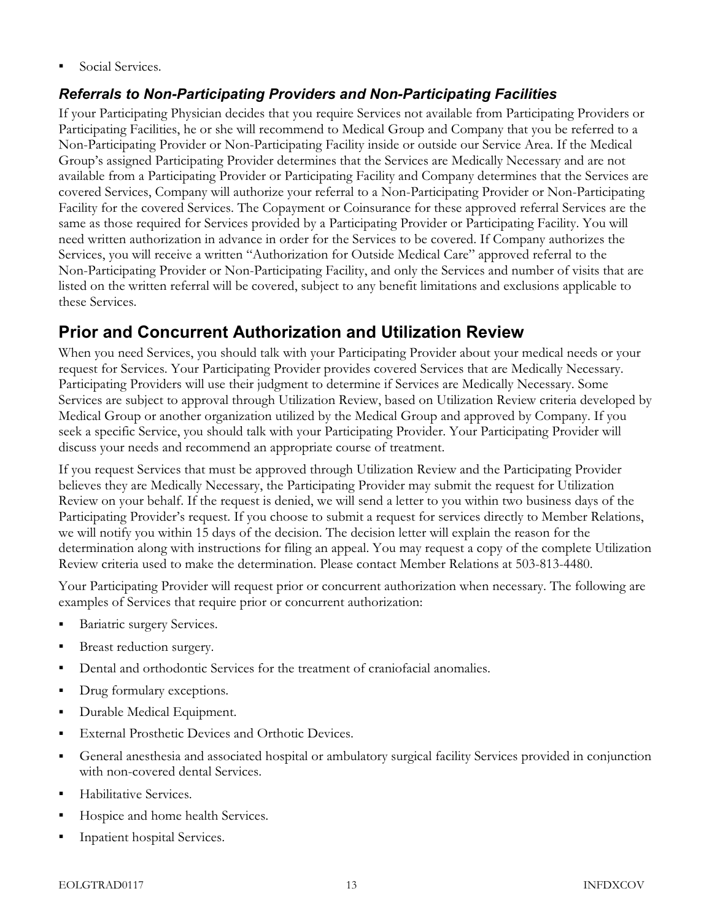- Social Services.

### *Referrals to Non-Participating Providers and Non-Participating Facilities*

If your Participating Physician decides that you require Services not available from Participating Providers or Participating Facilities, he or she will recommend to Medical Group and Company that you be referred to a Non-Participating Provider or Non-Participating Facility inside or outside our Service Area. If the Medical Group's assigned Participating Provider determines that the Services are Medically Necessary and are not available from a Participating Provider or Participating Facility and Company determines that the Services are covered Services, Company will authorize your referral to a Non-Participating Provider or Non-Participating Facility for the covered Services. The Copayment or Coinsurance for these approved referral Services are the same as those required for Services provided by a Participating Provider or Participating Facility. You will need written authorization in advance in order for the Services to be covered. If Company authorizes the Services, you will receive a written "Authorization for Outside Medical Care" approved referral to the Non-Participating Provider or Non-Participating Facility, and only the Services and number of visits that are listed on the written referral will be covered, subject to any benefit limitations and exclusions applicable to these Services.

## Prior and Concurrent Authorization and Utilization Review

When you need Services, you should talk with your Participating Provider about your medical needs or your request for Services. Your Participating Provider provides covered Services that are Medically Necessary. Participating Providers will use their judgment to determine if Services are Medically Necessary. Some Services are subject to approval through Utilization Review, based on Utilization Review criteria developed by Medical Group or another organization utilized by the Medical Group and approved by Company. If you seek a specific Service, you should talk with your Participating Provider. Your Participating Provider will discuss your needs and recommend an appropriate course of treatment.

If you request Services that must be approved through Utilization Review and the Participating Provider believes they are Medically Necessary, the Participating Provider may submit the request for Utilization Review on your behalf. If the request is denied, we will send a letter to you within two business days of the Participating Provider's request. If you choose to submit a request for services directly to Member Relations, we will notify you within 15 days of the decision. The decision letter will explain the reason for the determination along with instructions for filing an appeal. You may request a copy of the complete Utilization Review criteria used to make the determination. Please contact Member Relations at 503-813-4480.

Your Participating Provider will request prior or concurrent authorization when necessary. The following are examples of Services that require prior or concurrent authorization:

- Bariatric surgery Services.
- Breast reduction surgery.
- Dental and orthodontic Services for the treatment of craniofacial anomalies.
- Drug formulary exceptions.
- Durable Medical Equipment.
- External Prosthetic Devices and Orthotic Devices.
- General anesthesia and associated hospital or ambulatory surgical facility Services provided in conjunction with non-covered dental Services.
- Habilitative Services.
- Hospice and home health Services.
- Inpatient hospital Services.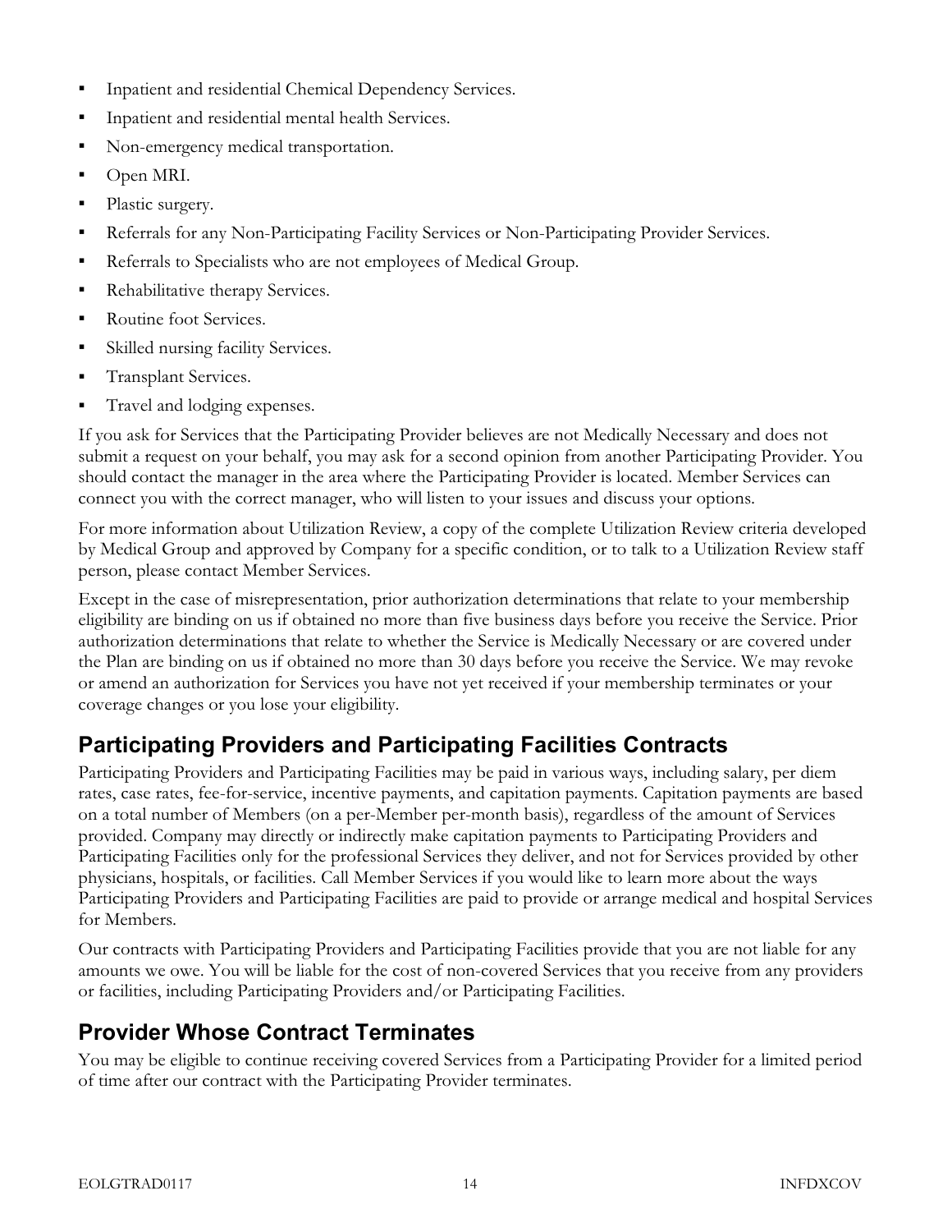- Inpatient and residential Chemical Dependency Services.
- Inpatient and residential mental health Services.
- Non-emergency medical transportation.
- Open MRI.
- Plastic surgery.
- Referrals for any Non-Participating Facility Services or Non-Participating Provider Services.
- Referrals to Specialists who are not employees of Medical Group.
- Rehabilitative therapy Services.
- Routine foot Services.
- Skilled nursing facility Services.
- Transplant Services.
- Travel and lodging expenses.

If you ask for Services that the Participating Provider believes are not Medically Necessary and does not submit a request on your behalf, you may ask for a second opinion from another Participating Provider. You should contact the manager in the area where the Participating Provider is located. Member Services can connect you with the correct manager, who will listen to your issues and discuss your options.

For more information about Utilization Review, a copy of the complete Utilization Review criteria developed by Medical Group and approved by Company for a specific condition, or to talk to a Utilization Review staff person, please contact Member Services.

Except in the case of misrepresentation, prior authorization determinations that relate to your membership eligibility are binding on us if obtained no more than five business days before you receive the Service. Prior authorization determinations that relate to whether the Service is Medically Necessary or are covered under the Plan are binding on us if obtained no more than 30 days before you receive the Service. We may revoke or amend an authorization for Services you have not yet received if your membership terminates or your coverage changes or you lose your eligibility.

## Participating Providers and Participating Facilities Contracts

Participating Providers and Participating Facilities may be paid in various ways, including salary, per diem rates, case rates, fee-for-service, incentive payments, and capitation payments. Capitation payments are based on a total number of Members (on a per-Member per-month basis), regardless of the amount of Services provided. Company may directly or indirectly make capitation payments to Participating Providers and Participating Facilities only for the professional Services they deliver, and not for Services provided by other physicians, hospitals, or facilities. Call Member Services if you would like to learn more about the ways Participating Providers and Participating Facilities are paid to provide or arrange medical and hospital Services for Members.

Our contracts with Participating Providers and Participating Facilities provide that you are not liable for any amounts we owe. You will be liable for the cost of non-covered Services that you receive from any providers or facilities, including Participating Providers and/or Participating Facilities.

## Provider Whose Contract Terminates

You may be eligible to continue receiving covered Services from a Participating Provider for a limited period of time after our contract with the Participating Provider terminates.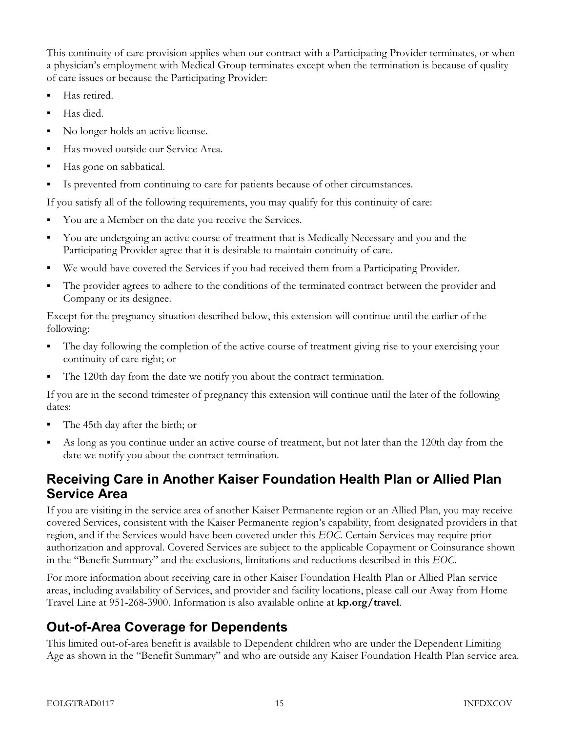This continuity of care provision applies when our contract with a Participating Provider terminates, or when a physician's employment with Medical Group terminates except when the termination is because of quality of care issues or because the Participating Provider:

- Has retired.
- Has died.
- No longer holds an active license.
- Has moved outside our Service Area.
- Has gone on sabbatical.
- Is prevented from continuing to care for patients because of other circumstances.

If you satisfy all of the following requirements, you may qualify for this continuity of care:

- You are a Member on the date you receive the Services.
- You are undergoing an active course of treatment that is Medically Necessary and you and the Participating Provider agree that it is desirable to maintain continuity of care.
- We would have covered the Services if you had received them from a Participating Provider.
- The provider agrees to adhere to the conditions of the terminated contract between the provider and Company or its designee.

Except for the pregnancy situation described below, this extension will continue until the earlier of the following:

- The day following the completion of the active course of treatment giving rise to your exercising your continuity of care right; or
- The 120th day from the date we notify you about the contract termination.

If you are in the second trimester of pregnancy this extension will continue until the later of the following dates:

- The 45th day after the birth; or
- As long as you continue under an active course of treatment, but not later than the 120th day from the date we notify you about the contract termination.

## Receiving Care in Another Kaiser Foundation Health Plan or Allied Plan Service Area

If you are visiting in the service area of another Kaiser Permanente region or an Allied Plan, you may receive covered Services, consistent with the Kaiser Permanente region's capability, from designated providers in that region, and if the Services would have been covered under this *EOC*. Certain Services may require prior authorization and approval. Covered Services are subject to the applicable Copayment or Coinsurance shown in the "Benefit Summary" and the exclusions, limitations and reductions described in this *EOC*.

For more information about receiving care in other Kaiser Foundation Health Plan or Allied Plan service areas, including availability of Services, and provider and facility locations, please call our Away from Home Travel Line at 951-268-3900. Information is also available online at **kp.org/travel**.

## Out-of-Area Coverage for Dependents

This limited out-of-area benefit is available to Dependent children who are under the Dependent Limiting Age as shown in the "Benefit Summary" and who are outside any Kaiser Foundation Health Plan service area.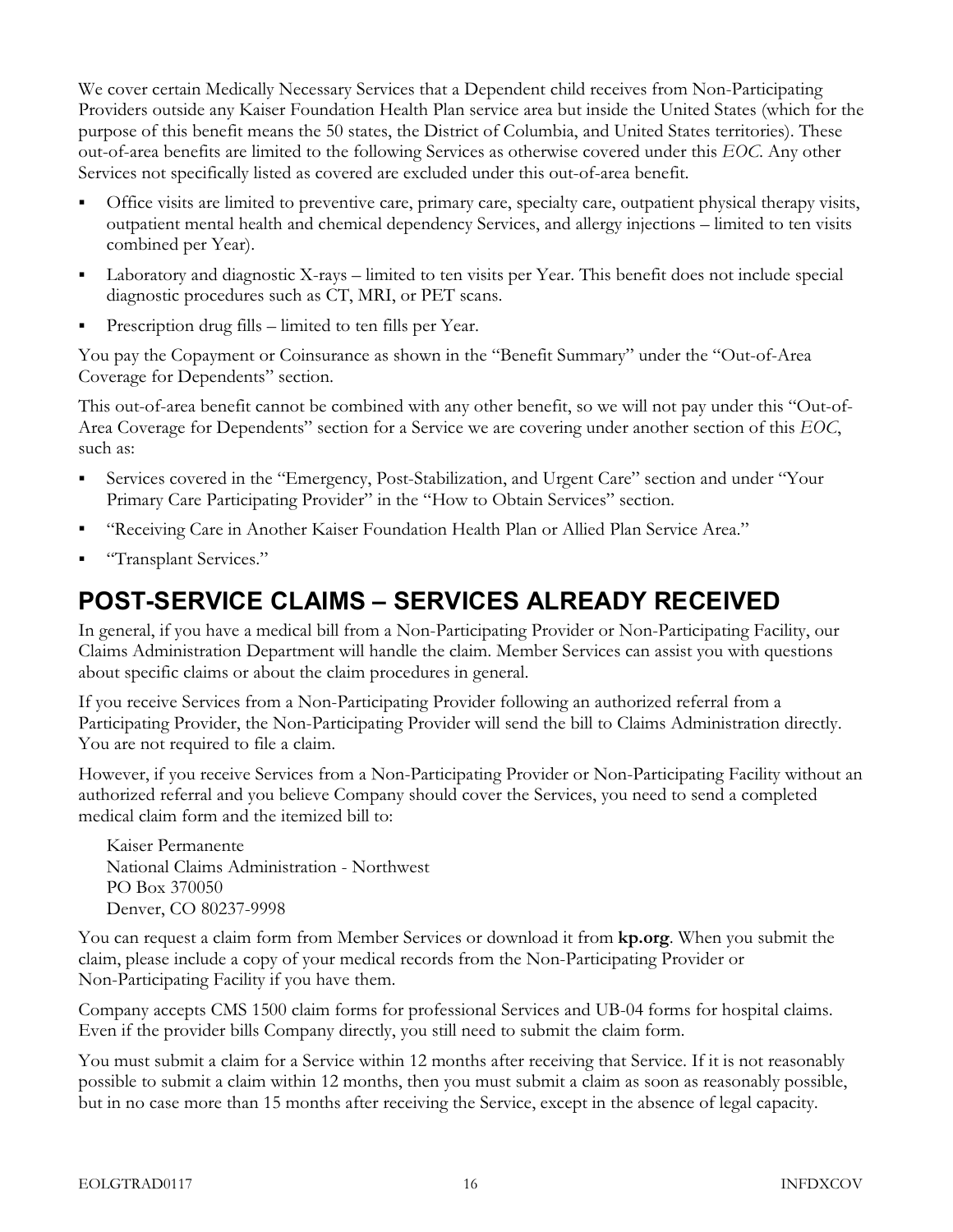We cover certain Medically Necessary Services that a Dependent child receives from Non-Participating Providers outside any Kaiser Foundation Health Plan service area but inside the United States (which for the purpose of this benefit means the 50 states, the District of Columbia, and United States territories). These out-of-area benefits are limited to the following Services as otherwise covered under this *EOC*. Any other Services not specifically listed as covered are excluded under this out-of-area benefit.

- Office visits are limited to preventive care, primary care, specialty care, outpatient physical therapy visits, outpatient mental health and chemical dependency Services, and allergy injections – limited to ten visits combined per Year).
- Laboratory and diagnostic X-rays – limited to ten visits per Year. This benefit does not include special diagnostic procedures such as CT, MRI, or PET scans.
- Prescription drug fills – limited to ten fills per Year.

You pay the Copayment or Coinsurance as shown in the "Benefit Summary" under the "Out-of-Area Coverage for Dependents" section.

This out-of-area benefit cannot be combined with any other benefit, so we will not pay under this "Out-of-Area Coverage for Dependents" section for a Service we are covering under another section of this *EOC*, such as:

- Services covered in the "Emergency, Post-Stabilization, and Urgent Care" section and under "Your Primary Care Participating Provider" in the "How to Obtain Services" section.
- "Receiving Care in Another Kaiser Foundation Health Plan or Allied Plan Service Area."
- "Transplant Services."

## POST-SERVICE CLAIMS – SERVICES ALREADY RECEIVED

In general, if you have a medical bill from a Non-Participating Provider or Non-Participating Facility, our Claims Administration Department will handle the claim. Member Services can assist you with questions about specific claims or about the claim procedures in general.

If you receive Services from a Non-Participating Provider following an authorized referral from a Participating Provider, the Non-Participating Provider will send the bill to Claims Administration directly. You are not required to file a claim.

However, if you receive Services from a Non-Participating Provider or Non-Participating Facility without an authorized referral and you believe Company should cover the Services, you need to send a completed medical claim form and the itemized bill to:

Kaiser Permanente
National Claims Administration - Northwest
PO Box 370050
Denver, CO 80237-9998

You can request a claim form from Member Services or download it from **kp.org**. When you submit the claim, please include a copy of your medical records from the Non-Participating Provider or Non-Participating Facility if you have them.

Company accepts CMS 1500 claim forms for professional Services and UB-04 forms for hospital claims. Even if the provider bills Company directly, you still need to submit the claim form.

You must submit a claim for a Service within 12 months after receiving that Service. If it is not reasonably possible to submit a claim within 12 months, then you must submit a claim as soon as reasonably possible, but in no case more than 15 months after receiving the Service, except in the absence of legal capacity.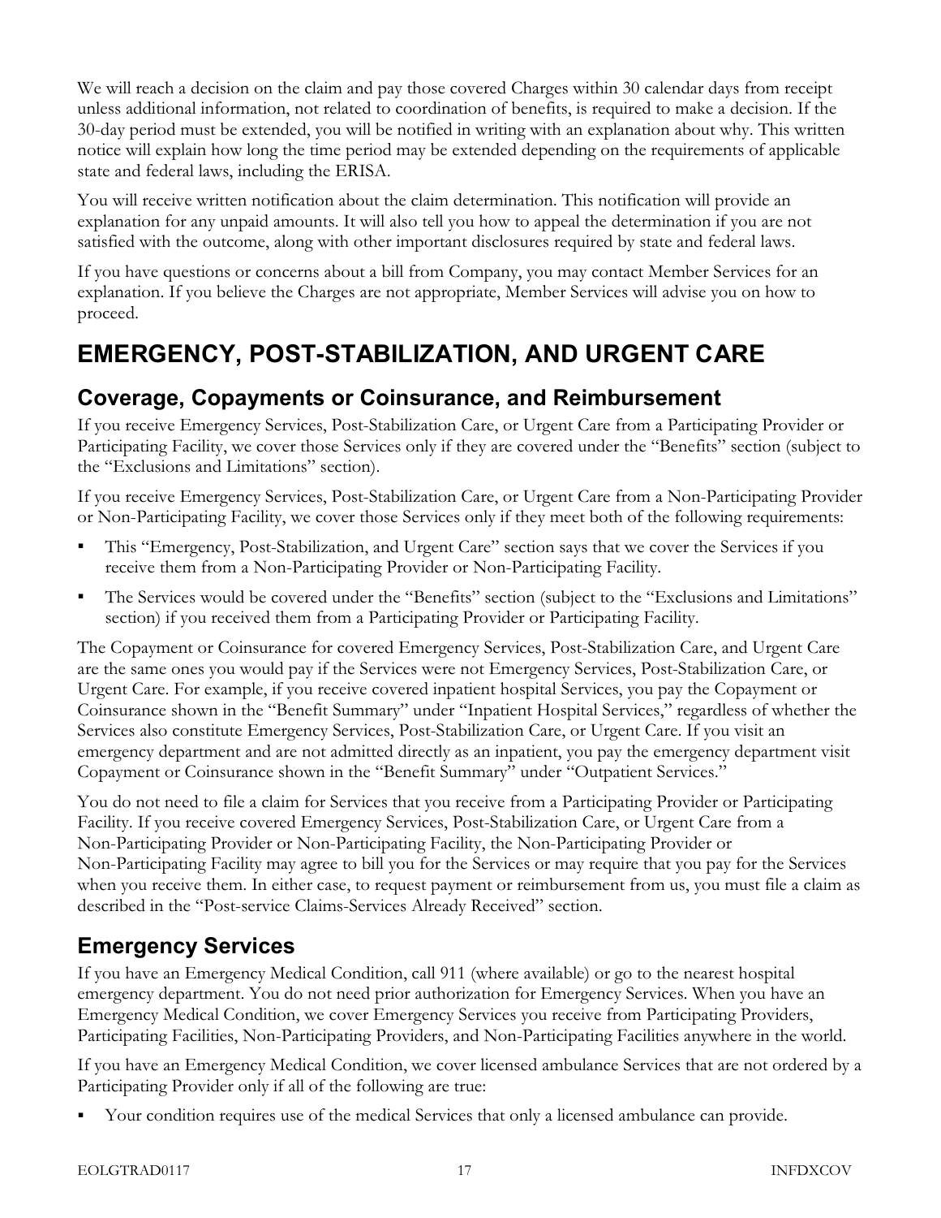We will reach a decision on the claim and pay those covered Charges within 30 calendar days from receipt unless additional information, not related to coordination of benefits, is required to make a decision. If the 30-day period must be extended, you will be notified in writing with an explanation about why. This written notice will explain how long the time period may be extended depending on the requirements of applicable state and federal laws, including the ERISA.

You will receive written notification about the claim determination. This notification will provide an explanation for any unpaid amounts. It will also tell you how to appeal the determination if you are not satisfied with the outcome, along with other important disclosures required by state and federal laws.

If you have questions or concerns about a bill from Company, you may contact Member Services for an explanation. If you believe the Charges are not appropriate, Member Services will advise you on how to proceed.

# EMERGENCY, POST-STABILIZATION, AND URGENT CARE

## Coverage, Copayments or Coinsurance, and Reimbursement

If you receive Emergency Services, Post-Stabilization Care, or Urgent Care from a Participating Provider or Participating Facility, we cover those Services only if they are covered under the "Benefits" section (subject to the "Exclusions and Limitations" section).

If you receive Emergency Services, Post-Stabilization Care, or Urgent Care from a Non-Participating Provider or Non-Participating Facility, we cover those Services only if they meet both of the following requirements:

- This "Emergency, Post-Stabilization, and Urgent Care" section says that we cover the Services if you receive them from a Non-Participating Provider or Non-Participating Facility.
- The Services would be covered under the "Benefits" section (subject to the "Exclusions and Limitations" section) if you received them from a Participating Provider or Participating Facility.

The Copayment or Coinsurance for covered Emergency Services, Post-Stabilization Care, and Urgent Care are the same ones you would pay if the Services were not Emergency Services, Post-Stabilization Care, or Urgent Care. For example, if you receive covered inpatient hospital Services, you pay the Copayment or Coinsurance shown in the "Benefit Summary" under "Inpatient Hospital Services," regardless of whether the Services also constitute Emergency Services, Post-Stabilization Care, or Urgent Care. If you visit an emergency department and are not admitted directly as an inpatient, you pay the emergency department visit Copayment or Coinsurance shown in the "Benefit Summary" under "Outpatient Services."

You do not need to file a claim for Services that you receive from a Participating Provider or Participating Facility. If you receive covered Emergency Services, Post-Stabilization Care, or Urgent Care from a Non-Participating Provider or Non-Participating Facility, the Non-Participating Provider or Non-Participating Facility may agree to bill you for the Services or may require that you pay for the Services when you receive them. In either case, to request payment or reimbursement from us, you must file a claim as described in the "Post-service Claims-Services Already Received" section.

## Emergency Services

If you have an Emergency Medical Condition, call 911 (where available) or go to the nearest hospital emergency department. You do not need prior authorization for Emergency Services. When you have an Emergency Medical Condition, we cover Emergency Services you receive from Participating Providers, Participating Facilities, Non-Participating Providers, and Non-Participating Facilities anywhere in the world.

If you have an Emergency Medical Condition, we cover licensed ambulance Services that are not ordered by a Participating Provider only if all of the following are true:

- Your condition requires use of the medical Services that only a licensed ambulance can provide.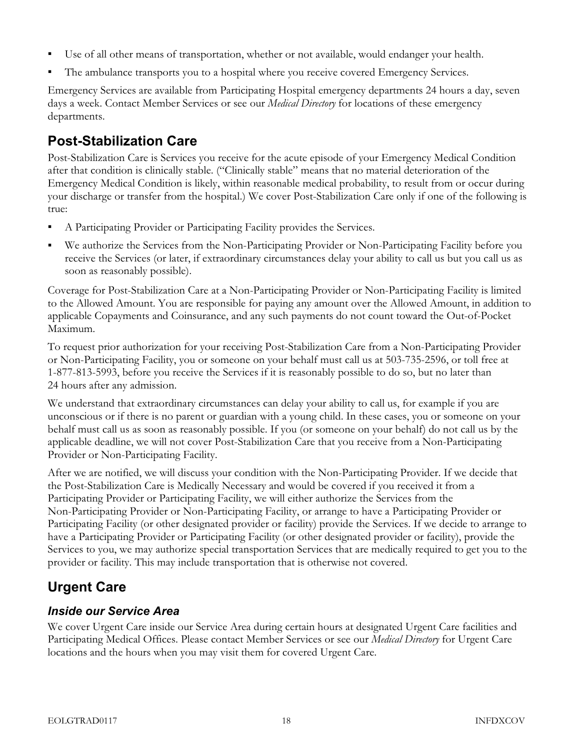- Use of all other means of transportation, whether or not available, would endanger your health.
- The ambulance transports you to a hospital where you receive covered Emergency Services.

Emergency Services are available from Participating Hospital emergency departments 24 hours a day, seven days a week. Contact Member Services or see our *Medical Directory* for locations of these emergency departments.

## Post-Stabilization Care

Post-Stabilization Care is Services you receive for the acute episode of your Emergency Medical Condition after that condition is clinically stable. ("Clinically stable" means that no material deterioration of the Emergency Medical Condition is likely, within reasonable medical probability, to result from or occur during your discharge or transfer from the hospital.) We cover Post-Stabilization Care only if one of the following is true:

- A Participating Provider or Participating Facility provides the Services.
- We authorize the Services from the Non-Participating Provider or Non-Participating Facility before you receive the Services (or later, if extraordinary circumstances delay your ability to call us but you call us as soon as reasonably possible).

Coverage for Post-Stabilization Care at a Non-Participating Provider or Non-Participating Facility is limited to the Allowed Amount. You are responsible for paying any amount over the Allowed Amount, in addition to applicable Copayments and Coinsurance, and any such payments do not count toward the Out-of-Pocket Maximum.

To request prior authorization for your receiving Post-Stabilization Care from a Non-Participating Provider or Non-Participating Facility, you or someone on your behalf must call us at 503-735-2596, or toll free at 1-877-813-5993, before you receive the Services if it is reasonably possible to do so, but no later than 24 hours after any admission.

We understand that extraordinary circumstances can delay your ability to call us, for example if you are unconscious or if there is no parent or guardian with a young child. In these cases, you or someone on your behalf must call us as soon as reasonably possible. If you (or someone on your behalf) do not call us by the applicable deadline, we will not cover Post-Stabilization Care that you receive from a Non-Participating Provider or Non-Participating Facility.

After we are notified, we will discuss your condition with the Non-Participating Provider. If we decide that the Post-Stabilization Care is Medically Necessary and would be covered if you received it from a Participating Provider or Participating Facility, we will either authorize the Services from the Non-Participating Provider or Non-Participating Facility, or arrange to have a Participating Provider or Participating Facility (or other designated provider or facility) provide the Services. If we decide to arrange to have a Participating Provider or Participating Facility (or other designated provider or facility), provide the Services to you, we may authorize special transportation Services that are medically required to get you to the provider or facility. This may include transportation that is otherwise not covered.

## Urgent Care

### *Inside our Service Area*

We cover Urgent Care inside our Service Area during certain hours at designated Urgent Care facilities and Participating Medical Offices. Please contact Member Services or see our *Medical Directory* for Urgent Care locations and the hours when you may visit them for covered Urgent Care.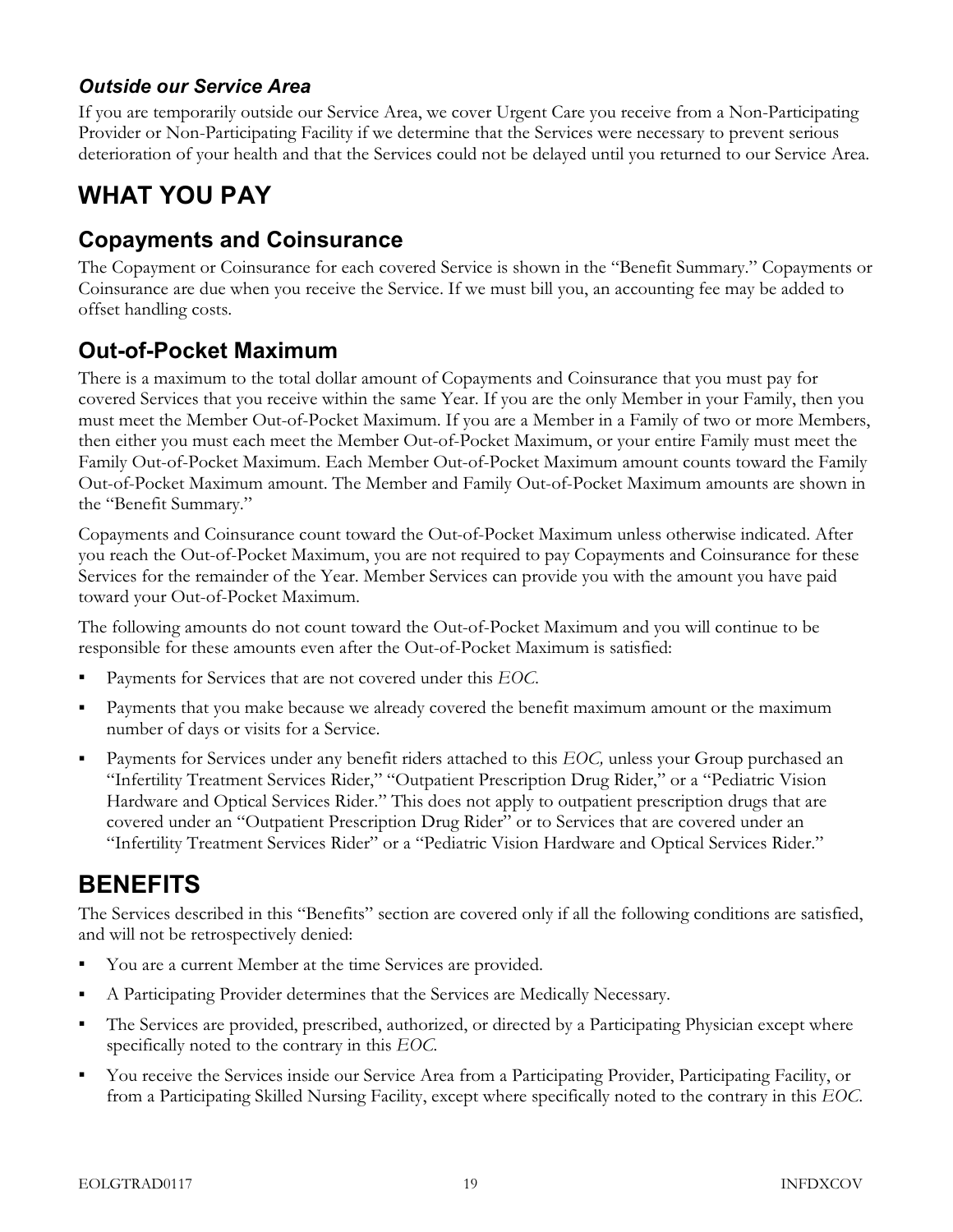### *Outside our Service Area*

If you are temporarily outside our Service Area, we cover Urgent Care you receive from a Non-Participating Provider or Non-Participating Facility if we determine that the Services were necessary to prevent serious deterioration of your health and that the Services could not be delayed until you returned to our Service Area.

# WHAT YOU PAY

## Copayments and Coinsurance

The Copayment or Coinsurance for each covered Service is shown in the "Benefit Summary." Copayments or Coinsurance are due when you receive the Service. If we must bill you, an accounting fee may be added to offset handling costs.

## Out-of-Pocket Maximum

There is a maximum to the total dollar amount of Copayments and Coinsurance that you must pay for covered Services that you receive within the same Year. If you are the only Member in your Family, then you must meet the Member Out-of-Pocket Maximum. If you are a Member in a Family of two or more Members, then either you must each meet the Member Out-of-Pocket Maximum, or your entire Family must meet the Family Out-of-Pocket Maximum. Each Member Out-of-Pocket Maximum amount counts toward the Family Out-of-Pocket Maximum amount. The Member and Family Out-of-Pocket Maximum amounts are shown in the "Benefit Summary."

Copayments and Coinsurance count toward the Out-of-Pocket Maximum unless otherwise indicated. After you reach the Out-of-Pocket Maximum, you are not required to pay Copayments and Coinsurance for these Services for the remainder of the Year. Member Services can provide you with the amount you have paid toward your Out-of-Pocket Maximum.

The following amounts do not count toward the Out-of-Pocket Maximum and you will continue to be responsible for these amounts even after the Out-of-Pocket Maximum is satisfied:

- Payments for Services that are not covered under this *EOC*.
- Payments that you make because we already covered the benefit maximum amount or the maximum number of days or visits for a Service.
- Payments for Services under any benefit riders attached to this *EOC,* unless your Group purchased an "Infertility Treatment Services Rider," "Outpatient Prescription Drug Rider," or a "Pediatric Vision Hardware and Optical Services Rider." This does not apply to outpatient prescription drugs that are covered under an "Outpatient Prescription Drug Rider" or to Services that are covered under an "Infertility Treatment Services Rider" or a "Pediatric Vision Hardware and Optical Services Rider."

# BENEFITS

The Services described in this "Benefits" section are covered only if all the following conditions are satisfied, and will not be retrospectively denied:

- You are a current Member at the time Services are provided.
- A Participating Provider determines that the Services are Medically Necessary.
- The Services are provided, prescribed, authorized, or directed by a Participating Physician except where specifically noted to the contrary in this *EOC*.
- You receive the Services inside our Service Area from a Participating Provider, Participating Facility, or from a Participating Skilled Nursing Facility, except where specifically noted to the contrary in this *EOC*.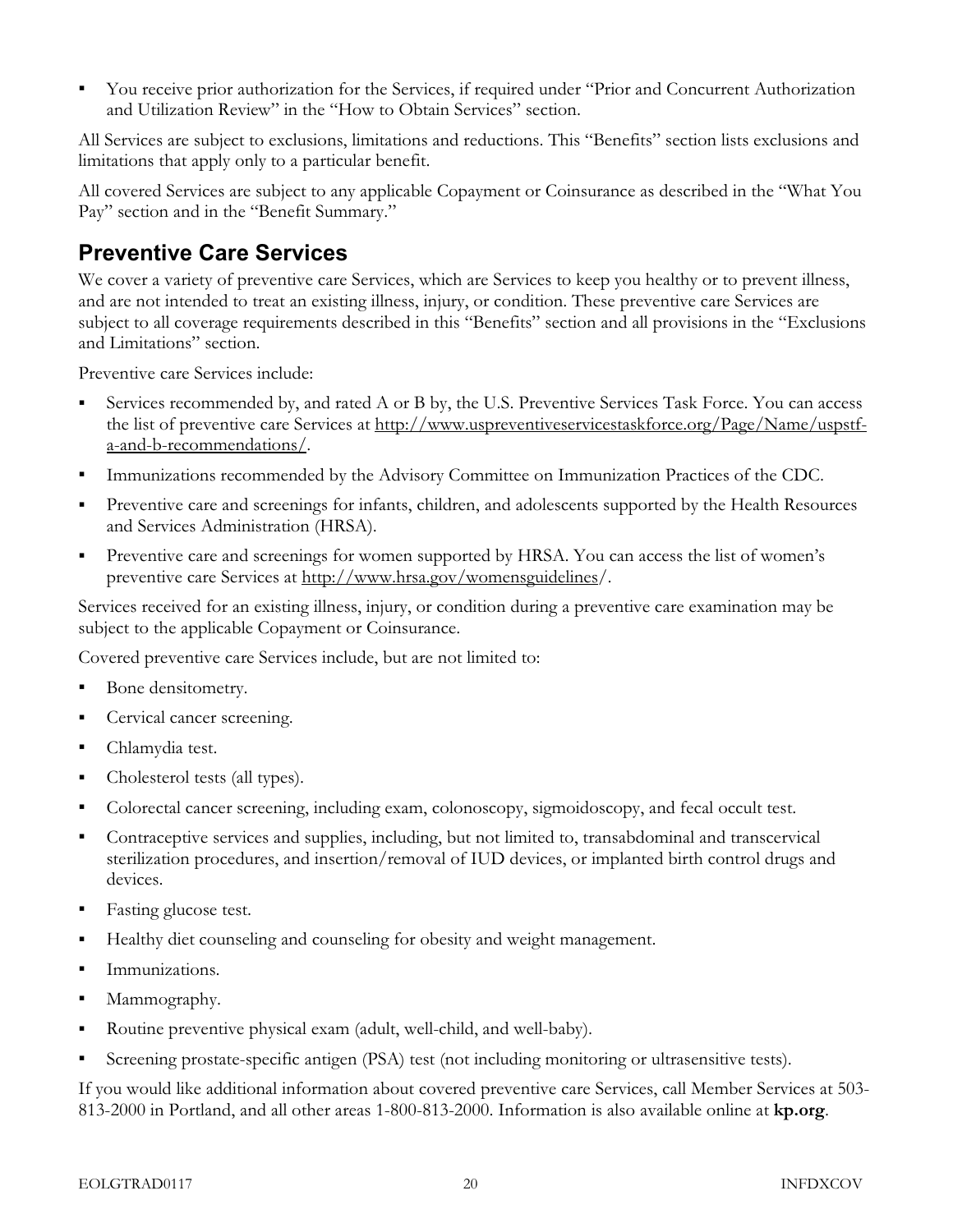- You receive prior authorization for the Services, if required under "Prior and Concurrent Authorization and Utilization Review" in the "How to Obtain Services" section.

All Services are subject to exclusions, limitations and reductions. This "Benefits" section lists exclusions and limitations that apply only to a particular benefit.

All covered Services are subject to any applicable Copayment or Coinsurance as described in the "What You Pay" section and in the "Benefit Summary."

## Preventive Care Services

We cover a variety of preventive care Services, which are Services to keep you healthy or to prevent illness, and are not intended to treat an existing illness, injury, or condition. These preventive care Services are subject to all coverage requirements described in this "Benefits" section and all provisions in the "Exclusions and Limitations" section.

Preventive care Services include:

- Services recommended by, and rated A or B by, the U.S. Preventive Services Task Force. You can access the list of preventive care Services at http://www.uspreventiveservicestaskforce.org/Page/Name/uspstf-a-and-b-recommendations/.
- Immunizations recommended by the Advisory Committee on Immunization Practices of the CDC.
- Preventive care and screenings for infants, children, and adolescents supported by the Health Resources and Services Administration (HRSA).
- Preventive care and screenings for women supported by HRSA. You can access the list of women's preventive care Services at http://www.hrsa.gov/womensguidelines/.

Services received for an existing illness, injury, or condition during a preventive care examination may be subject to the applicable Copayment or Coinsurance.

Covered preventive care Services include, but are not limited to:

- Bone densitometry.
- Cervical cancer screening.
- Chlamydia test.
- Cholesterol tests (all types).
- Colorectal cancer screening, including exam, colonoscopy, sigmoidoscopy, and fecal occult test.
- Contraceptive services and supplies, including, but not limited to, transabdominal and transcervical sterilization procedures, and insertion/removal of IUD devices, or implanted birth control drugs and devices.
- Fasting glucose test.
- Healthy diet counseling and counseling for obesity and weight management.
- Immunizations.
- Mammography.
- Routine preventive physical exam (adult, well-child, and well-baby).
- Screening prostate-specific antigen (PSA) test (not including monitoring or ultrasensitive tests).

If you would like additional information about covered preventive care Services, call Member Services at 503-813-2000 in Portland, and all other areas 1-800-813-2000. Information is also available online at **kp.org**.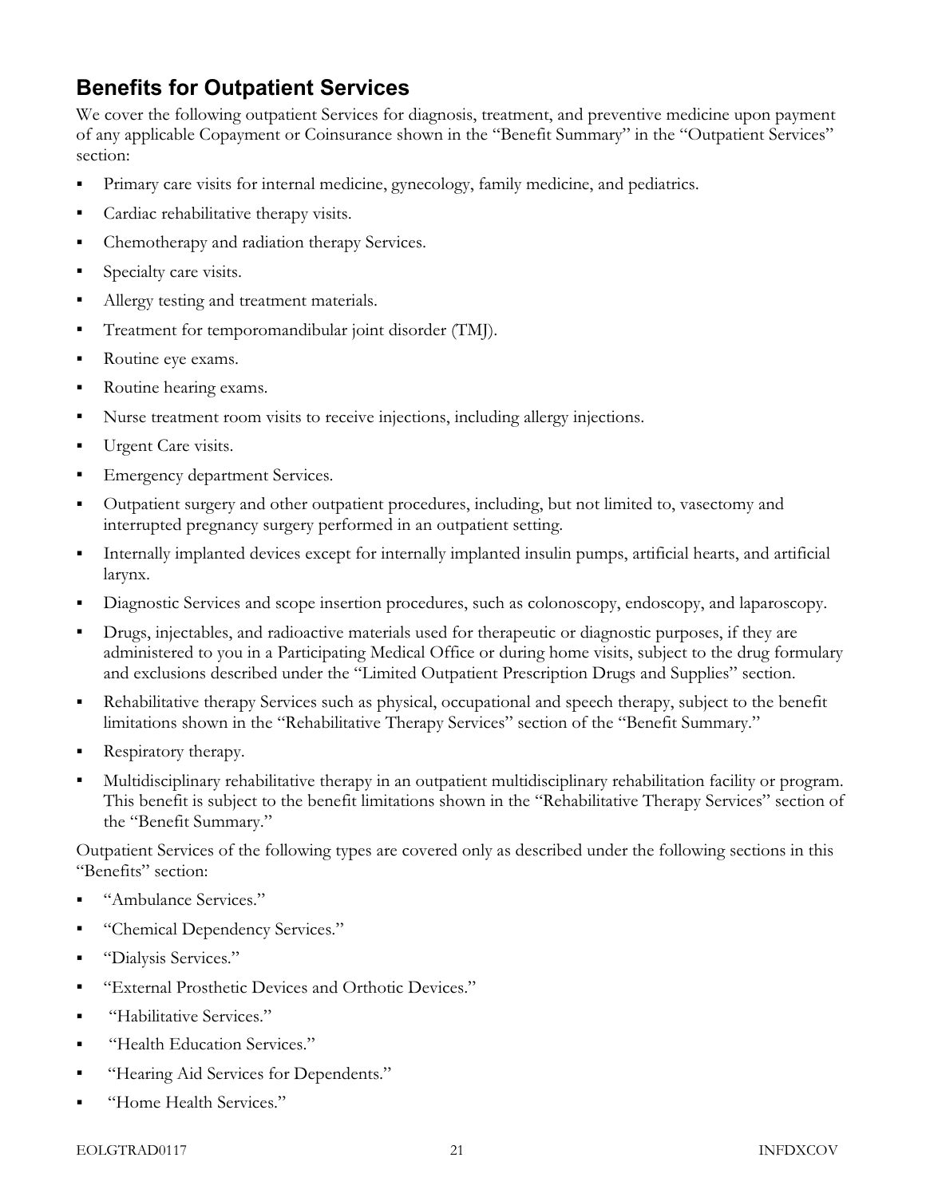## Benefits for Outpatient Services

We cover the following outpatient Services for diagnosis, treatment, and preventive medicine upon payment of any applicable Copayment or Coinsurance shown in the "Benefit Summary" in the "Outpatient Services" section:

- Primary care visits for internal medicine, gynecology, family medicine, and pediatrics.
- Cardiac rehabilitative therapy visits.
- Chemotherapy and radiation therapy Services.
- Specialty care visits.
- Allergy testing and treatment materials.
- Treatment for temporomandibular joint disorder (TMJ).
- Routine eye exams.
- Routine hearing exams.
- Nurse treatment room visits to receive injections, including allergy injections.
- Urgent Care visits.
- Emergency department Services.
- Outpatient surgery and other outpatient procedures, including, but not limited to, vasectomy and interrupted pregnancy surgery performed in an outpatient setting.
- Internally implanted devices except for internally implanted insulin pumps, artificial hearts, and artificial larynx.
- Diagnostic Services and scope insertion procedures, such as colonoscopy, endoscopy, and laparoscopy.
- Drugs, injectables, and radioactive materials used for therapeutic or diagnostic purposes, if they are administered to you in a Participating Medical Office or during home visits, subject to the drug formulary and exclusions described under the "Limited Outpatient Prescription Drugs and Supplies" section.
- Rehabilitative therapy Services such as physical, occupational and speech therapy, subject to the benefit limitations shown in the "Rehabilitative Therapy Services" section of the "Benefit Summary."
- Respiratory therapy.
- Multidisciplinary rehabilitative therapy in an outpatient multidisciplinary rehabilitation facility or program. This benefit is subject to the benefit limitations shown in the "Rehabilitative Therapy Services" section of the "Benefit Summary."

Outpatient Services of the following types are covered only as described under the following sections in this "Benefits" section:

- "Ambulance Services."
- "Chemical Dependency Services."
- "Dialysis Services."
- "External Prosthetic Devices and Orthotic Devices."
- "Habilitative Services."
- "Health Education Services."
- "Hearing Aid Services for Dependents."
- "Home Health Services."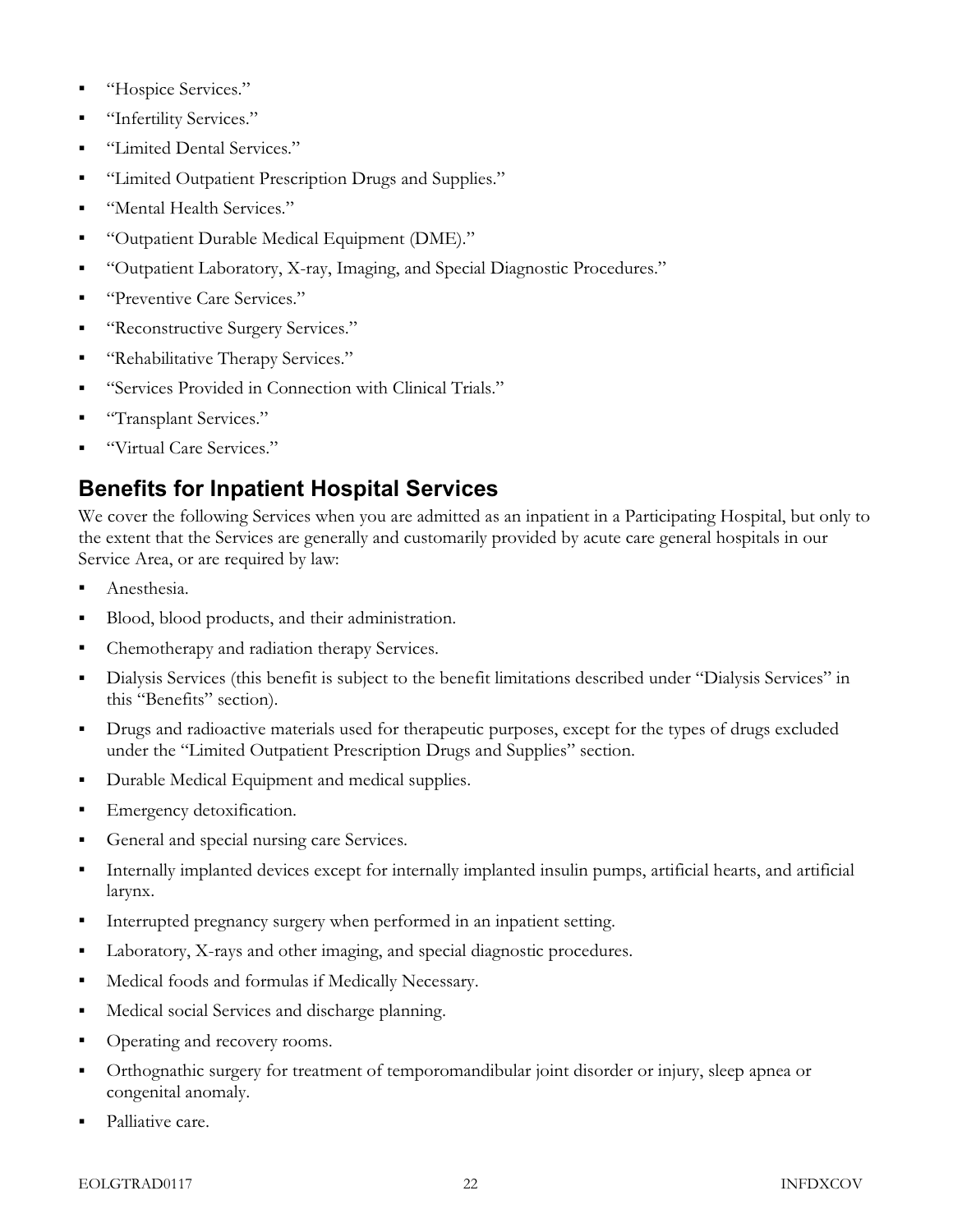- "Hospice Services."
- "Infertility Services."
- "Limited Dental Services."
- "Limited Outpatient Prescription Drugs and Supplies."
- "Mental Health Services."
- "Outpatient Durable Medical Equipment (DME)."
- "Outpatient Laboratory, X-ray, Imaging, and Special Diagnostic Procedures."
- "Preventive Care Services."
- "Reconstructive Surgery Services."
- "Rehabilitative Therapy Services."
- "Services Provided in Connection with Clinical Trials."
- "Transplant Services."
- "Virtual Care Services."

## Benefits for Inpatient Hospital Services

We cover the following Services when you are admitted as an inpatient in a Participating Hospital, but only to the extent that the Services are generally and customarily provided by acute care general hospitals in our Service Area, or are required by law:

- Anesthesia.
- Blood, blood products, and their administration.
- Chemotherapy and radiation therapy Services.
- Dialysis Services (this benefit is subject to the benefit limitations described under "Dialysis Services" in this "Benefits" section).
- Drugs and radioactive materials used for therapeutic purposes, except for the types of drugs excluded under the "Limited Outpatient Prescription Drugs and Supplies" section.
- Durable Medical Equipment and medical supplies.
- Emergency detoxification.
- General and special nursing care Services.
- Internally implanted devices except for internally implanted insulin pumps, artificial hearts, and artificial larynx.
- Interrupted pregnancy surgery when performed in an inpatient setting.
- Laboratory, X-rays and other imaging, and special diagnostic procedures.
- Medical foods and formulas if Medically Necessary.
- Medical social Services and discharge planning.
- Operating and recovery rooms.
- Orthognathic surgery for treatment of temporomandibular joint disorder or injury, sleep apnea or congenital anomaly.
- Palliative care.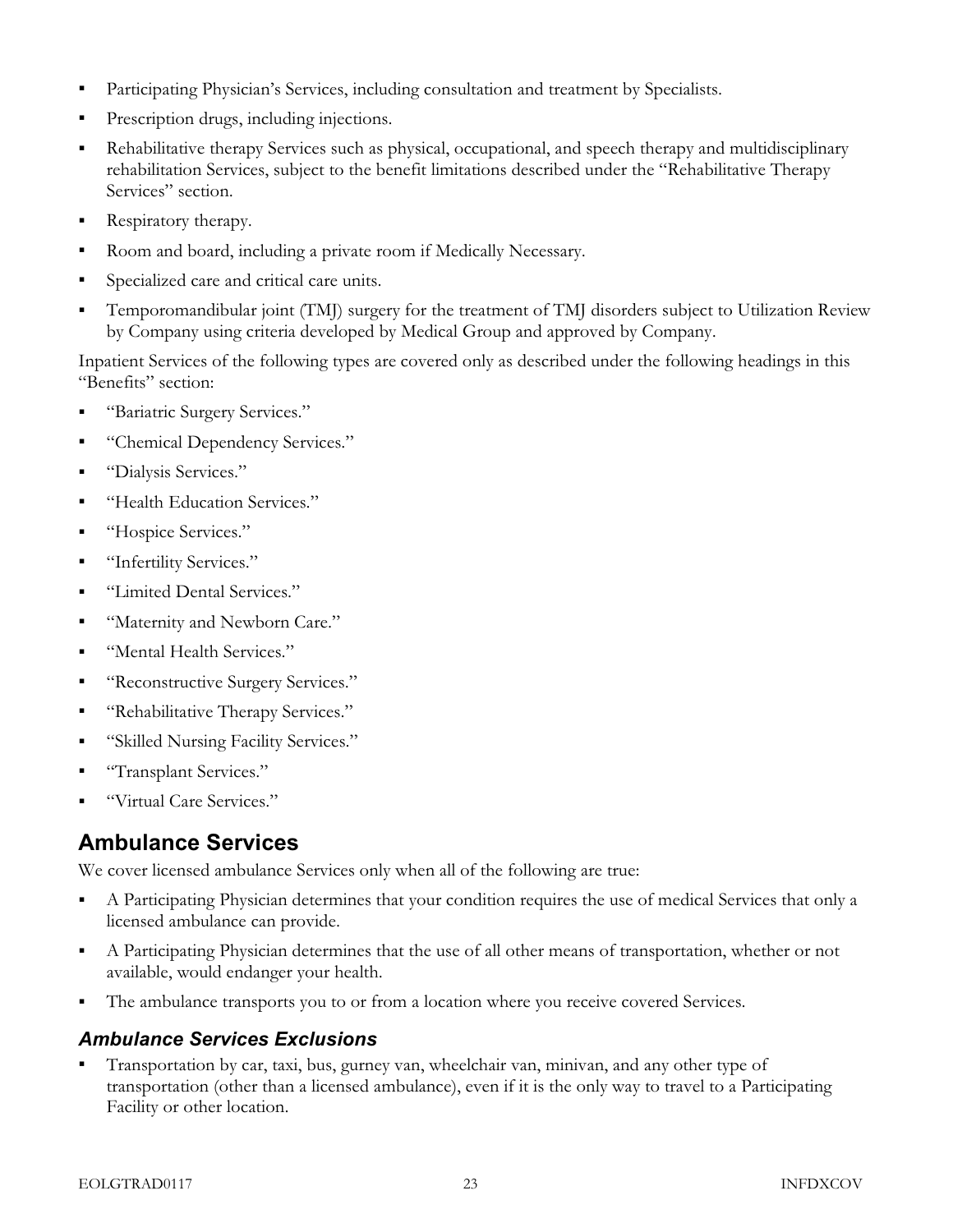- Participating Physician's Services, including consultation and treatment by Specialists.
- Prescription drugs, including injections.
- Rehabilitative therapy Services such as physical, occupational, and speech therapy and multidisciplinary rehabilitation Services, subject to the benefit limitations described under the "Rehabilitative Therapy Services" section.
- Respiratory therapy.
- Room and board, including a private room if Medically Necessary.
- Specialized care and critical care units.
- Temporomandibular joint (TMJ) surgery for the treatment of TMJ disorders subject to Utilization Review by Company using criteria developed by Medical Group and approved by Company.

Inpatient Services of the following types are covered only as described under the following headings in this "Benefits" section:

- "Bariatric Surgery Services."
- "Chemical Dependency Services."
- "Dialysis Services."
- "Health Education Services."
- "Hospice Services."
- "Infertility Services."
- "Limited Dental Services."
- "Maternity and Newborn Care."
- "Mental Health Services."
- "Reconstructive Surgery Services."
- "Rehabilitative Therapy Services."
- "Skilled Nursing Facility Services."
- "Transplant Services."
- "Virtual Care Services."

## Ambulance Services

We cover licensed ambulance Services only when all of the following are true:

- A Participating Physician determines that your condition requires the use of medical Services that only a licensed ambulance can provide.
- A Participating Physician determines that the use of all other means of transportation, whether or not available, would endanger your health.
- The ambulance transports you to or from a location where you receive covered Services.

### *Ambulance Services Exclusions*

- Transportation by car, taxi, bus, gurney van, wheelchair van, minivan, and any other type of transportation (other than a licensed ambulance), even if it is the only way to travel to a Participating Facility or other location.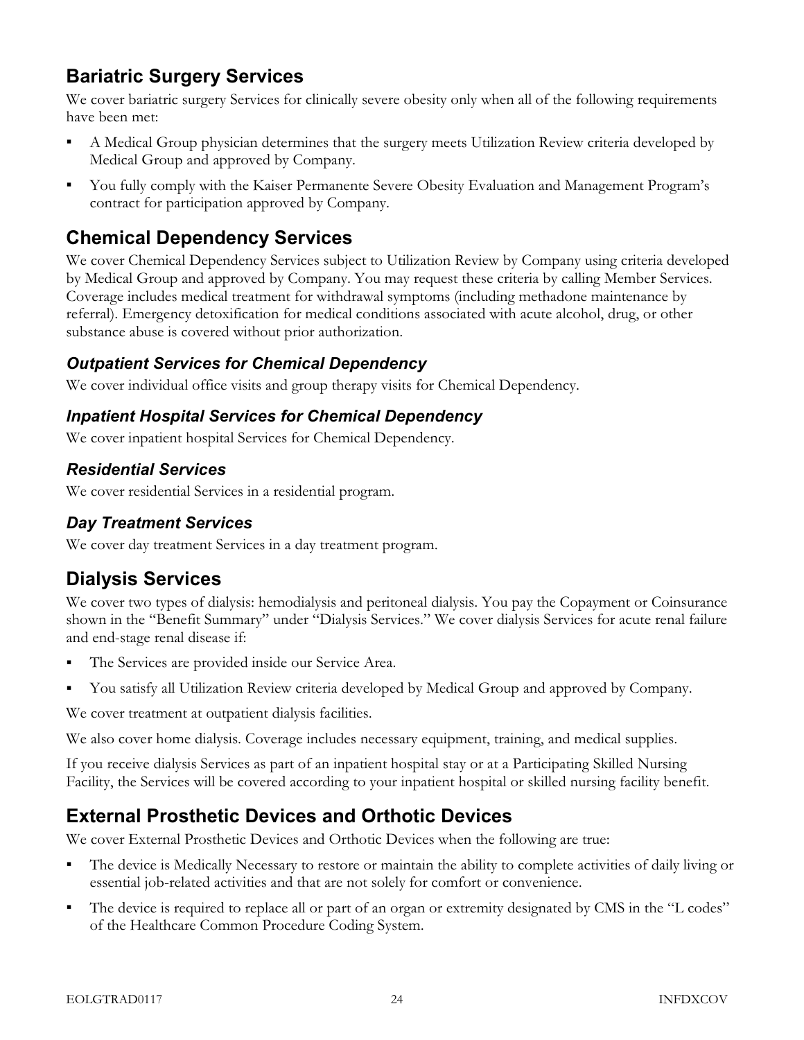## Bariatric Surgery Services

We cover bariatric surgery Services for clinically severe obesity only when all of the following requirements have been met:

- A Medical Group physician determines that the surgery meets Utilization Review criteria developed by Medical Group and approved by Company.
- You fully comply with the Kaiser Permanente Severe Obesity Evaluation and Management Program's contract for participation approved by Company.

## Chemical Dependency Services

We cover Chemical Dependency Services subject to Utilization Review by Company using criteria developed by Medical Group and approved by Company. You may request these criteria by calling Member Services. Coverage includes medical treatment for withdrawal symptoms (including methadone maintenance by referral). Emergency detoxification for medical conditions associated with acute alcohol, drug, or other substance abuse is covered without prior authorization.

### *Outpatient Services for Chemical Dependency*

We cover individual office visits and group therapy visits for Chemical Dependency.

### *Inpatient Hospital Services for Chemical Dependency*

We cover inpatient hospital Services for Chemical Dependency.

### *Residential Services*

We cover residential Services in a residential program.

### *Day Treatment Services*

We cover day treatment Services in a day treatment program.

## Dialysis Services

We cover two types of dialysis: hemodialysis and peritoneal dialysis. You pay the Copayment or Coinsurance shown in the "Benefit Summary" under "Dialysis Services." We cover dialysis Services for acute renal failure and end-stage renal disease if:

- The Services are provided inside our Service Area.
- You satisfy all Utilization Review criteria developed by Medical Group and approved by Company.

We cover treatment at outpatient dialysis facilities.

We also cover home dialysis. Coverage includes necessary equipment, training, and medical supplies.

If you receive dialysis Services as part of an inpatient hospital stay or at a Participating Skilled Nursing Facility, the Services will be covered according to your inpatient hospital or skilled nursing facility benefit.

## External Prosthetic Devices and Orthotic Devices

We cover External Prosthetic Devices and Orthotic Devices when the following are true:

- The device is Medically Necessary to restore or maintain the ability to complete activities of daily living or essential job-related activities and that are not solely for comfort or convenience.
- The device is required to replace all or part of an organ or extremity designated by CMS in the "L codes" of the Healthcare Common Procedure Coding System.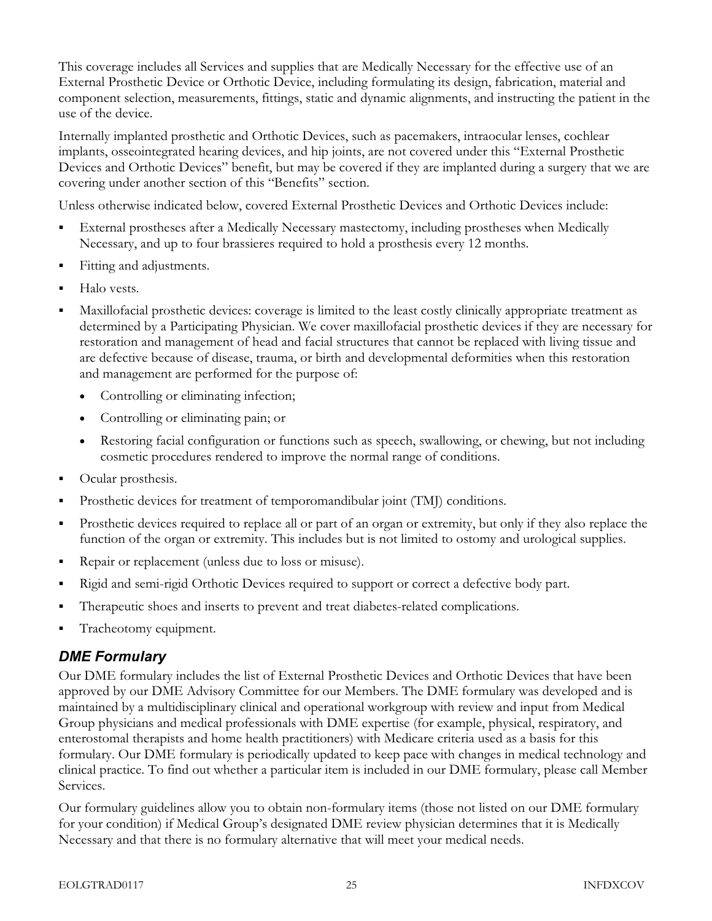This coverage includes all Services and supplies that are Medically Necessary for the effective use of an External Prosthetic Device or Orthotic Device, including formulating its design, fabrication, material and component selection, measurements, fittings, static and dynamic alignments, and instructing the patient in the use of the device.

Internally implanted prosthetic and Orthotic Devices, such as pacemakers, intraocular lenses, cochlear implants, osseointegrated hearing devices, and hip joints, are not covered under this "External Prosthetic Devices and Orthotic Devices" benefit, but may be covered if they are implanted during a surgery that we are covering under another section of this "Benefits" section.

Unless otherwise indicated below, covered External Prosthetic Devices and Orthotic Devices include:

- External prostheses after a Medically Necessary mastectomy, including prostheses when Medically Necessary, and up to four brassieres required to hold a prosthesis every 12 months.
- Fitting and adjustments.
- Halo vests.
- Maxillofacial prosthetic devices: coverage is limited to the least costly clinically appropriate treatment as determined by a Participating Physician. We cover maxillofacial prosthetic devices if they are necessary for restoration and management of head and facial structures that cannot be replaced with living tissue and are defective because of disease, trauma, or birth and developmental deformities when this restoration and management are performed for the purpose of:
  - Controlling or eliminating infection;
  - Controlling or eliminating pain; or
  - Restoring facial configuration or functions such as speech, swallowing, or chewing, but not including cosmetic procedures rendered to improve the normal range of conditions.
- Ocular prosthesis.
- Prosthetic devices for treatment of temporomandibular joint (TMJ) conditions.
- Prosthetic devices required to replace all or part of an organ or extremity, but only if they also replace the function of the organ or extremity. This includes but is not limited to ostomy and urological supplies.
- Repair or replacement (unless due to loss or misuse).
- Rigid and semi-rigid Orthotic Devices required to support or correct a defective body part.
- Therapeutic shoes and inserts to prevent and treat diabetes-related complications.
- Tracheotomy equipment.

### *DME Formulary*

Our DME formulary includes the list of External Prosthetic Devices and Orthotic Devices that have been approved by our DME Advisory Committee for our Members. The DME formulary was developed and is maintained by a multidisciplinary clinical and operational workgroup with review and input from Medical Group physicians and medical professionals with DME expertise (for example, physical, respiratory, and enterostomal therapists and home health practitioners) with Medicare criteria used as a basis for this formulary. Our DME formulary is periodically updated to keep pace with changes in medical technology and clinical practice. To find out whether a particular item is included in our DME formulary, please call Member Services.

Our formulary guidelines allow you to obtain non-formulary items (those not listed on our DME formulary for your condition) if Medical Group's designated DME review physician determines that it is Medically Necessary and that there is no formulary alternative that will meet your medical needs.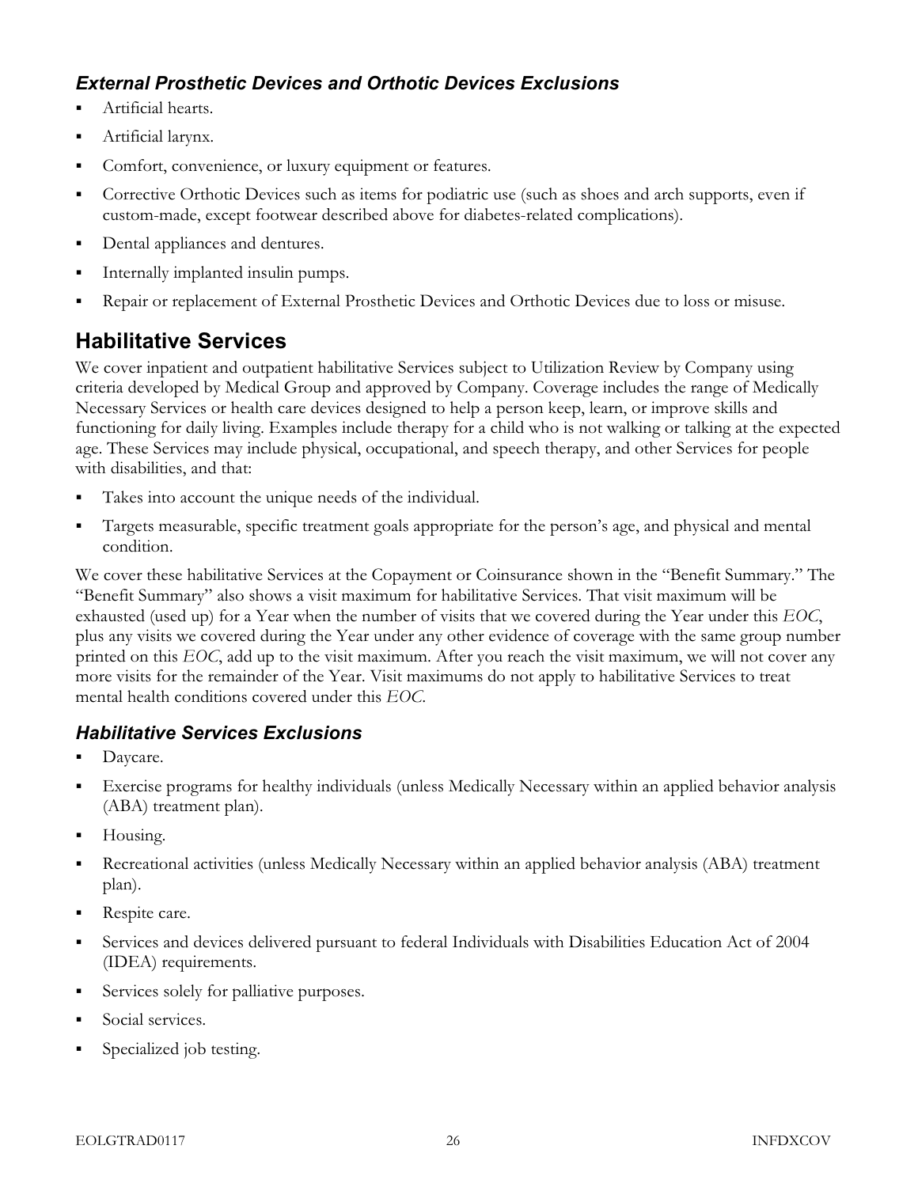### *External Prosthetic Devices and Orthotic Devices Exclusions*

- Artificial hearts.
- Artificial larynx.
- Comfort, convenience, or luxury equipment or features.
- Corrective Orthotic Devices such as items for podiatric use (such as shoes and arch supports, even if custom-made, except footwear described above for diabetes-related complications).
- Dental appliances and dentures.
- Internally implanted insulin pumps.
- Repair or replacement of External Prosthetic Devices and Orthotic Devices due to loss or misuse.

## Habilitative Services

We cover inpatient and outpatient habilitative Services subject to Utilization Review by Company using criteria developed by Medical Group and approved by Company. Coverage includes the range of Medically Necessary Services or health care devices designed to help a person keep, learn, or improve skills and functioning for daily living. Examples include therapy for a child who is not walking or talking at the expected age. These Services may include physical, occupational, and speech therapy, and other Services for people with disabilities, and that:

- Takes into account the unique needs of the individual.
- Targets measurable, specific treatment goals appropriate for the person's age, and physical and mental condition.

We cover these habilitative Services at the Copayment or Coinsurance shown in the "Benefit Summary." The "Benefit Summary" also shows a visit maximum for habilitative Services. That visit maximum will be exhausted (used up) for a Year when the number of visits that we covered during the Year under this *EOC*, plus any visits we covered during the Year under any other evidence of coverage with the same group number printed on this *EOC*, add up to the visit maximum. After you reach the visit maximum, we will not cover any more visits for the remainder of the Year. Visit maximums do not apply to habilitative Services to treat mental health conditions covered under this *EOC*.

### *Habilitative Services Exclusions*

- Daycare.
- Exercise programs for healthy individuals (unless Medically Necessary within an applied behavior analysis (ABA) treatment plan).
- Housing.
- Recreational activities (unless Medically Necessary within an applied behavior analysis (ABA) treatment plan).
- Respite care.
- Services and devices delivered pursuant to federal Individuals with Disabilities Education Act of 2004 (IDEA) requirements.
- Services solely for palliative purposes.
- Social services.
- Specialized job testing.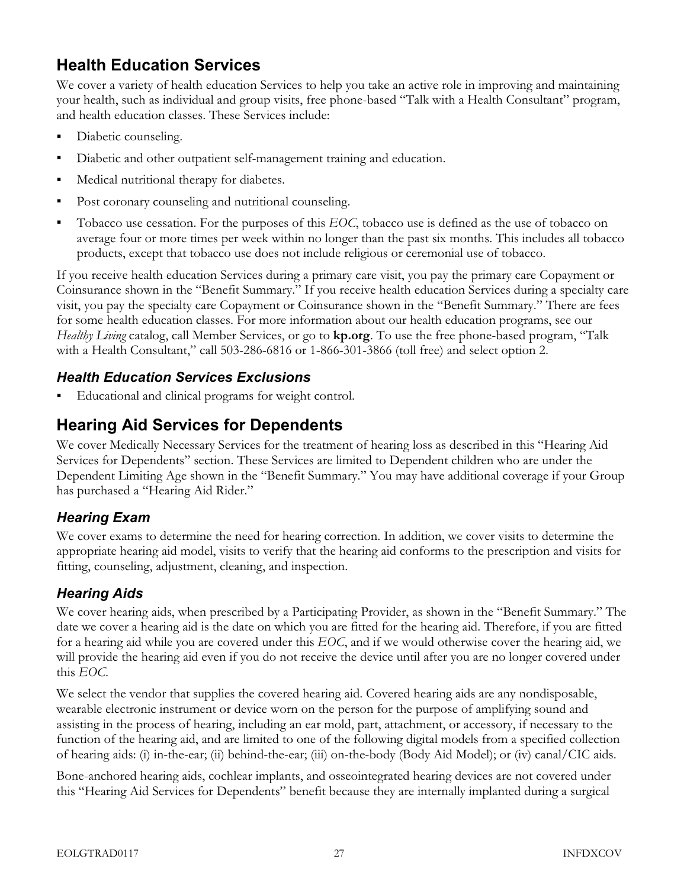## Health Education Services

We cover a variety of health education Services to help you take an active role in improving and maintaining your health, such as individual and group visits, free phone-based "Talk with a Health Consultant" program, and health education classes. These Services include:

- Diabetic counseling.
- Diabetic and other outpatient self-management training and education.
- Medical nutritional therapy for diabetes.
- Post coronary counseling and nutritional counseling.
- Tobacco use cessation. For the purposes of this *EOC*, tobacco use is defined as the use of tobacco on average four or more times per week within no longer than the past six months. This includes all tobacco products, except that tobacco use does not include religious or ceremonial use of tobacco.

If you receive health education Services during a primary care visit, you pay the primary care Copayment or Coinsurance shown in the "Benefit Summary." If you receive health education Services during a specialty care visit, you pay the specialty care Copayment or Coinsurance shown in the "Benefit Summary." There are fees for some health education classes. For more information about our health education programs, see our *Healthy Living* catalog, call Member Services, or go to **kp.org**. To use the free phone-based program, "Talk with a Health Consultant," call 503-286-6816 or 1-866-301-3866 (toll free) and select option 2.

### *Health Education Services Exclusions*

- Educational and clinical programs for weight control.

## Hearing Aid Services for Dependents

We cover Medically Necessary Services for the treatment of hearing loss as described in this "Hearing Aid Services for Dependents" section. These Services are limited to Dependent children who are under the Dependent Limiting Age shown in the "Benefit Summary." You may have additional coverage if your Group has purchased a "Hearing Aid Rider."

### *Hearing Exam*

We cover exams to determine the need for hearing correction. In addition, we cover visits to determine the appropriate hearing aid model, visits to verify that the hearing aid conforms to the prescription and visits for fitting, counseling, adjustment, cleaning, and inspection.

### *Hearing Aids*

We cover hearing aids, when prescribed by a Participating Provider, as shown in the "Benefit Summary." The date we cover a hearing aid is the date on which you are fitted for the hearing aid. Therefore, if you are fitted for a hearing aid while you are covered under this *EOC*, and if we would otherwise cover the hearing aid, we will provide the hearing aid even if you do not receive the device until after you are no longer covered under this *EOC*.

We select the vendor that supplies the covered hearing aid. Covered hearing aids are any nondisposable, wearable electronic instrument or device worn on the person for the purpose of amplifying sound and assisting in the process of hearing, including an ear mold, part, attachment, or accessory, if necessary to the function of the hearing aid, and are limited to one of the following digital models from a specified collection of hearing aids: (i) in-the-ear; (ii) behind-the-ear; (iii) on-the-body (Body Aid Model); or (iv) canal/CIC aids.

Bone-anchored hearing aids, cochlear implants, and osseointegrated hearing devices are not covered under this "Hearing Aid Services for Dependents" benefit because they are internally implanted during a surgical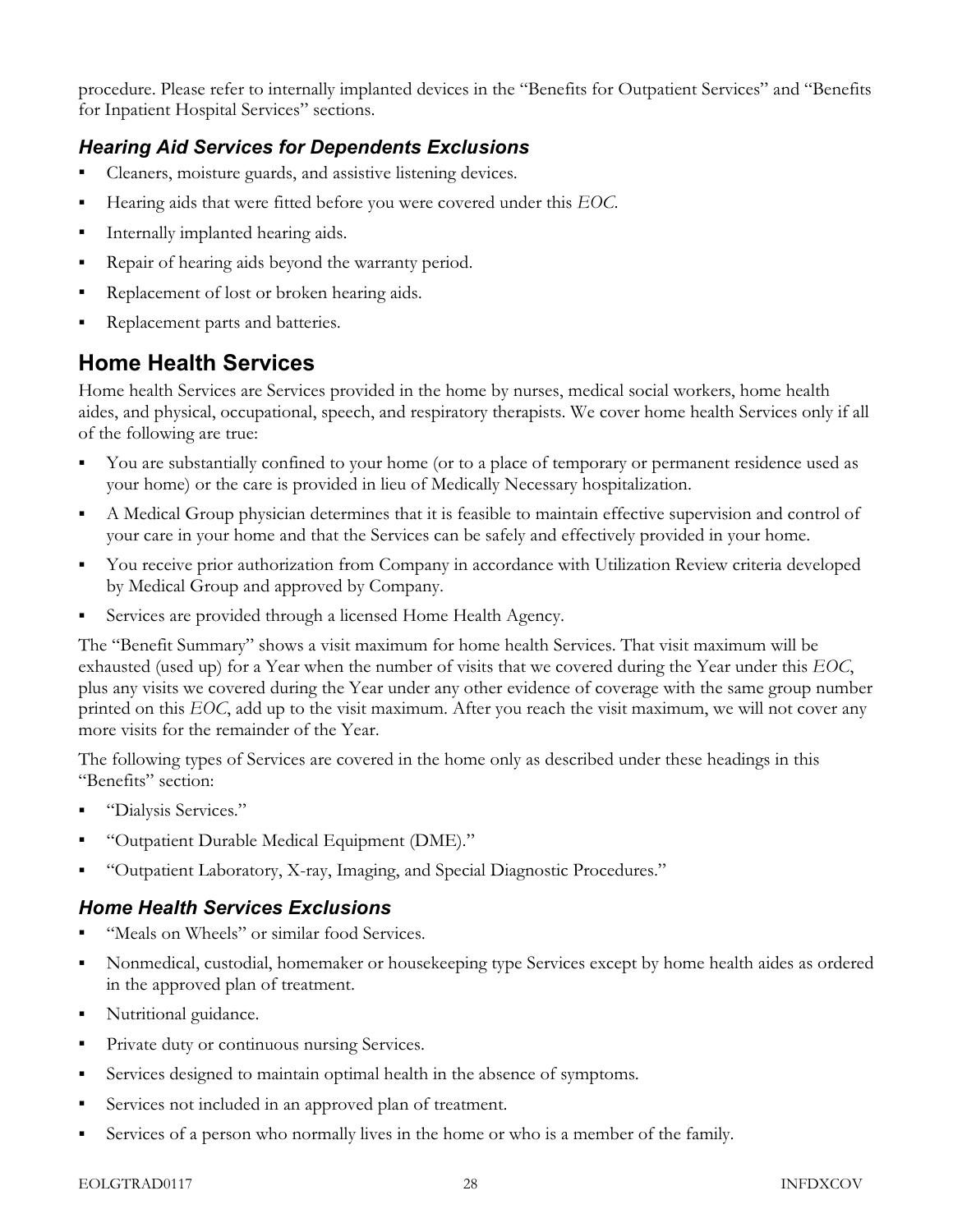procedure. Please refer to internally implanted devices in the "Benefits for Outpatient Services" and "Benefits for Inpatient Hospital Services" sections.

### *Hearing Aid Services for Dependents Exclusions*

- Cleaners, moisture guards, and assistive listening devices.
- Hearing aids that were fitted before you were covered under this *EOC*.
- Internally implanted hearing aids.
- Repair of hearing aids beyond the warranty period.
- Replacement of lost or broken hearing aids.
- Replacement parts and batteries.

## Home Health Services

Home health Services are Services provided in the home by nurses, medical social workers, home health aides, and physical, occupational, speech, and respiratory therapists. We cover home health Services only if all of the following are true:

- You are substantially confined to your home (or to a place of temporary or permanent residence used as your home) or the care is provided in lieu of Medically Necessary hospitalization.
- A Medical Group physician determines that it is feasible to maintain effective supervision and control of your care in your home and that the Services can be safely and effectively provided in your home.
- You receive prior authorization from Company in accordance with Utilization Review criteria developed by Medical Group and approved by Company.
- Services are provided through a licensed Home Health Agency.

The "Benefit Summary" shows a visit maximum for home health Services. That visit maximum will be exhausted (used up) for a Year when the number of visits that we covered during the Year under this *EOC*, plus any visits we covered during the Year under any other evidence of coverage with the same group number printed on this *EOC*, add up to the visit maximum. After you reach the visit maximum, we will not cover any more visits for the remainder of the Year.

The following types of Services are covered in the home only as described under these headings in this "Benefits" section:

- "Dialysis Services."
- "Outpatient Durable Medical Equipment (DME)."
- "Outpatient Laboratory, X-ray, Imaging, and Special Diagnostic Procedures."

### *Home Health Services Exclusions*

- "Meals on Wheels" or similar food Services.
- Nonmedical, custodial, homemaker or housekeeping type Services except by home health aides as ordered in the approved plan of treatment.
- Nutritional guidance.
- Private duty or continuous nursing Services.
- Services designed to maintain optimal health in the absence of symptoms.
- Services not included in an approved plan of treatment.
- Services of a person who normally lives in the home or who is a member of the family.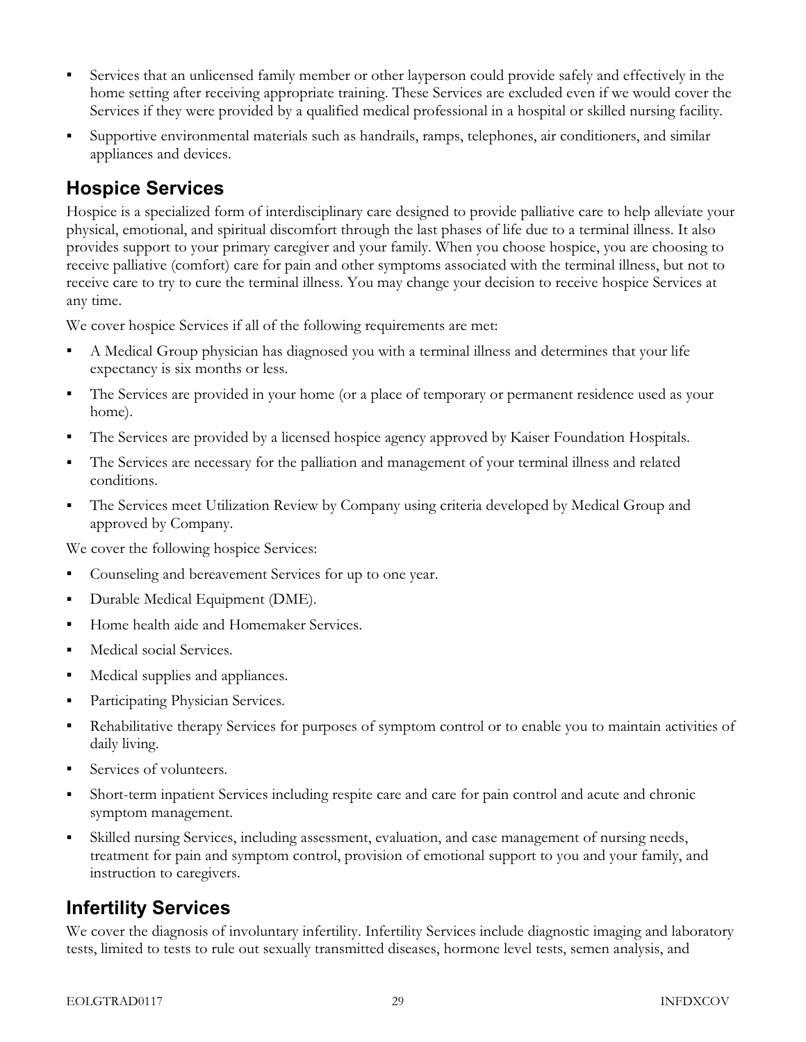- Services that an unlicensed family member or other layperson could provide safely and effectively in the home setting after receiving appropriate training. These Services are excluded even if we would cover the Services if they were provided by a qualified medical professional in a hospital or skilled nursing facility.
- Supportive environmental materials such as handrails, ramps, telephones, air conditioners, and similar appliances and devices.

## Hospice Services

Hospice is a specialized form of interdisciplinary care designed to provide palliative care to help alleviate your physical, emotional, and spiritual discomfort through the last phases of life due to a terminal illness. It also provides support to your primary caregiver and your family. When you choose hospice, you are choosing to receive palliative (comfort) care for pain and other symptoms associated with the terminal illness, but not to receive care to try to cure the terminal illness. You may change your decision to receive hospice Services at any time.

We cover hospice Services if all of the following requirements are met:

- A Medical Group physician has diagnosed you with a terminal illness and determines that your life expectancy is six months or less.
- The Services are provided in your home (or a place of temporary or permanent residence used as your home).
- The Services are provided by a licensed hospice agency approved by Kaiser Foundation Hospitals.
- The Services are necessary for the palliation and management of your terminal illness and related conditions.
- The Services meet Utilization Review by Company using criteria developed by Medical Group and approved by Company.

We cover the following hospice Services:

- Counseling and bereavement Services for up to one year.
- Durable Medical Equipment (DME).
- Home health aide and Homemaker Services.
- Medical social Services.
- Medical supplies and appliances.
- Participating Physician Services.
- Rehabilitative therapy Services for purposes of symptom control or to enable you to maintain activities of daily living.
- Services of volunteers.
- Short-term inpatient Services including respite care and care for pain control and acute and chronic symptom management.
- Skilled nursing Services, including assessment, evaluation, and case management of nursing needs, treatment for pain and symptom control, provision of emotional support to you and your family, and instruction to caregivers.

## Infertility Services

We cover the diagnosis of involuntary infertility. Infertility Services include diagnostic imaging and laboratory tests, limited to tests to rule out sexually transmitted diseases, hormone level tests, semen analysis, and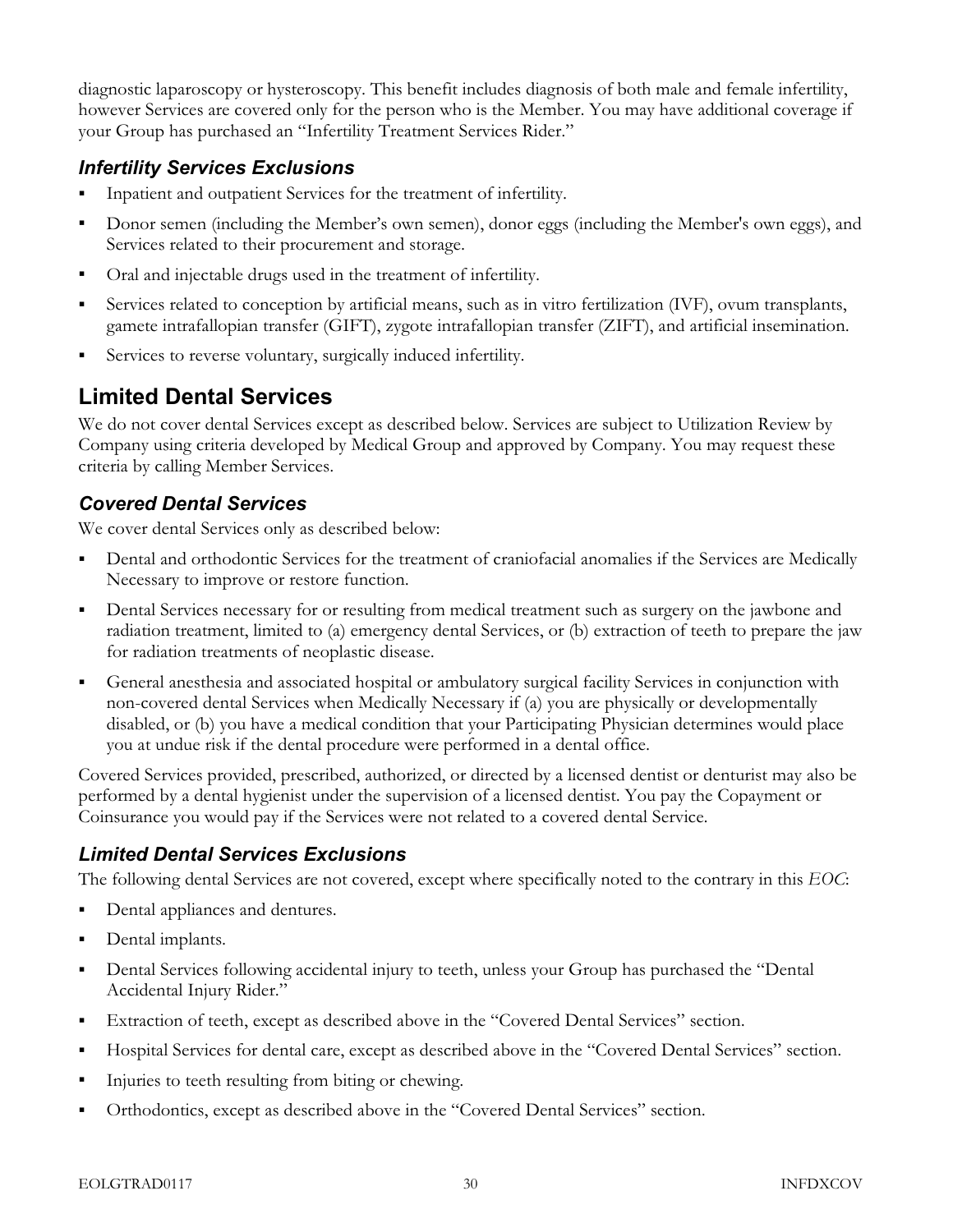diagnostic laparoscopy or hysteroscopy. This benefit includes diagnosis of both male and female infertility, however Services are covered only for the person who is the Member. You may have additional coverage if your Group has purchased an "Infertility Treatment Services Rider."

### *Infertility Services Exclusions*

- Inpatient and outpatient Services for the treatment of infertility.
- Donor semen (including the Member's own semen), donor eggs (including the Member's own eggs), and Services related to their procurement and storage.
- Oral and injectable drugs used in the treatment of infertility.
- Services related to conception by artificial means, such as in vitro fertilization (IVF), ovum transplants, gamete intrafallopian transfer (GIFT), zygote intrafallopian transfer (ZIFT), and artificial insemination.
- Services to reverse voluntary, surgically induced infertility.

## Limited Dental Services

We do not cover dental Services except as described below. Services are subject to Utilization Review by Company using criteria developed by Medical Group and approved by Company. You may request these criteria by calling Member Services.

### *Covered Dental Services*

We cover dental Services only as described below:

- Dental and orthodontic Services for the treatment of craniofacial anomalies if the Services are Medically Necessary to improve or restore function.
- Dental Services necessary for or resulting from medical treatment such as surgery on the jawbone and radiation treatment, limited to (a) emergency dental Services, or (b) extraction of teeth to prepare the jaw for radiation treatments of neoplastic disease.
- General anesthesia and associated hospital or ambulatory surgical facility Services in conjunction with non-covered dental Services when Medically Necessary if (a) you are physically or developmentally disabled, or (b) you have a medical condition that your Participating Physician determines would place you at undue risk if the dental procedure were performed in a dental office.

Covered Services provided, prescribed, authorized, or directed by a licensed dentist or denturist may also be performed by a dental hygienist under the supervision of a licensed dentist. You pay the Copayment or Coinsurance you would pay if the Services were not related to a covered dental Service.

### *Limited Dental Services Exclusions*

The following dental Services are not covered, except where specifically noted to the contrary in this *EOC*:

- Dental appliances and dentures.
- Dental implants.
- Dental Services following accidental injury to teeth, unless your Group has purchased the "Dental Accidental Injury Rider."
- Extraction of teeth, except as described above in the "Covered Dental Services" section.
- Hospital Services for dental care, except as described above in the "Covered Dental Services" section.
- Injuries to teeth resulting from biting or chewing.
- Orthodontics, except as described above in the "Covered Dental Services" section.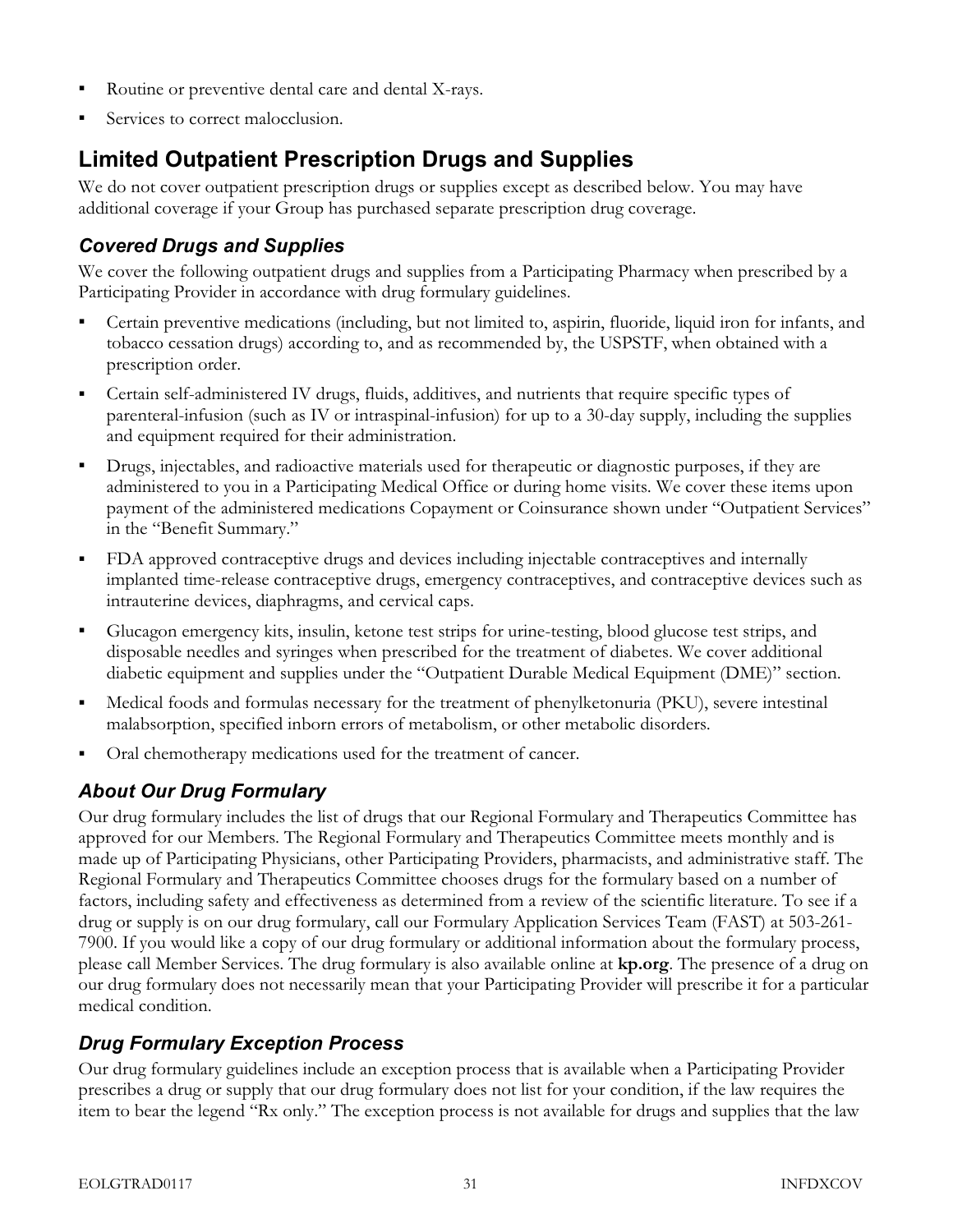- Routine or preventive dental care and dental X-rays.
- Services to correct malocclusion.

## Limited Outpatient Prescription Drugs and Supplies

We do not cover outpatient prescription drugs or supplies except as described below. You may have additional coverage if your Group has purchased separate prescription drug coverage.

### *Covered Drugs and Supplies*

We cover the following outpatient drugs and supplies from a Participating Pharmacy when prescribed by a Participating Provider in accordance with drug formulary guidelines.

- Certain preventive medications (including, but not limited to, aspirin, fluoride, liquid iron for infants, and tobacco cessation drugs) according to, and as recommended by, the USPSTF, when obtained with a prescription order.
- Certain self-administered IV drugs, fluids, additives, and nutrients that require specific types of parenteral-infusion (such as IV or intraspinal-infusion) for up to a 30-day supply, including the supplies and equipment required for their administration.
- Drugs, injectables, and radioactive materials used for therapeutic or diagnostic purposes, if they are administered to you in a Participating Medical Office or during home visits. We cover these items upon payment of the administered medications Copayment or Coinsurance shown under "Outpatient Services" in the "Benefit Summary."
- FDA approved contraceptive drugs and devices including injectable contraceptives and internally implanted time-release contraceptive drugs, emergency contraceptives, and contraceptive devices such as intrauterine devices, diaphragms, and cervical caps.
- Glucagon emergency kits, insulin, ketone test strips for urine-testing, blood glucose test strips, and disposable needles and syringes when prescribed for the treatment of diabetes. We cover additional diabetic equipment and supplies under the "Outpatient Durable Medical Equipment (DME)" section.
- Medical foods and formulas necessary for the treatment of phenylketonuria (PKU), severe intestinal malabsorption, specified inborn errors of metabolism, or other metabolic disorders.
- Oral chemotherapy medications used for the treatment of cancer.

### *About Our Drug Formulary*

Our drug formulary includes the list of drugs that our Regional Formulary and Therapeutics Committee has approved for our Members. The Regional Formulary and Therapeutics Committee meets monthly and is made up of Participating Physicians, other Participating Providers, pharmacists, and administrative staff. The Regional Formulary and Therapeutics Committee chooses drugs for the formulary based on a number of factors, including safety and effectiveness as determined from a review of the scientific literature. To see if a drug or supply is on our drug formulary, call our Formulary Application Services Team (FAST) at 503-261-7900. If you would like a copy of our drug formulary or additional information about the formulary process, please call Member Services. The drug formulary is also available online at **kp.org**. The presence of a drug on our drug formulary does not necessarily mean that your Participating Provider will prescribe it for a particular medical condition.

### *Drug Formulary Exception Process*

Our drug formulary guidelines include an exception process that is available when a Participating Provider prescribes a drug or supply that our drug formulary does not list for your condition, if the law requires the item to bear the legend "Rx only." The exception process is not available for drugs and supplies that the law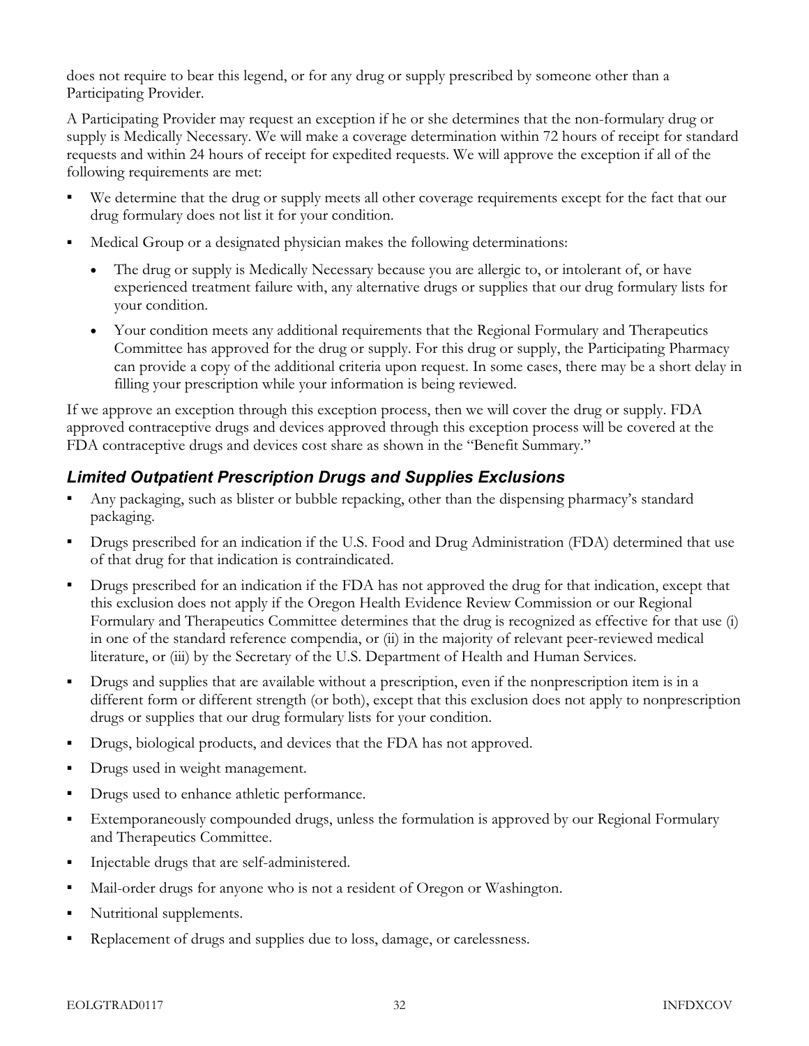does not require to bear this legend, or for any drug or supply prescribed by someone other than a Participating Provider.

A Participating Provider may request an exception if he or she determines that the non-formulary drug or supply is Medically Necessary. We will make a coverage determination within 72 hours of receipt for standard requests and within 24 hours of receipt for expedited requests. We will approve the exception if all of the following requirements are met:

- We determine that the drug or supply meets all other coverage requirements except for the fact that our drug formulary does not list it for your condition.
- Medical Group or a designated physician makes the following determinations:
  - The drug or supply is Medically Necessary because you are allergic to, or intolerant of, or have experienced treatment failure with, any alternative drugs or supplies that our drug formulary lists for your condition.
  - Your condition meets any additional requirements that the Regional Formulary and Therapeutics Committee has approved for the drug or supply. For this drug or supply, the Participating Pharmacy can provide a copy of the additional criteria upon request. In some cases, there may be a short delay in filling your prescription while your information is being reviewed.

If we approve an exception through this exception process, then we will cover the drug or supply. FDA approved contraceptive drugs and devices approved through this exception process will be covered at the FDA contraceptive drugs and devices cost share as shown in the "Benefit Summary."

### *Limited Outpatient Prescription Drugs and Supplies Exclusions*

- Any packaging, such as blister or bubble repacking, other than the dispensing pharmacy's standard packaging.
- Drugs prescribed for an indication if the U.S. Food and Drug Administration (FDA) determined that use of that drug for that indication is contraindicated.
- Drugs prescribed for an indication if the FDA has not approved the drug for that indication, except that this exclusion does not apply if the Oregon Health Evidence Review Commission or our Regional Formulary and Therapeutics Committee determines that the drug is recognized as effective for that use (i) in one of the standard reference compendia, or (ii) in the majority of relevant peer-reviewed medical literature, or (iii) by the Secretary of the U.S. Department of Health and Human Services.
- Drugs and supplies that are available without a prescription, even if the nonprescription item is in a different form or different strength (or both), except that this exclusion does not apply to nonprescription drugs or supplies that our drug formulary lists for your condition.
- Drugs, biological products, and devices that the FDA has not approved.
- Drugs used in weight management.
- Drugs used to enhance athletic performance.
- Extemporaneously compounded drugs, unless the formulation is approved by our Regional Formulary and Therapeutics Committee.
- Injectable drugs that are self-administered.
- Mail-order drugs for anyone who is not a resident of Oregon or Washington.
- Nutritional supplements.
- Replacement of drugs and supplies due to loss, damage, or carelessness.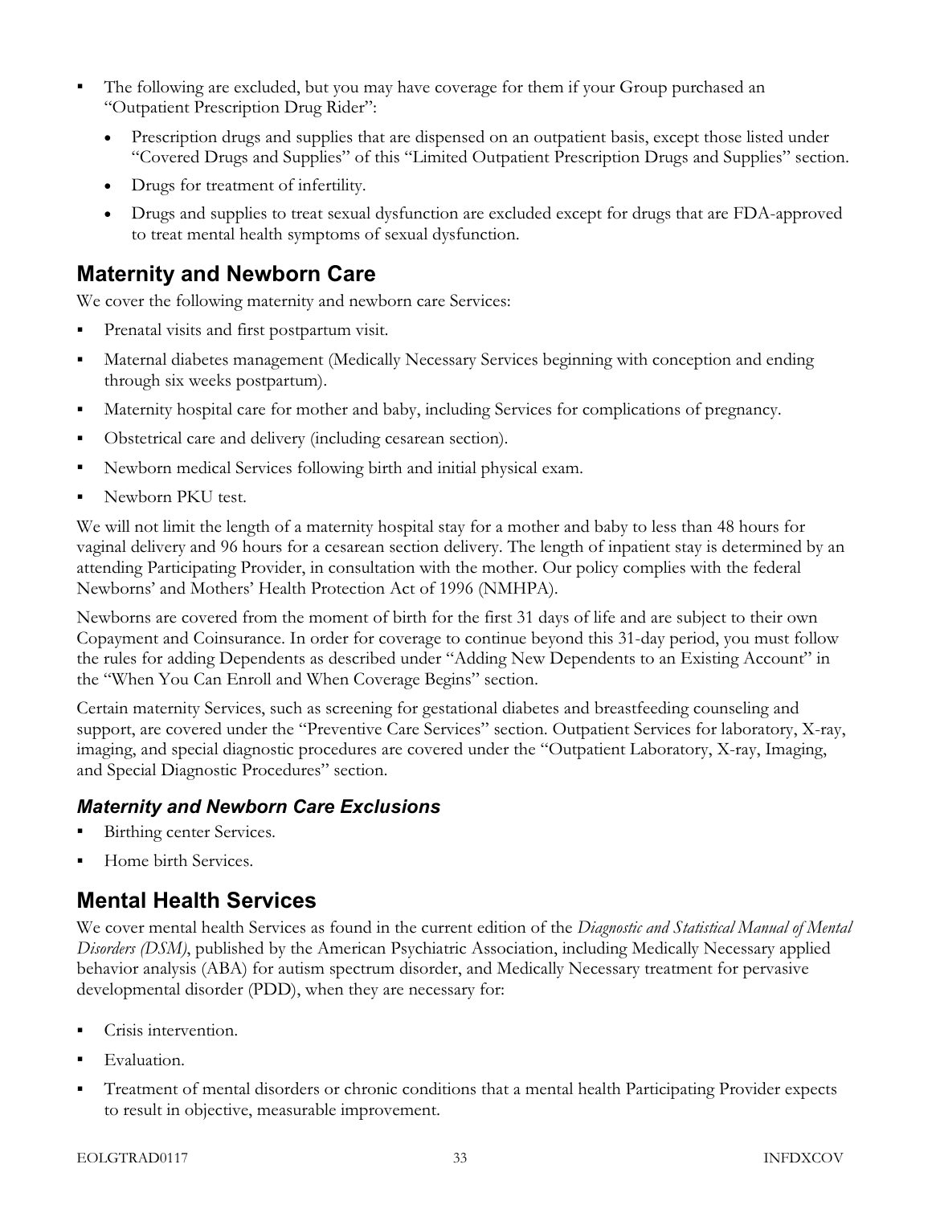- The following are excluded, but you may have coverage for them if your Group purchased an "Outpatient Prescription Drug Rider":
  - Prescription drugs and supplies that are dispensed on an outpatient basis, except those listed under "Covered Drugs and Supplies" of this "Limited Outpatient Prescription Drugs and Supplies" section.
  - Drugs for treatment of infertility.
  - Drugs and supplies to treat sexual dysfunction are excluded except for drugs that are FDA-approved to treat mental health symptoms of sexual dysfunction.

## Maternity and Newborn Care

We cover the following maternity and newborn care Services:

- Prenatal visits and first postpartum visit.
- Maternal diabetes management (Medically Necessary Services beginning with conception and ending through six weeks postpartum).
- Maternity hospital care for mother and baby, including Services for complications of pregnancy.
- Obstetrical care and delivery (including cesarean section).
- Newborn medical Services following birth and initial physical exam.
- Newborn PKU test.

We will not limit the length of a maternity hospital stay for a mother and baby to less than 48 hours for vaginal delivery and 96 hours for a cesarean section delivery. The length of inpatient stay is determined by an attending Participating Provider, in consultation with the mother. Our policy complies with the federal Newborns' and Mothers' Health Protection Act of 1996 (NMHPA).

Newborns are covered from the moment of birth for the first 31 days of life and are subject to their own Copayment and Coinsurance. In order for coverage to continue beyond this 31-day period, you must follow the rules for adding Dependents as described under "Adding New Dependents to an Existing Account" in the "When You Can Enroll and When Coverage Begins" section.

Certain maternity Services, such as screening for gestational diabetes and breastfeeding counseling and support, are covered under the "Preventive Care Services" section. Outpatient Services for laboratory, X-ray, imaging, and special diagnostic procedures are covered under the "Outpatient Laboratory, X-ray, Imaging, and Special Diagnostic Procedures" section.

### *Maternity and Newborn Care Exclusions*

- Birthing center Services.
- Home birth Services.

## Mental Health Services

We cover mental health Services as found in the current edition of the *Diagnostic and Statistical Manual of Mental Disorders (DSM)*, published by the American Psychiatric Association, including Medically Necessary applied behavior analysis (ABA) for autism spectrum disorder, and Medically Necessary treatment for pervasive developmental disorder (PDD), when they are necessary for:

- Crisis intervention.
- Evaluation.
- Treatment of mental disorders or chronic conditions that a mental health Participating Provider expects to result in objective, measurable improvement.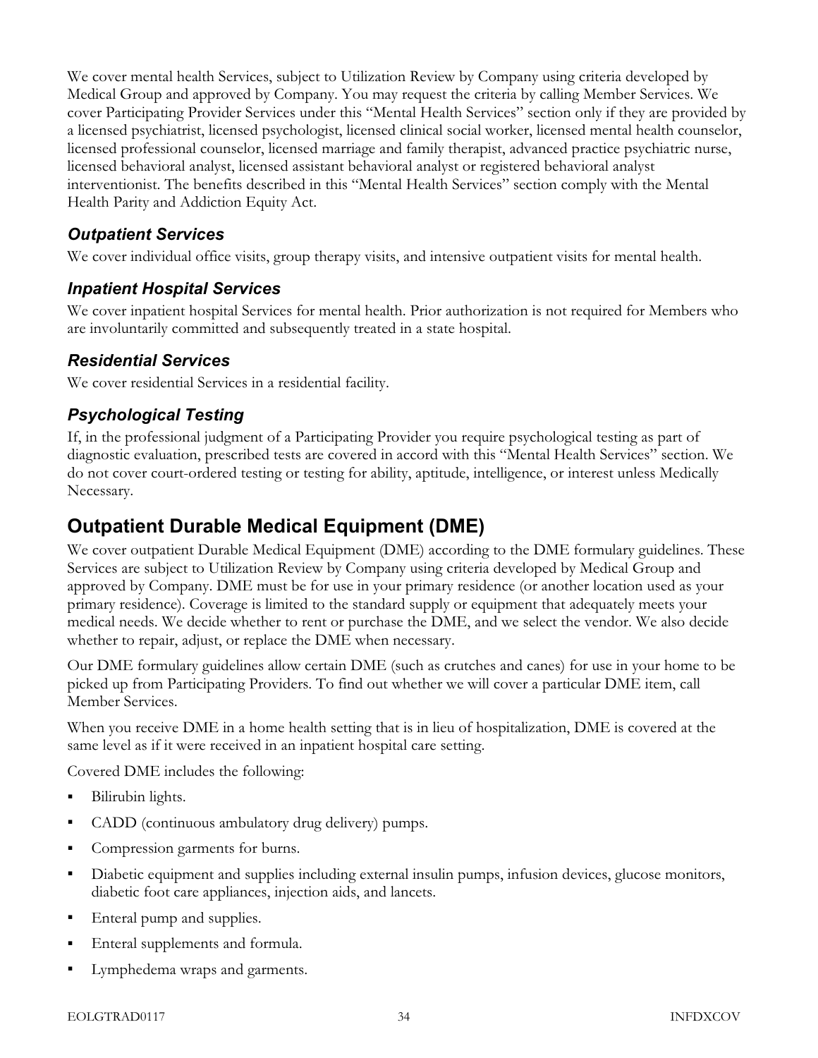We cover mental health Services, subject to Utilization Review by Company using criteria developed by Medical Group and approved by Company. You may request the criteria by calling Member Services. We cover Participating Provider Services under this "Mental Health Services" section only if they are provided by a licensed psychiatrist, licensed psychologist, licensed clinical social worker, licensed mental health counselor, licensed professional counselor, licensed marriage and family therapist, advanced practice psychiatric nurse, licensed behavioral analyst, licensed assistant behavioral analyst or registered behavioral analyst interventionist. The benefits described in this "Mental Health Services" section comply with the Mental Health Parity and Addiction Equity Act.

### *Outpatient Services*

We cover individual office visits, group therapy visits, and intensive outpatient visits for mental health.

### *Inpatient Hospital Services*

We cover inpatient hospital Services for mental health. Prior authorization is not required for Members who are involuntarily committed and subsequently treated in a state hospital.

### *Residential Services*

We cover residential Services in a residential facility.

### *Psychological Testing*

If, in the professional judgment of a Participating Provider you require psychological testing as part of diagnostic evaluation, prescribed tests are covered in accord with this "Mental Health Services" section. We do not cover court-ordered testing or testing for ability, aptitude, intelligence, or interest unless Medically Necessary.

## Outpatient Durable Medical Equipment (DME)

We cover outpatient Durable Medical Equipment (DME) according to the DME formulary guidelines. These Services are subject to Utilization Review by Company using criteria developed by Medical Group and approved by Company. DME must be for use in your primary residence (or another location used as your primary residence). Coverage is limited to the standard supply or equipment that adequately meets your medical needs. We decide whether to rent or purchase the DME, and we select the vendor. We also decide whether to repair, adjust, or replace the DME when necessary.

Our DME formulary guidelines allow certain DME (such as crutches and canes) for use in your home to be picked up from Participating Providers. To find out whether we will cover a particular DME item, call Member Services.

When you receive DME in a home health setting that is in lieu of hospitalization, DME is covered at the same level as if it were received in an inpatient hospital care setting.

Covered DME includes the following:

- Bilirubin lights.
- CADD (continuous ambulatory drug delivery) pumps.
- Compression garments for burns.
- Diabetic equipment and supplies including external insulin pumps, infusion devices, glucose monitors, diabetic foot care appliances, injection aids, and lancets.
- Enteral pump and supplies.
- Enteral supplements and formula.
- Lymphedema wraps and garments.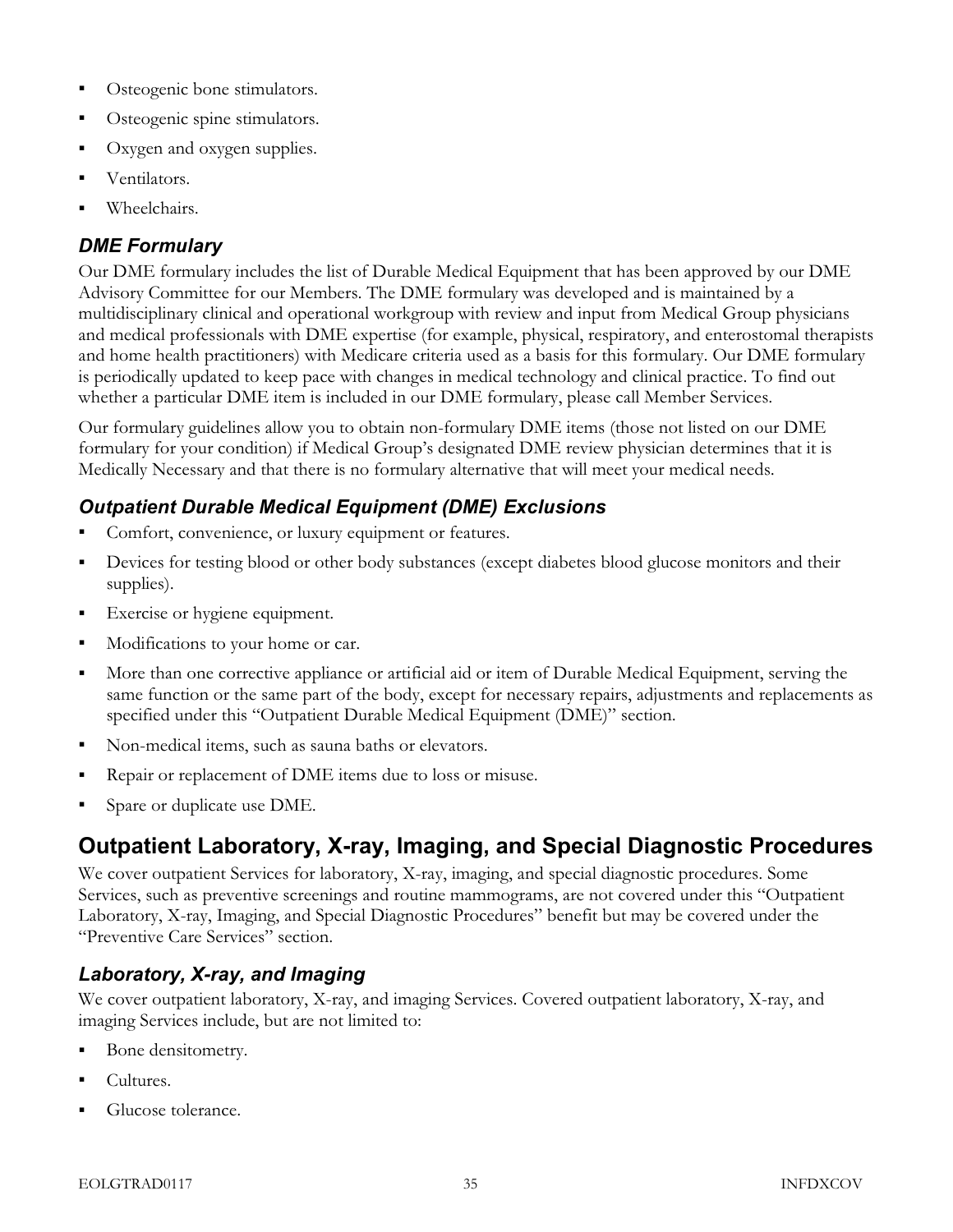- Osteogenic bone stimulators.
- Osteogenic spine stimulators.
- Oxygen and oxygen supplies.
- Ventilators.
- Wheelchairs.

### *DME Formulary*

Our DME formulary includes the list of Durable Medical Equipment that has been approved by our DME Advisory Committee for our Members. The DME formulary was developed and is maintained by a multidisciplinary clinical and operational workgroup with review and input from Medical Group physicians and medical professionals with DME expertise (for example, physical, respiratory, and enterostomal therapists and home health practitioners) with Medicare criteria used as a basis for this formulary. Our DME formulary is periodically updated to keep pace with changes in medical technology and clinical practice. To find out whether a particular DME item is included in our DME formulary, please call Member Services.

Our formulary guidelines allow you to obtain non-formulary DME items (those not listed on our DME formulary for your condition) if Medical Group's designated DME review physician determines that it is Medically Necessary and that there is no formulary alternative that will meet your medical needs.

### *Outpatient Durable Medical Equipment (DME) Exclusions*

- Comfort, convenience, or luxury equipment or features.
- Devices for testing blood or other body substances (except diabetes blood glucose monitors and their supplies).
- Exercise or hygiene equipment.
- Modifications to your home or car.
- More than one corrective appliance or artificial aid or item of Durable Medical Equipment, serving the same function or the same part of the body, except for necessary repairs, adjustments and replacements as specified under this "Outpatient Durable Medical Equipment (DME)" section.
- Non-medical items, such as sauna baths or elevators.
- Repair or replacement of DME items due to loss or misuse.
- Spare or duplicate use DME.

## Outpatient Laboratory, X-ray, Imaging, and Special Diagnostic Procedures

We cover outpatient Services for laboratory, X-ray, imaging, and special diagnostic procedures. Some Services, such as preventive screenings and routine mammograms, are not covered under this "Outpatient Laboratory, X-ray, Imaging, and Special Diagnostic Procedures" benefit but may be covered under the "Preventive Care Services" section.

### *Laboratory, X-ray, and Imaging*

We cover outpatient laboratory, X-ray, and imaging Services. Covered outpatient laboratory, X-ray, and imaging Services include, but are not limited to:

- Bone densitometry.
- Cultures.
- Glucose tolerance.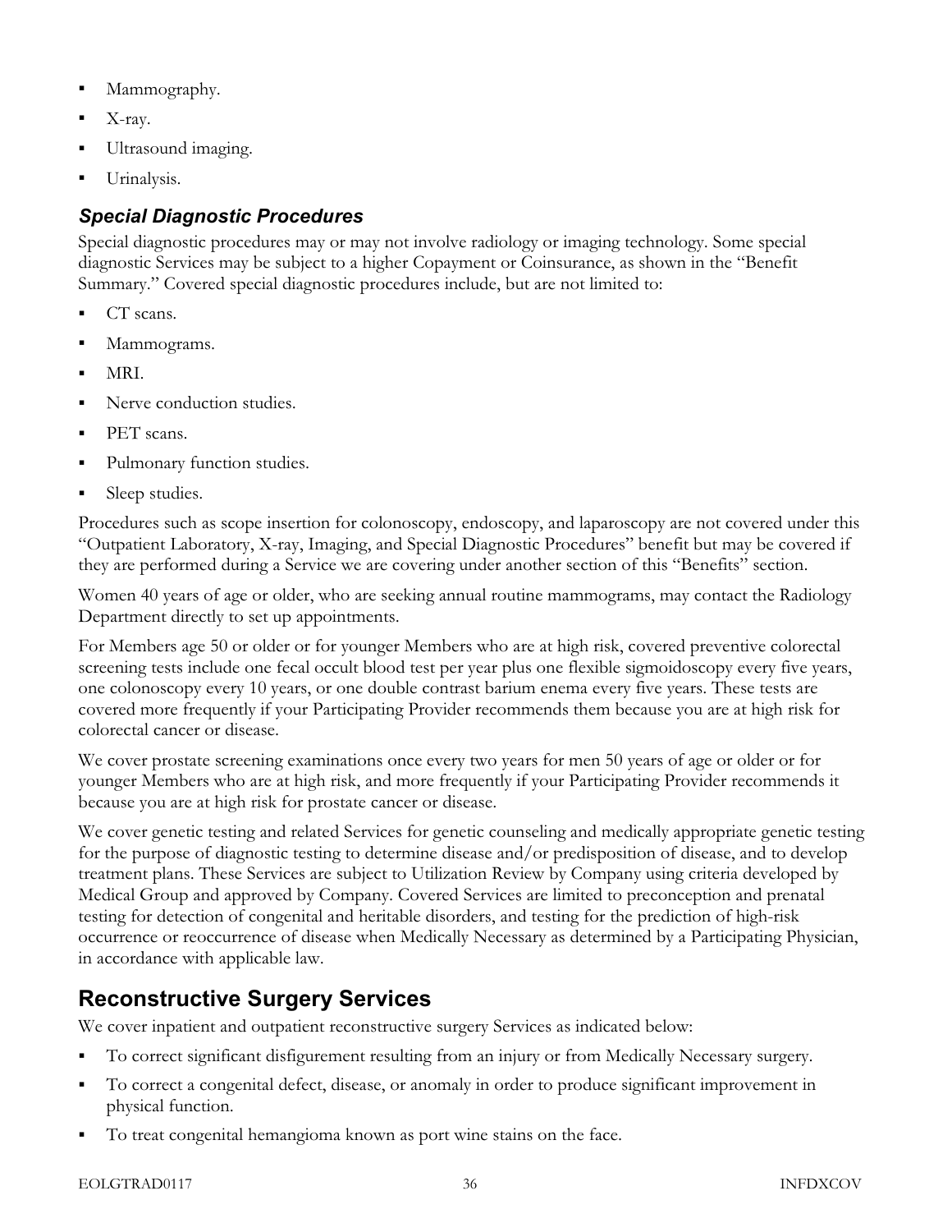- Mammography.
- X-ray.
- Ultrasound imaging.
- Urinalysis.

### *Special Diagnostic Procedures*

Special diagnostic procedures may or may not involve radiology or imaging technology. Some special diagnostic Services may be subject to a higher Copayment or Coinsurance, as shown in the "Benefit Summary." Covered special diagnostic procedures include, but are not limited to:

- CT scans.
- Mammograms.
- MRI.
- Nerve conduction studies.
- PET scans.
- Pulmonary function studies.
- Sleep studies.

Procedures such as scope insertion for colonoscopy, endoscopy, and laparoscopy are not covered under this "Outpatient Laboratory, X-ray, Imaging, and Special Diagnostic Procedures" benefit but may be covered if they are performed during a Service we are covering under another section of this "Benefits" section.

Women 40 years of age or older, who are seeking annual routine mammograms, may contact the Radiology Department directly to set up appointments.

For Members age 50 or older or for younger Members who are at high risk, covered preventive colorectal screening tests include one fecal occult blood test per year plus one flexible sigmoidoscopy every five years, one colonoscopy every 10 years, or one double contrast barium enema every five years. These tests are covered more frequently if your Participating Provider recommends them because you are at high risk for colorectal cancer or disease.

We cover prostate screening examinations once every two years for men 50 years of age or older or for younger Members who are at high risk, and more frequently if your Participating Provider recommends it because you are at high risk for prostate cancer or disease.

We cover genetic testing and related Services for genetic counseling and medically appropriate genetic testing for the purpose of diagnostic testing to determine disease and/or predisposition of disease, and to develop treatment plans. These Services are subject to Utilization Review by Company using criteria developed by Medical Group and approved by Company. Covered Services are limited to preconception and prenatal testing for detection of congenital and heritable disorders, and testing for the prediction of high-risk occurrence or reoccurrence of disease when Medically Necessary as determined by a Participating Physician, in accordance with applicable law.

## Reconstructive Surgery Services

We cover inpatient and outpatient reconstructive surgery Services as indicated below:

- To correct significant disfigurement resulting from an injury or from Medically Necessary surgery.
- To correct a congenital defect, disease, or anomaly in order to produce significant improvement in physical function.
- To treat congenital hemangioma known as port wine stains on the face.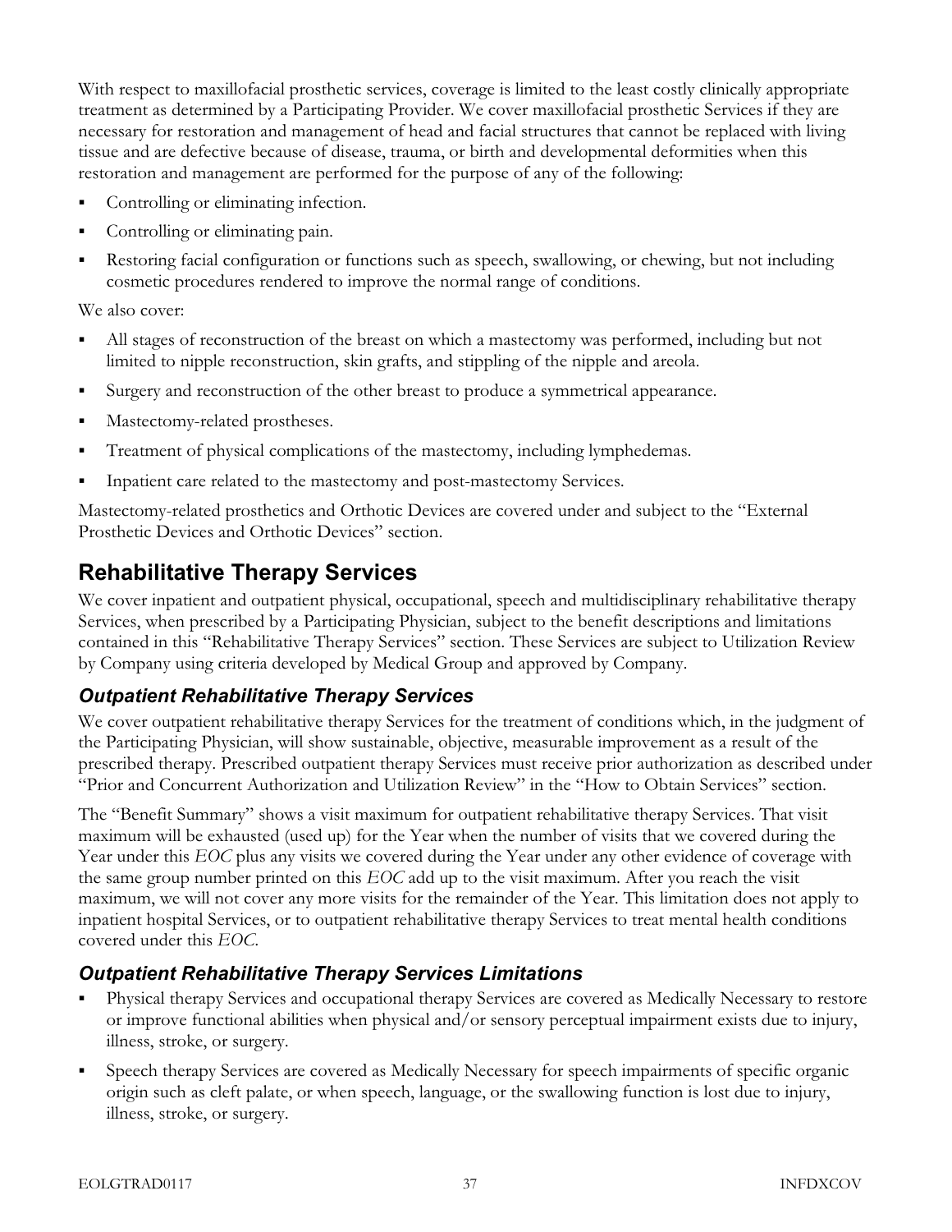With respect to maxillofacial prosthetic services, coverage is limited to the least costly clinically appropriate treatment as determined by a Participating Provider. We cover maxillofacial prosthetic Services if they are necessary for restoration and management of head and facial structures that cannot be replaced with living tissue and are defective because of disease, trauma, or birth and developmental deformities when this restoration and management are performed for the purpose of any of the following:

- Controlling or eliminating infection.
- Controlling or eliminating pain.
- Restoring facial configuration or functions such as speech, swallowing, or chewing, but not including cosmetic procedures rendered to improve the normal range of conditions.

We also cover:

- All stages of reconstruction of the breast on which a mastectomy was performed, including but not limited to nipple reconstruction, skin grafts, and stippling of the nipple and areola.
- Surgery and reconstruction of the other breast to produce a symmetrical appearance.
- Mastectomy-related prostheses.
- Treatment of physical complications of the mastectomy, including lymphedemas.
- Inpatient care related to the mastectomy and post-mastectomy Services.

Mastectomy-related prosthetics and Orthotic Devices are covered under and subject to the "External Prosthetic Devices and Orthotic Devices" section.

## Rehabilitative Therapy Services

We cover inpatient and outpatient physical, occupational, speech and multidisciplinary rehabilitative therapy Services, when prescribed by a Participating Physician, subject to the benefit descriptions and limitations contained in this "Rehabilitative Therapy Services" section. These Services are subject to Utilization Review by Company using criteria developed by Medical Group and approved by Company.

### *Outpatient Rehabilitative Therapy Services*

We cover outpatient rehabilitative therapy Services for the treatment of conditions which, in the judgment of the Participating Physician, will show sustainable, objective, measurable improvement as a result of the prescribed therapy. Prescribed outpatient therapy Services must receive prior authorization as described under "Prior and Concurrent Authorization and Utilization Review" in the "How to Obtain Services" section.

The "Benefit Summary" shows a visit maximum for outpatient rehabilitative therapy Services. That visit maximum will be exhausted (used up) for the Year when the number of visits that we covered during the Year under this *EOC* plus any visits we covered during the Year under any other evidence of coverage with the same group number printed on this *EOC* add up to the visit maximum. After you reach the visit maximum, we will not cover any more visits for the remainder of the Year. This limitation does not apply to inpatient hospital Services, or to outpatient rehabilitative therapy Services to treat mental health conditions covered under this *EOC*.

### *Outpatient Rehabilitative Therapy Services Limitations*

- Physical therapy Services and occupational therapy Services are covered as Medically Necessary to restore or improve functional abilities when physical and/or sensory perceptual impairment exists due to injury, illness, stroke, or surgery.
- Speech therapy Services are covered as Medically Necessary for speech impairments of specific organic origin such as cleft palate, or when speech, language, or the swallowing function is lost due to injury, illness, stroke, or surgery.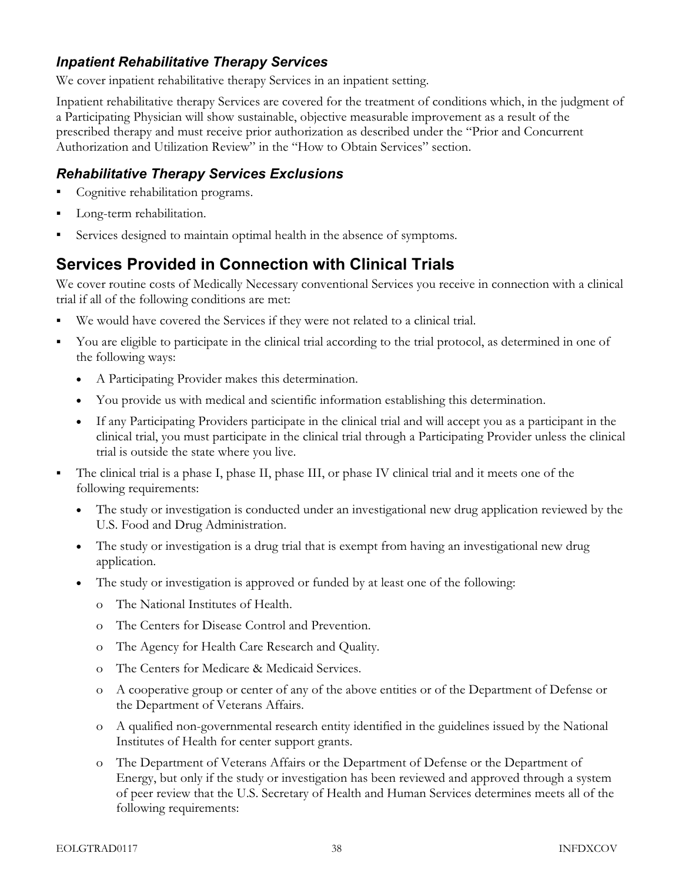### *Inpatient Rehabilitative Therapy Services*

We cover inpatient rehabilitative therapy Services in an inpatient setting.

Inpatient rehabilitative therapy Services are covered for the treatment of conditions which, in the judgment of a Participating Physician will show sustainable, objective measurable improvement as a result of the prescribed therapy and must receive prior authorization as described under the "Prior and Concurrent Authorization and Utilization Review" in the "How to Obtain Services" section.

### *Rehabilitative Therapy Services Exclusions*

- Cognitive rehabilitation programs.
- Long-term rehabilitation.
- Services designed to maintain optimal health in the absence of symptoms.

## Services Provided in Connection with Clinical Trials

We cover routine costs of Medically Necessary conventional Services you receive in connection with a clinical trial if all of the following conditions are met:

- We would have covered the Services if they were not related to a clinical trial.
- You are eligible to participate in the clinical trial according to the trial protocol, as determined in one of the following ways:
  - A Participating Provider makes this determination.
  - You provide us with medical and scientific information establishing this determination.
  - If any Participating Providers participate in the clinical trial and will accept you as a participant in the clinical trial, you must participate in the clinical trial through a Participating Provider unless the clinical trial is outside the state where you live.
- The clinical trial is a phase I, phase II, phase III, or phase IV clinical trial and it meets one of the following requirements:
  - The study or investigation is conducted under an investigational new drug application reviewed by the U.S. Food and Drug Administration.
  - The study or investigation is a drug trial that is exempt from having an investigational new drug application.
  - The study or investigation is approved or funded by at least one of the following:
    - The National Institutes of Health.
    - The Centers for Disease Control and Prevention.
    - The Agency for Health Care Research and Quality.
    - The Centers for Medicare & Medicaid Services.
    - A cooperative group or center of any of the above entities or of the Department of Defense or the Department of Veterans Affairs.
    - A qualified non-governmental research entity identified in the guidelines issued by the National Institutes of Health for center support grants.
    - The Department of Veterans Affairs or the Department of Defense or the Department of Energy, but only if the study or investigation has been reviewed and approved through a system of peer review that the U.S. Secretary of Health and Human Services determines meets all of the following requirements: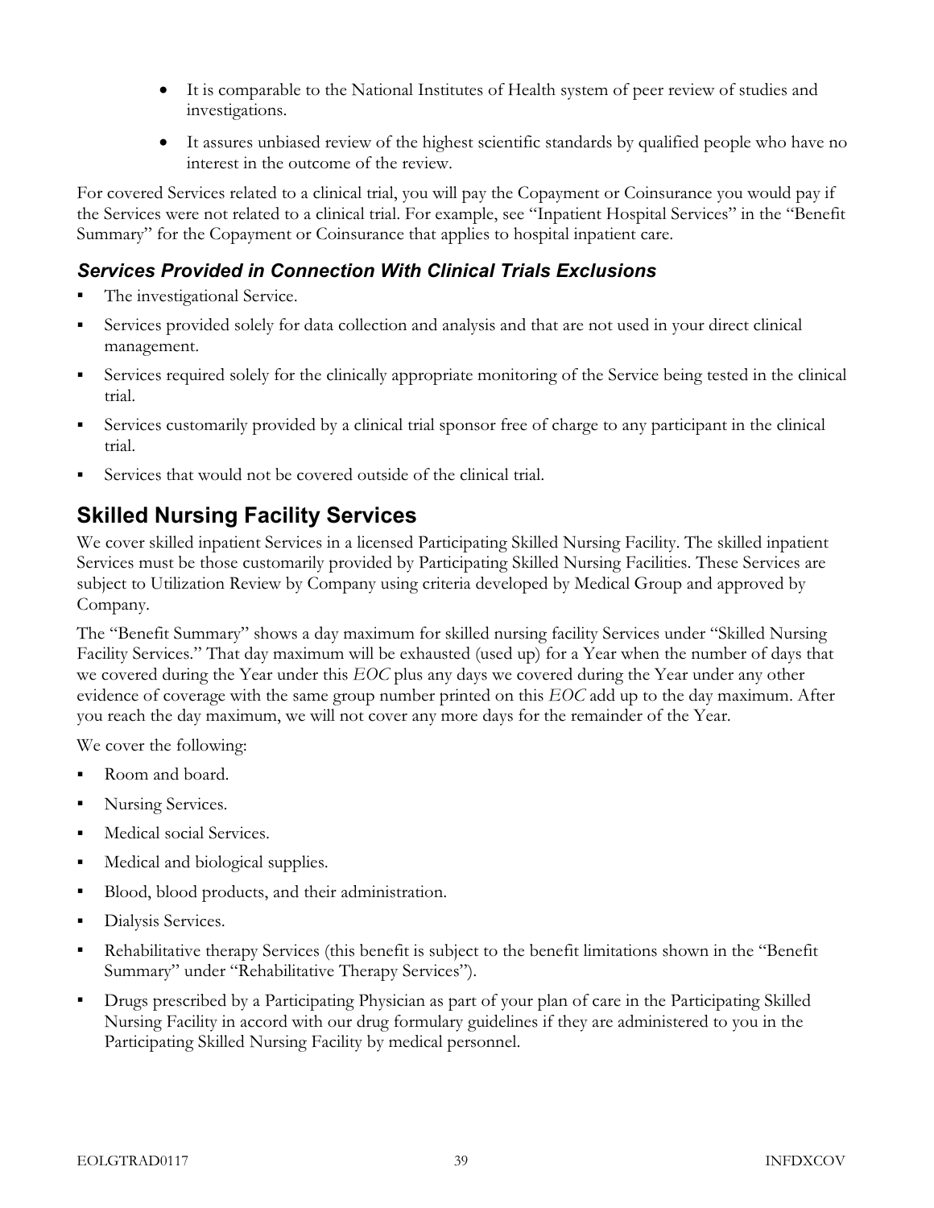- It is comparable to the National Institutes of Health system of peer review of studies and investigations.
- It assures unbiased review of the highest scientific standards by qualified people who have no interest in the outcome of the review.

For covered Services related to a clinical trial, you will pay the Copayment or Coinsurance you would pay if the Services were not related to a clinical trial. For example, see "Inpatient Hospital Services" in the "Benefit Summary" for the Copayment or Coinsurance that applies to hospital inpatient care.

### *Services Provided in Connection With Clinical Trials Exclusions*

- The investigational Service.
- Services provided solely for data collection and analysis and that are not used in your direct clinical management.
- Services required solely for the clinically appropriate monitoring of the Service being tested in the clinical trial.
- Services customarily provided by a clinical trial sponsor free of charge to any participant in the clinical trial.
- Services that would not be covered outside of the clinical trial.

## Skilled Nursing Facility Services

We cover skilled inpatient Services in a licensed Participating Skilled Nursing Facility. The skilled inpatient Services must be those customarily provided by Participating Skilled Nursing Facilities. These Services are subject to Utilization Review by Company using criteria developed by Medical Group and approved by Company.

The "Benefit Summary" shows a day maximum for skilled nursing facility Services under "Skilled Nursing Facility Services." That day maximum will be exhausted (used up) for a Year when the number of days that we covered during the Year under this *EOC* plus any days we covered during the Year under any other evidence of coverage with the same group number printed on this *EOC* add up to the day maximum. After you reach the day maximum, we will not cover any more days for the remainder of the Year.

We cover the following:

- Room and board.
- Nursing Services.
- Medical social Services.
- Medical and biological supplies.
- Blood, blood products, and their administration.
- Dialysis Services.
- Rehabilitative therapy Services (this benefit is subject to the benefit limitations shown in the "Benefit Summary" under "Rehabilitative Therapy Services").
- Drugs prescribed by a Participating Physician as part of your plan of care in the Participating Skilled Nursing Facility in accord with our drug formulary guidelines if they are administered to you in the Participating Skilled Nursing Facility by medical personnel.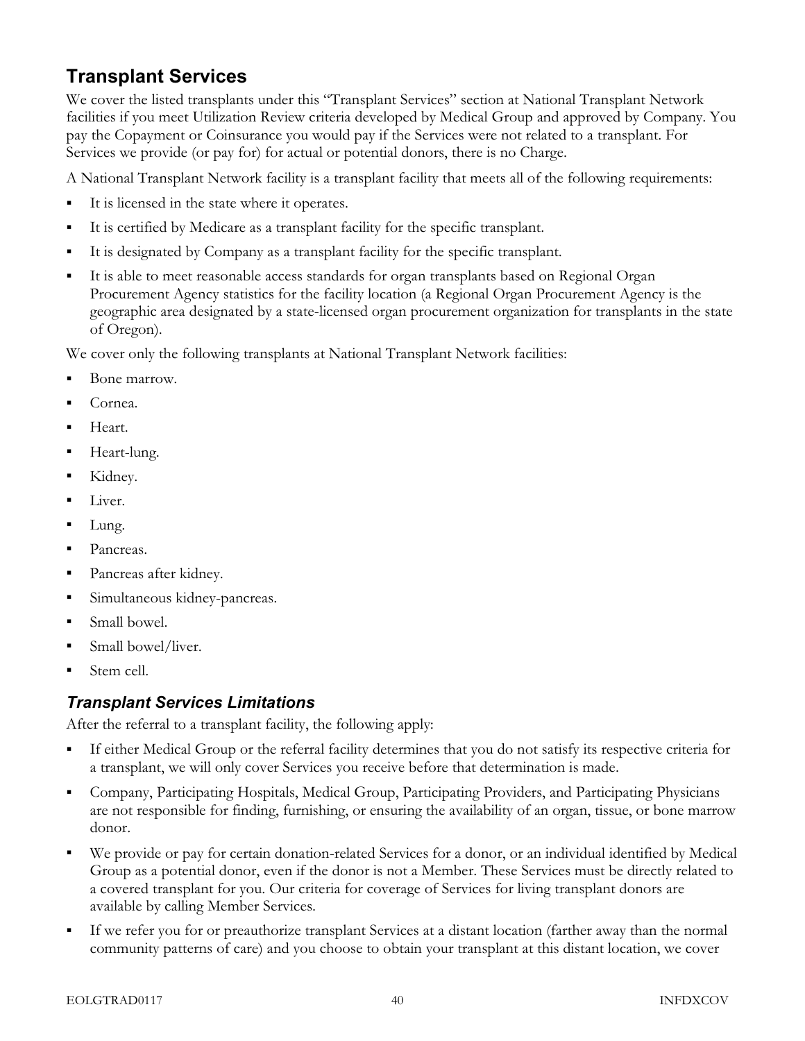## Transplant Services

We cover the listed transplants under this "Transplant Services" section at National Transplant Network facilities if you meet Utilization Review criteria developed by Medical Group and approved by Company. You pay the Copayment or Coinsurance you would pay if the Services were not related to a transplant. For Services we provide (or pay for) for actual or potential donors, there is no Charge.

A National Transplant Network facility is a transplant facility that meets all of the following requirements:

- It is licensed in the state where it operates.
- It is certified by Medicare as a transplant facility for the specific transplant.
- It is designated by Company as a transplant facility for the specific transplant.
- It is able to meet reasonable access standards for organ transplants based on Regional Organ Procurement Agency statistics for the facility location (a Regional Organ Procurement Agency is the geographic area designated by a state-licensed organ procurement organization for transplants in the state of Oregon).

We cover only the following transplants at National Transplant Network facilities:

- Bone marrow.
- Cornea.
- Heart.
- Heart-lung.
- Kidney.
- Liver.
- Lung.
- Pancreas.
- Pancreas after kidney.
- Simultaneous kidney-pancreas.
- Small bowel.
- Small bowel/liver.
- Stem cell.

### *Transplant Services Limitations*

After the referral to a transplant facility, the following apply:

- If either Medical Group or the referral facility determines that you do not satisfy its respective criteria for a transplant, we will only cover Services you receive before that determination is made.
- Company, Participating Hospitals, Medical Group, Participating Providers, and Participating Physicians are not responsible for finding, furnishing, or ensuring the availability of an organ, tissue, or bone marrow donor.
- We provide or pay for certain donation-related Services for a donor, or an individual identified by Medical Group as a potential donor, even if the donor is not a Member. These Services must be directly related to a covered transplant for you. Our criteria for coverage of Services for living transplant donors are available by calling Member Services.
- If we refer you for or preauthorize transplant Services at a distant location (farther away than the normal community patterns of care) and you choose to obtain your transplant at this distant location, we cover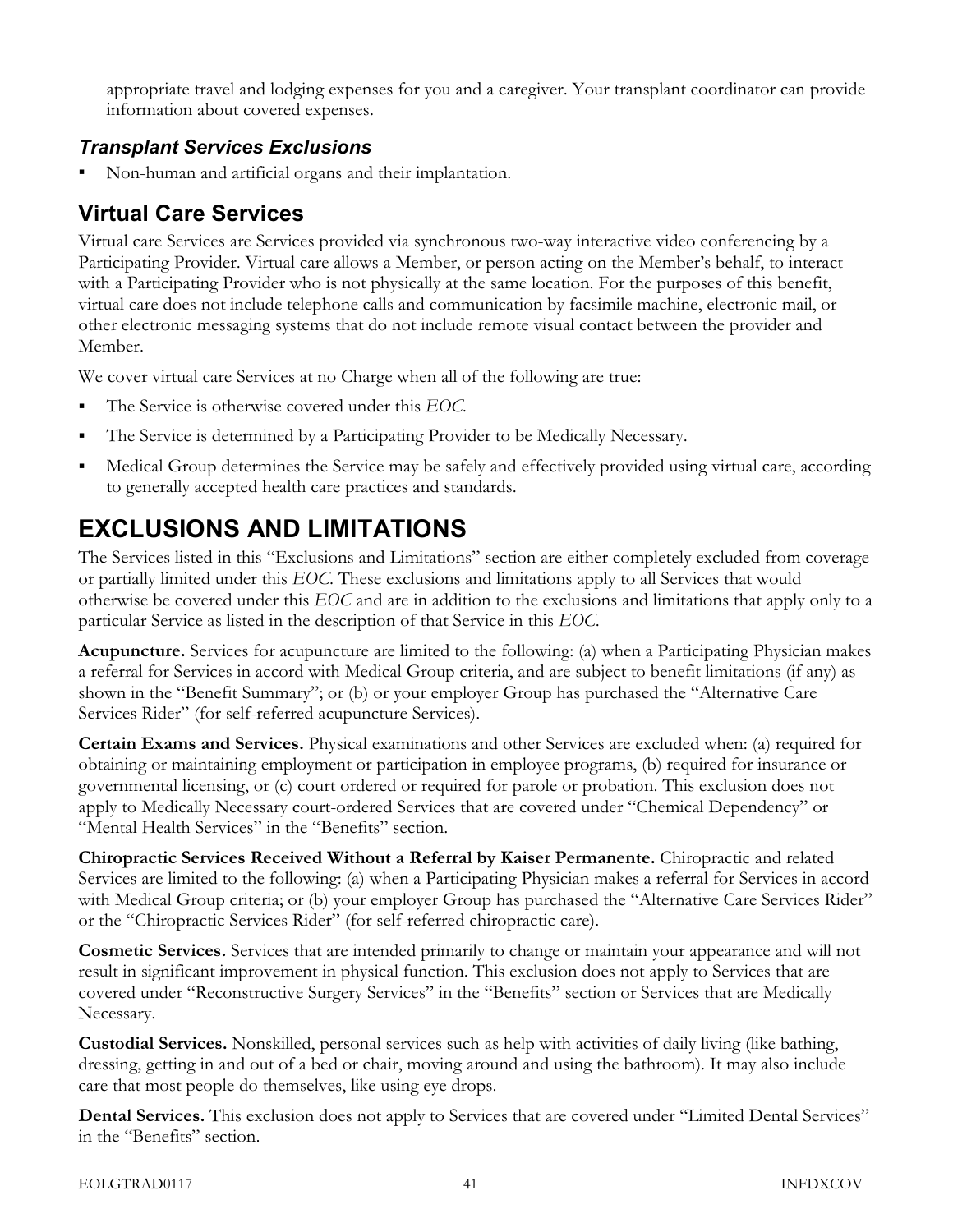appropriate travel and lodging expenses for you and a caregiver. Your transplant coordinator can provide information about covered expenses.

### *Transplant Services Exclusions*

- Non-human and artificial organs and their implantation.

## Virtual Care Services

Virtual care Services are Services provided via synchronous two-way interactive video conferencing by a Participating Provider. Virtual care allows a Member, or person acting on the Member's behalf, to interact with a Participating Provider who is not physically at the same location. For the purposes of this benefit, virtual care does not include telephone calls and communication by facsimile machine, electronic mail, or other electronic messaging systems that do not include remote visual contact between the provider and Member.

We cover virtual care Services at no Charge when all of the following are true:

- The Service is otherwise covered under this *EOC*.
- The Service is determined by a Participating Provider to be Medically Necessary.
- Medical Group determines the Service may be safely and effectively provided using virtual care, according to generally accepted health care practices and standards.

# EXCLUSIONS AND LIMITATIONS

The Services listed in this "Exclusions and Limitations" section are either completely excluded from coverage or partially limited under this *EOC*. These exclusions and limitations apply to all Services that would otherwise be covered under this *EOC* and are in addition to the exclusions and limitations that apply only to a particular Service as listed in the description of that Service in this *EOC*.

**Acupuncture.** Services for acupuncture are limited to the following: (a) when a Participating Physician makes a referral for Services in accord with Medical Group criteria, and are subject to benefit limitations (if any) as shown in the "Benefit Summary"; or (b) or your employer Group has purchased the "Alternative Care Services Rider" (for self-referred acupuncture Services).

**Certain Exams and Services.** Physical examinations and other Services are excluded when: (a) required for obtaining or maintaining employment or participation in employee programs, (b) required for insurance or governmental licensing, or (c) court ordered or required for parole or probation. This exclusion does not apply to Medically Necessary court-ordered Services that are covered under "Chemical Dependency" or "Mental Health Services" in the "Benefits" section.

**Chiropractic Services Received Without a Referral by Kaiser Permanente.** Chiropractic and related Services are limited to the following: (a) when a Participating Physician makes a referral for Services in accord with Medical Group criteria; or (b) your employer Group has purchased the "Alternative Care Services Rider" or the "Chiropractic Services Rider" (for self-referred chiropractic care).

**Cosmetic Services.** Services that are intended primarily to change or maintain your appearance and will not result in significant improvement in physical function. This exclusion does not apply to Services that are covered under "Reconstructive Surgery Services" in the "Benefits" section or Services that are Medically Necessary.

**Custodial Services.** Nonskilled, personal services such as help with activities of daily living (like bathing, dressing, getting in and out of a bed or chair, moving around and using the bathroom). It may also include care that most people do themselves, like using eye drops.

**Dental Services.** This exclusion does not apply to Services that are covered under "Limited Dental Services" in the "Benefits" section.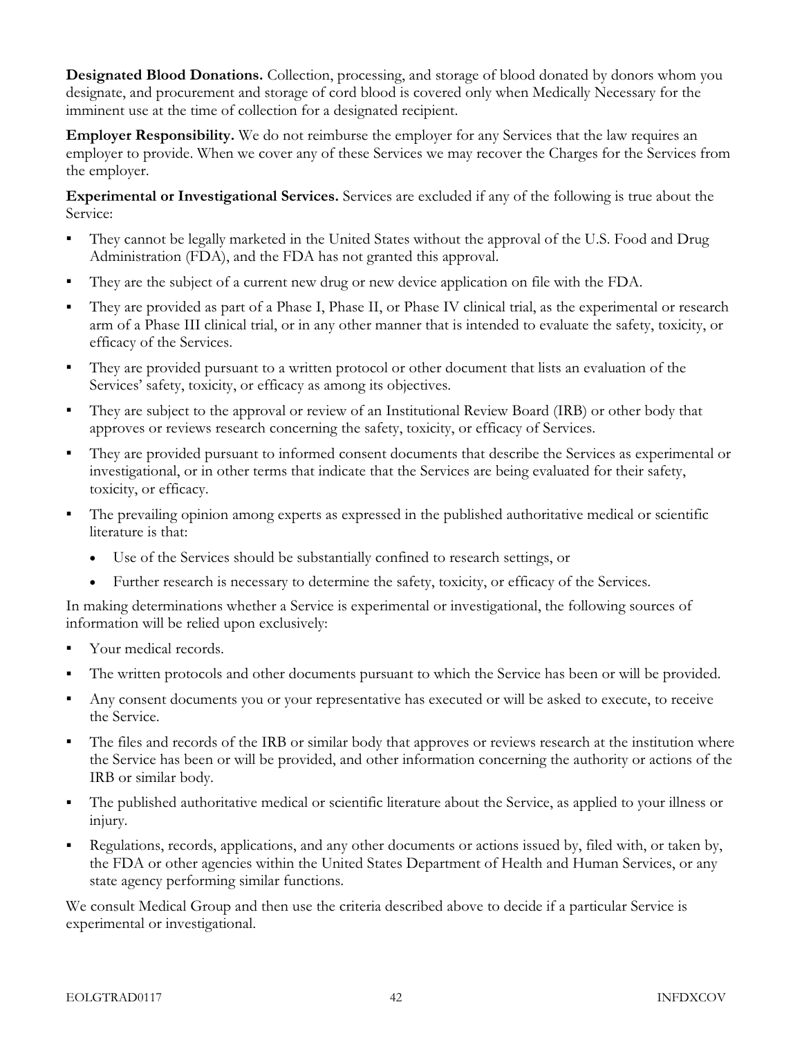**Designated Blood Donations.** Collection, processing, and storage of blood donated by donors whom you designate, and procurement and storage of cord blood is covered only when Medically Necessary for the imminent use at the time of collection for a designated recipient.

**Employer Responsibility.** We do not reimburse the employer for any Services that the law requires an employer to provide. When we cover any of these Services we may recover the Charges for the Services from the employer.

**Experimental or Investigational Services.** Services are excluded if any of the following is true about the Service:

- They cannot be legally marketed in the United States without the approval of the U.S. Food and Drug Administration (FDA), and the FDA has not granted this approval.
- They are the subject of a current new drug or new device application on file with the FDA.
- They are provided as part of a Phase I, Phase II, or Phase IV clinical trial, as the experimental or research arm of a Phase III clinical trial, or in any other manner that is intended to evaluate the safety, toxicity, or efficacy of the Services.
- They are provided pursuant to a written protocol or other document that lists an evaluation of the Services' safety, toxicity, or efficacy as among its objectives.
- They are subject to the approval or review of an Institutional Review Board (IRB) or other body that approves or reviews research concerning the safety, toxicity, or efficacy of Services.
- They are provided pursuant to informed consent documents that describe the Services as experimental or investigational, or in other terms that indicate that the Services are being evaluated for their safety, toxicity, or efficacy.
- The prevailing opinion among experts as expressed in the published authoritative medical or scientific literature is that:
  - Use of the Services should be substantially confined to research settings, or
  - Further research is necessary to determine the safety, toxicity, or efficacy of the Services.

In making determinations whether a Service is experimental or investigational, the following sources of information will be relied upon exclusively:

- Your medical records.
- The written protocols and other documents pursuant to which the Service has been or will be provided.
- Any consent documents you or your representative has executed or will be asked to execute, to receive the Service.
- The files and records of the IRB or similar body that approves or reviews research at the institution where the Service has been or will be provided, and other information concerning the authority or actions of the IRB or similar body.
- The published authoritative medical or scientific literature about the Service, as applied to your illness or injury.
- Regulations, records, applications, and any other documents or actions issued by, filed with, or taken by, the FDA or other agencies within the United States Department of Health and Human Services, or any state agency performing similar functions.

We consult Medical Group and then use the criteria described above to decide if a particular Service is experimental or investigational.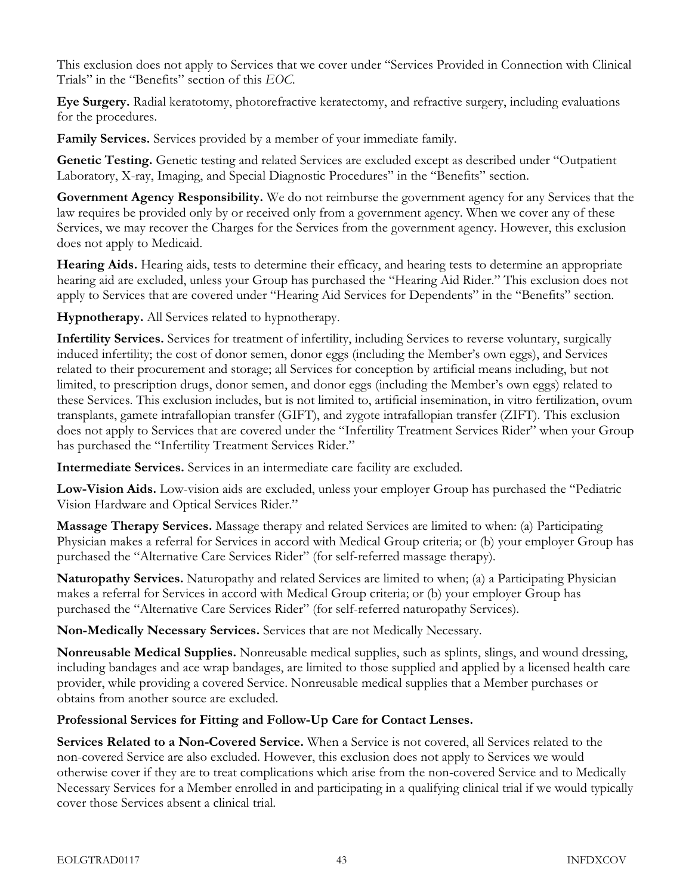This exclusion does not apply to Services that we cover under "Services Provided in Connection with Clinical Trials" in the "Benefits" section of this *EOC*.

**Eye Surgery.** Radial keratotomy, photorefractive keratectomy, and refractive surgery, including evaluations for the procedures.

**Family Services.** Services provided by a member of your immediate family.

**Genetic Testing.** Genetic testing and related Services are excluded except as described under "Outpatient Laboratory, X-ray, Imaging, and Special Diagnostic Procedures" in the "Benefits" section.

**Government Agency Responsibility.** We do not reimburse the government agency for any Services that the law requires be provided only by or received only from a government agency. When we cover any of these Services, we may recover the Charges for the Services from the government agency. However, this exclusion does not apply to Medicaid.

**Hearing Aids.** Hearing aids, tests to determine their efficacy, and hearing tests to determine an appropriate hearing aid are excluded, unless your Group has purchased the "Hearing Aid Rider." This exclusion does not apply to Services that are covered under "Hearing Aid Services for Dependents" in the "Benefits" section.

**Hypnotherapy.** All Services related to hypnotherapy.

**Infertility Services.** Services for treatment of infertility, including Services to reverse voluntary, surgically induced infertility; the cost of donor semen, donor eggs (including the Member's own eggs), and Services related to their procurement and storage; all Services for conception by artificial means including, but not limited, to prescription drugs, donor semen, and donor eggs (including the Member's own eggs) related to these Services. This exclusion includes, but is not limited to, artificial insemination, in vitro fertilization, ovum transplants, gamete intrafallopian transfer (GIFT), and zygote intrafallopian transfer (ZIFT). This exclusion does not apply to Services that are covered under the "Infertility Treatment Services Rider" when your Group has purchased the "Infertility Treatment Services Rider."

**Intermediate Services.** Services in an intermediate care facility are excluded.

**Low-Vision Aids.** Low-vision aids are excluded, unless your employer Group has purchased the "Pediatric Vision Hardware and Optical Services Rider."

**Massage Therapy Services.** Massage therapy and related Services are limited to when: (a) Participating Physician makes a referral for Services in accord with Medical Group criteria; or (b) your employer Group has purchased the "Alternative Care Services Rider" (for self-referred massage therapy).

**Naturopathy Services.** Naturopathy and related Services are limited to when; (a) a Participating Physician makes a referral for Services in accord with Medical Group criteria; or (b) your employer Group has purchased the "Alternative Care Services Rider" (for self-referred naturopathy Services).

**Non-Medically Necessary Services.** Services that are not Medically Necessary.

**Nonreusable Medical Supplies.** Nonreusable medical supplies, such as splints, slings, and wound dressing, including bandages and ace wrap bandages, are limited to those supplied and applied by a licensed health care provider, while providing a covered Service. Nonreusable medical supplies that a Member purchases or obtains from another source are excluded.

**Professional Services for Fitting and Follow-Up Care for Contact Lenses.**

**Services Related to a Non-Covered Service.** When a Service is not covered, all Services related to the non-covered Service are also excluded. However, this exclusion does not apply to Services we would otherwise cover if they are to treat complications which arise from the non-covered Service and to Medically Necessary Services for a Member enrolled in and participating in a qualifying clinical trial if we would typically cover those Services absent a clinical trial.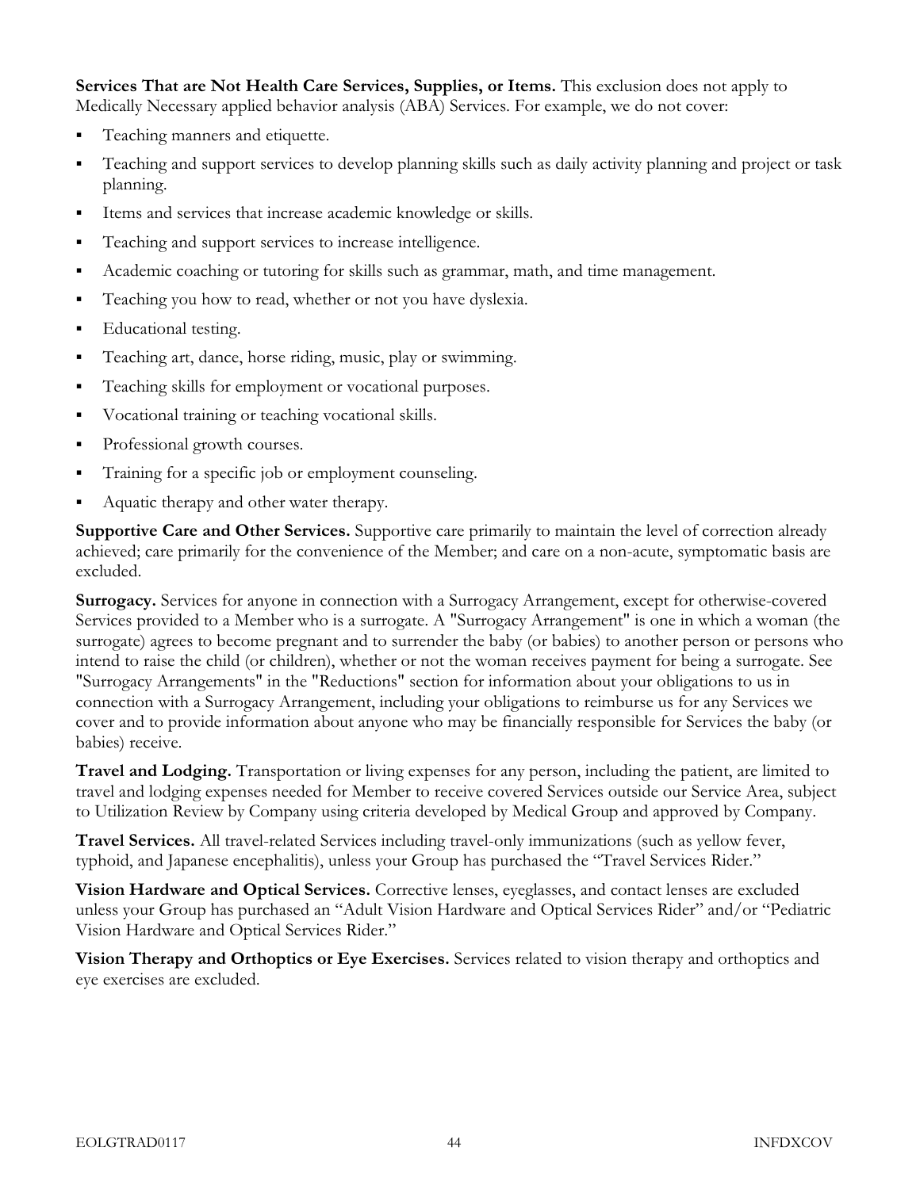**Services That are Not Health Care Services, Supplies, or Items.** This exclusion does not apply to Medically Necessary applied behavior analysis (ABA) Services. For example, we do not cover:

- Teaching manners and etiquette.
- Teaching and support services to develop planning skills such as daily activity planning and project or task planning.
- Items and services that increase academic knowledge or skills.
- Teaching and support services to increase intelligence.
- Academic coaching or tutoring for skills such as grammar, math, and time management.
- Teaching you how to read, whether or not you have dyslexia.
- Educational testing.
- Teaching art, dance, horse riding, music, play or swimming.
- Teaching skills for employment or vocational purposes.
- Vocational training or teaching vocational skills.
- Professional growth courses.
- Training for a specific job or employment counseling.
- Aquatic therapy and other water therapy.

**Supportive Care and Other Services.** Supportive care primarily to maintain the level of correction already achieved; care primarily for the convenience of the Member; and care on a non-acute, symptomatic basis are excluded.

**Surrogacy.** Services for anyone in connection with a Surrogacy Arrangement, except for otherwise-covered Services provided to a Member who is a surrogate. A "Surrogacy Arrangement" is one in which a woman (the surrogate) agrees to become pregnant and to surrender the baby (or babies) to another person or persons who intend to raise the child (or children), whether or not the woman receives payment for being a surrogate. See "Surrogacy Arrangements" in the "Reductions" section for information about your obligations to us in connection with a Surrogacy Arrangement, including your obligations to reimburse us for any Services we cover and to provide information about anyone who may be financially responsible for Services the baby (or babies) receive.

**Travel and Lodging.** Transportation or living expenses for any person, including the patient, are limited to travel and lodging expenses needed for Member to receive covered Services outside our Service Area, subject to Utilization Review by Company using criteria developed by Medical Group and approved by Company.

**Travel Services.** All travel-related Services including travel-only immunizations (such as yellow fever, typhoid, and Japanese encephalitis), unless your Group has purchased the "Travel Services Rider."

**Vision Hardware and Optical Services.** Corrective lenses, eyeglasses, and contact lenses are excluded unless your Group has purchased an "Adult Vision Hardware and Optical Services Rider" and/or "Pediatric Vision Hardware and Optical Services Rider."

**Vision Therapy and Orthoptics or Eye Exercises.** Services related to vision therapy and orthoptics and eye exercises are excluded.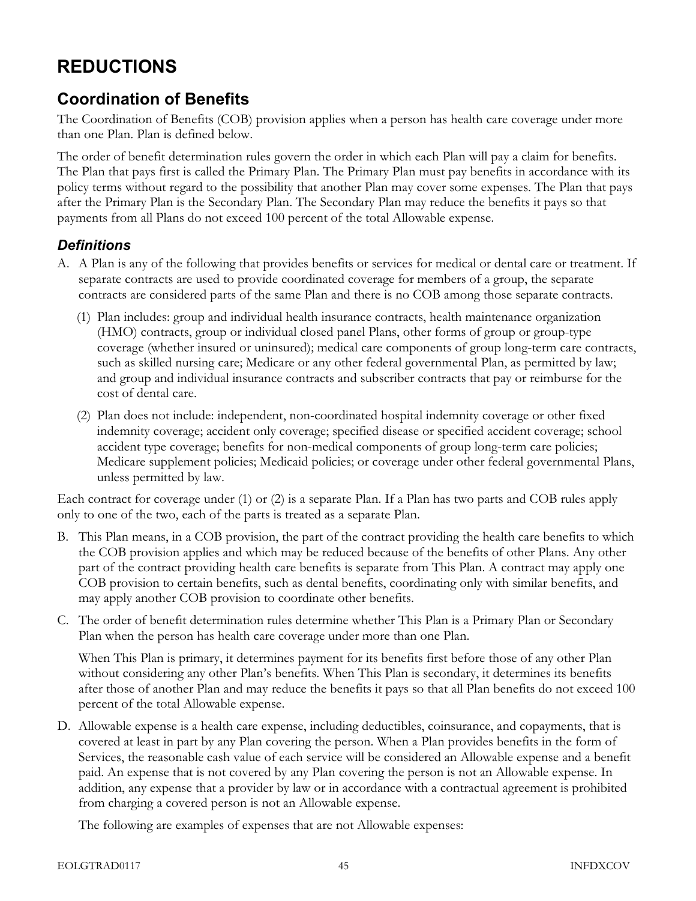# REDUCTIONS

## Coordination of Benefits

The Coordination of Benefits (COB) provision applies when a person has health care coverage under more than one Plan. Plan is defined below.

The order of benefit determination rules govern the order in which each Plan will pay a claim for benefits. The Plan that pays first is called the Primary Plan. The Primary Plan must pay benefits in accordance with its policy terms without regard to the possibility that another Plan may cover some expenses. The Plan that pays after the Primary Plan is the Secondary Plan. The Secondary Plan may reduce the benefits it pays so that payments from all Plans do not exceed 100 percent of the total Allowable expense.

### *Definitions*

A. A Plan is any of the following that provides benefits or services for medical or dental care or treatment. If separate contracts are used to provide coordinated coverage for members of a group, the separate contracts are considered parts of the same Plan and there is no COB among those separate contracts.

   (1) Plan includes: group and individual health insurance contracts, health maintenance organization (HMO) contracts, group or individual closed panel Plans, other forms of group or group-type coverage (whether insured or uninsured); medical care components of group long-term care contracts, such as skilled nursing care; Medicare or any other federal governmental Plan, as permitted by law; and group and individual insurance contracts and subscriber contracts that pay or reimburse for the cost of dental care.

   (2) Plan does not include: independent, non-coordinated hospital indemnity coverage or other fixed indemnity coverage; accident only coverage; specified disease or specified accident coverage; school accident type coverage; benefits for non-medical components of group long-term care policies; Medicare supplement policies; Medicaid policies; or coverage under other federal governmental Plans, unless permitted by law.

Each contract for coverage under (1) or (2) is a separate Plan. If a Plan has two parts and COB rules apply only to one of the two, each of the parts is treated as a separate Plan.

B. This Plan means, in a COB provision, the part of the contract providing the health care benefits to which the COB provision applies and which may be reduced because of the benefits of other Plans. Any other part of the contract providing health care benefits is separate from This Plan. A contract may apply one COB provision to certain benefits, such as dental benefits, coordinating only with similar benefits, and may apply another COB provision to coordinate other benefits.

C. The order of benefit determination rules determine whether This Plan is a Primary Plan or Secondary Plan when the person has health care coverage under more than one Plan.

   When This Plan is primary, it determines payment for its benefits first before those of any other Plan without considering any other Plan's benefits. When This Plan is secondary, it determines its benefits after those of another Plan and may reduce the benefits it pays so that all Plan benefits do not exceed 100 percent of the total Allowable expense.

D. Allowable expense is a health care expense, including deductibles, coinsurance, and copayments, that is covered at least in part by any Plan covering the person. When a Plan provides benefits in the form of Services, the reasonable cash value of each service will be considered an Allowable expense and a benefit paid. An expense that is not covered by any Plan covering the person is not an Allowable expense. In addition, any expense that a provider by law or in accordance with a contractual agreement is prohibited from charging a covered person is not an Allowable expense.

   The following are examples of expenses that are not Allowable expenses: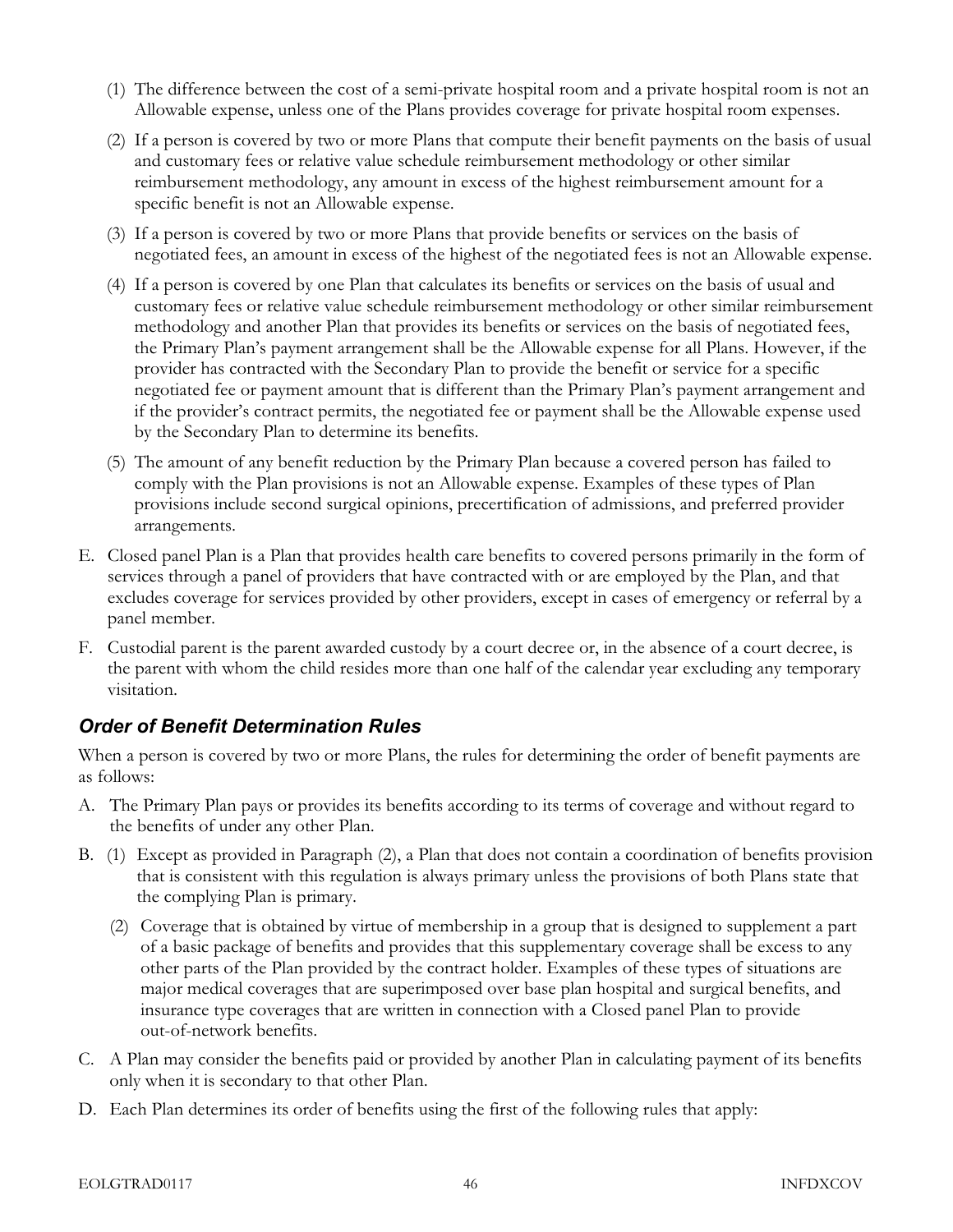(1) The difference between the cost of a semi-private hospital room and a private hospital room is not an Allowable expense, unless one of the Plans provides coverage for private hospital room expenses.

(2) If a person is covered by two or more Plans that compute their benefit payments on the basis of usual and customary fees or relative value schedule reimbursement methodology or other similar reimbursement methodology, any amount in excess of the highest reimbursement amount for a specific benefit is not an Allowable expense.

(3) If a person is covered by two or more Plans that provide benefits or services on the basis of negotiated fees, an amount in excess of the highest of the negotiated fees is not an Allowable expense.

(4) If a person is covered by one Plan that calculates its benefits or services on the basis of usual and customary fees or relative value schedule reimbursement methodology or other similar reimbursement methodology and another Plan that provides its benefits or services on the basis of negotiated fees, the Primary Plan's payment arrangement shall be the Allowable expense for all Plans. However, if the provider has contracted with the Secondary Plan to provide the benefit or service for a specific negotiated fee or payment amount that is different than the Primary Plan's payment arrangement and if the provider's contract permits, the negotiated fee or payment shall be the Allowable expense used by the Secondary Plan to determine its benefits.

(5) The amount of any benefit reduction by the Primary Plan because a covered person has failed to comply with the Plan provisions is not an Allowable expense. Examples of these types of Plan provisions include second surgical opinions, precertification of admissions, and preferred provider arrangements.

E. Closed panel Plan is a Plan that provides health care benefits to covered persons primarily in the form of services through a panel of providers that have contracted with or are employed by the Plan, and that excludes coverage for services provided by other providers, except in cases of emergency or referral by a panel member.

F. Custodial parent is the parent awarded custody by a court decree or, in the absence of a court decree, is the parent with whom the child resides more than one half of the calendar year excluding any temporary visitation.

### *Order of Benefit Determination Rules*

When a person is covered by two or more Plans, the rules for determining the order of benefit payments are as follows:

A. The Primary Plan pays or provides its benefits according to its terms of coverage and without regard to the benefits of under any other Plan.

B. (1) Except as provided in Paragraph (2), a Plan that does not contain a coordination of benefits provision that is consistent with this regulation is always primary unless the provisions of both Plans state that the complying Plan is primary.

   (2) Coverage that is obtained by virtue of membership in a group that is designed to supplement a part of a basic package of benefits and provides that this supplementary coverage shall be excess to any other parts of the Plan provided by the contract holder. Examples of these types of situations are major medical coverages that are superimposed over base plan hospital and surgical benefits, and insurance type coverages that are written in connection with a Closed panel Plan to provide out-of-network benefits.

C. A Plan may consider the benefits paid or provided by another Plan in calculating payment of its benefits only when it is secondary to that other Plan.

D. Each Plan determines its order of benefits using the first of the following rules that apply: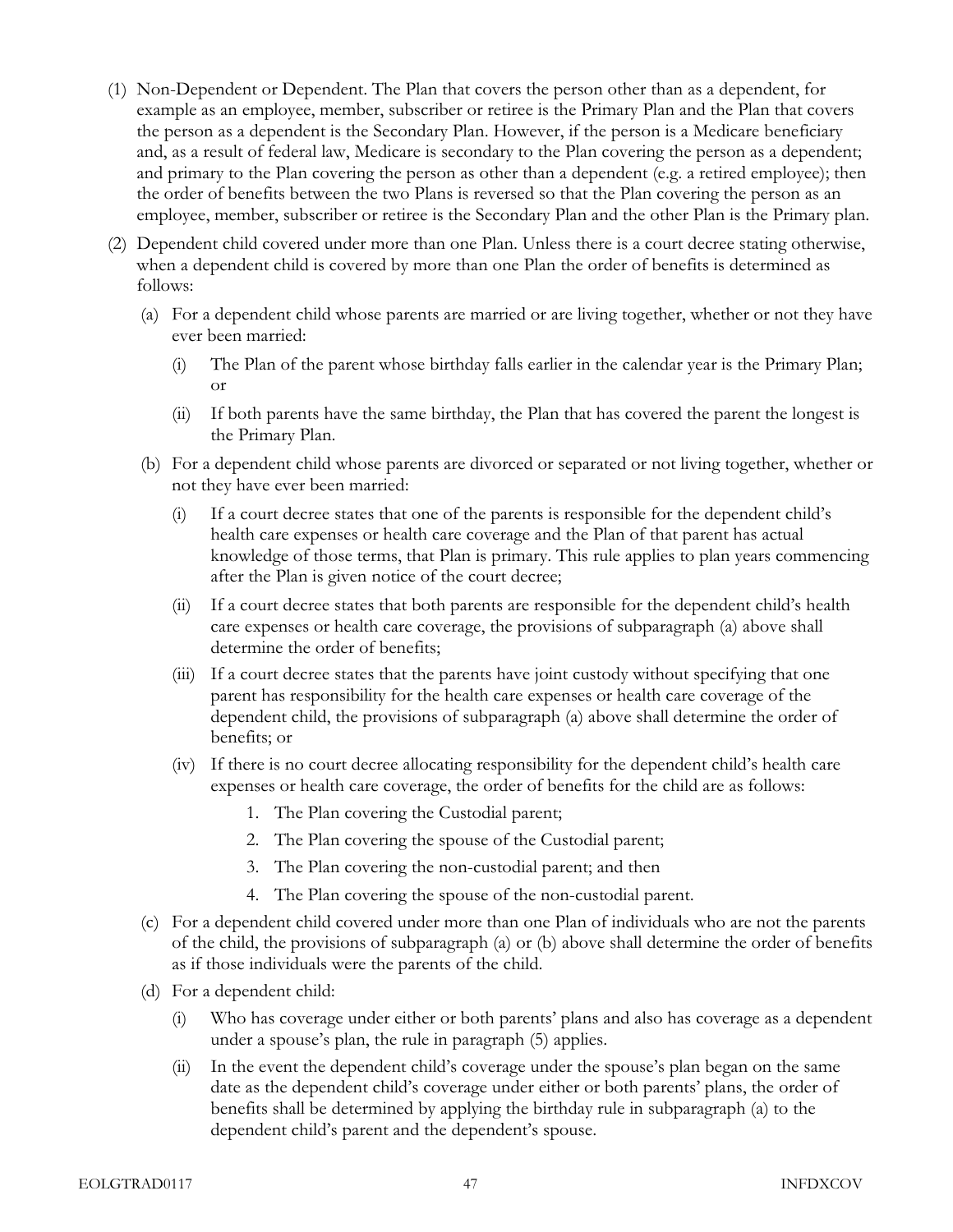(1) Non-Dependent or Dependent. The Plan that covers the person other than as a dependent, for example as an employee, member, subscriber or retiree is the Primary Plan and the Plan that covers the person as a dependent is the Secondary Plan. However, if the person is a Medicare beneficiary and, as a result of federal law, Medicare is secondary to the Plan covering the person as a dependent; and primary to the Plan covering the person as other than a dependent (e.g. a retired employee); then the order of benefits between the two Plans is reversed so that the Plan covering the person as an employee, member, subscriber or retiree is the Secondary Plan and the other Plan is the Primary plan.

(2) Dependent child covered under more than one Plan. Unless there is a court decree stating otherwise, when a dependent child is covered by more than one Plan the order of benefits is determined as follows:

   (a) For a dependent child whose parents are married or are living together, whether or not they have ever been married:

      (i) The Plan of the parent whose birthday falls earlier in the calendar year is the Primary Plan; or

      (ii) If both parents have the same birthday, the Plan that has covered the parent the longest is the Primary Plan.

   (b) For a dependent child whose parents are divorced or separated or not living together, whether or not they have ever been married:

      (i) If a court decree states that one of the parents is responsible for the dependent child's health care expenses or health care coverage and the Plan of that parent has actual knowledge of those terms, that Plan is primary. This rule applies to plan years commencing after the Plan is given notice of the court decree;

      (ii) If a court decree states that both parents are responsible for the dependent child's health care expenses or health care coverage, the provisions of subparagraph (a) above shall determine the order of benefits;

      (iii) If a court decree states that the parents have joint custody without specifying that one parent has responsibility for the health care expenses or health care coverage of the dependent child, the provisions of subparagraph (a) above shall determine the order of benefits; or

      (iv) If there is no court decree allocating responsibility for the dependent child's health care expenses or health care coverage, the order of benefits for the child are as follows:

         1. The Plan covering the Custodial parent;
         2. The Plan covering the spouse of the Custodial parent;
         3. The Plan covering the non-custodial parent; and then
         4. The Plan covering the spouse of the non-custodial parent.

   (c) For a dependent child covered under more than one Plan of individuals who are not the parents of the child, the provisions of subparagraph (a) or (b) above shall determine the order of benefits as if those individuals were the parents of the child.

   (d) For a dependent child:

      (i) Who has coverage under either or both parents' plans and also has coverage as a dependent under a spouse's plan, the rule in paragraph (5) applies.

      (ii) In the event the dependent child's coverage under the spouse's plan began on the same date as the dependent child's coverage under either or both parents' plans, the order of benefits shall be determined by applying the birthday rule in subparagraph (a) to the dependent child's parent and the dependent's spouse.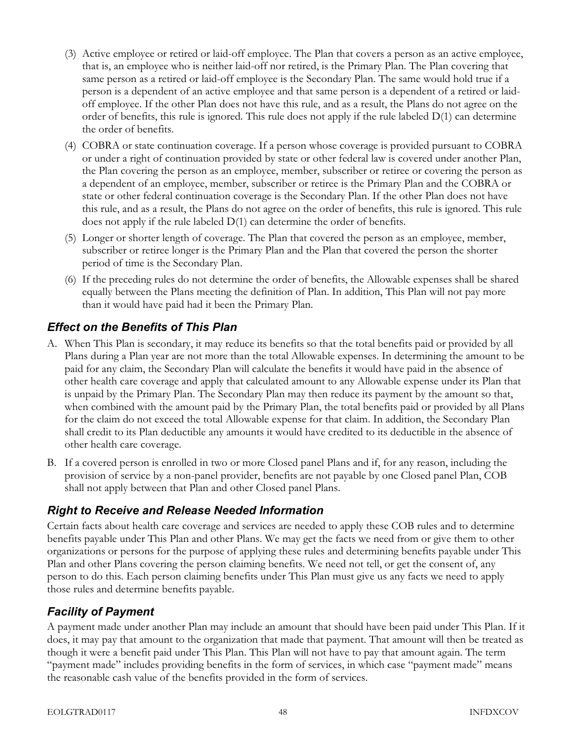(3) Active employee or retired or laid-off employee. The Plan that covers a person as an active employee, that is, an employee who is neither laid-off nor retired, is the Primary Plan. The Plan covering that same person as a retired or laid-off employee is the Secondary Plan. The same would hold true if a person is a dependent of an active employee and that same person is a dependent of a retired or laid-off employee. If the other Plan does not have this rule, and as a result, the Plans do not agree on the order of benefits, this rule is ignored. This rule does not apply if the rule labeled D(1) can determine the order of benefits.

(4) COBRA or state continuation coverage. If a person whose coverage is provided pursuant to COBRA or under a right of continuation provided by state or other federal law is covered under another Plan, the Plan covering the person as an employee, member, subscriber or retiree or covering the person as a dependent of an employee, member, subscriber or retiree is the Primary Plan and the COBRA or state or other federal continuation coverage is the Secondary Plan. If the other Plan does not have this rule, and as a result, the Plans do not agree on the order of benefits, this rule is ignored. This rule does not apply if the rule labeled D(1) can determine the order of benefits.

(5) Longer or shorter length of coverage. The Plan that covered the person as an employee, member, subscriber or retiree longer is the Primary Plan and the Plan that covered the person the shorter period of time is the Secondary Plan.

(6) If the preceding rules do not determine the order of benefits, the Allowable expenses shall be shared equally between the Plans meeting the definition of Plan. In addition, This Plan will not pay more than it would have paid had it been the Primary Plan.

## *Effect on the Benefits of This Plan*

A. When This Plan is secondary, it may reduce its benefits so that the total benefits paid or provided by all Plans during a Plan year are not more than the total Allowable expenses. In determining the amount to be paid for any claim, the Secondary Plan will calculate the benefits it would have paid in the absence of other health care coverage and apply that calculated amount to any Allowable expense under its Plan that is unpaid by the Primary Plan. The Secondary Plan may then reduce its payment by the amount so that, when combined with the amount paid by the Primary Plan, the total benefits paid or provided by all Plans for the claim do not exceed the total Allowable expense for that claim. In addition, the Secondary Plan shall credit to its Plan deductible any amounts it would have credited to its deductible in the absence of other health care coverage.

B. If a covered person is enrolled in two or more Closed panel Plans and if, for any reason, including the provision of service by a non-panel provider, benefits are not payable by one Closed panel Plan, COB shall not apply between that Plan and other Closed panel Plans.

## *Right to Receive and Release Needed Information*

Certain facts about health care coverage and services are needed to apply these COB rules and to determine benefits payable under This Plan and other Plans. We may get the facts we need from or give them to other organizations or persons for the purpose of applying these rules and determining benefits payable under This Plan and other Plans covering the person claiming benefits. We need not tell, or get the consent of, any person to do this. Each person claiming benefits under This Plan must give us any facts we need to apply those rules and determine benefits payable.

## *Facility of Payment*

A payment made under another Plan may include an amount that should have been paid under This Plan. If it does, it may pay that amount to the organization that made that payment. That amount will then be treated as though it were a benefit paid under This Plan. This Plan will not have to pay that amount again. The term "payment made" includes providing benefits in the form of services, in which case "payment made" means the reasonable cash value of the benefits provided in the form of services.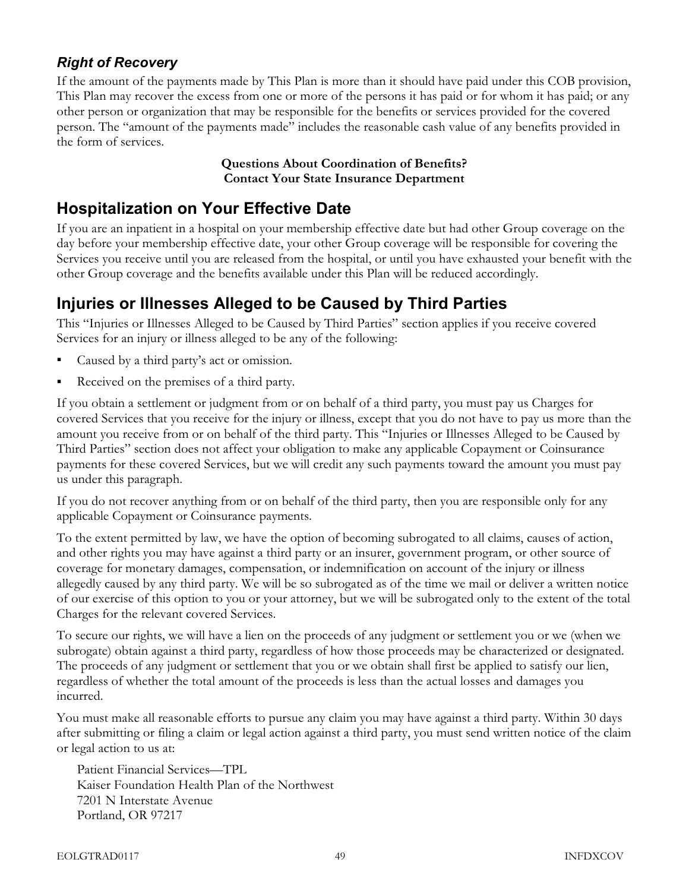### *Right of Recovery*

If the amount of the payments made by This Plan is more than it should have paid under this COB provision, This Plan may recover the excess from one or more of the persons it has paid or for whom it has paid; or any other person or organization that may be responsible for the benefits or services provided for the covered person. The "amount of the payments made" includes the reasonable cash value of any benefits provided in the form of services.

**Questions About Coordination of Benefits?**
**Contact Your State Insurance Department**

## Hospitalization on Your Effective Date

If you are an inpatient in a hospital on your membership effective date but had other Group coverage on the day before your membership effective date, your other Group coverage will be responsible for covering the Services you receive until you are released from the hospital, or until you have exhausted your benefit with the other Group coverage and the benefits available under this Plan will be reduced accordingly.

## Injuries or Illnesses Alleged to be Caused by Third Parties

This "Injuries or Illnesses Alleged to be Caused by Third Parties" section applies if you receive covered Services for an injury or illness alleged to be any of the following:

- Caused by a third party's act or omission.
- Received on the premises of a third party.

If you obtain a settlement or judgment from or on behalf of a third party, you must pay us Charges for covered Services that you receive for the injury or illness, except that you do not have to pay us more than the amount you receive from or on behalf of the third party. This "Injuries or Illnesses Alleged to be Caused by Third Parties" section does not affect your obligation to make any applicable Copayment or Coinsurance payments for these covered Services, but we will credit any such payments toward the amount you must pay us under this paragraph.

If you do not recover anything from or on behalf of the third party, then you are responsible only for any applicable Copayment or Coinsurance payments.

To the extent permitted by law, we have the option of becoming subrogated to all claims, causes of action, and other rights you may have against a third party or an insurer, government program, or other source of coverage for monetary damages, compensation, or indemnification on account of the injury or illness allegedly caused by any third party. We will be so subrogated as of the time we mail or deliver a written notice of our exercise of this option to you or your attorney, but we will be subrogated only to the extent of the total Charges for the relevant covered Services.

To secure our rights, we will have a lien on the proceeds of any judgment or settlement you or we (when we subrogate) obtain against a third party, regardless of how those proceeds may be characterized or designated. The proceeds of any judgment or settlement that you or we obtain shall first be applied to satisfy our lien, regardless of whether the total amount of the proceeds is less than the actual losses and damages you incurred.

You must make all reasonable efforts to pursue any claim you may have against a third party. Within 30 days after submitting or filing a claim or legal action against a third party, you must send written notice of the claim or legal action to us at:

Patient Financial Services—TPL
Kaiser Foundation Health Plan of the Northwest
7201 N Interstate Avenue
Portland, OR 97217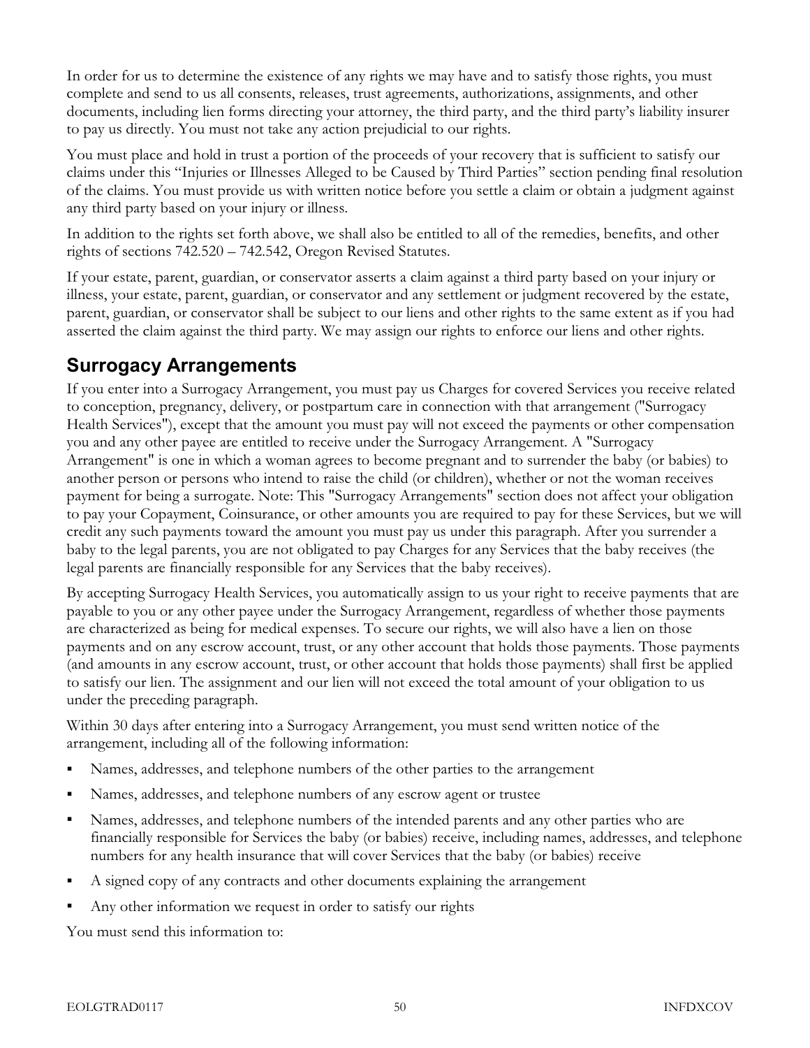In order for us to determine the existence of any rights we may have and to satisfy those rights, you must complete and send to us all consents, releases, trust agreements, authorizations, assignments, and other documents, including lien forms directing your attorney, the third party, and the third party's liability insurer to pay us directly. You must not take any action prejudicial to our rights.

You must place and hold in trust a portion of the proceeds of your recovery that is sufficient to satisfy our claims under this "Injuries or Illnesses Alleged to be Caused by Third Parties" section pending final resolution of the claims. You must provide us with written notice before you settle a claim or obtain a judgment against any third party based on your injury or illness.

In addition to the rights set forth above, we shall also be entitled to all of the remedies, benefits, and other rights of sections 742.520 – 742.542, Oregon Revised Statutes.

If your estate, parent, guardian, or conservator asserts a claim against a third party based on your injury or illness, your estate, parent, guardian, or conservator and any settlement or judgment recovered by the estate, parent, guardian, or conservator shall be subject to our liens and other rights to the same extent as if you had asserted the claim against the third party. We may assign our rights to enforce our liens and other rights.

## Surrogacy Arrangements

If you enter into a Surrogacy Arrangement, you must pay us Charges for covered Services you receive related to conception, pregnancy, delivery, or postpartum care in connection with that arrangement ("Surrogacy Health Services"), except that the amount you must pay will not exceed the payments or other compensation you and any other payee are entitled to receive under the Surrogacy Arrangement. A "Surrogacy Arrangement" is one in which a woman agrees to become pregnant and to surrender the baby (or babies) to another person or persons who intend to raise the child (or children), whether or not the woman receives payment for being a surrogate. Note: This "Surrogacy Arrangements" section does not affect your obligation to pay your Copayment, Coinsurance, or other amounts you are required to pay for these Services, but we will credit any such payments toward the amount you must pay us under this paragraph. After you surrender a baby to the legal parents, you are not obligated to pay Charges for any Services that the baby receives (the legal parents are financially responsible for any Services that the baby receives).

By accepting Surrogacy Health Services, you automatically assign to us your right to receive payments that are payable to you or any other payee under the Surrogacy Arrangement, regardless of whether those payments are characterized as being for medical expenses. To secure our rights, we will also have a lien on those payments and on any escrow account, trust, or any other account that holds those payments. Those payments (and amounts in any escrow account, trust, or other account that holds those payments) shall first be applied to satisfy our lien. The assignment and our lien will not exceed the total amount of your obligation to us under the preceding paragraph.

Within 30 days after entering into a Surrogacy Arrangement, you must send written notice of the arrangement, including all of the following information:

- Names, addresses, and telephone numbers of the other parties to the arrangement
- Names, addresses, and telephone numbers of any escrow agent or trustee
- Names, addresses, and telephone numbers of the intended parents and any other parties who are financially responsible for Services the baby (or babies) receive, including names, addresses, and telephone numbers for any health insurance that will cover Services that the baby (or babies) receive
- A signed copy of any contracts and other documents explaining the arrangement
- Any other information we request in order to satisfy our rights

You must send this information to: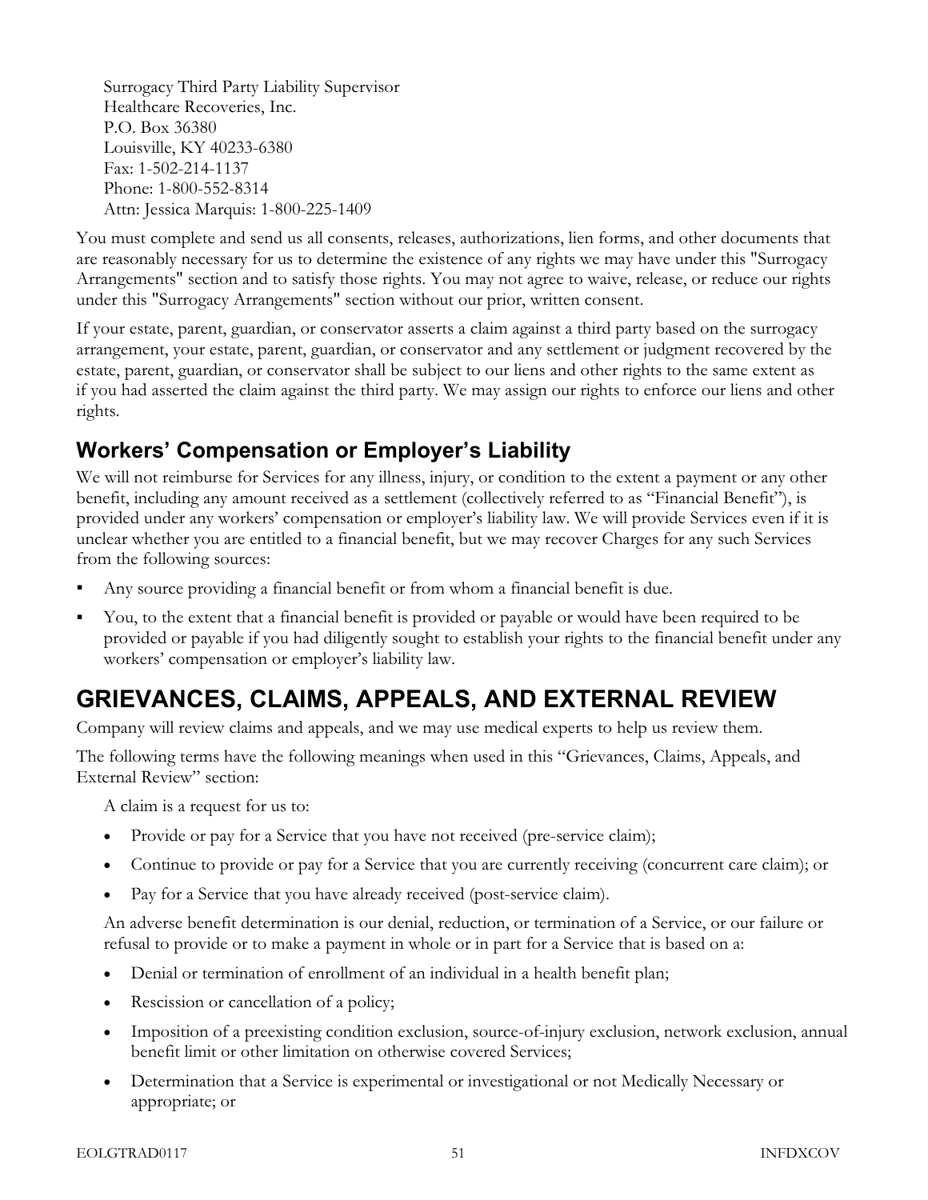Surrogacy Third Party Liability Supervisor
Healthcare Recoveries, Inc.
P.O. Box 36380
Louisville, KY 40233-6380
Fax: 1-502-214-1137
Phone: 1-800-552-8314
Attn: Jessica Marquis: 1-800-225-1409

You must complete and send us all consents, releases, authorizations, lien forms, and other documents that are reasonably necessary for us to determine the existence of any rights we may have under this "Surrogacy Arrangements" section and to satisfy those rights. You may not agree to waive, release, or reduce our rights under this "Surrogacy Arrangements" section without our prior, written consent.

If your estate, parent, guardian, or conservator asserts a claim against a third party based on the surrogacy arrangement, your estate, parent, guardian, or conservator and any settlement or judgment recovered by the estate, parent, guardian, or conservator shall be subject to our liens and other rights to the same extent as if you had asserted the claim against the third party. We may assign our rights to enforce our liens and other rights.

## Workers' Compensation or Employer's Liability

We will not reimburse for Services for any illness, injury, or condition to the extent a payment or any other benefit, including any amount received as a settlement (collectively referred to as "Financial Benefit"), is provided under any workers' compensation or employer's liability law. We will provide Services even if it is unclear whether you are entitled to a financial benefit, but we may recover Charges for any such Services from the following sources:

- Any source providing a financial benefit or from whom a financial benefit is due.
- You, to the extent that a financial benefit is provided or payable or would have been required to be provided or payable if you had diligently sought to establish your rights to the financial benefit under any workers' compensation or employer's liability law.

# GRIEVANCES, CLAIMS, APPEALS, AND EXTERNAL REVIEW

Company will review claims and appeals, and we may use medical experts to help us review them.

The following terms have the following meanings when used in this "Grievances, Claims, Appeals, and External Review" section:

A claim is a request for us to:

- Provide or pay for a Service that you have not received (pre-service claim);
- Continue to provide or pay for a Service that you are currently receiving (concurrent care claim); or
- Pay for a Service that you have already received (post-service claim).

An adverse benefit determination is our denial, reduction, or termination of a Service, or our failure or refusal to provide or to make a payment in whole or in part for a Service that is based on a:

- Denial or termination of enrollment of an individual in a health benefit plan;
- Rescission or cancellation of a policy;
- Imposition of a preexisting condition exclusion, source-of-injury exclusion, network exclusion, annual benefit limit or other limitation on otherwise covered Services;
- Determination that a Service is experimental or investigational or not Medically Necessary or appropriate; or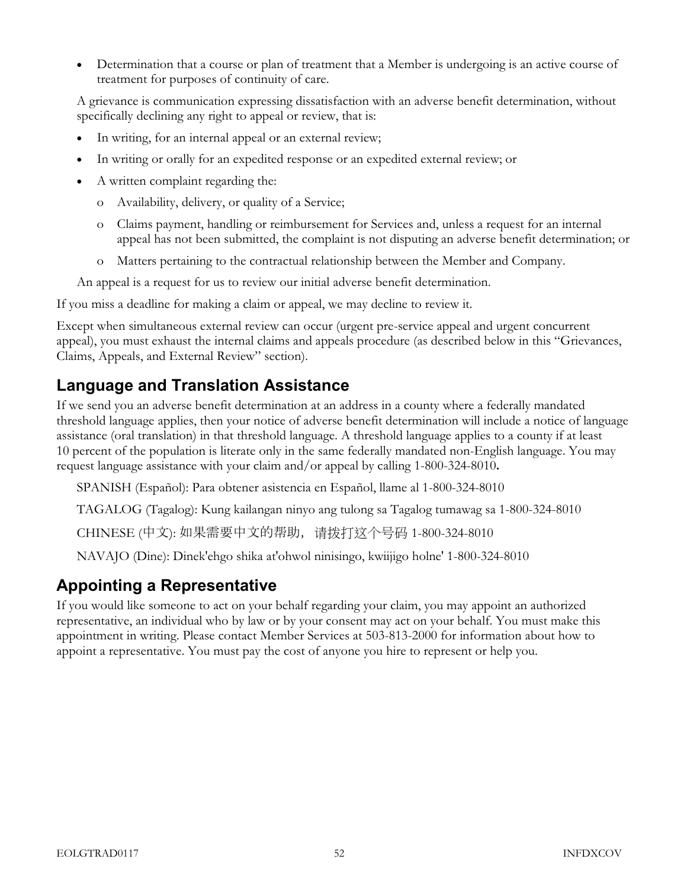- Determination that a course or plan of treatment that a Member is undergoing is an active course of treatment for purposes of continuity of care.

A grievance is communication expressing dissatisfaction with an adverse benefit determination, without specifically declining any right to appeal or review, that is:

- In writing, for an internal appeal or an external review;
- In writing or orally for an expedited response or an expedited external review; or
- A written complaint regarding the:
  - Availability, delivery, or quality of a Service;
  - Claims payment, handling or reimbursement for Services and, unless a request for an internal appeal has not been submitted, the complaint is not disputing an adverse benefit determination; or
  - Matters pertaining to the contractual relationship between the Member and Company.

An appeal is a request for us to review our initial adverse benefit determination.

If you miss a deadline for making a claim or appeal, we may decline to review it.

Except when simultaneous external review can occur (urgent pre-service appeal and urgent concurrent appeal), you must exhaust the internal claims and appeals procedure (as described below in this "Grievances, Claims, Appeals, and External Review" section).

## Language and Translation Assistance

If we send you an adverse benefit determination at an address in a county where a federally mandated threshold language applies, then your notice of adverse benefit determination will include a notice of language assistance (oral translation) in that threshold language. A threshold language applies to a county if at least 10 percent of the population is literate only in the same federally mandated non-English language. You may request language assistance with your claim and/or appeal by calling 1-800-324-8010**.**

SPANISH (Español): Para obtener asistencia en Español, llame al 1-800-324-8010

TAGALOG (Tagalog): Kung kailangan ninyo ang tulong sa Tagalog tumawag sa 1-800-324-8010

CHINESE (中文): 如果需要中文的帮助，请拨打这个号码 1-800-324-8010

NAVAJO (Dine): Dinek'ehgo shika at'ohwol ninisingo, kwiijigo holne' 1-800-324-8010

## Appointing a Representative

If you would like someone to act on your behalf regarding your claim, you may appoint an authorized representative, an individual who by law or by your consent may act on your behalf. You must make this appointment in writing. Please contact Member Services at 503-813-2000 for information about how to appoint a representative. You must pay the cost of anyone you hire to represent or help you.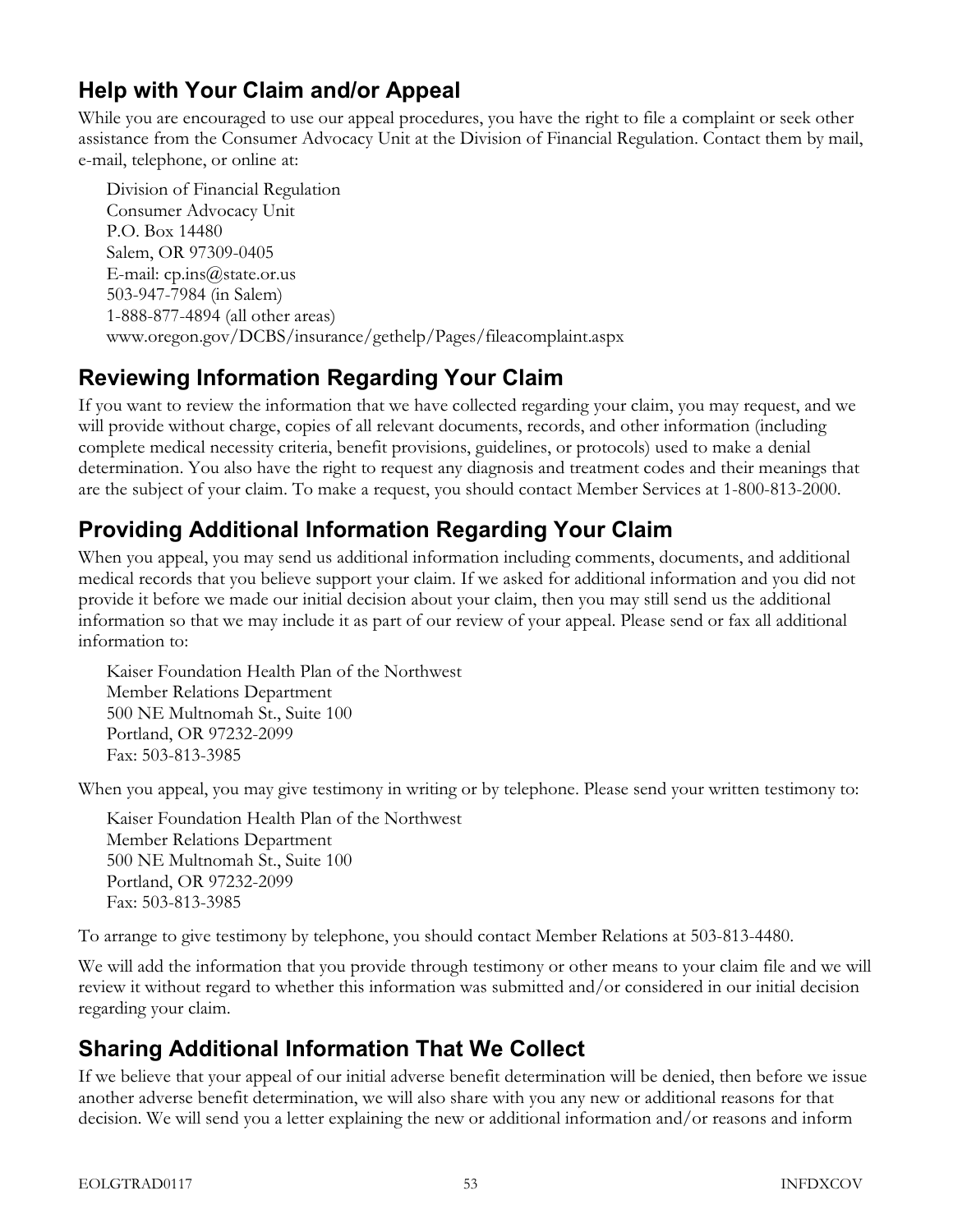## Help with Your Claim and/or Appeal

While you are encouraged to use our appeal procedures, you have the right to file a complaint or seek other assistance from the Consumer Advocacy Unit at the Division of Financial Regulation. Contact them by mail, e-mail, telephone, or online at:

Division of Financial Regulation
Consumer Advocacy Unit
P.O. Box 14480
Salem, OR 97309-0405
E-mail: cp.ins@state.or.us
503-947-7984 (in Salem)
1-888-877-4894 (all other areas)
www.oregon.gov/DCBS/insurance/gethelp/Pages/fileacomplaint.aspx

## Reviewing Information Regarding Your Claim

If you want to review the information that we have collected regarding your claim, you may request, and we will provide without charge, copies of all relevant documents, records, and other information (including complete medical necessity criteria, benefit provisions, guidelines, or protocols) used to make a denial determination. You also have the right to request any diagnosis and treatment codes and their meanings that are the subject of your claim. To make a request, you should contact Member Services at 1-800-813-2000.

## Providing Additional Information Regarding Your Claim

When you appeal, you may send us additional information including comments, documents, and additional medical records that you believe support your claim. If we asked for additional information and you did not provide it before we made our initial decision about your claim, then you may still send us the additional information so that we may include it as part of our review of your appeal. Please send or fax all additional information to:

Kaiser Foundation Health Plan of the Northwest
Member Relations Department
500 NE Multnomah St., Suite 100
Portland, OR 97232-2099
Fax: 503-813-3985

When you appeal, you may give testimony in writing or by telephone. Please send your written testimony to:

Kaiser Foundation Health Plan of the Northwest
Member Relations Department
500 NE Multnomah St., Suite 100
Portland, OR 97232-2099
Fax: 503-813-3985

To arrange to give testimony by telephone, you should contact Member Relations at 503-813-4480.

We will add the information that you provide through testimony or other means to your claim file and we will review it without regard to whether this information was submitted and/or considered in our initial decision regarding your claim.

## Sharing Additional Information That We Collect

If we believe that your appeal of our initial adverse benefit determination will be denied, then before we issue another adverse benefit determination, we will also share with you any new or additional reasons for that decision. We will send you a letter explaining the new or additional information and/or reasons and inform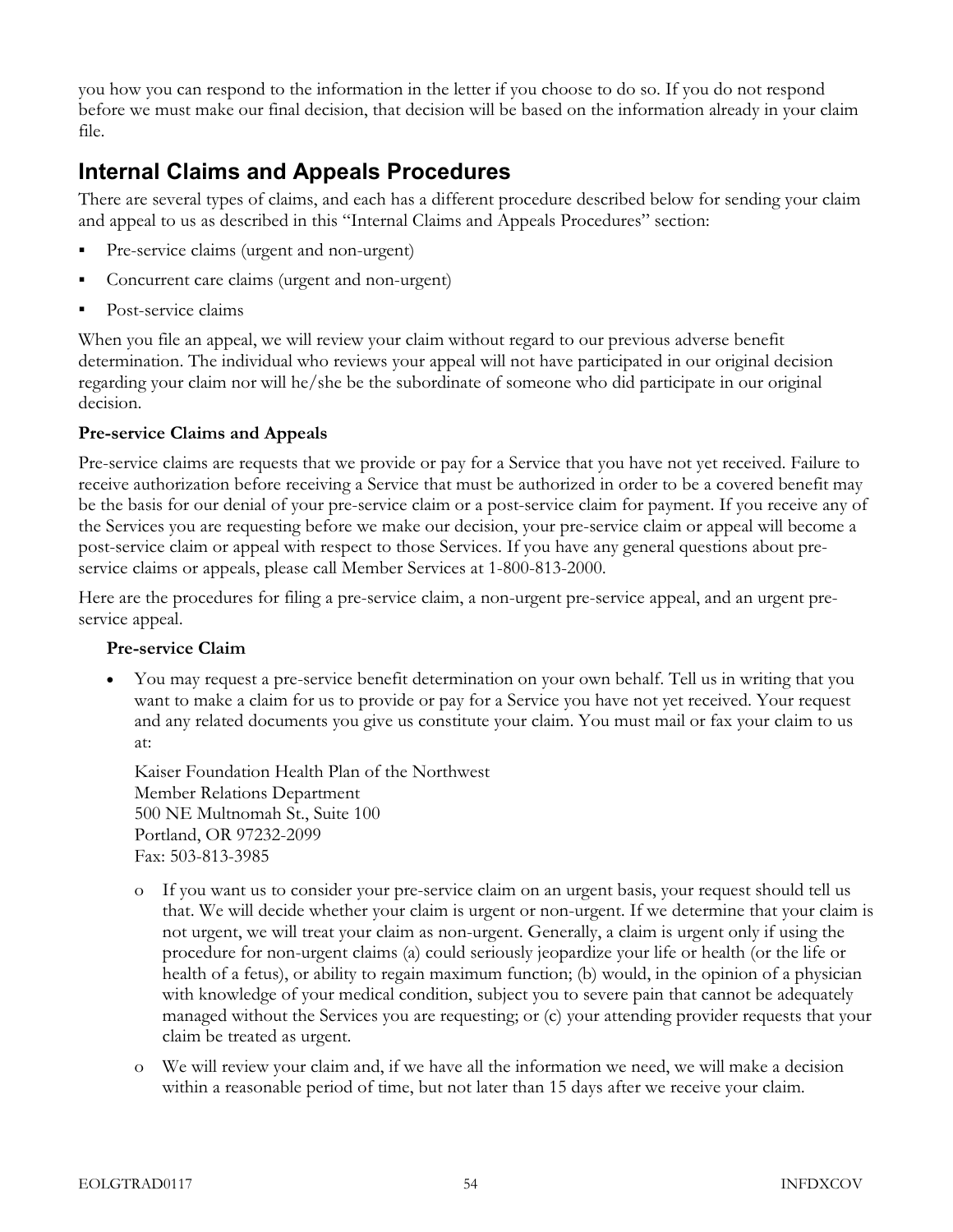you how you can respond to the information in the letter if you choose to do so. If you do not respond before we must make our final decision, that decision will be based on the information already in your claim file.

## Internal Claims and Appeals Procedures

There are several types of claims, and each has a different procedure described below for sending your claim and appeal to us as described in this "Internal Claims and Appeals Procedures" section:

- Pre-service claims (urgent and non-urgent)
- Concurrent care claims (urgent and non-urgent)
- Post-service claims

When you file an appeal, we will review your claim without regard to our previous adverse benefit determination. The individual who reviews your appeal will not have participated in our original decision regarding your claim nor will he/she be the subordinate of someone who did participate in our original decision.

**Pre-service Claims and Appeals**

Pre-service claims are requests that we provide or pay for a Service that you have not yet received. Failure to receive authorization before receiving a Service that must be authorized in order to be a covered benefit may be the basis for our denial of your pre-service claim or a post-service claim for payment. If you receive any of the Services you are requesting before we make our decision, your pre-service claim or appeal will become a post-service claim or appeal with respect to those Services. If you have any general questions about pre-service claims or appeals, please call Member Services at 1-800-813-2000.

Here are the procedures for filing a pre-service claim, a non-urgent pre-service appeal, and an urgent pre-service appeal.

**Pre-service Claim**

- You may request a pre-service benefit determination on your own behalf. Tell us in writing that you want to make a claim for us to provide or pay for a Service you have not yet received. Your request and any related documents you give us constitute your claim. You must mail or fax your claim to us at:

  Kaiser Foundation Health Plan of the Northwest
  Member Relations Department
  500 NE Multnomah St., Suite 100
  Portland, OR 97232-2099
  Fax: 503-813-3985

  - If you want us to consider your pre-service claim on an urgent basis, your request should tell us that. We will decide whether your claim is urgent or non-urgent. If we determine that your claim is not urgent, we will treat your claim as non-urgent. Generally, a claim is urgent only if using the procedure for non-urgent claims (a) could seriously jeopardize your life or health (or the life or health of a fetus), or ability to regain maximum function; (b) would, in the opinion of a physician with knowledge of your medical condition, subject you to severe pain that cannot be adequately managed without the Services you are requesting; or (c) your attending provider requests that your claim be treated as urgent.
  - We will review your claim and, if we have all the information we need, we will make a decision within a reasonable period of time, but not later than 15 days after we receive your claim.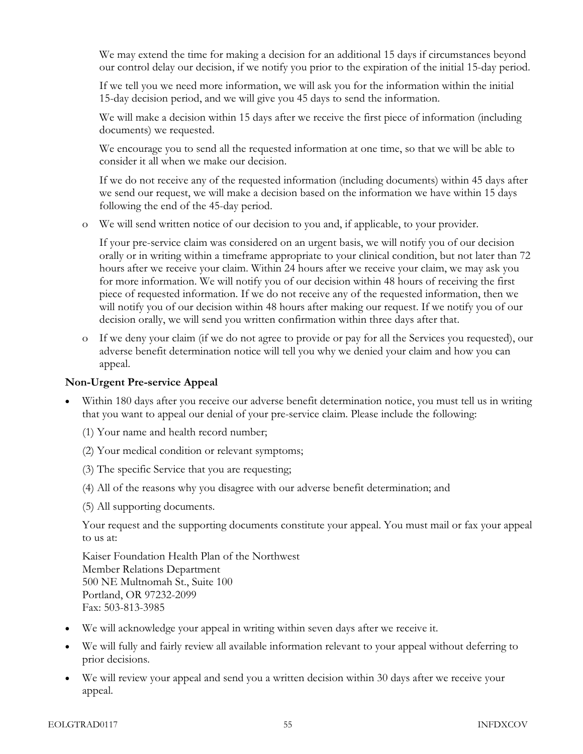We may extend the time for making a decision for an additional 15 days if circumstances beyond our control delay our decision, if we notify you prior to the expiration of the initial 15-day period.

If we tell you we need more information, we will ask you for the information within the initial 15-day decision period, and we will give you 45 days to send the information.

We will make a decision within 15 days after we receive the first piece of information (including documents) we requested.

We encourage you to send all the requested information at one time, so that we will be able to consider it all when we make our decision.

If we do not receive any of the requested information (including documents) within 45 days after we send our request, we will make a decision based on the information we have within 15 days following the end of the 45-day period.

- We will send written notice of our decision to you and, if applicable, to your provider.

  If your pre-service claim was considered on an urgent basis, we will notify you of our decision orally or in writing within a timeframe appropriate to your clinical condition, but not later than 72 hours after we receive your claim. Within 24 hours after we receive your claim, we may ask you for more information. We will notify you of our decision within 48 hours of receiving the first piece of requested information. If we do not receive any of the requested information, then we will notify you of our decision within 48 hours after making our request. If we notify you of our decision orally, we will send you written confirmation within three days after that.

- If we deny your claim (if we do not agree to provide or pay for all the Services you requested), our adverse benefit determination notice will tell you why we denied your claim and how you can appeal.

**Non-Urgent Pre-service Appeal**

- Within 180 days after you receive our adverse benefit determination notice, you must tell us in writing that you want to appeal our denial of your pre-service claim. Please include the following:

  (1) Your name and health record number;

  (2) Your medical condition or relevant symptoms;

  (3) The specific Service that you are requesting;

  (4) All of the reasons why you disagree with our adverse benefit determination; and

  (5) All supporting documents.

  Your request and the supporting documents constitute your appeal. You must mail or fax your appeal to us at:

  Kaiser Foundation Health Plan of the Northwest  
  Member Relations Department  
  500 NE Multnomah St., Suite 100  
  Portland, OR 97232-2099  
  Fax: 503-813-3985

- We will acknowledge your appeal in writing within seven days after we receive it.
- We will fully and fairly review all available information relevant to your appeal without deferring to prior decisions.
- We will review your appeal and send you a written decision within 30 days after we receive your appeal.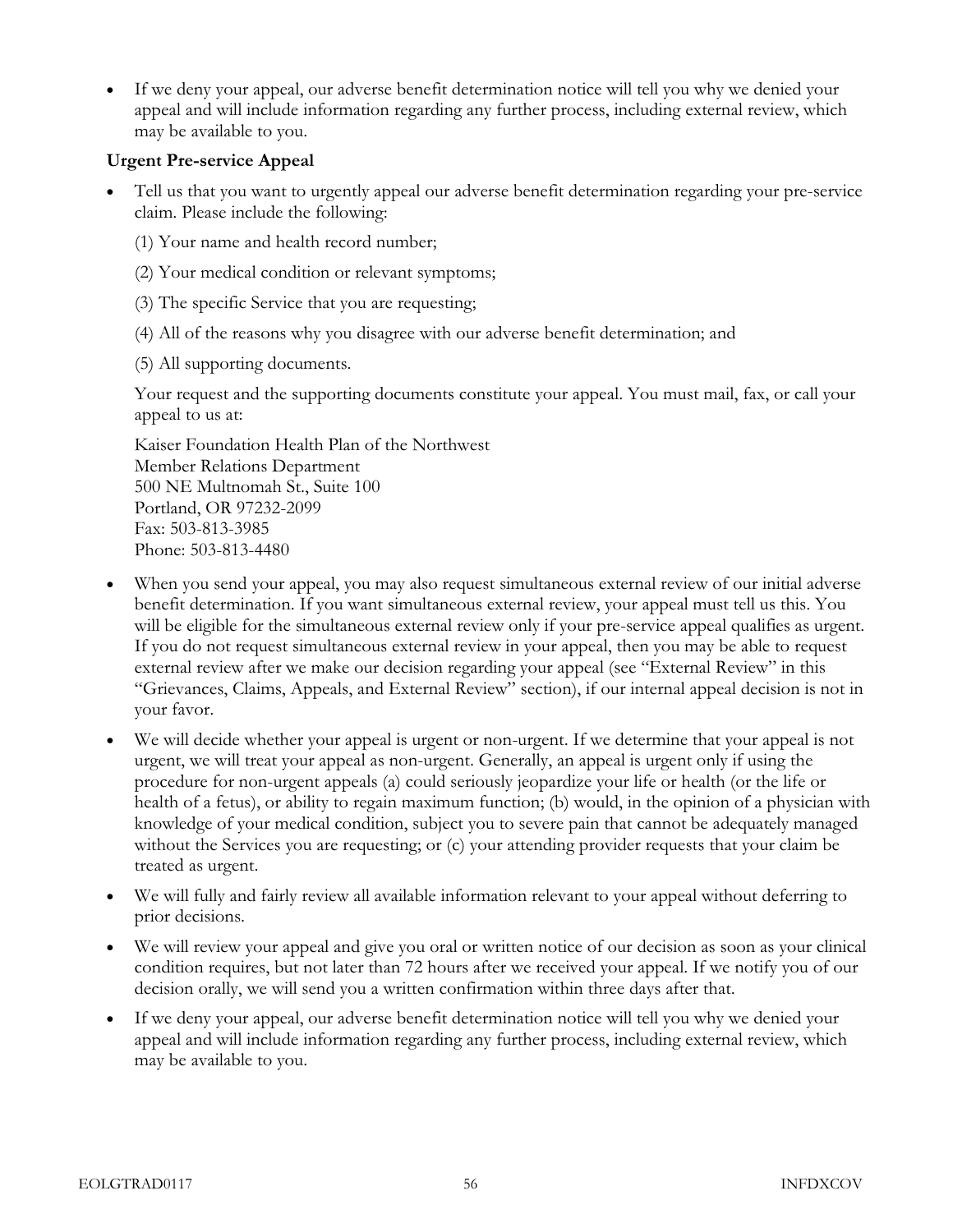- If we deny your appeal, our adverse benefit determination notice will tell you why we denied your appeal and will include information regarding any further process, including external review, which may be available to you.

**Urgent Pre-service Appeal**

- Tell us that you want to urgently appeal our adverse benefit determination regarding your pre-service claim. Please include the following:

  (1) Your name and health record number;

  (2) Your medical condition or relevant symptoms;

  (3) The specific Service that you are requesting;

  (4) All of the reasons why you disagree with our adverse benefit determination; and

  (5) All supporting documents.

  Your request and the supporting documents constitute your appeal. You must mail, fax, or call your appeal to us at:

  Kaiser Foundation Health Plan of the Northwest
  Member Relations Department
  500 NE Multnomah St., Suite 100
  Portland, OR 97232-2099
  Fax: 503-813-3985
  Phone: 503-813-4480

- When you send your appeal, you may also request simultaneous external review of our initial adverse benefit determination. If you want simultaneous external review, your appeal must tell us this. You will be eligible for the simultaneous external review only if your pre-service appeal qualifies as urgent. If you do not request simultaneous external review in your appeal, then you may be able to request external review after we make our decision regarding your appeal (see "External Review" in this "Grievances, Claims, Appeals, and External Review" section), if our internal appeal decision is not in your favor.
- We will decide whether your appeal is urgent or non-urgent. If we determine that your appeal is not urgent, we will treat your appeal as non-urgent. Generally, an appeal is urgent only if using the procedure for non-urgent appeals (a) could seriously jeopardize your life or health (or the life or health of a fetus), or ability to regain maximum function; (b) would, in the opinion of a physician with knowledge of your medical condition, subject you to severe pain that cannot be adequately managed without the Services you are requesting; or (c) your attending provider requests that your claim be treated as urgent.
- We will fully and fairly review all available information relevant to your appeal without deferring to prior decisions.
- We will review your appeal and give you oral or written notice of our decision as soon as your clinical condition requires, but not later than 72 hours after we received your appeal. If we notify you of our decision orally, we will send you a written confirmation within three days after that.
- If we deny your appeal, our adverse benefit determination notice will tell you why we denied your appeal and will include information regarding any further process, including external review, which may be available to you.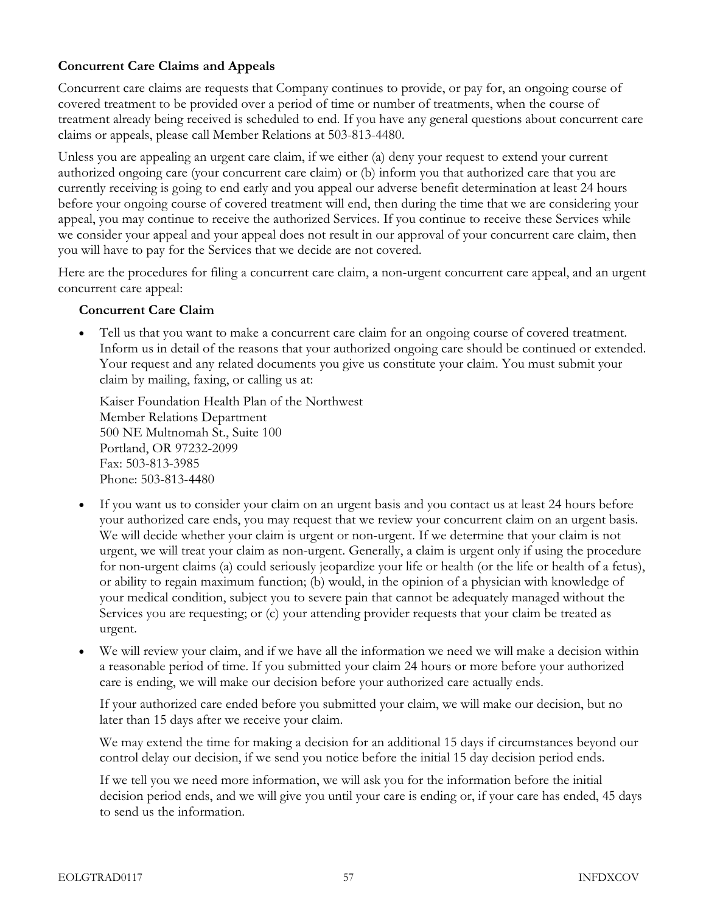### Concurrent Care Claims and Appeals

Concurrent care claims are requests that Company continues to provide, or pay for, an ongoing course of covered treatment to be provided over a period of time or number of treatments, when the course of treatment already being received is scheduled to end. If you have any general questions about concurrent care claims or appeals, please call Member Relations at 503-813-4480.

Unless you are appealing an urgent care claim, if we either (a) deny your request to extend your current authorized ongoing care (your concurrent care claim) or (b) inform you that authorized care that you are currently receiving is going to end early and you appeal our adverse benefit determination at least 24 hours before your ongoing course of covered treatment will end, then during the time that we are considering your appeal, you may continue to receive the authorized Services. If you continue to receive these Services while we consider your appeal and your appeal does not result in our approval of your concurrent care claim, then you will have to pay for the Services that we decide are not covered.

Here are the procedures for filing a concurrent care claim, a non-urgent concurrent care appeal, and an urgent concurrent care appeal:

#### Concurrent Care Claim

- Tell us that you want to make a concurrent care claim for an ongoing course of covered treatment. Inform us in detail of the reasons that your authorized ongoing care should be continued or extended. Your request and any related documents you give us constitute your claim. You must submit your claim by mailing, faxing, or calling us at:

  Kaiser Foundation Health Plan of the Northwest
  Member Relations Department
  500 NE Multnomah St., Suite 100
  Portland, OR 97232-2099
  Fax: 503-813-3985
  Phone: 503-813-4480

- If you want us to consider your claim on an urgent basis and you contact us at least 24 hours before your authorized care ends, you may request that we review your concurrent claim on an urgent basis. We will decide whether your claim is urgent or non-urgent. If we determine that your claim is not urgent, we will treat your claim as non-urgent. Generally, a claim is urgent only if using the procedure for non-urgent claims (a) could seriously jeopardize your life or health (or the life or health of a fetus), or ability to regain maximum function; (b) would, in the opinion of a physician with knowledge of your medical condition, subject you to severe pain that cannot be adequately managed without the Services you are requesting; or (c) your attending provider requests that your claim be treated as urgent.

- We will review your claim, and if we have all the information we need we will make a decision within a reasonable period of time. If you submitted your claim 24 hours or more before your authorized care is ending, we will make our decision before your authorized care actually ends.

  If your authorized care ended before you submitted your claim, we will make our decision, but no later than 15 days after we receive your claim.

  We may extend the time for making a decision for an additional 15 days if circumstances beyond our control delay our decision, if we send you notice before the initial 15 day decision period ends.

  If we tell you we need more information, we will ask you for the information before the initial decision period ends, and we will give you until your care is ending or, if your care has ended, 45 days to send us the information.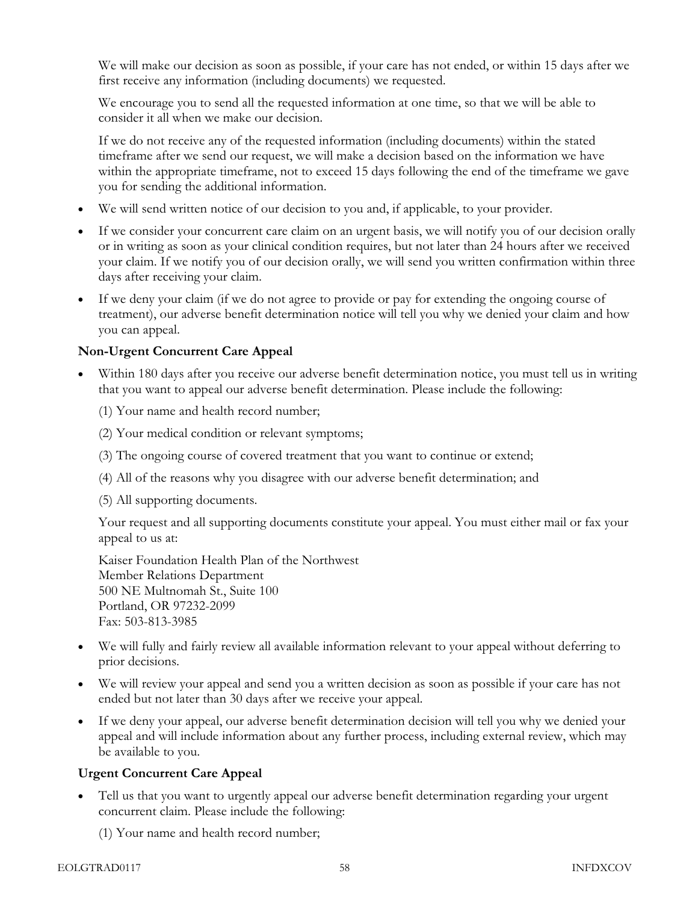We will make our decision as soon as possible, if your care has not ended, or within 15 days after we first receive any information (including documents) we requested.

We encourage you to send all the requested information at one time, so that we will be able to consider it all when we make our decision.

If we do not receive any of the requested information (including documents) within the stated timeframe after we send our request, we will make a decision based on the information we have within the appropriate timeframe, not to exceed 15 days following the end of the timeframe we gave you for sending the additional information.

- We will send written notice of our decision to you and, if applicable, to your provider.
- If we consider your concurrent care claim on an urgent basis, we will notify you of our decision orally or in writing as soon as your clinical condition requires, but not later than 24 hours after we received your claim. If we notify you of our decision orally, we will send you written confirmation within three days after receiving your claim.
- If we deny your claim (if we do not agree to provide or pay for extending the ongoing course of treatment), our adverse benefit determination notice will tell you why we denied your claim and how you can appeal.

**Non-Urgent Concurrent Care Appeal**

- Within 180 days after you receive our adverse benefit determination notice, you must tell us in writing that you want to appeal our adverse benefit determination. Please include the following:

  (1) Your name and health record number;

  (2) Your medical condition or relevant symptoms;

  (3) The ongoing course of covered treatment that you want to continue or extend;

  (4) All of the reasons why you disagree with our adverse benefit determination; and

  (5) All supporting documents.

  Your request and all supporting documents constitute your appeal. You must either mail or fax your appeal to us at:

  Kaiser Foundation Health Plan of the Northwest
  Member Relations Department
  500 NE Multnomah St., Suite 100
  Portland, OR 97232-2099
  Fax: 503-813-3985

- We will fully and fairly review all available information relevant to your appeal without deferring to prior decisions.
- We will review your appeal and send you a written decision as soon as possible if your care has not ended but not later than 30 days after we receive your appeal.
- If we deny your appeal, our adverse benefit determination decision will tell you why we denied your appeal and will include information about any further process, including external review, which may be available to you.

**Urgent Concurrent Care Appeal**

- Tell us that you want to urgently appeal our adverse benefit determination regarding your urgent concurrent claim. Please include the following:

  (1) Your name and health record number;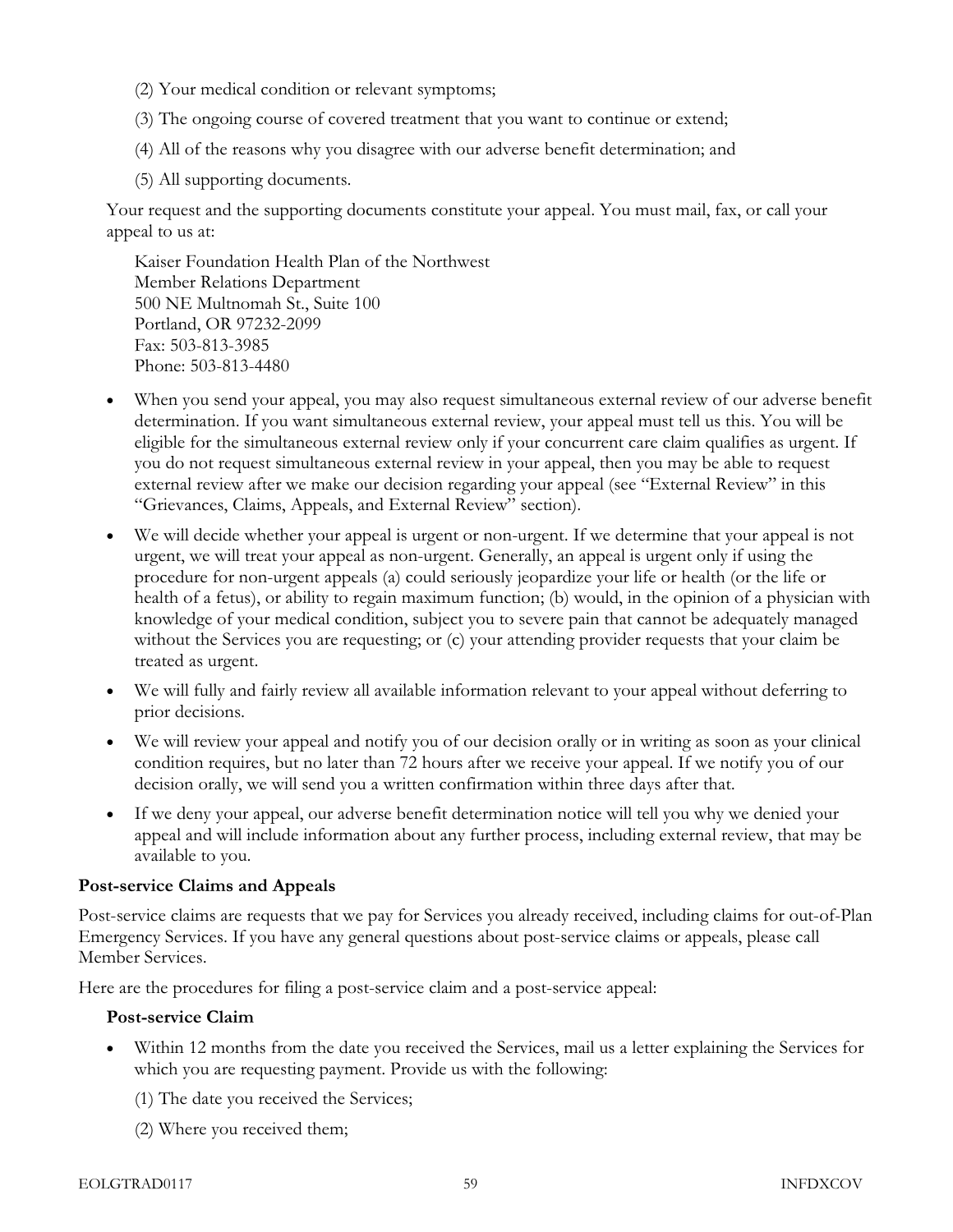(2) Your medical condition or relevant symptoms;

(3) The ongoing course of covered treatment that you want to continue or extend;

(4) All of the reasons why you disagree with our adverse benefit determination; and

(5) All supporting documents.

Your request and the supporting documents constitute your appeal. You must mail, fax, or call your appeal to us at:

Kaiser Foundation Health Plan of the Northwest
Member Relations Department
500 NE Multnomah St., Suite 100
Portland, OR 97232-2099
Fax: 503-813-3985
Phone: 503-813-4480

- When you send your appeal, you may also request simultaneous external review of our adverse benefit determination. If you want simultaneous external review, your appeal must tell us this. You will be eligible for the simultaneous external review only if your concurrent care claim qualifies as urgent. If you do not request simultaneous external review in your appeal, then you may be able to request external review after we make our decision regarding your appeal (see "External Review" in this "Grievances, Claims, Appeals, and External Review" section).
- We will decide whether your appeal is urgent or non-urgent. If we determine that your appeal is not urgent, we will treat your appeal as non-urgent. Generally, an appeal is urgent only if using the procedure for non-urgent appeals (a) could seriously jeopardize your life or health (or the life or health of a fetus), or ability to regain maximum function; (b) would, in the opinion of a physician with knowledge of your medical condition, subject you to severe pain that cannot be adequately managed without the Services you are requesting; or (c) your attending provider requests that your claim be treated as urgent.
- We will fully and fairly review all available information relevant to your appeal without deferring to prior decisions.
- We will review your appeal and notify you of our decision orally or in writing as soon as your clinical condition requires, but no later than 72 hours after we receive your appeal. If we notify you of our decision orally, we will send you a written confirmation within three days after that.
- If we deny your appeal, our adverse benefit determination notice will tell you why we denied your appeal and will include information about any further process, including external review, that may be available to you.

**Post-service Claims and Appeals**

Post-service claims are requests that we pay for Services you already received, including claims for out-of-Plan Emergency Services. If you have any general questions about post-service claims or appeals, please call Member Services.

Here are the procedures for filing a post-service claim and a post-service appeal:

**Post-service Claim**

- Within 12 months from the date you received the Services, mail us a letter explaining the Services for which you are requesting payment. Provide us with the following:

  (1) The date you received the Services;

  (2) Where you received them;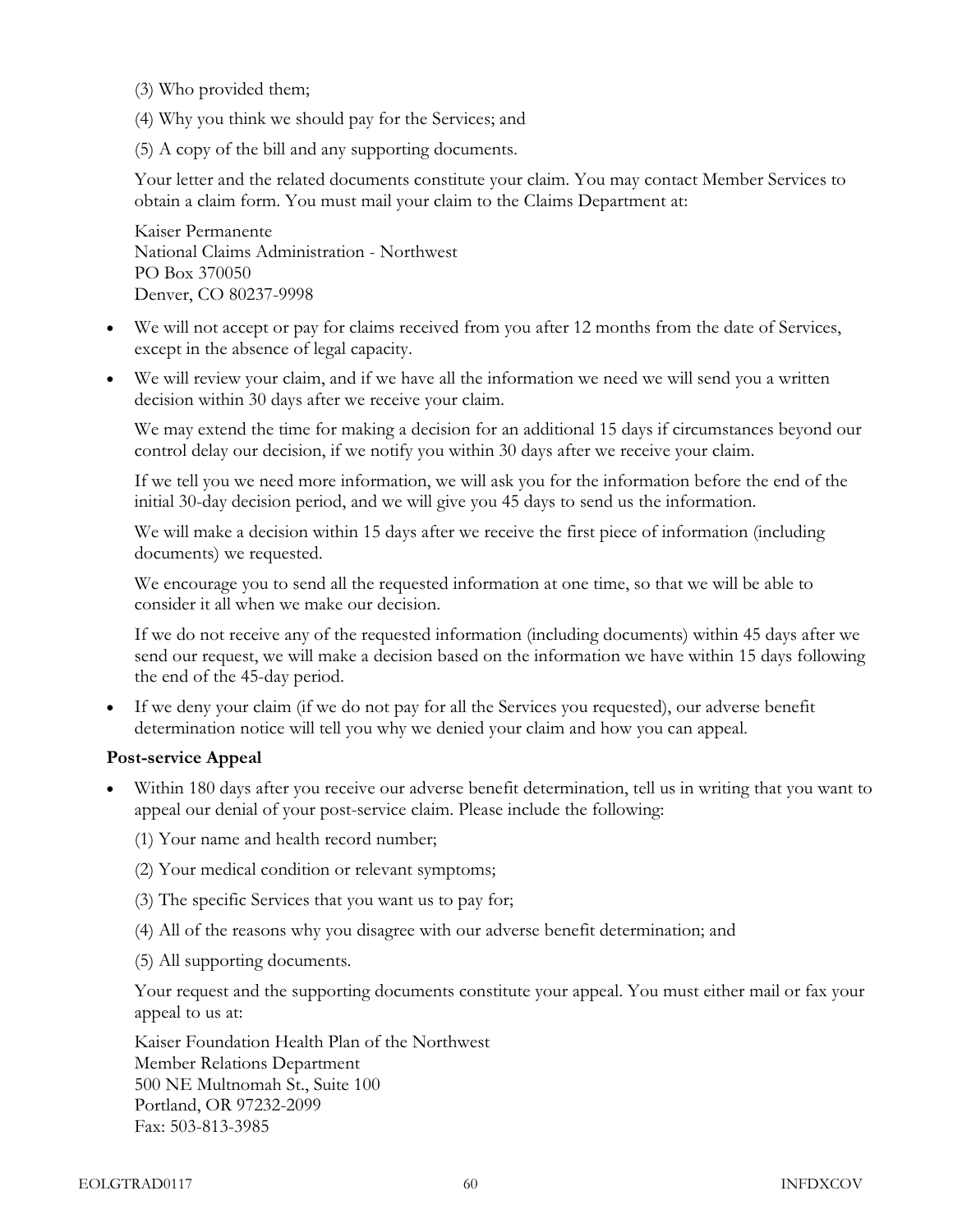(3) Who provided them;

(4) Why you think we should pay for the Services; and

(5) A copy of the bill and any supporting documents.

Your letter and the related documents constitute your claim. You may contact Member Services to obtain a claim form. You must mail your claim to the Claims Department at:

Kaiser Permanente
National Claims Administration - Northwest
PO Box 370050
Denver, CO 80237-9998

- We will not accept or pay for claims received from you after 12 months from the date of Services, except in the absence of legal capacity.
- We will review your claim, and if we have all the information we need we will send you a written decision within 30 days after we receive your claim.

  We may extend the time for making a decision for an additional 15 days if circumstances beyond our control delay our decision, if we notify you within 30 days after we receive your claim.

  If we tell you we need more information, we will ask you for the information before the end of the initial 30-day decision period, and we will give you 45 days to send us the information.

  We will make a decision within 15 days after we receive the first piece of information (including documents) we requested.

  We encourage you to send all the requested information at one time, so that we will be able to consider it all when we make our decision.

  If we do not receive any of the requested information (including documents) within 45 days after we send our request, we will make a decision based on the information we have within 15 days following the end of the 45-day period.
- If we deny your claim (if we do not pay for all the Services you requested), our adverse benefit determination notice will tell you why we denied your claim and how you can appeal.

**Post-service Appeal**

- Within 180 days after you receive our adverse benefit determination, tell us in writing that you want to appeal our denial of your post-service claim. Please include the following:

  (1) Your name and health record number;

  (2) Your medical condition or relevant symptoms;

  (3) The specific Services that you want us to pay for;

  (4) All of the reasons why you disagree with our adverse benefit determination; and

  (5) All supporting documents.

  Your request and the supporting documents constitute your appeal. You must either mail or fax your appeal to us at:

  Kaiser Foundation Health Plan of the Northwest
  Member Relations Department
  500 NE Multnomah St., Suite 100
  Portland, OR 97232-2099
  Fax: 503-813-3985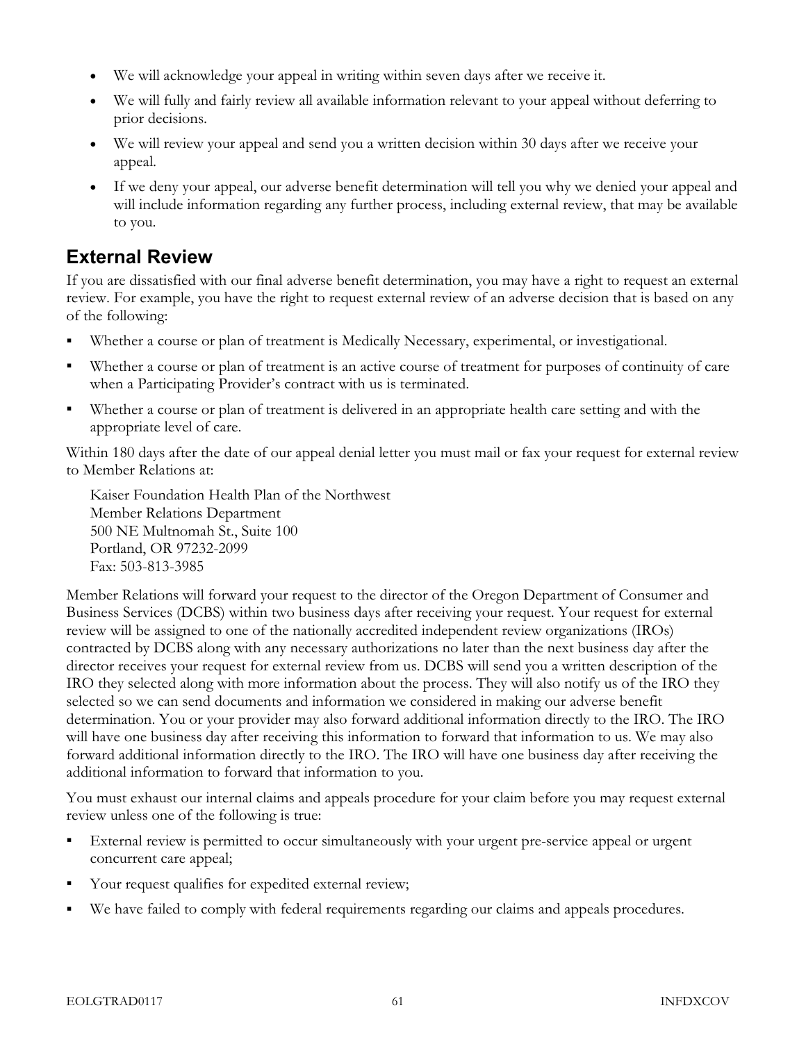- We will acknowledge your appeal in writing within seven days after we receive it.
- We will fully and fairly review all available information relevant to your appeal without deferring to prior decisions.
- We will review your appeal and send you a written decision within 30 days after we receive your appeal.
- If we deny your appeal, our adverse benefit determination will tell you why we denied your appeal and will include information regarding any further process, including external review, that may be available to you.

## External Review

If you are dissatisfied with our final adverse benefit determination, you may have a right to request an external review. For example, you have the right to request external review of an adverse decision that is based on any of the following:

- Whether a course or plan of treatment is Medically Necessary, experimental, or investigational.
- Whether a course or plan of treatment is an active course of treatment for purposes of continuity of care when a Participating Provider's contract with us is terminated.
- Whether a course or plan of treatment is delivered in an appropriate health care setting and with the appropriate level of care.

Within 180 days after the date of our appeal denial letter you must mail or fax your request for external review to Member Relations at:

Kaiser Foundation Health Plan of the Northwest
Member Relations Department
500 NE Multnomah St., Suite 100
Portland, OR 97232-2099
Fax: 503-813-3985

Member Relations will forward your request to the director of the Oregon Department of Consumer and Business Services (DCBS) within two business days after receiving your request. Your request for external review will be assigned to one of the nationally accredited independent review organizations (IROs) contracted by DCBS along with any necessary authorizations no later than the next business day after the director receives your request for external review from us. DCBS will send you a written description of the IRO they selected along with more information about the process. They will also notify us of the IRO they selected so we can send documents and information we considered in making our adverse benefit determination. You or your provider may also forward additional information directly to the IRO. The IRO will have one business day after receiving this information to forward that information to us. We may also forward additional information directly to the IRO. The IRO will have one business day after receiving the additional information to forward that information to you.

You must exhaust our internal claims and appeals procedure for your claim before you may request external review unless one of the following is true:

- External review is permitted to occur simultaneously with your urgent pre-service appeal or urgent concurrent care appeal;
- Your request qualifies for expedited external review;
- We have failed to comply with federal requirements regarding our claims and appeals procedures.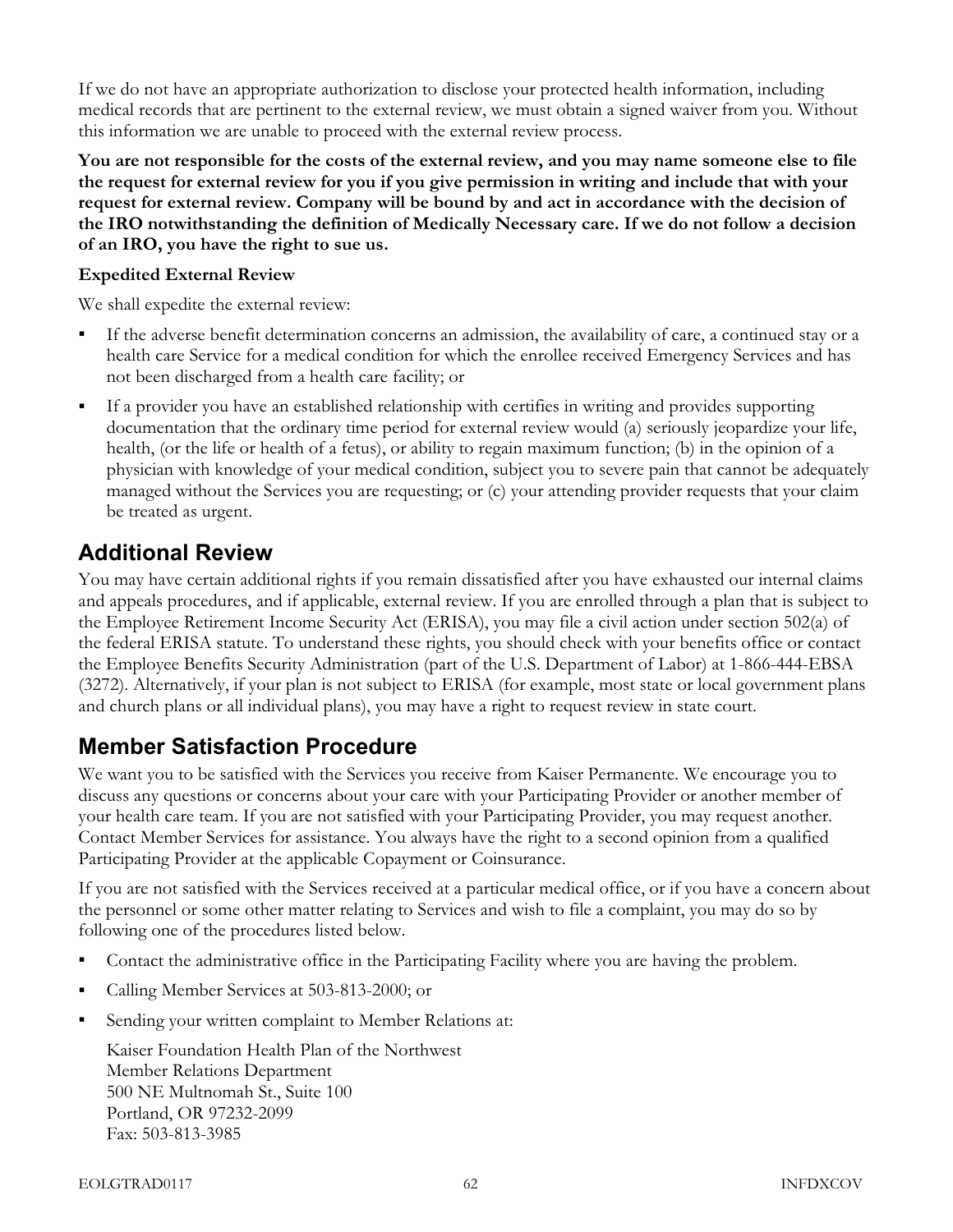If we do not have an appropriate authorization to disclose your protected health information, including medical records that are pertinent to the external review, we must obtain a signed waiver from you. Without this information we are unable to proceed with the external review process.

**You are not responsible for the costs of the external review, and you may name someone else to file the request for external review for you if you give permission in writing and include that with your request for external review. Company will be bound by and act in accordance with the decision of the IRO notwithstanding the definition of Medically Necessary care. If we do not follow a decision of an IRO, you have the right to sue us.**

**Expedited External Review**

We shall expedite the external review:

- If the adverse benefit determination concerns an admission, the availability of care, a continued stay or a health care Service for a medical condition for which the enrollee received Emergency Services and has not been discharged from a health care facility; or
- If a provider you have an established relationship with certifies in writing and provides supporting documentation that the ordinary time period for external review would (a) seriously jeopardize your life, health, (or the life or health of a fetus), or ability to regain maximum function; (b) in the opinion of a physician with knowledge of your medical condition, subject you to severe pain that cannot be adequately managed without the Services you are requesting; or (c) your attending provider requests that your claim be treated as urgent.

## Additional Review

You may have certain additional rights if you remain dissatisfied after you have exhausted our internal claims and appeals procedures, and if applicable, external review. If you are enrolled through a plan that is subject to the Employee Retirement Income Security Act (ERISA), you may file a civil action under section 502(a) of the federal ERISA statute. To understand these rights, you should check with your benefits office or contact the Employee Benefits Security Administration (part of the U.S. Department of Labor) at 1-866-444-EBSA (3272). Alternatively, if your plan is not subject to ERISA (for example, most state or local government plans and church plans or all individual plans), you may have a right to request review in state court.

## Member Satisfaction Procedure

We want you to be satisfied with the Services you receive from Kaiser Permanente. We encourage you to discuss any questions or concerns about your care with your Participating Provider or another member of your health care team. If you are not satisfied with your Participating Provider, you may request another. Contact Member Services for assistance. You always have the right to a second opinion from a qualified Participating Provider at the applicable Copayment or Coinsurance.

If you are not satisfied with the Services received at a particular medical office, or if you have a concern about the personnel or some other matter relating to Services and wish to file a complaint, you may do so by following one of the procedures listed below.

- Contact the administrative office in the Participating Facility where you are having the problem.
- Calling Member Services at 503-813-2000; or
- Sending your written complaint to Member Relations at:

  Kaiser Foundation Health Plan of the Northwest  
  Member Relations Department  
  500 NE Multnomah St., Suite 100  
  Portland, OR 97232-2099  
  Fax: 503-813-3985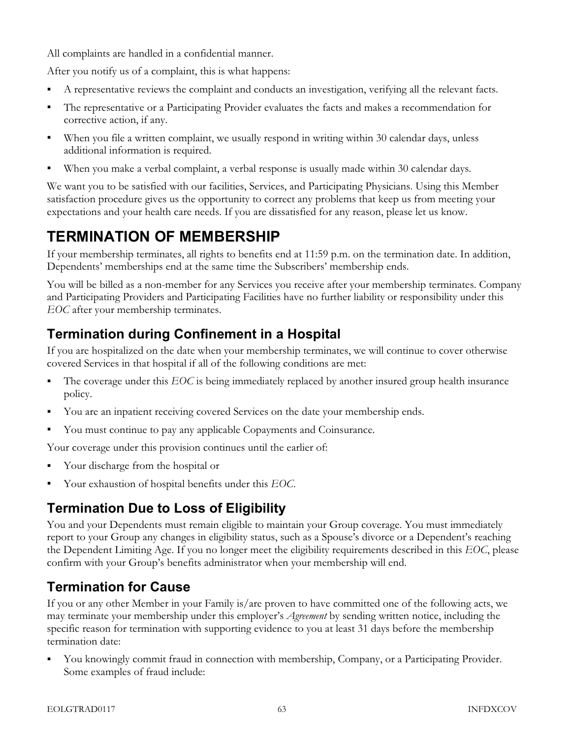All complaints are handled in a confidential manner.

After you notify us of a complaint, this is what happens:

- A representative reviews the complaint and conducts an investigation, verifying all the relevant facts.
- The representative or a Participating Provider evaluates the facts and makes a recommendation for corrective action, if any.
- When you file a written complaint, we usually respond in writing within 30 calendar days, unless additional information is required.
- When you make a verbal complaint, a verbal response is usually made within 30 calendar days.

We want you to be satisfied with our facilities, Services, and Participating Physicians. Using this Member satisfaction procedure gives us the opportunity to correct any problems that keep us from meeting your expectations and your health care needs. If you are dissatisfied for any reason, please let us know.

# TERMINATION OF MEMBERSHIP

If your membership terminates, all rights to benefits end at 11:59 p.m. on the termination date. In addition, Dependents' memberships end at the same time the Subscribers' membership ends.

You will be billed as a non-member for any Services you receive after your membership terminates. Company and Participating Providers and Participating Facilities have no further liability or responsibility under this *EOC* after your membership terminates.

## Termination during Confinement in a Hospital

If you are hospitalized on the date when your membership terminates, we will continue to cover otherwise covered Services in that hospital if all of the following conditions are met:

- The coverage under this *EOC* is being immediately replaced by another insured group health insurance policy.
- You are an inpatient receiving covered Services on the date your membership ends.
- You must continue to pay any applicable Copayments and Coinsurance.

Your coverage under this provision continues until the earlier of:

- Your discharge from the hospital or
- Your exhaustion of hospital benefits under this *EOC*.

## Termination Due to Loss of Eligibility

You and your Dependents must remain eligible to maintain your Group coverage. You must immediately report to your Group any changes in eligibility status, such as a Spouse's divorce or a Dependent's reaching the Dependent Limiting Age. If you no longer meet the eligibility requirements described in this *EOC*, please confirm with your Group's benefits administrator when your membership will end.

## Termination for Cause

If you or any other Member in your Family is/are proven to have committed one of the following acts, we may terminate your membership under this employer's *Agreement* by sending written notice, including the specific reason for termination with supporting evidence to you at least 31 days before the membership termination date:

- You knowingly commit fraud in connection with membership, Company, or a Participating Provider. Some examples of fraud include: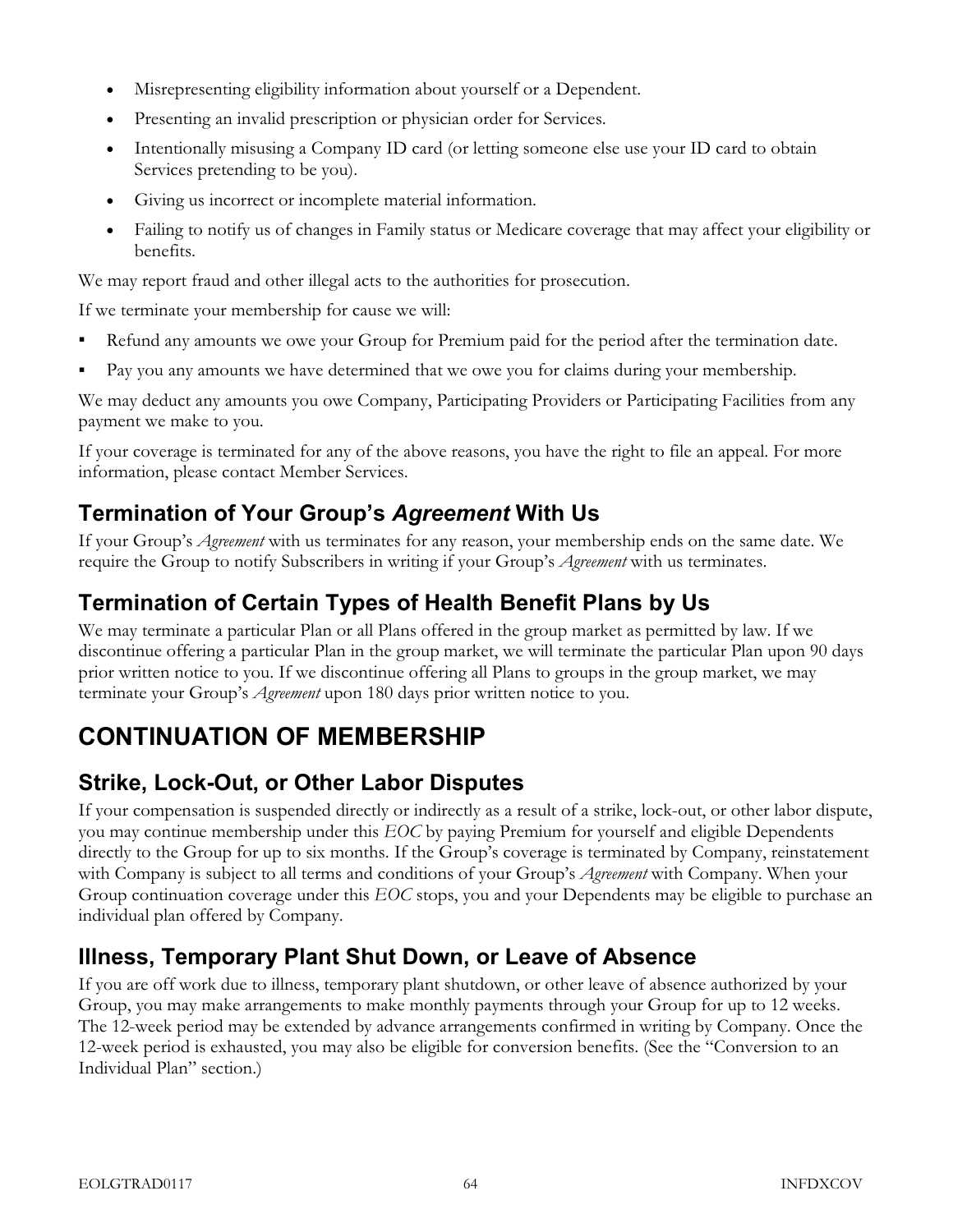- Misrepresenting eligibility information about yourself or a Dependent.
- Presenting an invalid prescription or physician order for Services.
- Intentionally misusing a Company ID card (or letting someone else use your ID card to obtain Services pretending to be you).
- Giving us incorrect or incomplete material information.
- Failing to notify us of changes in Family status or Medicare coverage that may affect your eligibility or benefits.

We may report fraud and other illegal acts to the authorities for prosecution.

If we terminate your membership for cause we will:

- Refund any amounts we owe your Group for Premium paid for the period after the termination date.
- Pay you any amounts we have determined that we owe you for claims during your membership.

We may deduct any amounts you owe Company, Participating Providers or Participating Facilities from any payment we make to you.

If your coverage is terminated for any of the above reasons, you have the right to file an appeal. For more information, please contact Member Services.

## Termination of Your Group's *Agreement* With Us

If your Group's *Agreement* with us terminates for any reason, your membership ends on the same date. We require the Group to notify Subscribers in writing if your Group's *Agreement* with us terminates.

## Termination of Certain Types of Health Benefit Plans by Us

We may terminate a particular Plan or all Plans offered in the group market as permitted by law. If we discontinue offering a particular Plan in the group market, we will terminate the particular Plan upon 90 days prior written notice to you. If we discontinue offering all Plans to groups in the group market, we may terminate your Group's *Agreement* upon 180 days prior written notice to you.

# CONTINUATION OF MEMBERSHIP

## Strike, Lock-Out, or Other Labor Disputes

If your compensation is suspended directly or indirectly as a result of a strike, lock-out, or other labor dispute, you may continue membership under this *EOC* by paying Premium for yourself and eligible Dependents directly to the Group for up to six months. If the Group's coverage is terminated by Company, reinstatement with Company is subject to all terms and conditions of your Group's *Agreement* with Company. When your Group continuation coverage under this *EOC* stops, you and your Dependents may be eligible to purchase an individual plan offered by Company.

## Illness, Temporary Plant Shut Down, or Leave of Absence

If you are off work due to illness, temporary plant shutdown, or other leave of absence authorized by your Group, you may make arrangements to make monthly payments through your Group for up to 12 weeks. The 12-week period may be extended by advance arrangements confirmed in writing by Company. Once the 12-week period is exhausted, you may also be eligible for conversion benefits. (See the "Conversion to an Individual Plan" section.)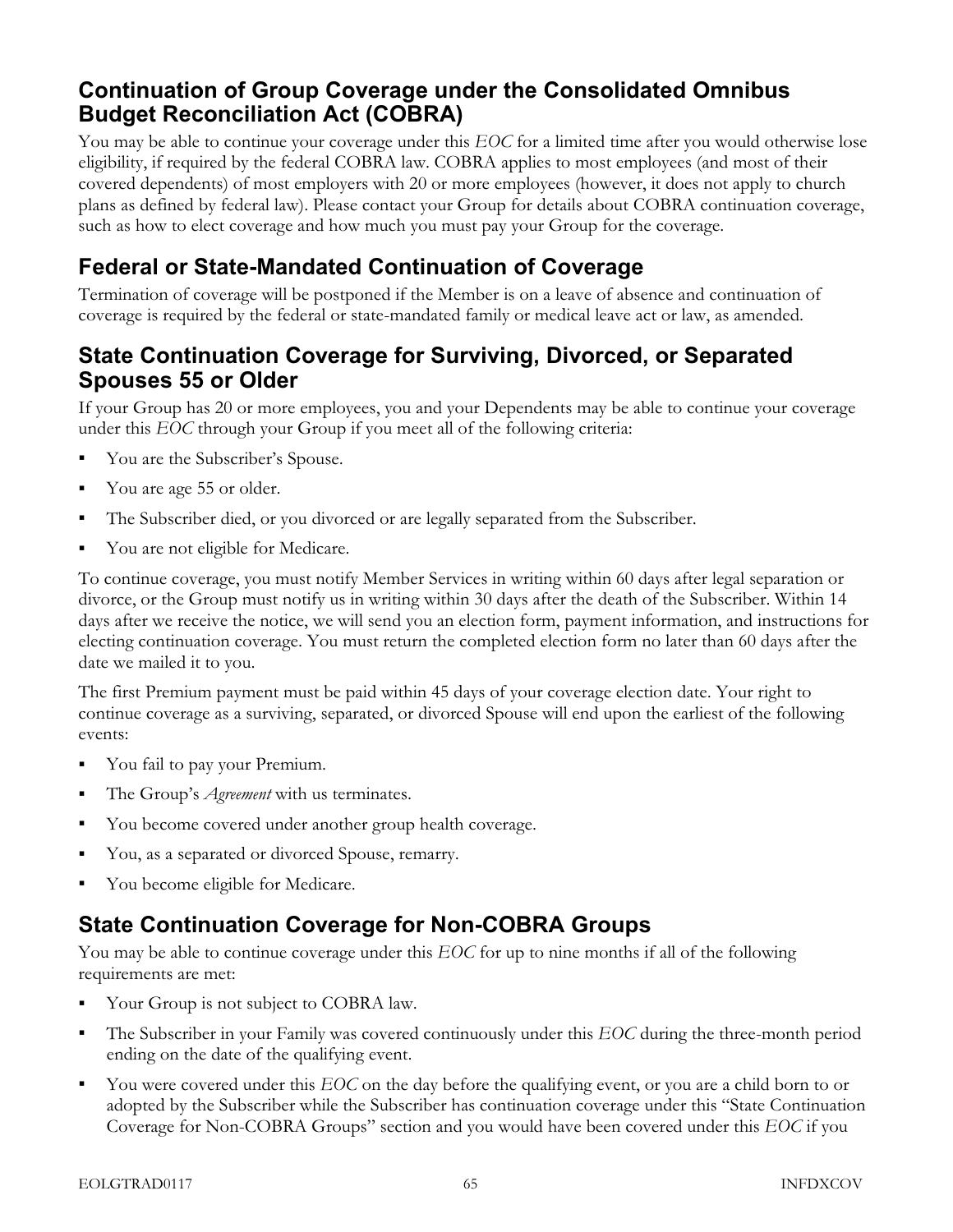## Continuation of Group Coverage under the Consolidated Omnibus Budget Reconciliation Act (COBRA)

You may be able to continue your coverage under this *EOC* for a limited time after you would otherwise lose eligibility, if required by the federal COBRA law. COBRA applies to most employees (and most of their covered dependents) of most employers with 20 or more employees (however, it does not apply to church plans as defined by federal law). Please contact your Group for details about COBRA continuation coverage, such as how to elect coverage and how much you must pay your Group for the coverage.

## Federal or State-Mandated Continuation of Coverage

Termination of coverage will be postponed if the Member is on a leave of absence and continuation of coverage is required by the federal or state-mandated family or medical leave act or law, as amended.

## State Continuation Coverage for Surviving, Divorced, or Separated Spouses 55 or Older

If your Group has 20 or more employees, you and your Dependents may be able to continue your coverage under this *EOC* through your Group if you meet all of the following criteria:

- You are the Subscriber's Spouse.
- You are age 55 or older.
- The Subscriber died, or you divorced or are legally separated from the Subscriber.
- You are not eligible for Medicare.

To continue coverage, you must notify Member Services in writing within 60 days after legal separation or divorce, or the Group must notify us in writing within 30 days after the death of the Subscriber. Within 14 days after we receive the notice, we will send you an election form, payment information, and instructions for electing continuation coverage. You must return the completed election form no later than 60 days after the date we mailed it to you.

The first Premium payment must be paid within 45 days of your coverage election date. Your right to continue coverage as a surviving, separated, or divorced Spouse will end upon the earliest of the following events:

- You fail to pay your Premium.
- The Group's *Agreement* with us terminates.
- You become covered under another group health coverage.
- You, as a separated or divorced Spouse, remarry.
- You become eligible for Medicare.

## State Continuation Coverage for Non-COBRA Groups

You may be able to continue coverage under this *EOC* for up to nine months if all of the following requirements are met:

- Your Group is not subject to COBRA law.
- The Subscriber in your Family was covered continuously under this *EOC* during the three-month period ending on the date of the qualifying event.
- You were covered under this *EOC* on the day before the qualifying event, or you are a child born to or adopted by the Subscriber while the Subscriber has continuation coverage under this "State Continuation Coverage for Non-COBRA Groups" section and you would have been covered under this *EOC* if you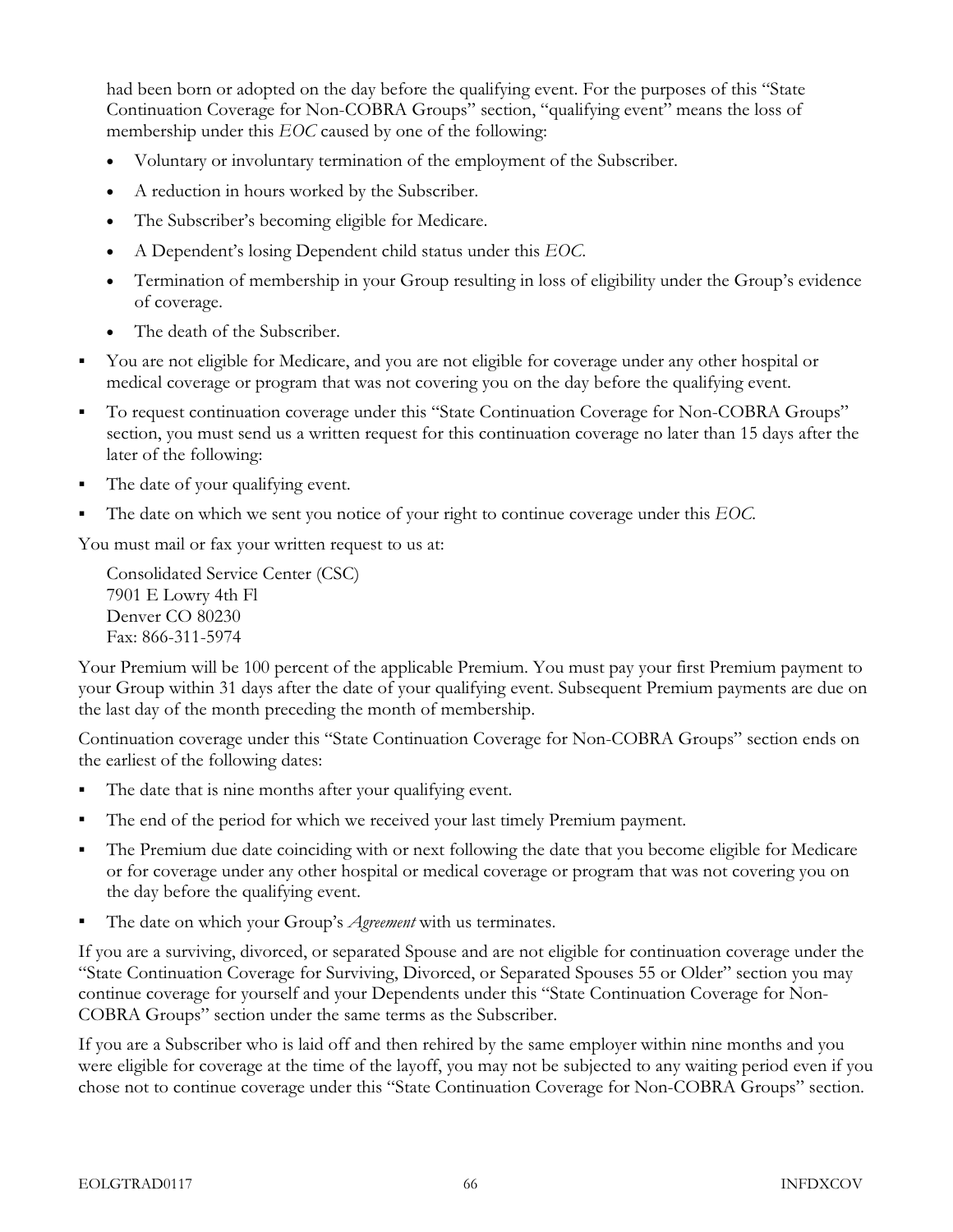had been born or adopted on the day before the qualifying event. For the purposes of this "State Continuation Coverage for Non-COBRA Groups" section, "qualifying event" means the loss of membership under this *EOC* caused by one of the following:

- Voluntary or involuntary termination of the employment of the Subscriber.
- A reduction in hours worked by the Subscriber.
- The Subscriber's becoming eligible for Medicare.
- A Dependent's losing Dependent child status under this *EOC*.
- Termination of membership in your Group resulting in loss of eligibility under the Group's evidence of coverage.
- The death of the Subscriber.

- You are not eligible for Medicare, and you are not eligible for coverage under any other hospital or medical coverage or program that was not covering you on the day before the qualifying event.
- To request continuation coverage under this "State Continuation Coverage for Non-COBRA Groups" section, you must send us a written request for this continuation coverage no later than 15 days after the later of the following:
- The date of your qualifying event.
- The date on which we sent you notice of your right to continue coverage under this *EOC*.

You must mail or fax your written request to us at:

Consolidated Service Center (CSC)
7901 E Lowry 4th Fl
Denver CO 80230
Fax: 866-311-5974

Your Premium will be 100 percent of the applicable Premium. You must pay your first Premium payment to your Group within 31 days after the date of your qualifying event. Subsequent Premium payments are due on the last day of the month preceding the month of membership.

Continuation coverage under this "State Continuation Coverage for Non-COBRA Groups" section ends on the earliest of the following dates:

- The date that is nine months after your qualifying event.
- The end of the period for which we received your last timely Premium payment.
- The Premium due date coinciding with or next following the date that you become eligible for Medicare or for coverage under any other hospital or medical coverage or program that was not covering you on the day before the qualifying event.
- The date on which your Group's *Agreement* with us terminates.

If you are a surviving, divorced, or separated Spouse and are not eligible for continuation coverage under the "State Continuation Coverage for Surviving, Divorced, or Separated Spouses 55 or Older" section you may continue coverage for yourself and your Dependents under this "State Continuation Coverage for Non-COBRA Groups" section under the same terms as the Subscriber.

If you are a Subscriber who is laid off and then rehired by the same employer within nine months and you were eligible for coverage at the time of the layoff, you may not be subjected to any waiting period even if you chose not to continue coverage under this "State Continuation Coverage for Non-COBRA Groups" section.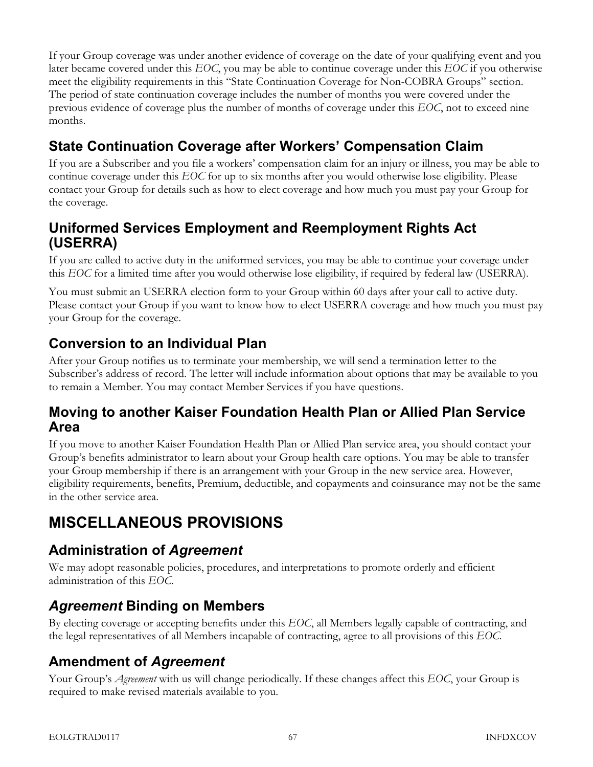If your Group coverage was under another evidence of coverage on the date of your qualifying event and you later became covered under this *EOC*, you may be able to continue coverage under this *EOC* if you otherwise meet the eligibility requirements in this "State Continuation Coverage for Non-COBRA Groups" section. The period of state continuation coverage includes the number of months you were covered under the previous evidence of coverage plus the number of months of coverage under this *EOC*, not to exceed nine months.

## State Continuation Coverage after Workers' Compensation Claim

If you are a Subscriber and you file a workers' compensation claim for an injury or illness, you may be able to continue coverage under this *EOC* for up to six months after you would otherwise lose eligibility. Please contact your Group for details such as how to elect coverage and how much you must pay your Group for the coverage.

## Uniformed Services Employment and Reemployment Rights Act (USERRA)

If you are called to active duty in the uniformed services, you may be able to continue your coverage under this *EOC* for a limited time after you would otherwise lose eligibility, if required by federal law (USERRA).

You must submit an USERRA election form to your Group within 60 days after your call to active duty. Please contact your Group if you want to know how to elect USERRA coverage and how much you must pay your Group for the coverage.

## Conversion to an Individual Plan

After your Group notifies us to terminate your membership, we will send a termination letter to the Subscriber's address of record. The letter will include information about options that may be available to you to remain a Member. You may contact Member Services if you have questions.

## Moving to another Kaiser Foundation Health Plan or Allied Plan Service Area

If you move to another Kaiser Foundation Health Plan or Allied Plan service area, you should contact your Group's benefits administrator to learn about your Group health care options. You may be able to transfer your Group membership if there is an arrangement with your Group in the new service area. However, eligibility requirements, benefits, Premium, deductible, and copayments and coinsurance may not be the same in the other service area.

# MISCELLANEOUS PROVISIONS

## Administration of *Agreement*

We may adopt reasonable policies, procedures, and interpretations to promote orderly and efficient administration of this *EOC*.

## *Agreement* Binding on Members

By electing coverage or accepting benefits under this *EOC*, all Members legally capable of contracting, and the legal representatives of all Members incapable of contracting, agree to all provisions of this *EOC*.

## Amendment of *Agreement*

Your Group's *Agreement* with us will change periodically. If these changes affect this *EOC*, your Group is required to make revised materials available to you.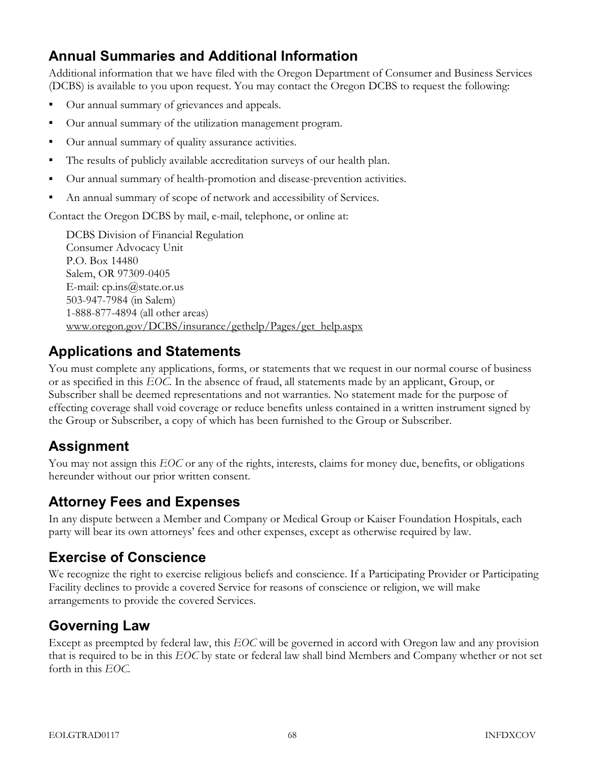## Annual Summaries and Additional Information

Additional information that we have filed with the Oregon Department of Consumer and Business Services (DCBS) is available to you upon request. You may contact the Oregon DCBS to request the following:

- Our annual summary of grievances and appeals.
- Our annual summary of the utilization management program.
- Our annual summary of quality assurance activities.
- The results of publicly available accreditation surveys of our health plan.
- Our annual summary of health-promotion and disease-prevention activities.
- An annual summary of scope of network and accessibility of Services.

Contact the Oregon DCBS by mail, e-mail, telephone, or online at:

DCBS Division of Financial Regulation
Consumer Advocacy Unit
P.O. Box 14480
Salem, OR 97309-0405
E-mail: cp.ins@state.or.us
503-947-7984 (in Salem)
1-888-877-4894 (all other areas)
www.oregon.gov/DCBS/insurance/gethelp/Pages/get_help.aspx

## Applications and Statements

You must complete any applications, forms, or statements that we request in our normal course of business or as specified in this *EOC*. In the absence of fraud, all statements made by an applicant, Group, or Subscriber shall be deemed representations and not warranties. No statement made for the purpose of effecting coverage shall void coverage or reduce benefits unless contained in a written instrument signed by the Group or Subscriber, a copy of which has been furnished to the Group or Subscriber.

## Assignment

You may not assign this *EOC* or any of the rights, interests, claims for money due, benefits, or obligations hereunder without our prior written consent.

## Attorney Fees and Expenses

In any dispute between a Member and Company or Medical Group or Kaiser Foundation Hospitals, each party will bear its own attorneys' fees and other expenses, except as otherwise required by law.

## Exercise of Conscience

We recognize the right to exercise religious beliefs and conscience. If a Participating Provider or Participating Facility declines to provide a covered Service for reasons of conscience or religion, we will make arrangements to provide the covered Services.

## Governing Law

Except as preempted by federal law, this *EOC* will be governed in accord with Oregon law and any provision that is required to be in this *EOC* by state or federal law shall bind Members and Company whether or not set forth in this *EOC*.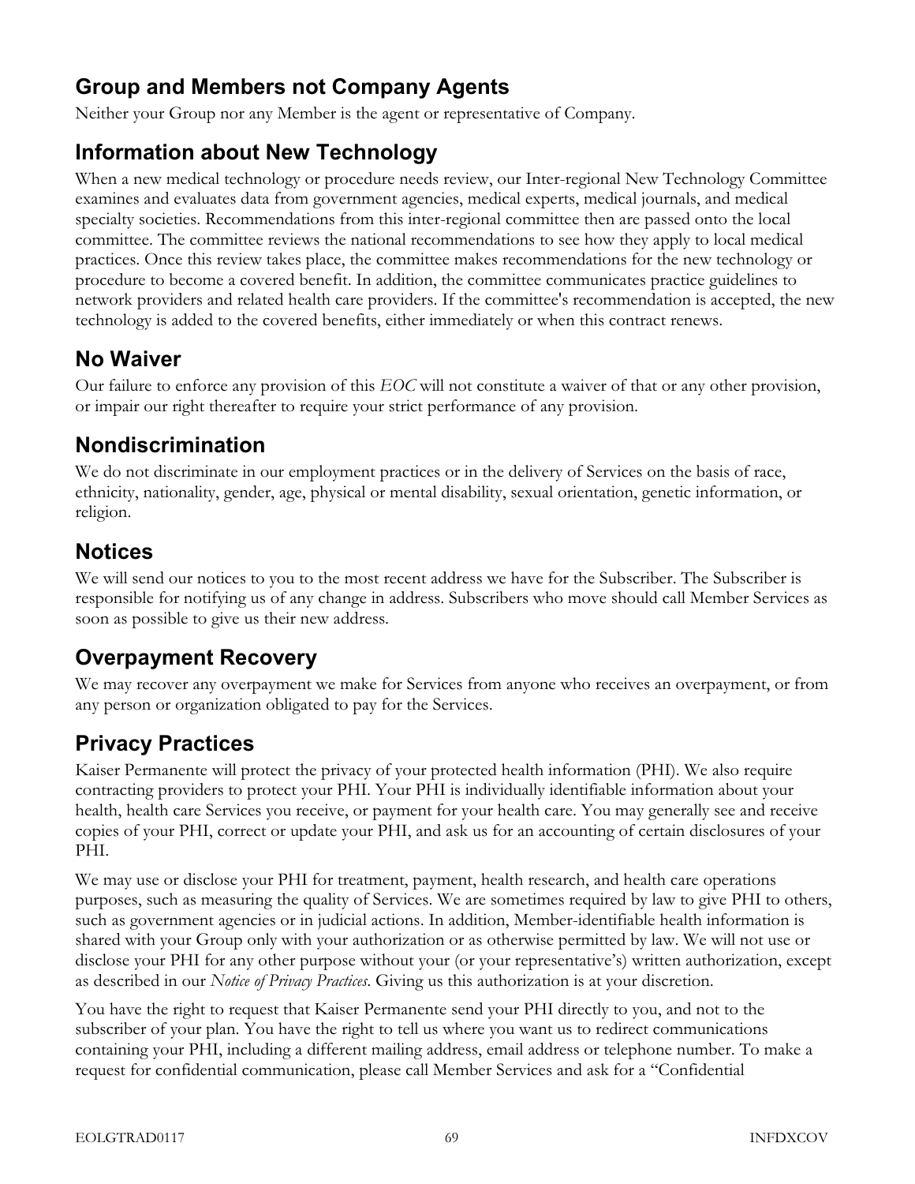## Group and Members not Company Agents

Neither your Group nor any Member is the agent or representative of Company.

## Information about New Technology

When a new medical technology or procedure needs review, our Inter-regional New Technology Committee examines and evaluates data from government agencies, medical experts, medical journals, and medical specialty societies. Recommendations from this inter-regional committee then are passed onto the local committee. The committee reviews the national recommendations to see how they apply to local medical practices. Once this review takes place, the committee makes recommendations for the new technology or procedure to become a covered benefit. In addition, the committee communicates practice guidelines to network providers and related health care providers. If the committee's recommendation is accepted, the new technology is added to the covered benefits, either immediately or when this contract renews.

## No Waiver

Our failure to enforce any provision of this *EOC* will not constitute a waiver of that or any other provision, or impair our right thereafter to require your strict performance of any provision.

## Nondiscrimination

We do not discriminate in our employment practices or in the delivery of Services on the basis of race, ethnicity, nationality, gender, age, physical or mental disability, sexual orientation, genetic information, or religion.

## Notices

We will send our notices to you to the most recent address we have for the Subscriber. The Subscriber is responsible for notifying us of any change in address. Subscribers who move should call Member Services as soon as possible to give us their new address.

## Overpayment Recovery

We may recover any overpayment we make for Services from anyone who receives an overpayment, or from any person or organization obligated to pay for the Services.

## Privacy Practices

Kaiser Permanente will protect the privacy of your protected health information (PHI). We also require contracting providers to protect your PHI. Your PHI is individually identifiable information about your health, health care Services you receive, or payment for your health care. You may generally see and receive copies of your PHI, correct or update your PHI, and ask us for an accounting of certain disclosures of your PHI.

We may use or disclose your PHI for treatment, payment, health research, and health care operations purposes, such as measuring the quality of Services. We are sometimes required by law to give PHI to others, such as government agencies or in judicial actions. In addition, Member-identifiable health information is shared with your Group only with your authorization or as otherwise permitted by law. We will not use or disclose your PHI for any other purpose without your (or your representative's) written authorization, except as described in our *Notice of Privacy Practices*. Giving us this authorization is at your discretion.

You have the right to request that Kaiser Permanente send your PHI directly to you, and not to the subscriber of your plan. You have the right to tell us where you want us to redirect communications containing your PHI, including a different mailing address, email address or telephone number. To make a request for confidential communication, please call Member Services and ask for a "Confidential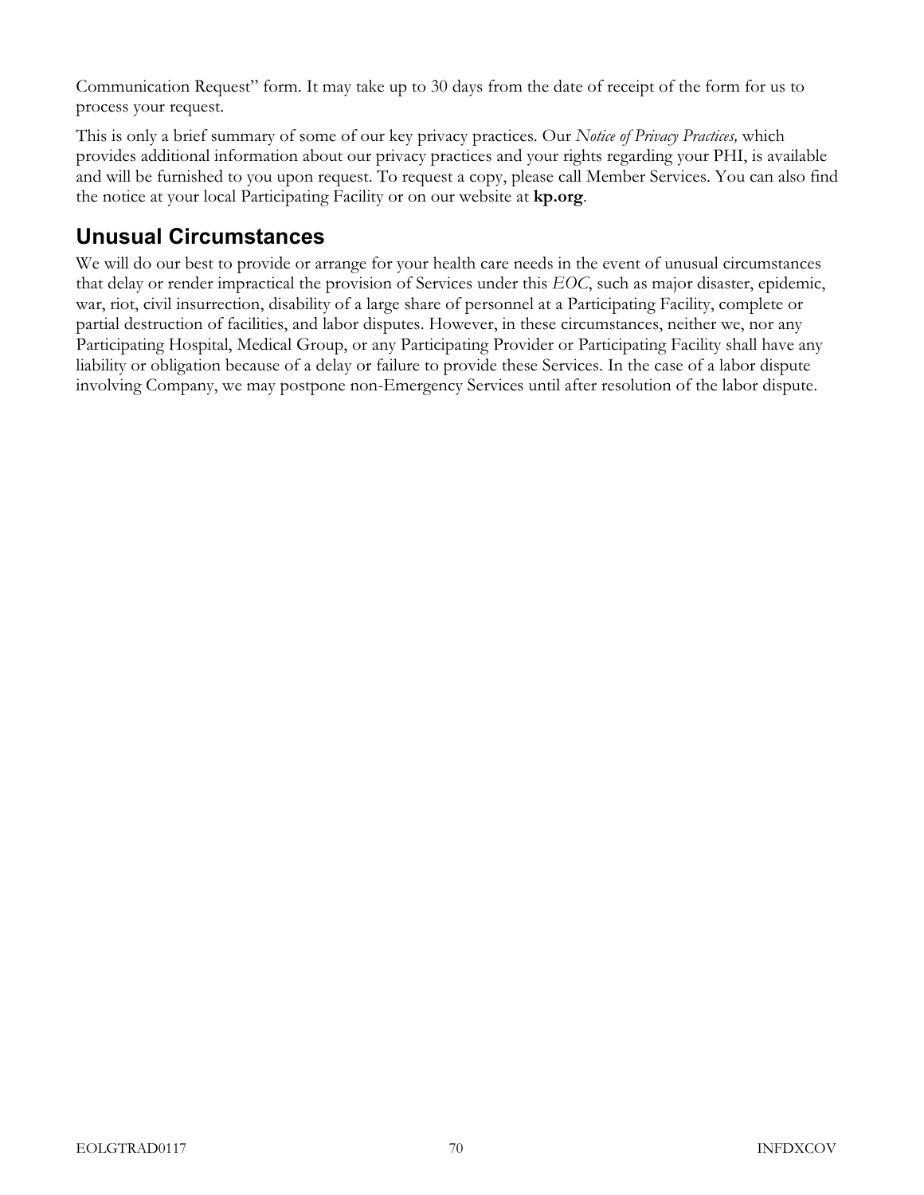Communication Request" form. It may take up to 30 days from the date of receipt of the form for us to process your request.

This is only a brief summary of some of our key privacy practices. Our *Notice of Privacy Practices,* which provides additional information about our privacy practices and your rights regarding your PHI, is available and will be furnished to you upon request. To request a copy, please call Member Services. You can also find the notice at your local Participating Facility or on our website at **kp.org**.

## Unusual Circumstances

We will do our best to provide or arrange for your health care needs in the event of unusual circumstances that delay or render impractical the provision of Services under this *EOC*, such as major disaster, epidemic, war, riot, civil insurrection, disability of a large share of personnel at a Participating Facility, complete or partial destruction of facilities, and labor disputes. However, in these circumstances, neither we, nor any Participating Hospital, Medical Group, or any Participating Provider or Participating Facility shall have any liability or obligation because of a delay or failure to provide these Services. In the case of a labor dispute involving Company, we may postpone non-Emergency Services until after resolution of the labor dispute.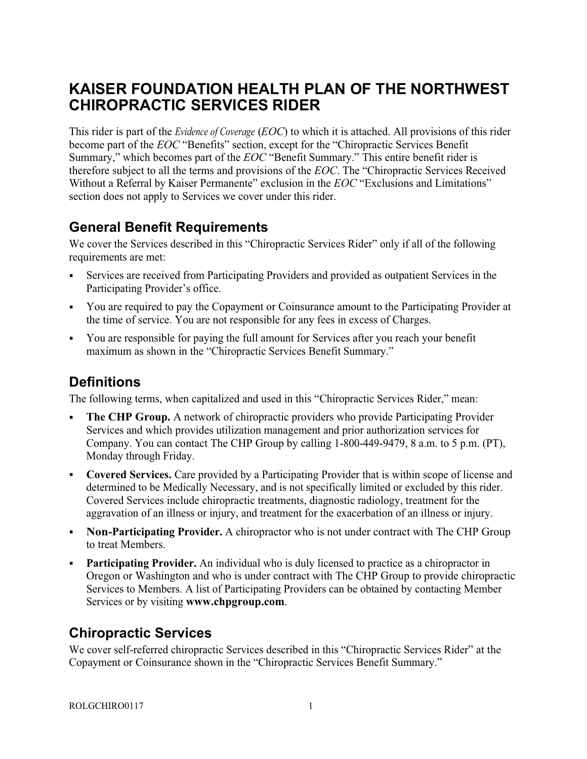# KAISER FOUNDATION HEALTH PLAN OF THE NORTHWEST CHIROPRACTIC SERVICES RIDER

This rider is part of the *Evidence of Coverage* (*EOC*) to which it is attached. All provisions of this rider become part of the *EOC* "Benefits" section, except for the "Chiropractic Services Benefit Summary," which becomes part of the *EOC* "Benefit Summary." This entire benefit rider is therefore subject to all the terms and provisions of the *EOC*. The "Chiropractic Services Received Without a Referral by Kaiser Permanente" exclusion in the *EOC* "Exclusions and Limitations" section does not apply to Services we cover under this rider.

## General Benefit Requirements

We cover the Services described in this "Chiropractic Services Rider" only if all of the following requirements are met:

- Services are received from Participating Providers and provided as outpatient Services in the Participating Provider's office.
- You are required to pay the Copayment or Coinsurance amount to the Participating Provider at the time of service. You are not responsible for any fees in excess of Charges.
- You are responsible for paying the full amount for Services after you reach your benefit maximum as shown in the "Chiropractic Services Benefit Summary."

## Definitions

The following terms, when capitalized and used in this "Chiropractic Services Rider," mean:

- **The CHP Group.** A network of chiropractic providers who provide Participating Provider Services and which provides utilization management and prior authorization services for Company. You can contact The CHP Group by calling 1-800-449-9479, 8 a.m. to 5 p.m. (PT), Monday through Friday.
- **Covered Services.** Care provided by a Participating Provider that is within scope of license and determined to be Medically Necessary, and is not specifically limited or excluded by this rider. Covered Services include chiropractic treatments, diagnostic radiology, treatment for the aggravation of an illness or injury, and treatment for the exacerbation of an illness or injury.
- **Non-Participating Provider.** A chiropractor who is not under contract with The CHP Group to treat Members.
- **Participating Provider.** An individual who is duly licensed to practice as a chiropractor in Oregon or Washington and who is under contract with The CHP Group to provide chiropractic Services to Members. A list of Participating Providers can be obtained by contacting Member Services or by visiting **www.chpgroup.com**.

## Chiropractic Services

We cover self-referred chiropractic Services described in this "Chiropractic Services Rider" at the Copayment or Coinsurance shown in the "Chiropractic Services Benefit Summary."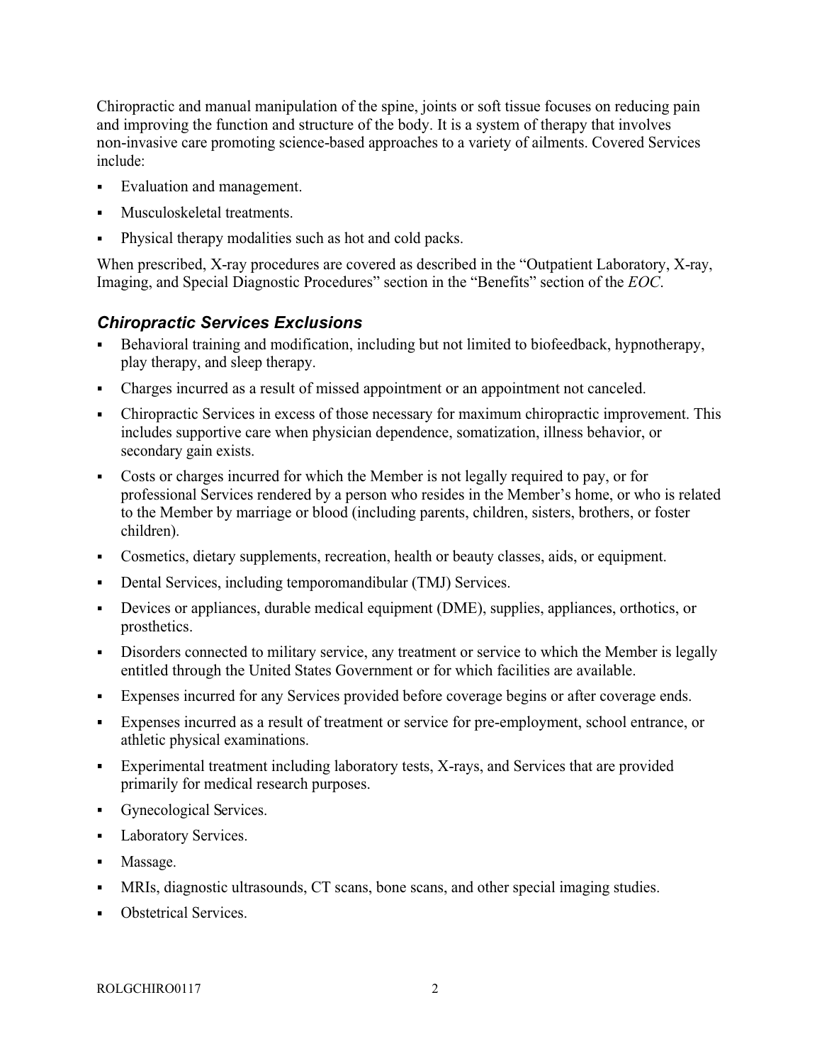Chiropractic and manual manipulation of the spine, joints or soft tissue focuses on reducing pain and improving the function and structure of the body. It is a system of therapy that involves non-invasive care promoting science-based approaches to a variety of ailments. Covered Services include:

- Evaluation and management.
- Musculoskeletal treatments.
- Physical therapy modalities such as hot and cold packs.

When prescribed, X-ray procedures are covered as described in the "Outpatient Laboratory, X-ray, Imaging, and Special Diagnostic Procedures" section in the "Benefits" section of the *EOC*.

### *Chiropractic Services Exclusions*

- Behavioral training and modification, including but not limited to biofeedback, hypnotherapy, play therapy, and sleep therapy.
- Charges incurred as a result of missed appointment or an appointment not canceled.
- Chiropractic Services in excess of those necessary for maximum chiropractic improvement. This includes supportive care when physician dependence, somatization, illness behavior, or secondary gain exists.
- Costs or charges incurred for which the Member is not legally required to pay, or for professional Services rendered by a person who resides in the Member's home, or who is related to the Member by marriage or blood (including parents, children, sisters, brothers, or foster children).
- Cosmetics, dietary supplements, recreation, health or beauty classes, aids, or equipment.
- Dental Services, including temporomandibular (TMJ) Services.
- Devices or appliances, durable medical equipment (DME), supplies, appliances, orthotics, or prosthetics.
- Disorders connected to military service, any treatment or service to which the Member is legally entitled through the United States Government or for which facilities are available.
- Expenses incurred for any Services provided before coverage begins or after coverage ends.
- Expenses incurred as a result of treatment or service for pre-employment, school entrance, or athletic physical examinations.
- Experimental treatment including laboratory tests, X-rays, and Services that are provided primarily for medical research purposes.
- Gynecological Services.
- Laboratory Services.
- Massage.
- MRIs, diagnostic ultrasounds, CT scans, bone scans, and other special imaging studies.
- Obstetrical Services.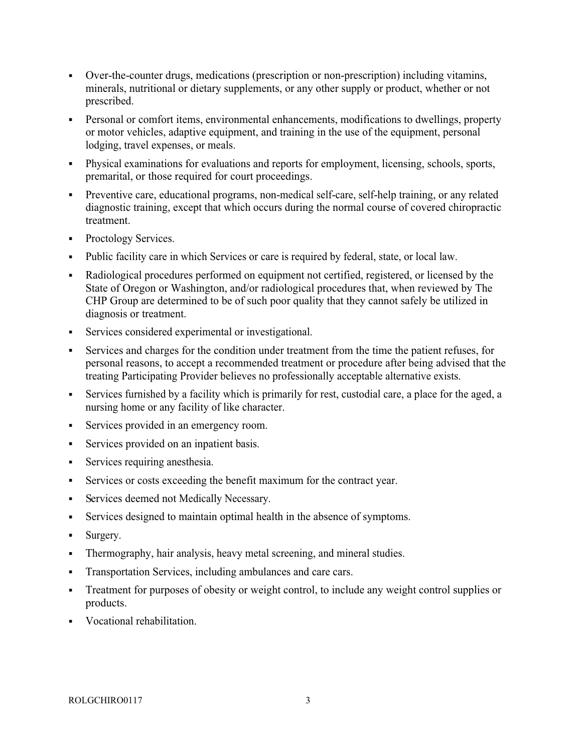- Over-the-counter drugs, medications (prescription or non-prescription) including vitamins, minerals, nutritional or dietary supplements, or any other supply or product, whether or not prescribed.
- Personal or comfort items, environmental enhancements, modifications to dwellings, property or motor vehicles, adaptive equipment, and training in the use of the equipment, personal lodging, travel expenses, or meals.
- Physical examinations for evaluations and reports for employment, licensing, schools, sports, premarital, or those required for court proceedings.
- Preventive care, educational programs, non-medical self-care, self-help training, or any related diagnostic training, except that which occurs during the normal course of covered chiropractic treatment.
- Proctology Services.
- Public facility care in which Services or care is required by federal, state, or local law.
- Radiological procedures performed on equipment not certified, registered, or licensed by the State of Oregon or Washington, and/or radiological procedures that, when reviewed by The CHP Group are determined to be of such poor quality that they cannot safely be utilized in diagnosis or treatment.
- Services considered experimental or investigational.
- Services and charges for the condition under treatment from the time the patient refuses, for personal reasons, to accept a recommended treatment or procedure after being advised that the treating Participating Provider believes no professionally acceptable alternative exists.
- Services furnished by a facility which is primarily for rest, custodial care, a place for the aged, a nursing home or any facility of like character.
- Services provided in an emergency room.
- Services provided on an inpatient basis.
- Services requiring anesthesia.
- Services or costs exceeding the benefit maximum for the contract year.
- Services deemed not Medically Necessary.
- Services designed to maintain optimal health in the absence of symptoms.
- Surgery.
- Thermography, hair analysis, heavy metal screening, and mineral studies.
- Transportation Services, including ambulances and care cars.
- Treatment for purposes of obesity or weight control, to include any weight control supplies or products.
- Vocational rehabilitation.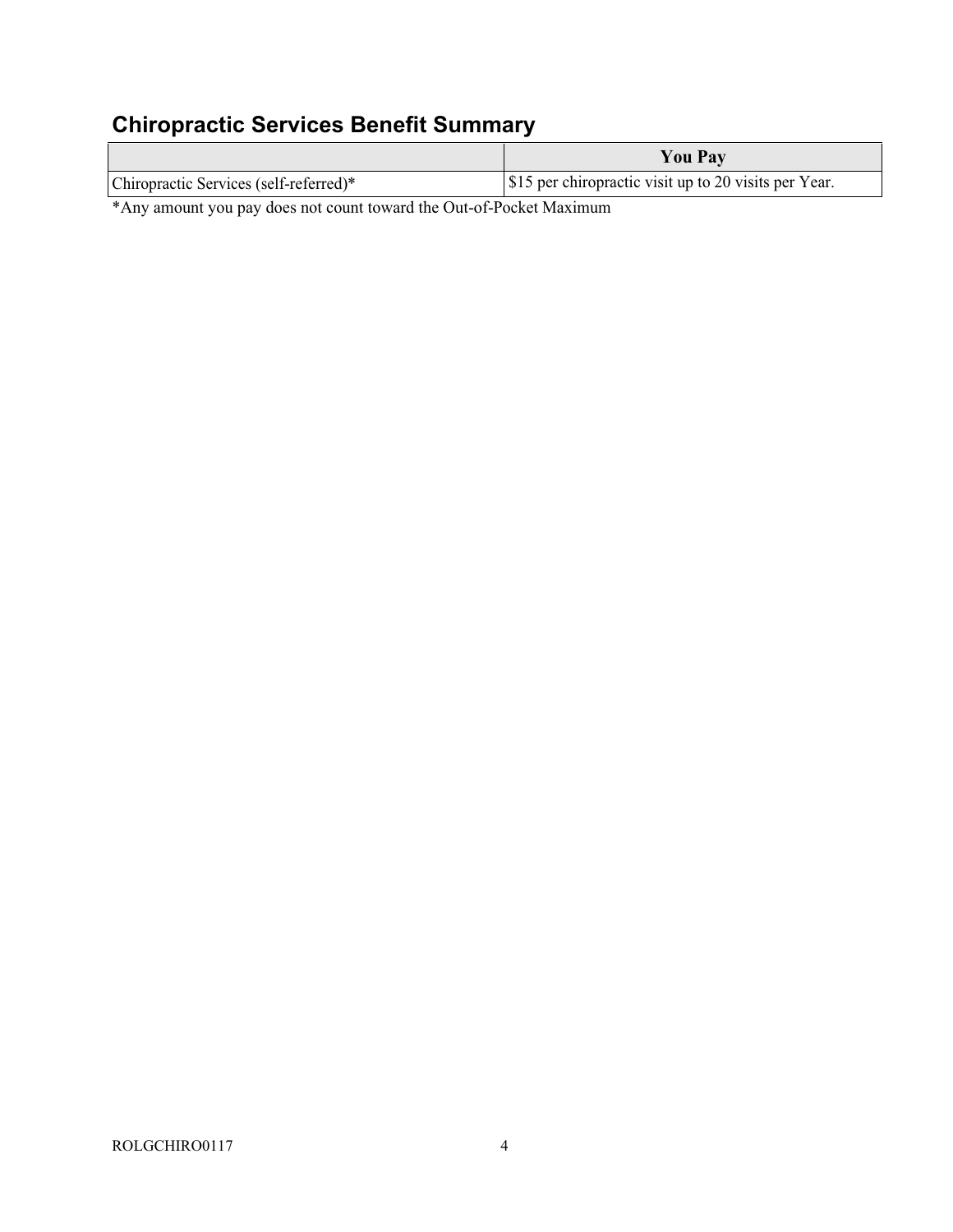## Chiropractic Services Benefit Summary

| | You Pay |
|---|---|
| Chiropractic Services (self-referred)* | $15 per chiropractic visit up to 20 visits per Year. |

*Any amount you pay does not count toward the Out-of-Pocket Maximum

ROLGCHIRO0117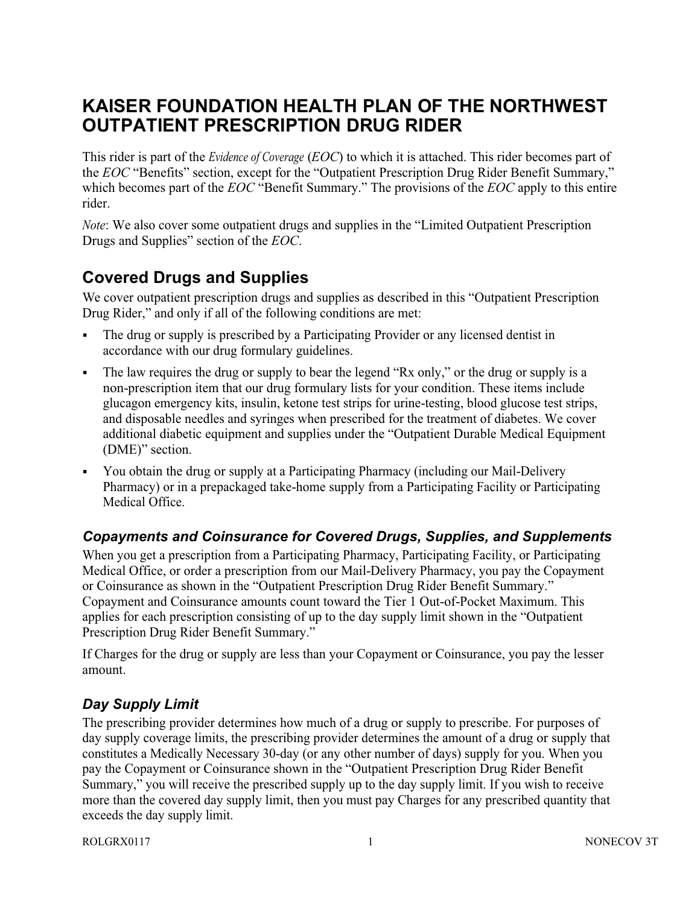# KAISER FOUNDATION HEALTH PLAN OF THE NORTHWEST OUTPATIENT PRESCRIPTION DRUG RIDER

This rider is part of the *Evidence of Coverage* (*EOC*) to which it is attached. This rider becomes part of the *EOC* "Benefits" section, except for the "Outpatient Prescription Drug Rider Benefit Summary," which becomes part of the *EOC* "Benefit Summary." The provisions of the *EOC* apply to this entire rider.

*Note*: We also cover some outpatient drugs and supplies in the "Limited Outpatient Prescription Drugs and Supplies" section of the *EOC*.

## Covered Drugs and Supplies

We cover outpatient prescription drugs and supplies as described in this "Outpatient Prescription Drug Rider," and only if all of the following conditions are met:

- The drug or supply is prescribed by a Participating Provider or any licensed dentist in accordance with our drug formulary guidelines.
- The law requires the drug or supply to bear the legend "Rx only," or the drug or supply is a non-prescription item that our drug formulary lists for your condition. These items include glucagon emergency kits, insulin, ketone test strips for urine-testing, blood glucose test strips, and disposable needles and syringes when prescribed for the treatment of diabetes. We cover additional diabetic equipment and supplies under the "Outpatient Durable Medical Equipment (DME)" section.
- You obtain the drug or supply at a Participating Pharmacy (including our Mail-Delivery Pharmacy) or in a prepackaged take-home supply from a Participating Facility or Participating Medical Office.

### *Copayments and Coinsurance for Covered Drugs, Supplies, and Supplements*

When you get a prescription from a Participating Pharmacy, Participating Facility, or Participating Medical Office, or order a prescription from our Mail-Delivery Pharmacy, you pay the Copayment or Coinsurance as shown in the "Outpatient Prescription Drug Rider Benefit Summary." Copayment and Coinsurance amounts count toward the Tier 1 Out-of-Pocket Maximum. This applies for each prescription consisting of up to the day supply limit shown in the "Outpatient Prescription Drug Rider Benefit Summary."

If Charges for the drug or supply are less than your Copayment or Coinsurance, you pay the lesser amount.

### *Day Supply Limit*

The prescribing provider determines how much of a drug or supply to prescribe. For purposes of day supply coverage limits, the prescribing provider determines the amount of a drug or supply that constitutes a Medically Necessary 30-day (or any other number of days) supply for you. When you pay the Copayment or Coinsurance shown in the "Outpatient Prescription Drug Rider Benefit Summary," you will receive the prescribed supply up to the day supply limit. If you wish to receive more than the covered day supply limit, then you must pay Charges for any prescribed quantity that exceeds the day supply limit.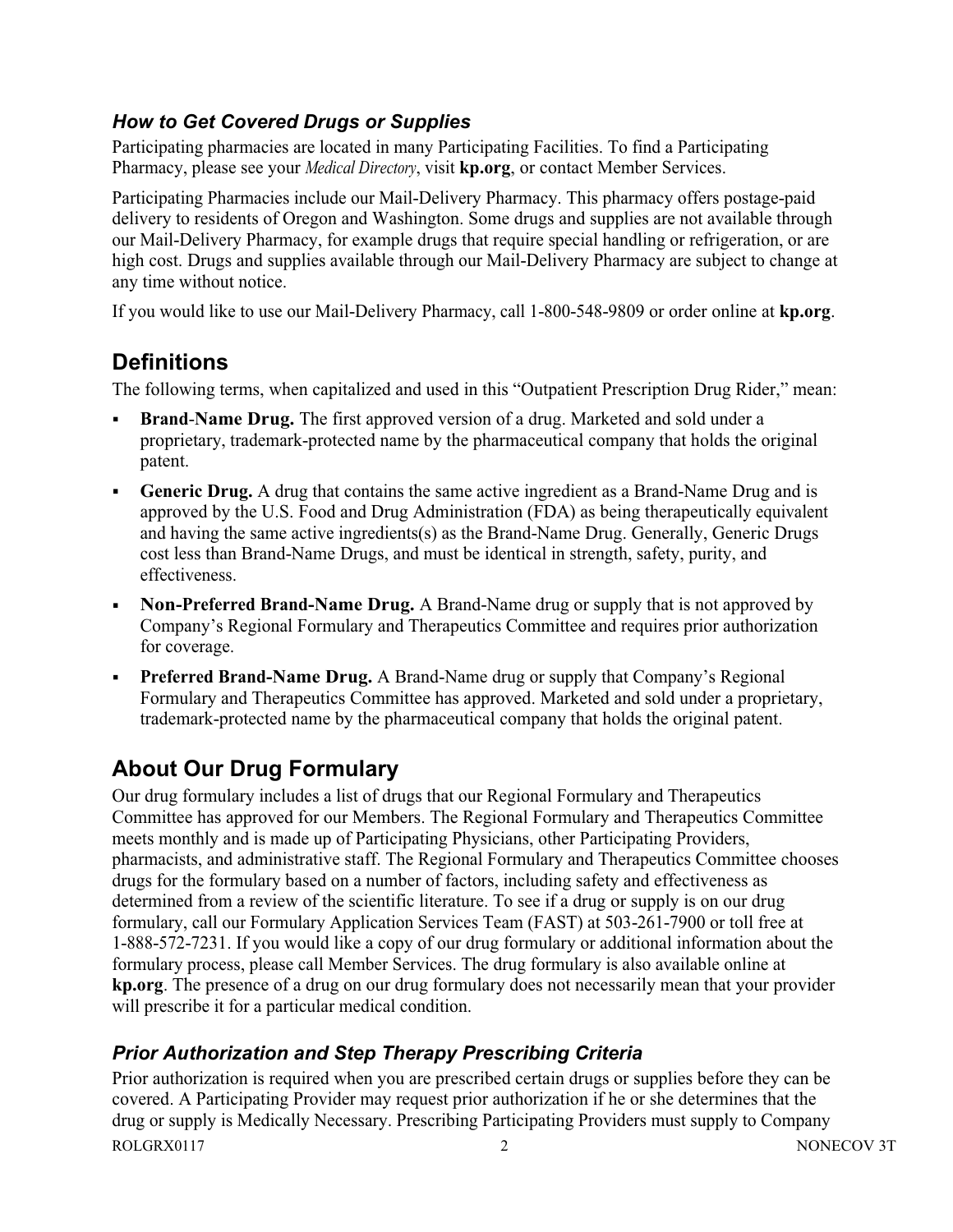### *How to Get Covered Drugs or Supplies*

Participating pharmacies are located in many Participating Facilities. To find a Participating Pharmacy, please see your *Medical Directory*, visit **kp.org**, or contact Member Services.

Participating Pharmacies include our Mail-Delivery Pharmacy. This pharmacy offers postage-paid delivery to residents of Oregon and Washington. Some drugs and supplies are not available through our Mail-Delivery Pharmacy, for example drugs that require special handling or refrigeration, or are high cost. Drugs and supplies available through our Mail-Delivery Pharmacy are subject to change at any time without notice.

If you would like to use our Mail-Delivery Pharmacy, call 1-800-548-9809 or order online at **kp.org**.

## Definitions

The following terms, when capitalized and used in this "Outpatient Prescription Drug Rider," mean:

- **Brand-Name Drug.** The first approved version of a drug. Marketed and sold under a proprietary, trademark-protected name by the pharmaceutical company that holds the original patent.
- **Generic Drug.** A drug that contains the same active ingredient as a Brand-Name Drug and is approved by the U.S. Food and Drug Administration (FDA) as being therapeutically equivalent and having the same active ingredients(s) as the Brand-Name Drug. Generally, Generic Drugs cost less than Brand-Name Drugs, and must be identical in strength, safety, purity, and effectiveness.
- **Non-Preferred Brand-Name Drug.** A Brand-Name drug or supply that is not approved by Company's Regional Formulary and Therapeutics Committee and requires prior authorization for coverage.
- **Preferred Brand-Name Drug.** A Brand-Name drug or supply that Company's Regional Formulary and Therapeutics Committee has approved. Marketed and sold under a proprietary, trademark-protected name by the pharmaceutical company that holds the original patent.

## About Our Drug Formulary

Our drug formulary includes a list of drugs that our Regional Formulary and Therapeutics Committee has approved for our Members. The Regional Formulary and Therapeutics Committee meets monthly and is made up of Participating Physicians, other Participating Providers, pharmacists, and administrative staff. The Regional Formulary and Therapeutics Committee chooses drugs for the formulary based on a number of factors, including safety and effectiveness as determined from a review of the scientific literature. To see if a drug or supply is on our drug formulary, call our Formulary Application Services Team (FAST) at 503-261-7900 or toll free at 1-888-572-7231. If you would like a copy of our drug formulary or additional information about the formulary process, please call Member Services. The drug formulary is also available online at **kp.org**. The presence of a drug on our drug formulary does not necessarily mean that your provider will prescribe it for a particular medical condition.

### *Prior Authorization and Step Therapy Prescribing Criteria*

Prior authorization is required when you are prescribed certain drugs or supplies before they can be covered. A Participating Provider may request prior authorization if he or she determines that the drug or supply is Medically Necessary. Prescribing Participating Providers must supply to Company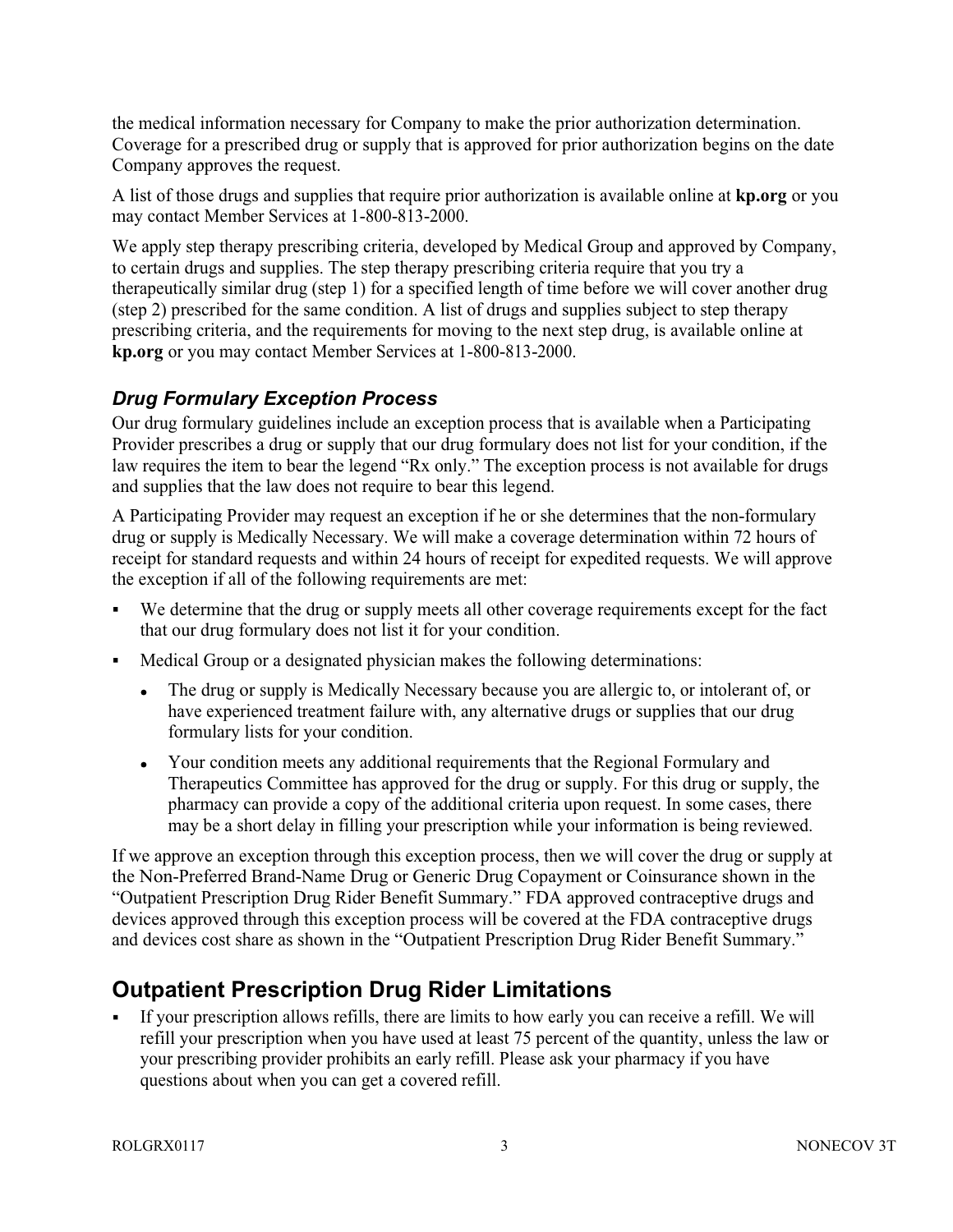the medical information necessary for Company to make the prior authorization determination. Coverage for a prescribed drug or supply that is approved for prior authorization begins on the date Company approves the request.

A list of those drugs and supplies that require prior authorization is available online at **kp.org** or you may contact Member Services at 1-800-813-2000.

We apply step therapy prescribing criteria, developed by Medical Group and approved by Company, to certain drugs and supplies. The step therapy prescribing criteria require that you try a therapeutically similar drug (step 1) for a specified length of time before we will cover another drug (step 2) prescribed for the same condition. A list of drugs and supplies subject to step therapy prescribing criteria, and the requirements for moving to the next step drug, is available online at **kp.org** or you may contact Member Services at 1-800-813-2000.

### *Drug Formulary Exception Process*

Our drug formulary guidelines include an exception process that is available when a Participating Provider prescribes a drug or supply that our drug formulary does not list for your condition, if the law requires the item to bear the legend "Rx only." The exception process is not available for drugs and supplies that the law does not require to bear this legend.

A Participating Provider may request an exception if he or she determines that the non-formulary drug or supply is Medically Necessary. We will make a coverage determination within 72 hours of receipt for standard requests and within 24 hours of receipt for expedited requests. We will approve the exception if all of the following requirements are met:

- We determine that the drug or supply meets all other coverage requirements except for the fact that our drug formulary does not list it for your condition.
- Medical Group or a designated physician makes the following determinations:
  - The drug or supply is Medically Necessary because you are allergic to, or intolerant of, or have experienced treatment failure with, any alternative drugs or supplies that our drug formulary lists for your condition.
  - Your condition meets any additional requirements that the Regional Formulary and Therapeutics Committee has approved for the drug or supply. For this drug or supply, the pharmacy can provide a copy of the additional criteria upon request. In some cases, there may be a short delay in filling your prescription while your information is being reviewed.

If we approve an exception through this exception process, then we will cover the drug or supply at the Non-Preferred Brand-Name Drug or Generic Drug Copayment or Coinsurance shown in the "Outpatient Prescription Drug Rider Benefit Summary." FDA approved contraceptive drugs and devices approved through this exception process will be covered at the FDA contraceptive drugs and devices cost share as shown in the "Outpatient Prescription Drug Rider Benefit Summary."

## Outpatient Prescription Drug Rider Limitations

- If your prescription allows refills, there are limits to how early you can receive a refill. We will refill your prescription when you have used at least 75 percent of the quantity, unless the law or your prescribing provider prohibits an early refill. Please ask your pharmacy if you have questions about when you can get a covered refill.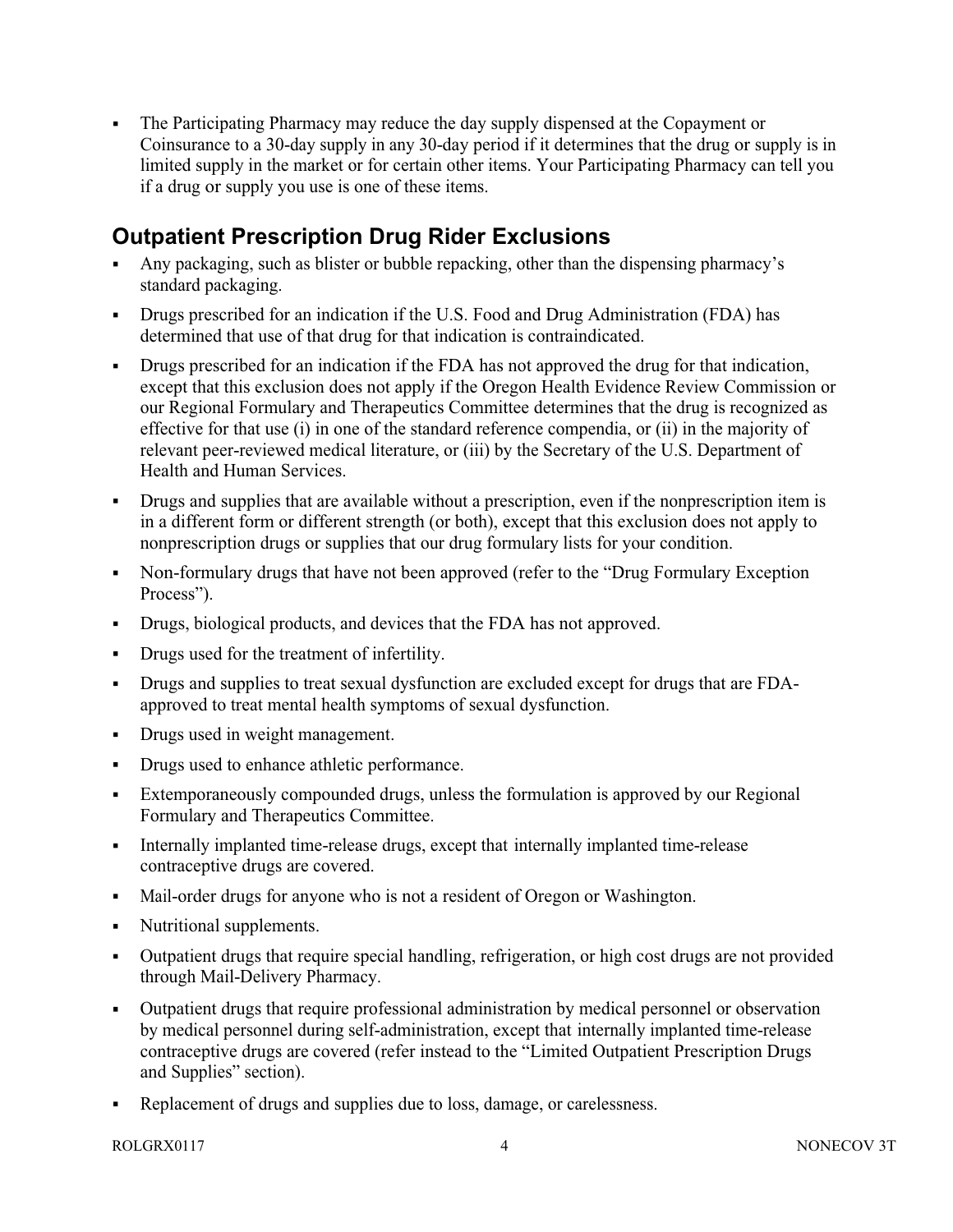- The Participating Pharmacy may reduce the day supply dispensed at the Copayment or Coinsurance to a 30-day supply in any 30-day period if it determines that the drug or supply is in limited supply in the market or for certain other items. Your Participating Pharmacy can tell you if a drug or supply you use is one of these items.

## Outpatient Prescription Drug Rider Exclusions

- Any packaging, such as blister or bubble repacking, other than the dispensing pharmacy's standard packaging.
- Drugs prescribed for an indication if the U.S. Food and Drug Administration (FDA) has determined that use of that drug for that indication is contraindicated.
- Drugs prescribed for an indication if the FDA has not approved the drug for that indication, except that this exclusion does not apply if the Oregon Health Evidence Review Commission or our Regional Formulary and Therapeutics Committee determines that the drug is recognized as effective for that use (i) in one of the standard reference compendia, or (ii) in the majority of relevant peer-reviewed medical literature, or (iii) by the Secretary of the U.S. Department of Health and Human Services.
- Drugs and supplies that are available without a prescription, even if the nonprescription item is in a different form or different strength (or both), except that this exclusion does not apply to nonprescription drugs or supplies that our drug formulary lists for your condition.
- Non-formulary drugs that have not been approved (refer to the "Drug Formulary Exception Process").
- Drugs, biological products, and devices that the FDA has not approved.
- Drugs used for the treatment of infertility.
- Drugs and supplies to treat sexual dysfunction are excluded except for drugs that are FDA-approved to treat mental health symptoms of sexual dysfunction.
- Drugs used in weight management.
- Drugs used to enhance athletic performance.
- Extemporaneously compounded drugs, unless the formulation is approved by our Regional Formulary and Therapeutics Committee.
- Internally implanted time-release drugs, except that internally implanted time-release contraceptive drugs are covered.
- Mail-order drugs for anyone who is not a resident of Oregon or Washington.
- Nutritional supplements.
- Outpatient drugs that require special handling, refrigeration, or high cost drugs are not provided through Mail-Delivery Pharmacy.
- Outpatient drugs that require professional administration by medical personnel or observation by medical personnel during self-administration, except that internally implanted time-release contraceptive drugs are covered (refer instead to the "Limited Outpatient Prescription Drugs and Supplies" section).
- Replacement of drugs and supplies due to loss, damage, or carelessness.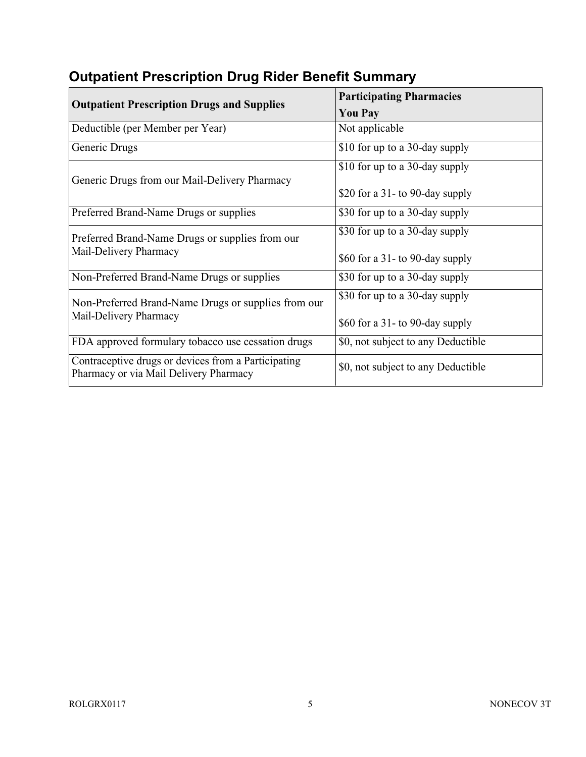## Outpatient Prescription Drug Rider Benefit Summary

| Outpatient Prescription Drugs and Supplies | Participating Pharmacies<br>You Pay |
|---|---|
| Deductible (per Member per Year) | Not applicable |
| Generic Drugs | $10 for up to a 30-day supply |
| Generic Drugs from our Mail-Delivery Pharmacy | $10 for up to a 30-day supply<br><br>$20 for a 31- to 90-day supply |
| Preferred Brand-Name Drugs or supplies | $30 for up to a 30-day supply |
| Preferred Brand-Name Drugs or supplies from our Mail-Delivery Pharmacy | $30 for up to a 30-day supply<br><br>$60 for a 31- to 90-day supply |
| Non-Preferred Brand-Name Drugs or supplies | $30 for up to a 30-day supply |
| Non-Preferred Brand-Name Drugs or supplies from our Mail-Delivery Pharmacy | $30 for up to a 30-day supply<br><br>$60 for a 31- to 90-day supply |
| FDA approved formulary tobacco use cessation drugs | $0, not subject to any Deductible |
| Contraceptive drugs or devices from a Participating Pharmacy or via Mail Delivery Pharmacy | $0, not subject to any Deductible |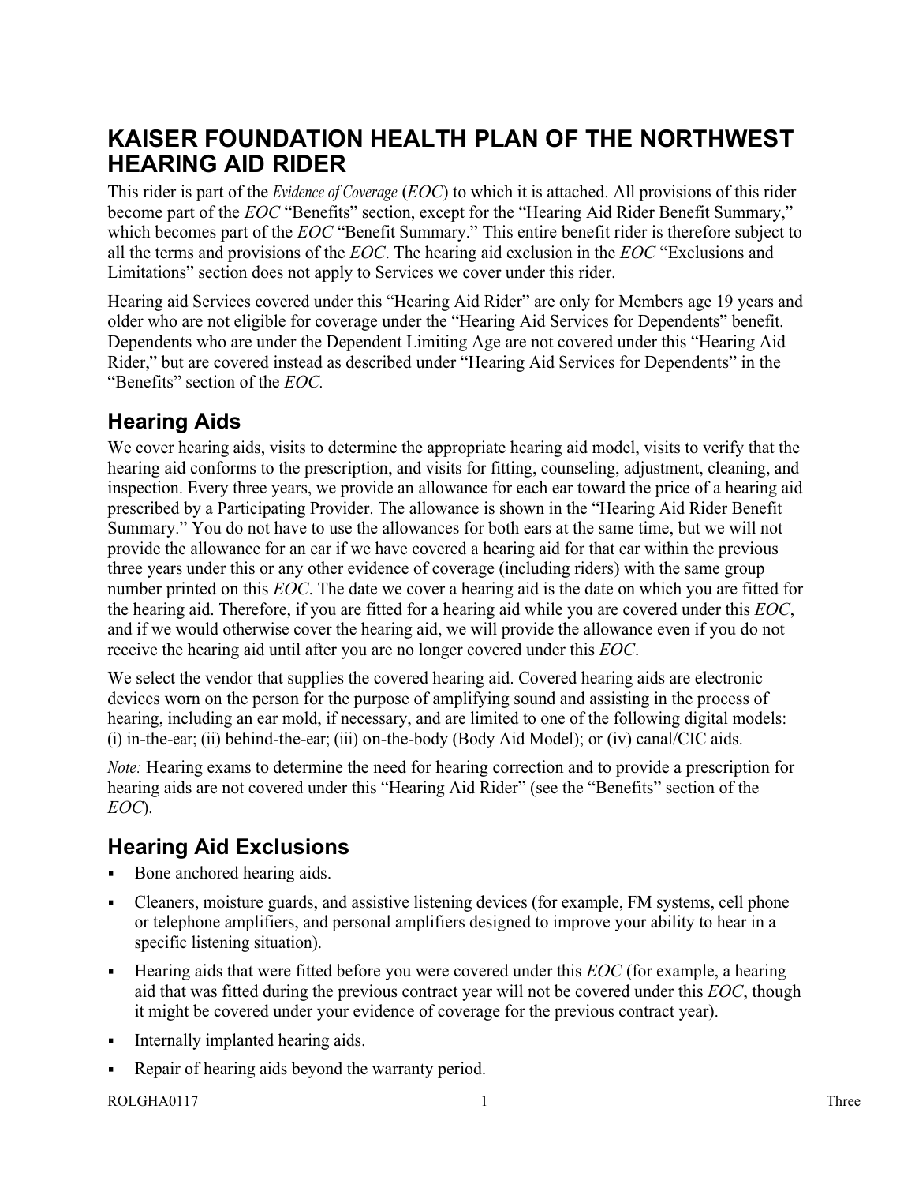# KAISER FOUNDATION HEALTH PLAN OF THE NORTHWEST HEARING AID RIDER

This rider is part of the *Evidence of Coverage* (*EOC*) to which it is attached. All provisions of this rider become part of the *EOC* "Benefits" section, except for the "Hearing Aid Rider Benefit Summary," which becomes part of the *EOC* "Benefit Summary." This entire benefit rider is therefore subject to all the terms and provisions of the *EOC*. The hearing aid exclusion in the *EOC* "Exclusions and Limitations" section does not apply to Services we cover under this rider.

Hearing aid Services covered under this "Hearing Aid Rider" are only for Members age 19 years and older who are not eligible for coverage under the "Hearing Aid Services for Dependents" benefit. Dependents who are under the Dependent Limiting Age are not covered under this "Hearing Aid Rider," but are covered instead as described under "Hearing Aid Services for Dependents" in the "Benefits" section of the *EOC*.

## Hearing Aids

We cover hearing aids, visits to determine the appropriate hearing aid model, visits to verify that the hearing aid conforms to the prescription, and visits for fitting, counseling, adjustment, cleaning, and inspection. Every three years, we provide an allowance for each ear toward the price of a hearing aid prescribed by a Participating Provider. The allowance is shown in the "Hearing Aid Rider Benefit Summary." You do not have to use the allowances for both ears at the same time, but we will not provide the allowance for an ear if we have covered a hearing aid for that ear within the previous three years under this or any other evidence of coverage (including riders) with the same group number printed on this *EOC*. The date we cover a hearing aid is the date on which you are fitted for the hearing aid. Therefore, if you are fitted for a hearing aid while you are covered under this *EOC*, and if we would otherwise cover the hearing aid, we will provide the allowance even if you do not receive the hearing aid until after you are no longer covered under this *EOC*.

We select the vendor that supplies the covered hearing aid. Covered hearing aids are electronic devices worn on the person for the purpose of amplifying sound and assisting in the process of hearing, including an ear mold, if necessary, and are limited to one of the following digital models: (i) in-the-ear; (ii) behind-the-ear; (iii) on-the-body (Body Aid Model); or (iv) canal/CIC aids.

*Note:* Hearing exams to determine the need for hearing correction and to provide a prescription for hearing aids are not covered under this "Hearing Aid Rider" (see the "Benefits" section of the *EOC*).

## Hearing Aid Exclusions

- Bone anchored hearing aids.
- Cleaners, moisture guards, and assistive listening devices (for example, FM systems, cell phone or telephone amplifiers, and personal amplifiers designed to improve your ability to hear in a specific listening situation).
- Hearing aids that were fitted before you were covered under this *EOC* (for example, a hearing aid that was fitted during the previous contract year will not be covered under this *EOC*, though it might be covered under your evidence of coverage for the previous contract year).
- Internally implanted hearing aids.
- Repair of hearing aids beyond the warranty period.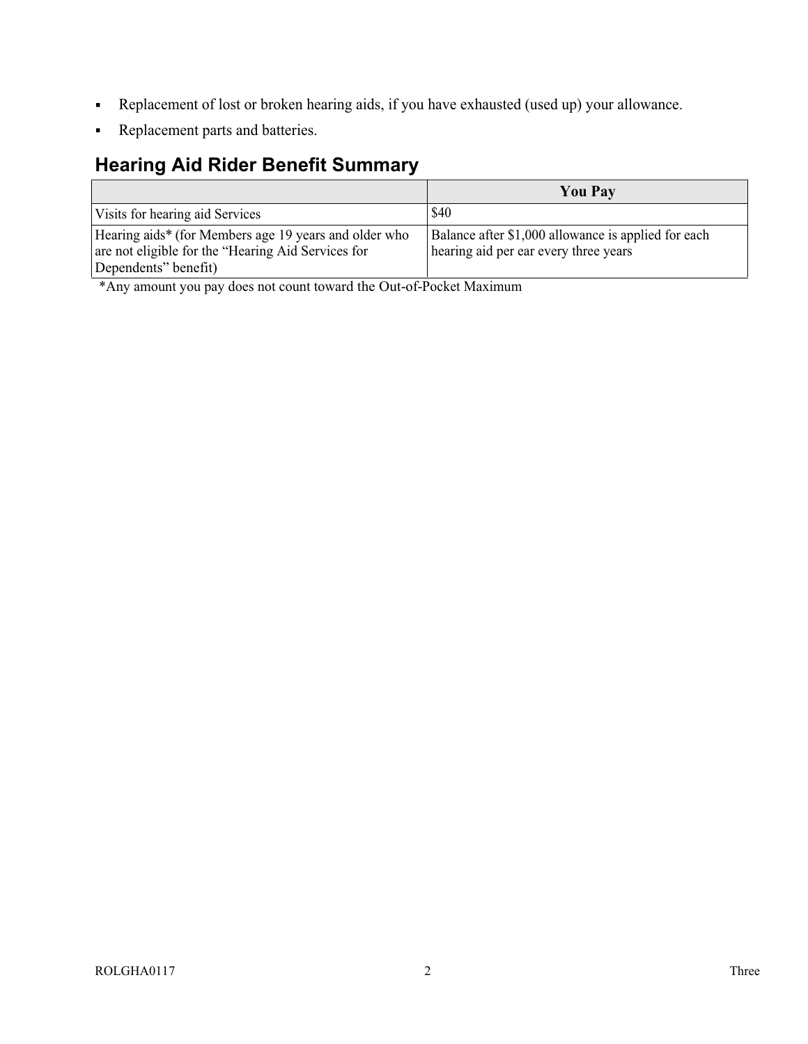- Replacement of lost or broken hearing aids, if you have exhausted (used up) your allowance.
- Replacement parts and batteries.

## Hearing Aid Rider Benefit Summary

| | You Pay |
|---|---|
| Visits for hearing aid Services | $40 |
| Hearing aids* (for Members age 19 years and older who are not eligible for the "Hearing Aid Services for Dependents" benefit) | Balance after $1,000 allowance is applied for each hearing aid per ear every three years |

*Any amount you pay does not count toward the Out-of-Pocket Maximum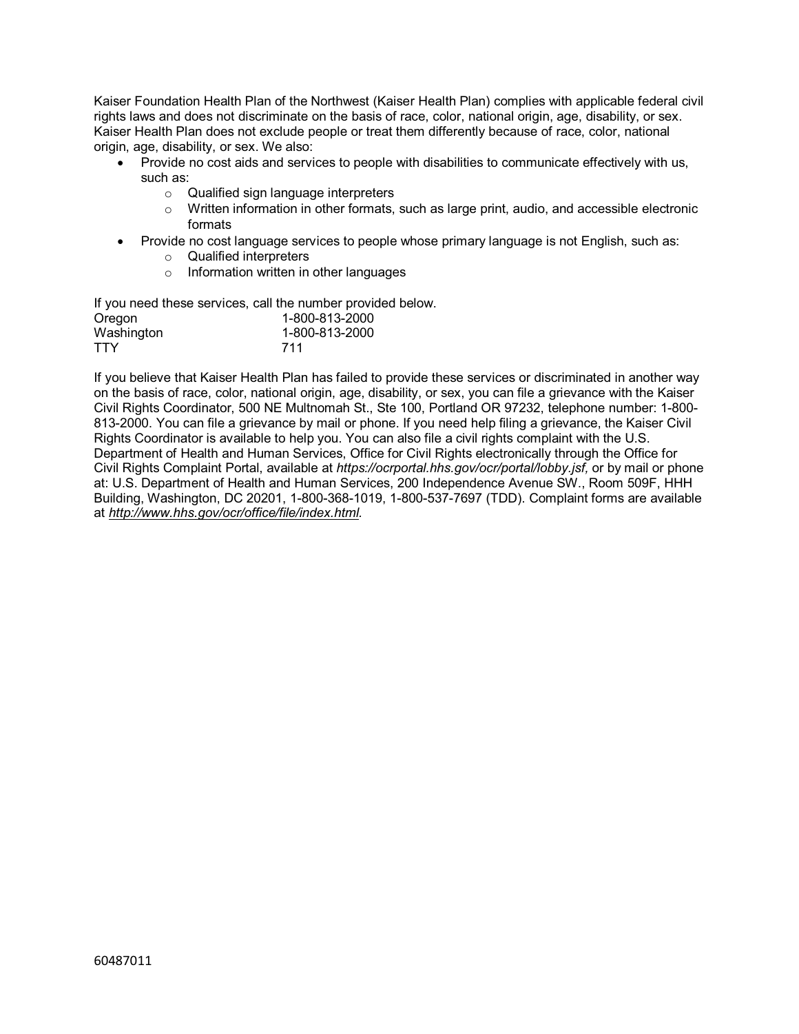Kaiser Foundation Health Plan of the Northwest (Kaiser Health Plan) complies with applicable federal civil rights laws and does not discriminate on the basis of race, color, national origin, age, disability, or sex. Kaiser Health Plan does not exclude people or treat them differently because of race, color, national origin, age, disability, or sex. We also:

- Provide no cost aids and services to people with disabilities to communicate effectively with us, such as:
  - Qualified sign language interpreters
  - Written information in other formats, such as large print, audio, and accessible electronic formats
- Provide no cost language services to people whose primary language is not English, such as:
  - Qualified interpreters
  - Information written in other languages

If you need these services, call the number provided below.

| | |
|---|---|
| Oregon | 1-800-813-2000 |
| Washington | 1-800-813-2000 |
| TTY | 711 |

If you believe that Kaiser Health Plan has failed to provide these services or discriminated in another way on the basis of race, color, national origin, age, disability, or sex, you can file a grievance with the Kaiser Civil Rights Coordinator, 500 NE Multnomah St., Ste 100, Portland OR 97232, telephone number: 1-800-813-2000. You can file a grievance by mail or phone. If you need help filing a grievance, the Kaiser Civil Rights Coordinator is available to help you. You can also file a civil rights complaint with the U.S. Department of Health and Human Services, Office for Civil Rights electronically through the Office for Civil Rights Complaint Portal, available at *https://ocrportal.hhs.gov/ocr/portal/lobby.jsf,* or by mail or phone at: U.S. Department of Health and Human Services, 200 Independence Avenue SW., Room 509F, HHH Building, Washington, DC 20201, 1-800-368-1019, 1-800-537-7697 (TDD). Complaint forms are available at *http://www.hhs.gov/ocr/office/file/index.html*.

60487011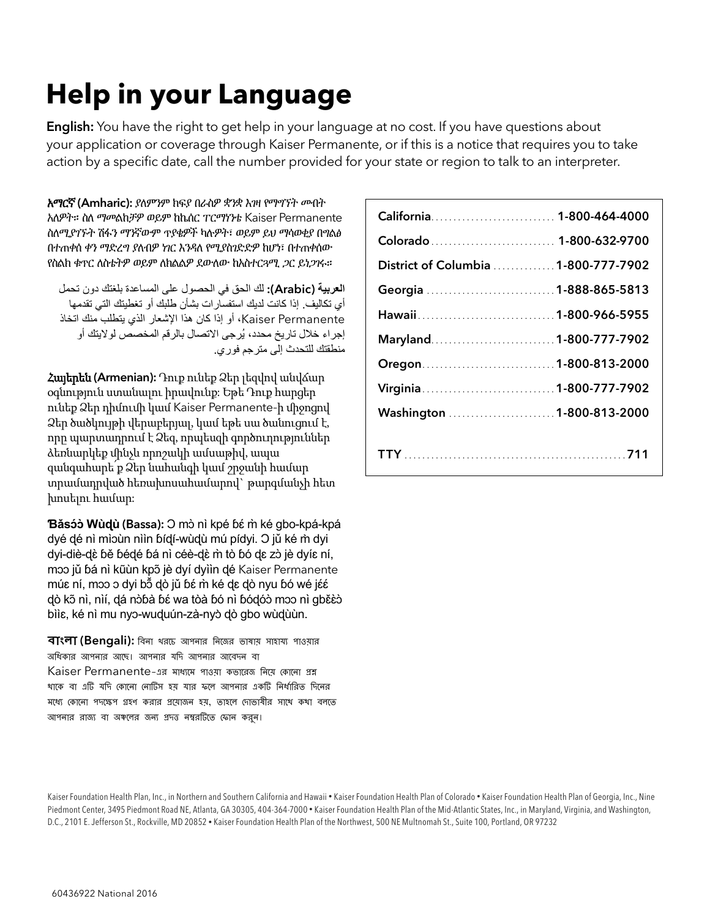# Help in your Language

**English:** You have the right to get help in your language at no cost. If you have questions about your application or coverage through Kaiser Permanente, or if this is a notice that requires you to take action by a specific date, call the number provided for your state or region to talk to an interpreter.

| | |
|---|---|
| California | 1-800-464-4000 |
| Colorado | 1-800-632-9700 |
| District of Columbia | 1-800-777-7902 |
| Georgia | 1-888-865-5813 |
| Hawaii | 1-800-966-5955 |
| Maryland | 1-800-777-7902 |
| Oregon | 1-800-813-2000 |
| Virginia | 1-800-777-7902 |
| Washington | 1-800-813-2000 |
| TTY | 711 |

**አማርኛ (Amharic):** ያለምንም ክፍያ በራስዎ ቋንቋ እገዛ የማግኘት መብት አለዎት። ስለ ማመልከቻዎ ወይም ከኬሰር ፐርማነንቴ Kaiser Permanente ስለሚያገኙት ሽፋን ማንኛውም ጥያቄዎች ካሉዎት፣ ወይም ይህ ማሳወቂያ በግልፅ በተጠቀሰ ቀን ማድረግ ያለብዎ ነገር እንዳለ የሚያስገድድዎ ከሆነ፣ በተጠቀሰው የስልክ ቁጥር ለስቴትዎ ወይም ለክልልዎ ደውለው ከአስተርጓሚ ጋር ይነጋገሩ።

**العربية (Arabic):** لك الحق في الحصول على المساعدة بلغتك دون تحمل أي تكاليف. إذا كانت لديك استفسارات بشأن طلبك أو تغطيتك التي تقدمها Kaiser Permanente، أو إذا كان هذا الإشعار الذي يتطلب منك اتخاذ إجراء خلال تاريخ محدد، يُرجى الاتصال بالرقم المخصص لولايتك أو منطقتك للتحدث إلى مترجم فوري.

**Հայերեն (Armenian):** Դուք ունեք Ձեր լեզվով անվճար օգնություն ստանալու իրավունք: Եթե Դուք հարցեր ունեք Ձեր դիմումի կամ Kaiser Permanente-ի միջոցով Ձեր ծածկույթի վերաբերյալ, կամ եթե սա ծանուցում է, որը պարտադրում է Ձեզ, որպեսզի գործողություններ ձեռնարկեք մինչև որոշակի ամսաթիվ, ապա զանգահարե՛ք Ձեր նահանգի կամ շրջանի համար տրամադրված հեռախոսահամարով՝ թարգմանչի հետ խոսելու համար:

**Ɓǎsɔ́ɔ̀ Wùɖù (Bassa):** Ɔ mɔ̀ nì kpé ɓɛ́ m̀ ké gbo-kpá-kpá dyé ɖé nì mìɔùn nììn ɓíɖí-wùɖù mú pídyi. Ɔ jǔ ké m̀ dyi dyi-diè-ɖè ɓě ɓéɖé ɓá nì céè-ɖè m̀ tò ɓó ɖɛ zɔ̀ jè dyíɛ ní, mɔɔ jǔ ɓá nì kũùn kpɔ̃ jè dyí dyììn ɖé Kaiser Permanente múɛ ní, mɔɔ ɔ dyi bɔ̃́ ɖò jǔ ɓɛ́ m̀ ké ɖɛ ɖò nyu ɓó wé jɛ́ɛ́ ɖò kɔ̃ nì, nìí, ɖá nɔ̀ɓà ɓɛ́ wa tòà ɓó nì ɓóɖóɔ̀ mɔɔ nì gbɛ̌ɛ̀ɔ̀ bììɛ, ké nì mu nyɔ-wuɖuún-zà-nyɔ̀ ɖò gbo wùɖùùn.

**বাংলা (Bengali):** বিনা খরচে আপনার নিজের ভাষায় সাহায্য পাওয়ার অধিকার আপনার আছে। আপনার যদি আপনার আবেদন বা Kaiser Permanente-এর মাধ্যমে পাওয়া কভারেজ নিয়ে কোনো প্রশ্ন থাকে বা এটি যদি কোনো নোটিস হয় যার ফলে আপনার একটি নির্ধারিত দিনের মধ্যে কোনো পদক্ষেপ গ্রহণ করার প্রয়োজন হয়, তাহলে দোভাষীর সাথে কথা বলতে আপনার রাজ্য বা অঞ্চলের জন্য প্রদত্ত নম্বরটিতে ফোন করুন।

Kaiser Foundation Health Plan, Inc., in Northern and Southern California and Hawaii • Kaiser Foundation Health Plan of Colorado • Kaiser Foundation Health Plan of Georgia, Inc., Nine Piedmont Center, 3495 Piedmont Road NE, Atlanta, GA 30305, 404-364-7000 • Kaiser Foundation Health Plan of the Mid-Atlantic States, Inc., in Maryland, Virginia, and Washington, D.C., 2101 E. Jefferson St., Rockville, MD 20852 • Kaiser Foundation Health Plan of the Northwest, 500 NE Multnomah St., Suite 100, Portland, OR 97232

60436922 National 2016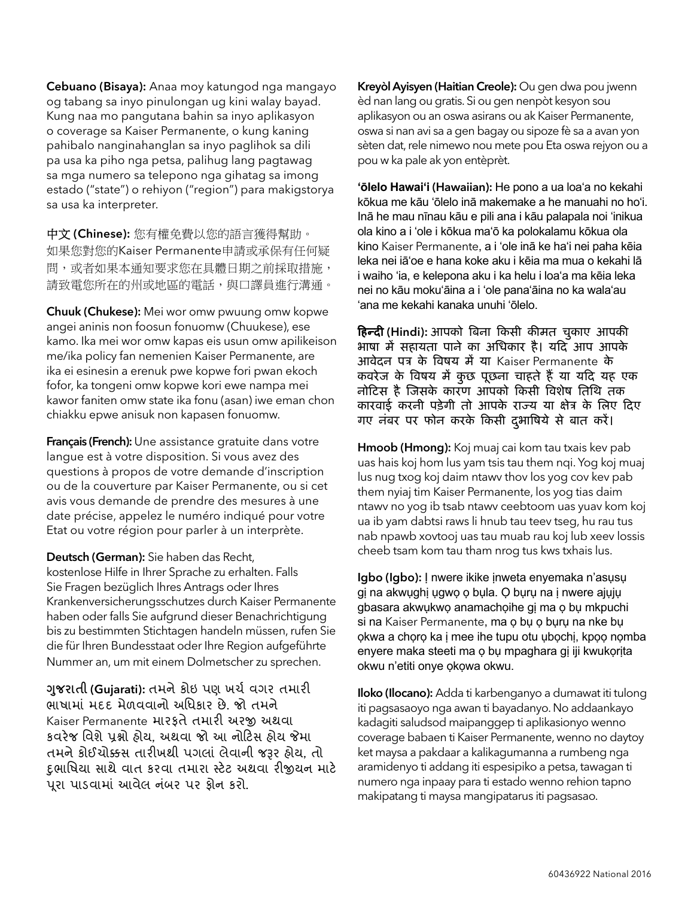**Cebuano (Bisaya):** Anaa moy katungod nga mangayo og tabang sa inyo pinulongan ug kini walay bayad. Kung naa mo pangutana bahin sa inyo aplikasyon o coverage sa Kaiser Permanente, o kung kaning pahibalo nanginahanglan sa inyo paglihok sa dili pa usa ka piho nga petsa, palihug lang pagtawag sa mga numero sa telepono nga gihatag sa imong estado ("state") o rehiyon ("region") para makigstorya sa usa ka interpreter.

**中文 (Chinese):** 您有權免費以您的語言獲得幫助。如果您對您的Kaiser Permanente申請或承保有任何疑問，或者如果本通知要求您在具體日期之前採取措施，請致電您所在的州或地區的電話，與口譯員進行溝通。

**Chuuk (Chukese):** Mei wor omw pwuung omw kopwe angei aninis non foosun fonuomw (Chuukese), ese kamo. Ika mei wor omw kapas eis usun omw apilikeison me/ika policy fan nemenien Kaiser Permanente, are ika ei esinesin a erenuk pwe kopwe fori pwan ekoch fofor, ka tongeni omw kopwe kori ewe nampa mei kawor faniten omw state ika fonu (asan) iwe eman chon chiakku epwe anisuk non kapasen fonuomw.

**Français (French):** Une assistance gratuite dans votre langue est à votre disposition. Si vous avez des questions à propos de votre demande d'inscription ou de la couverture par Kaiser Permanente, ou si cet avis vous demande de prendre des mesures à une date précise, appelez le numéro indiqué pour votre Etat ou votre région pour parler à un interprète.

**Deutsch (German):** Sie haben das Recht, kostenlose Hilfe in Ihrer Sprache zu erhalten. Falls Sie Fragen bezüglich Ihres Antrags oder Ihres Krankenversicherungsschutzes durch Kaiser Permanente haben oder falls Sie aufgrund dieser Benachrichtigung bis zu bestimmten Stichtagen handeln müssen, rufen Sie die für Ihren Bundesstaat oder Ihre Region aufgeführte Nummer an, um mit einem Dolmetscher zu sprechen.

**ગુજરાતી (Gujarati):** તમને કોઇ પણ ખર્ચ વગર તમારી ભાષામાં મદદ મેળવવાનો અધિકાર છે. જો તમને Kaiser Permanente મારફતે તમારી અરજી અથવા કવરેજ વિશે પ્રશ્નો હોય, અથવા જો આ નોટિસ હોય જેમા તમને કોઈચોક્કસ તારીખથી પગલાં લેવાની જરૂર હોય, તો દુભાષિયા સાથે વાત કરવા તમારા સ્ટેટ અથવા રીજીયન માટે પૂરા પાડવામાં આવેલ નંબર પર ફોન કરો.

**Kreyòl Ayisyen (Haitian Creole):** Ou gen dwa pou jwenn èd nan lang ou gratis. Si ou gen nenpòt kesyon sou aplikasyon ou an oswa asirans ou ak Kaiser Permanente, oswa si nan avi sa a gen bagay ou sipoze fè sa a avan yon sèten dat, rele nimewo nou mete pou Eta oswa rejyon ou a pou w ka pale ak yon entèprèt.

**ʻōlelo Hawaiʻi (Hawaiian):** He pono a ua loaʻa no kekahi kōkua me kāu ʻōlelo inā makemake a he manuahi no hoʻi. Inā he mau nīnau kāu e pili ana i kāu palapala noi ʻinikua ola kino a i ʻole i kōkua maʻō ka polokalamu kōkua ola kino Kaiser Permanente, a i ʻole inā ke haʻi nei paha kēia leka nei iāʻoe e hana koke aku i kēia ma mua o kekahi lā i waiho ʻia, e kelepona aku i ka helu i loaʻa ma kēia leka nei no kāu mokuʻāina a i ʻole panaʻāina no ka walaʻau ʻana me kekahi kanaka unuhi ʻōlelo.

**हिन्दी (Hindi):** आपको बिना किसी कीमत चुकाए आपकी भाषा में सहायता पाने का अधिकार है। यदि आप आपके आवेदन पत्र के विषय में या Kaiser Permanente के कवरेज के विषय में कुछ पूछना चाहते हैं या यदि यह एक नोटिस है जिसके कारण आपको किसी विशेष तिथि तक कारवाई करनी पड़ेगी तो आपके राज्य या क्षेत्र के लिए दिए गए नंबर पर फोन करके किसी दुभाषिये से बात करें।

**Hmoob (Hmong):** Koj muaj cai kom tau txais kev pab uas hais koj hom lus yam tsis tau them nqi. Yog koj muaj lus nug txog koj daim ntawv thov los yog cov kev pab them nyiaj tim Kaiser Permanente, los yog tias daim ntawv no yog ib tsab ntawv ceebtoom uas yuav kom koj ua ib yam dabtsi raws li hnub tau teev tseg, hu rau tus nab npawb xovtooj uas tau muab rau koj lub xeev lossis cheeb tsam kom tau tham nrog tus kws txhais lus.

**Igbo (Igbo):** Ị nwere ikike ịnweta enyemaka n'asụsụ gị na akwụghị ụgwọ ọ bụla. Ọ bụrụ na ị nwere ajụjụ gbasara akwụkwọ anamachọihe gị ma ọ bụ mkpuchi si na Kaiser Permanente, ma ọ bụ ọ bụrụ na nke bụ ọkwa a chọrọ ka ị mee ihe tupu otu ụbọchị, kpọọ nọmba enyere maka steeti ma ọ bụ mpaghara gị iji kwukọrịta okwu n'etiti onye ọkọwa okwu.

**Iloko (Ilocano):** Adda ti karbenganyo a dumawat iti tulong iti pagsasaoyo nga awan ti bayadanyo. No addaankayo kadagiti saludsod maipanggep ti aplikasionyo wenno coverage babaen ti Kaiser Permanente, wenno no daytoy ket maysa a pakdaar a kalikagumanna a rumbeng nga aramidenyo ti addang iti espesipiko a petsa, tawagan ti numero nga inpaay para ti estado wenno rehion tapno makipatang ti maysa mangipatarus iti pagsasao.

60436922 National 2016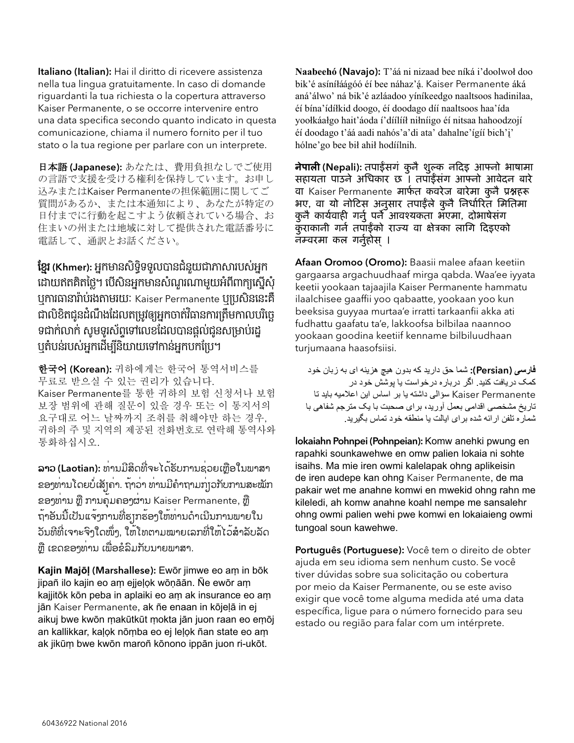**Italiano (Italian):** Hai il diritto di ricevere assistenza nella tua lingua gratuitamente. In caso di domande riguardanti la tua richiesta o la copertura attraverso Kaiser Permanente, o se occorre intervenire entro una data specifica secondo quanto indicato in questa comunicazione, chiama il numero fornito per il tuo stato o la tua regione per parlare con un interprete.

**日本語 (Japanese):** あなたは、費用負担なしでご使用の言語で支援を受ける権利を保持しています。お申し込みまたはKaiser Permanenteの担保範囲に関してご質問があるか、または本通知により、あなたが特定の日付までに行動を起こすよう依頼されている場合、お住まいの州または地域に対して提供された電話番号に電話して、通訳とお話ください。

**ខ្មែរ (Khmer):** អ្នកមានសិទ្ធិទទួលបានជំនួយជាភាសារបស់អ្នកដោយឥតគិតថ្លៃ។ បើសិនអ្នកមានសំណួរណាមួយអំពីពាក្យស្នើសុំ ឬការធានារ៉ាប់រងតាមរយៈ Kaiser Permanente ឬប្រសិននេះគឺជាលិខិតជូនដំណឹងដែលតម្រូវឲ្យអ្នកចាត់វិធានការត្រឹមកាលបរិច្ឆេទជាក់លាក់ សូមទូរស័ព្ទទៅលេខដែលបានផ្តល់ជូនសម្រាប់រដ្ឋ ឬតំបន់របស់អ្នកដើម្បីនិយាយទៅកាន់អ្នកបកប្រែ។

**한국어 (Korean):** 귀하에게는 한국어 통역서비스를 무료로 받으실 수 있는 권리가 있습니다. Kaiser Permanente를 통한 귀하의 보험 신청서나 보험 보장 범위에 관해 질문이 있을 경우 또는 이 통지서의 요구대로 어느 날짜까지 조치를 취해야만 하는 경우, 귀하의 주 및 지역의 제공된 전화번호로 연락해 통역사와 통화하십시오.

**ລາວ (Laotian):** ທ່ານມີສິດທີ່ຈະໄດ້ຮັບການຊ່ວຍເຫຼືອໃນພາສາຂອງທ່ານໂດຍບໍ່ເສັຽຄ່າ. ຖ້າວ່າ ທ່ານມີຄໍາຖາມກ່ຽວກັບການສະໝັກຂອງທ່ານ ຫຼື ການຄຸ້ມຄອງຜ່ານ Kaiser Permanente, ຫຼື ຖ້າອັນນີ້ເປັນແຈ້ງການທີ່ຮຽກຮ້ອງໃຫ້ທ່ານດໍາເນີນການພາຍໃນວັນທີທີ່ເຈາະຈົງໃດໜຶ່ງ, ໃຫ້ໂທຕາມໝາຍເລກທີ່ໃຫ້ໄວ້ສໍາລັບລັດ ຫຼື ເຂດຂອງທ່ານ ເພື່ອຂໍລົມກັບນາຍພາສາ.

**Kajin Majōļ (Marshallese):** Ewōr jimwe eo aṃ in bōk jipañ ilo kajin eo aṃ ejjeļọk wōṇāān. Ñe ewōr aṃ kajjitōk kōn peba in aplaiki eo aṃ ak insurance eo aṃ jān Kaiser Permanente, ak ñe enaan in kōjeļā in ej aikuj bwe kwōn ṃakūtkūt ṃokta jān juon raan eo eṃōj an kallikkar, kaļọk nōṃba eo ej leļọk ñan state eo aṃ ak jikūṃ bwe kwōn maroñ kōnono ippān juon ri-ukōt.

**Naabeehó (Navajo):** T'áá ni nizaad bee níká i'doolwoł doo bik'é asíníłáágóó éí bee náhaz'ą́. Kaiser Permanente áká aná'álwo' ná bik'é azláadoo yíníkeedgo naaltsoos hadinilaa, éí bína'ídíłkid doogo, éí doodago díí naaltsoos haa'ída yoołkáałgo hait'áoda í'dííłííł niłníigo éí nitsaa hahoodzojí éí doodago t'áá aadi nahós'a'di ata' dahalne'ígíí bich'į' hólne'go bee bił ahił hodíílnih.

**नेपाली (Nepali):** तपाईंसगं कुनै शुल्क नदिइ आफ्नो भाषामा सहायता पाउने अधिकार छ । तपाईंसंग आफ्नो आवेदन बारे वा Kaiser Permanente मार्फत कवरेज बारेमा कुनै प्रश्नहरू भए, वा यो नोटिस अनुसार तपाईंले कुनै निर्धारित मितिमा कुनै कार्यवाही गर्नु पर्ने आवश्यकता भएमा, दोभाषेसंग कुराकानी गर्न तपाईंको राज्य वा क्षेत्रका लागि दिइएको नम्बरमा कल गर्नुहोस् ।

**Afaan Oromoo (Oromo):** Baasii malee afaan keetiin gargaarsa argachuudhaaf mirga qabda. Waa'ee iyyata keetii yookaan tajaajila Kaiser Permanente hammatu ilaalchisee gaaffii yoo qabaatte, yookaan yoo kun beeksisa guyyaa murtaa'e irratti tarkaanfii akka ati fudhattu gaafatu ta'e, lakkoofsa bilbilaa naannoo yookaan goodina keetiif kenname bilbiluudhaan turjumaana haasofsiisi.

**فارسی (Persian):** شما حق دارید که بدون هیچ هزینه ای به زبان خود کمک دریافت کنید. اگر درباره درخواست یا پوشش خود در Kaiser Permanente سؤالی داشته یا بر اساس این اعلامیه باید تا تاریخ مشخصی اقدامی بعمل آورید، برای صحبت با یک مترجم شفاهی با شماره تلفن ارائه شده برای ایالت یا منطقه خود تماس بگیرید.

**lokaiahn Pohnpei (Pohnpeian):** Komw anehki pwung en rapahki sounkawehwe en omw palien lokaia ni sohte isaihs. Ma mie iren owmi kalelapak ohng aplikeisin de iren audepe kan ohng Kaiser Permanente, de ma pakair wet me anahne komwi en mwekid ohng rahn me kileledi, ah komw anahne koahl nempe me sansalehr ohng owmi palien wehi pwe komwi en lokaiaieng owmi tungoal soun kawehwe.

**Português (Portuguese):** Você tem o direito de obter ajuda em seu idioma sem nenhum custo. Se você tiver dúvidas sobre sua solicitação ou cobertura por meio da Kaiser Permanente, ou se este aviso exigir que você tome alguma medida até uma data específica, ligue para o número fornecido para seu estado ou região para falar com um intérprete.

60436922 National 2016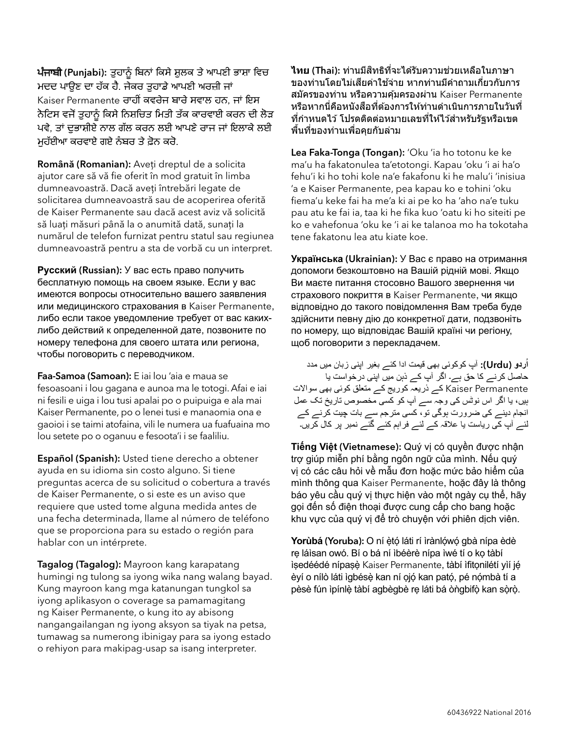**ਪੰਜਾਬੀ (Punjabi):** ਤੁਹਾਨੂੰ ਬਿਨਾਂ ਕਿਸੇ ਸੁਲਕ ਤੇ ਆਪਣੀ ਭਾਸ਼ਾ ਵਿਚ ਮਦਦ ਪਾਉਣ ਦਾ ਹੱਕ ਹੈ. ਜੇਕਰ ਤੁਹਾਡੇ ਆਪਣੀ ਅਰਜ਼ੀ ਜਾਂ Kaiser Permanente ਰਾਹੀਂ ਕਵਰੇਜ ਬਾਰੇ ਸਵਾਲ ਹਨ, ਜਾਂ ਇਸ ਨੋਟਿਸ ਵਜੋਂ ਤੁਹਾਨੂੰ ਕਿਸੇ ਨਿਸ਼ਚਿਤ ਮਿਤੀ ਤੱਕ ਕਾਰਵਾਈ ਕਰਨ ਦੀ ਲੋੜ ਪਵੇ, ਤਾਂ ਦੁਭਾਸ਼ੀਏ ਨਾਲ ਗੱਲ ਕਰਨ ਲਈ ਆਪਣੇ ਰਾਜ ਜਾਂ ਇਲਾਕੇ ਲਈ ਮੁਹੱਈਆ ਕਰਵਾਏ ਗਏ ਨੰਬਰ ਤੇ ਫ਼ੋਨ ਕਰੋ.

**Română (Romanian):** Aveți dreptul de a solicita ajutor care să vă fie oferit în mod gratuit în limba dumneavoastră. Dacă aveți întrebări legate de solicitarea dumneavoastră sau de acoperirea oferită de Kaiser Permanente sau dacă acest aviz vă solicită să luați măsuri până la o anumită dată, sunați la numărul de telefon furnizat pentru statul sau regiunea dumneavoastră pentru a sta de vorbă cu un interpret.

**Русский (Russian):** У вас есть право получить бесплатную помощь на своем языке. Если у вас имеются вопросы относительно вашего заявления или медицинского страхования в Kaiser Permanente, либо если такое уведомление требует от вас каких-либо действий к определенной дате, позвоните по номеру телефона для своего штата или региона, чтобы поговорить с переводчиком.

**Faa-Samoa (Samoan):** E iai lou 'aia e maua se fesoasoani i lou gagana e aunoa ma le totogi. Afai e iai ni fesili e uiga i lou tusi apalai po o puipuiga e ala mai Kaiser Permanente, po o lenei tusi e manaomia ona e gaoioi i se taimi atofaina, vili le numera ua fuafuaina mo lou setete po o oganuu e fesoota'i i se faaliliu.

**Español (Spanish):** Usted tiene derecho a obtener ayuda en su idioma sin costo alguno. Si tiene preguntas acerca de su solicitud o cobertura a través de Kaiser Permanente, o si este es un aviso que requiere que usted tome alguna medida antes de una fecha determinada, llame al número de teléfono que se proporciona para su estado o región para hablar con un intérprete.

**Tagalog (Tagalog):** Mayroon kang karapatang humingi ng tulong sa iyong wika nang walang bayad. Kung mayroon kang mga katanungan tungkol sa iyong aplikasyon o coverage sa pamamagitang ng Kaiser Permanente, o kung ito ay abisong nangangailangan ng iyong aksyon sa tiyak na petsa, tumawag sa numerong ibinigay para sa iyong estado o rehiyon para makipag-usap sa isang interpreter.

**ไทย (Thai):** ท่านมีสิทธิที่จะได้รับความช่วยเหลือในภาษาของท่านโดยไม่เสียค่าใช้จ่าย หากท่านมีคำถามเกี่ยวกับการสมัครของท่าน หรือความคุ้มครองผ่าน Kaiser Permanente หรือหากนี่คือหนังสือที่ต้องการให้ท่านดำเนินการภายในวันที่ที่กำหนดไว้ โปรดติดต่อหมายเลขที่ให้ไว้สำหรับรัฐหรือเขตพื้นที่ของท่านเพื่อคุยกับล่าม

**Lea Faka-Tonga (Tongan):** 'Oku 'ia ho totonu ke ke ma'u ha fakatonulea ta'etotongi. Kapau 'oku 'i ai ha'o fehu'i ki ho tohi kole na'e fakafonu ki he malu'i 'inisiua 'a e Kaiser Permanente, pea kapau ko e tohini 'oku fiema'u keke fai ha me'a ki ai pe ko ha 'aho na'e tuku pau atu ke fai ia, taa ki he fika kuo 'oatu ki ho siteiti pe ko e vahefonua 'oku ke 'i ai ke talanoa mo ha tokotaha tene fakatonu lea atu kiate koe.

**Українська (Ukrainian):** У Вас є право на отримання допомоги безкоштовно на Вашій рідній мові. Якщо Ви маєте питання стосовно Вашого звернення чи страхового покриття в Kaiser Permanente, чи якщо відповідно до такого повідомлення Вам треба буде здійснити певну дію до конкретної дати, подзвоніть по номеру, що відповідає Вашій країні чи регіону, щоб поговорити з перекладачем.

**اُردو (Urdu):** آپ کوکوئی بھی قیمت ادا کئے بغیر اپنی زبان میں مدد حاصل کرنے کا حق ہے۔ اگر آپ کے ذہن میں اپنی درخواست یا Kaiser Permanente کے ذریعہ کوریج کے متعلق کوئی بھی سوالات ہیں، یا اگر اس نوٹس کی وجہ سے آپ کو کسی مخصوص تاریخ تک عمل انجام دینے کی ضرورت ہوگی تو، کسی مترجم سے بات چیت کرنے کے لئے آپ کی ریاست یا علاقہ کے لئے فراہم کئے گئے نمبر پر کال کریں۔

**Tiếng Việt (Vietnamese):** Quý vị có quyền được nhận trợ giúp miễn phí bằng ngôn ngữ của mình. Nếu quý vị có các câu hỏi về mẫu đơn hoặc mức bảo hiểm của mình thông qua Kaiser Permanente, hoặc đây là thông báo yêu cầu quý vị thực hiện vào một ngày cụ thể, hãy gọi đến số điện thoại được cung cấp cho bang hoặc khu vực của quý vị để trò chuyện với phiên dịch viên.

**Yorùbá (Yoruba):** O ní ẹ̀tọ́ láti rí ìrànlọ́wọ́ gbà nípa èdè rẹ láìsan owó. Bí o bá ní ìbéèrè nípa ìwé tí o kọ tàbí ìṣedéédé nípaṣẹ̀ Kaiser Permanente, tàbí ìfitọnilétí yií jẹ́ èyí o nílò láti ìgbésẹ̀ kan ní ọjọ́ kan patọ́, pé nọ́mbà tí a pèsè fún ìpínlẹ̀ tàbí agbègbè rẹ láti bá òǹgbifọ̀ kan sọ̀rọ̀.

60436922 National 2016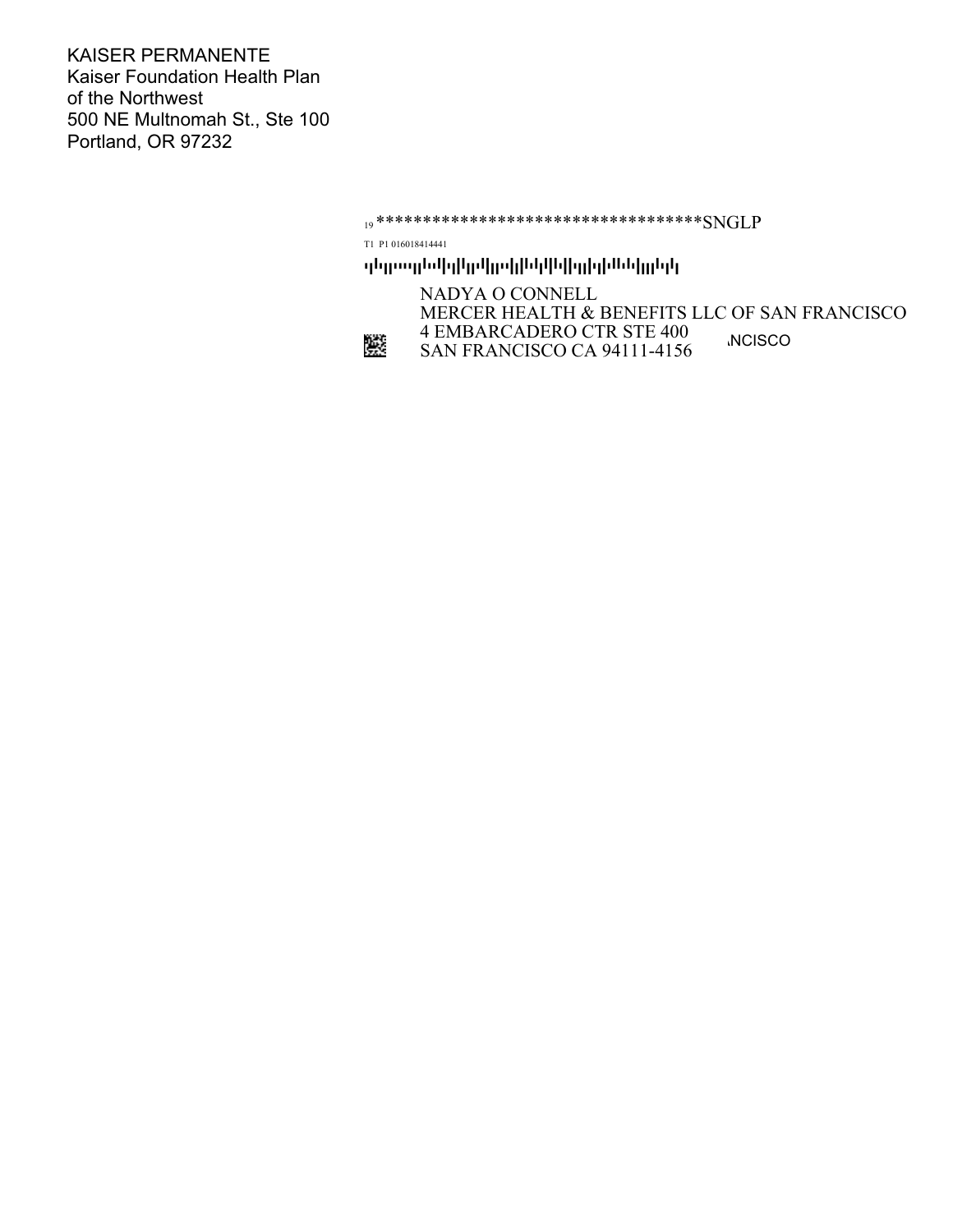KAISER PERMANENTE
Kaiser Foundation Health Plan
of the Northwest
500 NE Multnomah St., Ste 100
Portland, OR 97232

19 ************************************SNGLP

T1 P1 016018414441

NADYA O CONNELL
MERCER HEALTH & BENEFITS LLC OF SAN FRANCISCO
4 EMBARCADERO CTR STE 400
SAN FRANCISCO CA 94111-4156